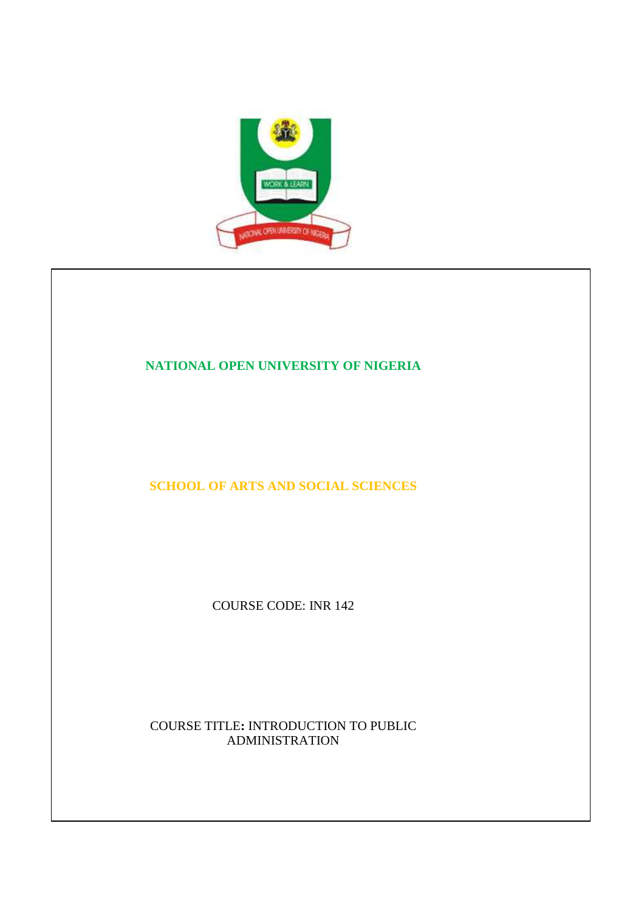# NATIONAL OPEN UNIVERSITY OF NIGERIA

## SCHOOL OF ARTS AND SOCIAL SCIENCES

COURSE CODE: INR 142

COURSE TITLE: INTRODUCTION TO PUBLIC ADMINISTRATION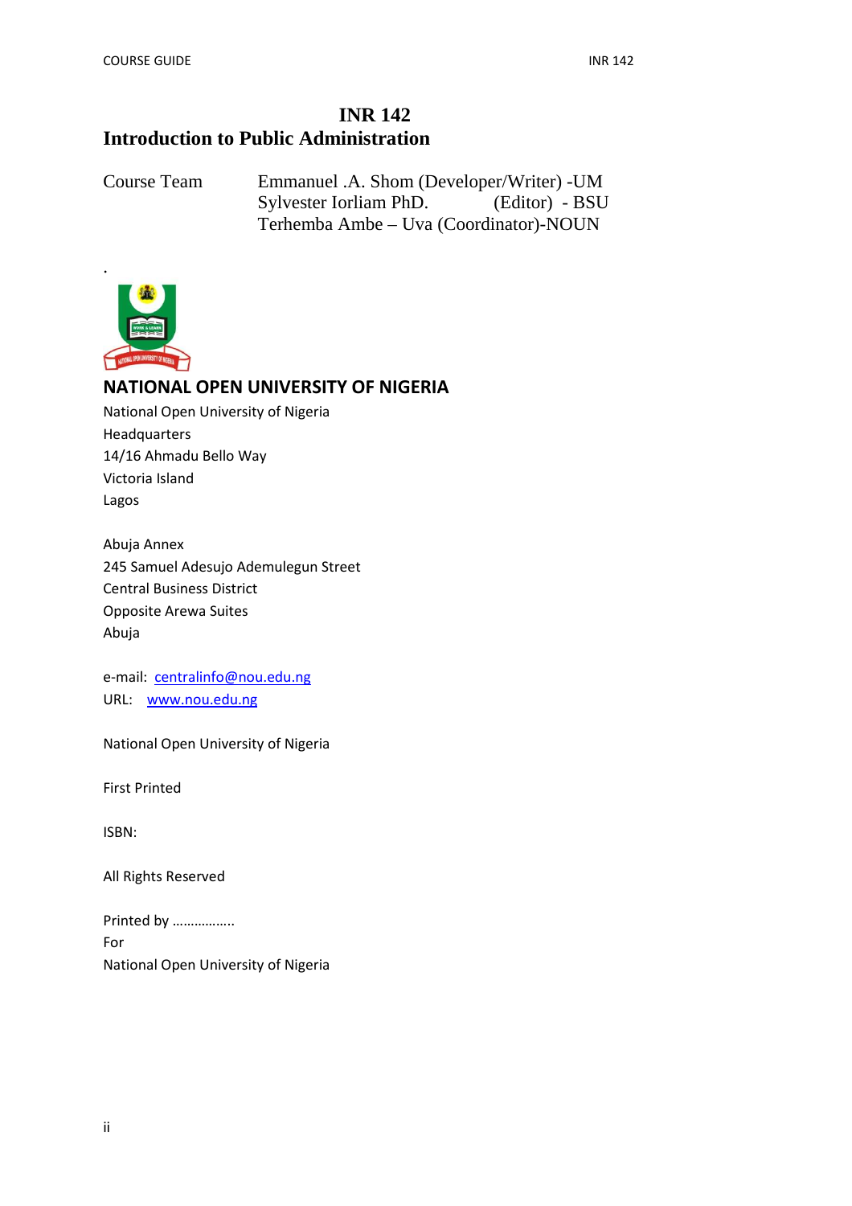# INR 142

# Introduction to Public Administration

Course Team Emmanuel .A. Shom (Developer/Writer) -UM
Sylvester Iorliam PhD. (Editor) - BSU
Terhemba Ambe – Uva (Coordinator)-NOUN

.

**NATIONAL OPEN UNIVERSITY OF NIGERIA**

National Open University of Nigeria
Headquarters
14/16 Ahmadu Bello Way
Victoria Island
Lagos

Abuja Annex
245 Samuel Adesujo Ademulegun Street
Central Business District
Opposite Arewa Suites
Abuja

e-mail: centralinfo@nou.edu.ng
URL: www.nou.edu.ng

National Open University of Nigeria

First Printed

ISBN:

All Rights Reserved

Printed by ……………..
For
National Open University of Nigeria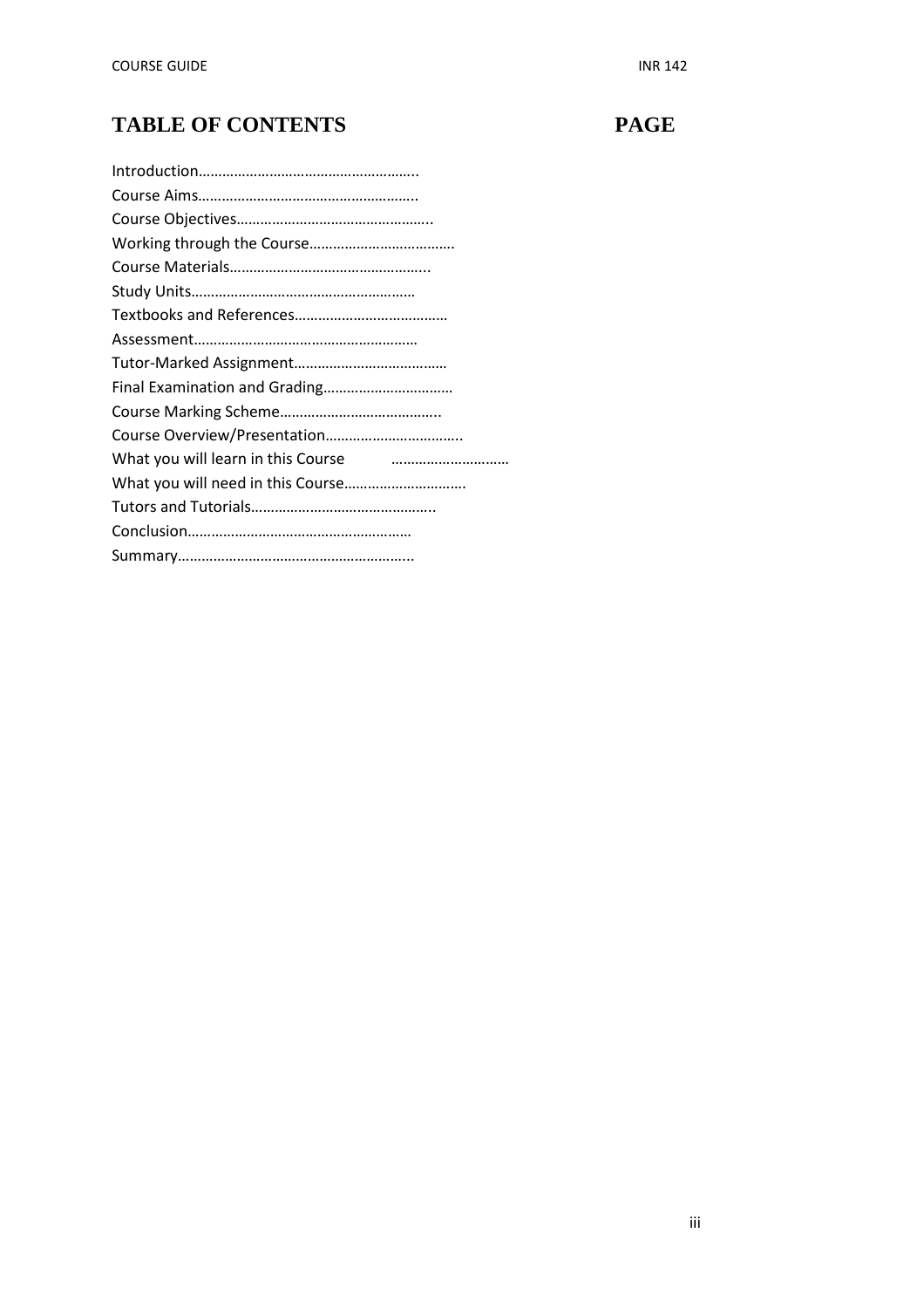# TABLE OF CONTENTS PAGE

Introduction………………………………………………..
Course Aims………………………………………………..
Course Objectives…………………………………………..
Working through the Course……………………………….
Course Materials……………………………………………..
Study Units…………………………………………………
Textbooks and References…………………………………
Assessment…………………………………………………
Tutor-Marked Assignment…………………………………
Final Examination and Grading……………………………
Course Marking Scheme…………………………………..
Course Overview/Presentation……………………………..
What you will learn in this Course ………………………..
What you will need in this Course………………………….
Tutors and Tutorials………………………………………..
Conclusion…………………………………………………
Summary……………………………………………………..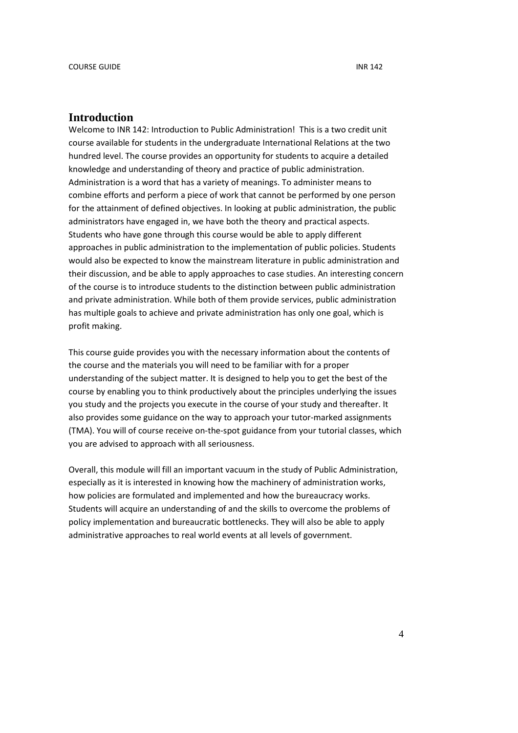## Introduction

Welcome to INR 142: Introduction to Public Administration! This is a two credit unit course available for students in the undergraduate International Relations at the two hundred level. The course provides an opportunity for students to acquire a detailed knowledge and understanding of theory and practice of public administration. Administration is a word that has a variety of meanings. To administer means to combine efforts and perform a piece of work that cannot be performed by one person for the attainment of defined objectives. In looking at public administration, the public administrators have engaged in, we have both the theory and practical aspects. Students who have gone through this course would be able to apply different approaches in public administration to the implementation of public policies. Students would also be expected to know the mainstream literature in public administration and their discussion, and be able to apply approaches to case studies. An interesting concern of the course is to introduce students to the distinction between public administration and private administration. While both of them provide services, public administration has multiple goals to achieve and private administration has only one goal, which is profit making.

This course guide provides you with the necessary information about the contents of the course and the materials you will need to be familiar with for a proper understanding of the subject matter. It is designed to help you to get the best of the course by enabling you to think productively about the principles underlying the issues you study and the projects you execute in the course of your study and thereafter. It also provides some guidance on the way to approach your tutor-marked assignments (TMA). You will of course receive on-the-spot guidance from your tutorial classes, which you are advised to approach with all seriousness.

Overall, this module will fill an important vacuum in the study of Public Administration, especially as it is interested in knowing how the machinery of administration works, how policies are formulated and implemented and how the bureaucracy works. Students will acquire an understanding of and the skills to overcome the problems of policy implementation and bureaucratic bottlenecks. They will also be able to apply administrative approaches to real world events at all levels of government.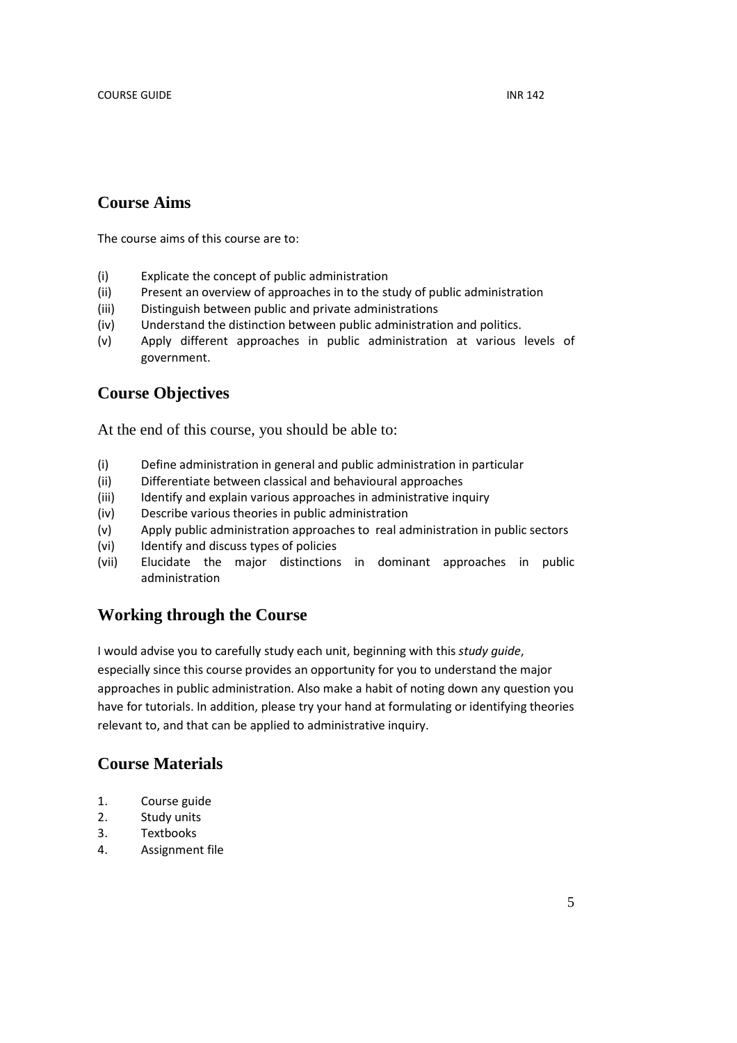## Course Aims

The course aims of this course are to:

(i) Explicate the concept of public administration
(ii) Present an overview of approaches in to the study of public administration
(iii) Distinguish between public and private administrations
(iv) Understand the distinction between public administration and politics.
(v) Apply different approaches in public administration at various levels of government.

## Course Objectives

At the end of this course, you should be able to:

(i) Define administration in general and public administration in particular
(ii) Differentiate between classical and behavioural approaches
(iii) Identify and explain various approaches in administrative inquiry
(iv) Describe various theories in public administration
(v) Apply public administration approaches to real administration in public sectors
(vi) Identify and discuss types of policies
(vii) Elucidate the major distinctions in dominant approaches in public administration

## Working through the Course

I would advise you to carefully study each unit, beginning with this *study guide*, especially since this course provides an opportunity for you to understand the major approaches in public administration. Also make a habit of noting down any question you have for tutorials. In addition, please try your hand at formulating or identifying theories relevant to, and that can be applied to administrative inquiry.

## Course Materials

1. Course guide
2. Study units
3. Textbooks
4. Assignment file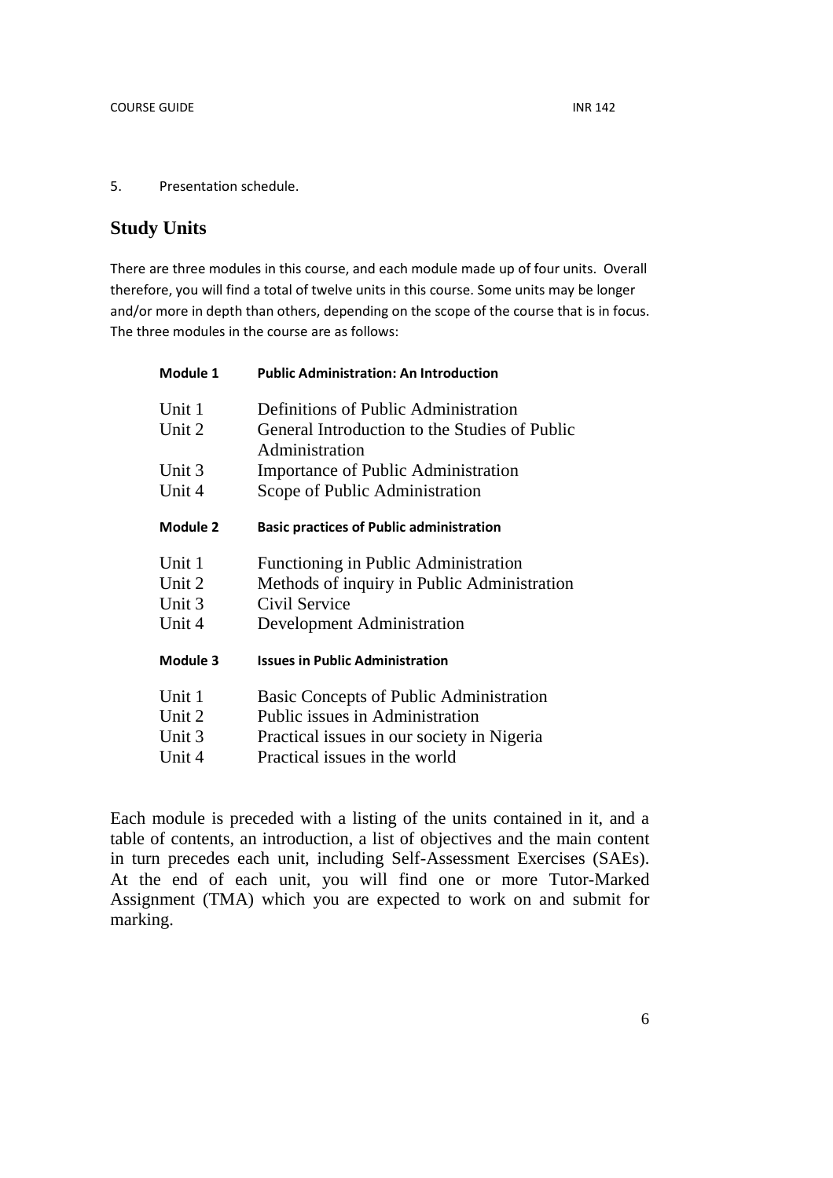5. Presentation schedule.

## Study Units

There are three modules in this course, and each module made up of four units. Overall therefore, you will find a total of twelve units in this course. Some units may be longer and/or more in depth than others, depending on the scope of the course that is in focus. The three modules in the course are as follows:

**Module 1 Public Administration: An Introduction**

- Unit 1 Definitions of Public Administration
- Unit 2 General Introduction to the Studies of Public Administration
- Unit 3 Importance of Public Administration
- Unit 4 Scope of Public Administration

**Module 2 Basic practices of Public administration**

- Unit 1 Functioning in Public Administration
- Unit 2 Methods of inquiry in Public Administration
- Unit 3 Civil Service
- Unit 4 Development Administration

**Module 3 Issues in Public Administration**

- Unit 1 Basic Concepts of Public Administration
- Unit 2 Public issues in Administration
- Unit 3 Practical issues in our society in Nigeria
- Unit 4 Practical issues in the world

Each module is preceded with a listing of the units contained in it, and a table of contents, an introduction, a list of objectives and the main content in turn precedes each unit, including Self-Assessment Exercises (SAEs). At the end of each unit, you will find one or more Tutor-Marked Assignment (TMA) which you are expected to work on and submit for marking.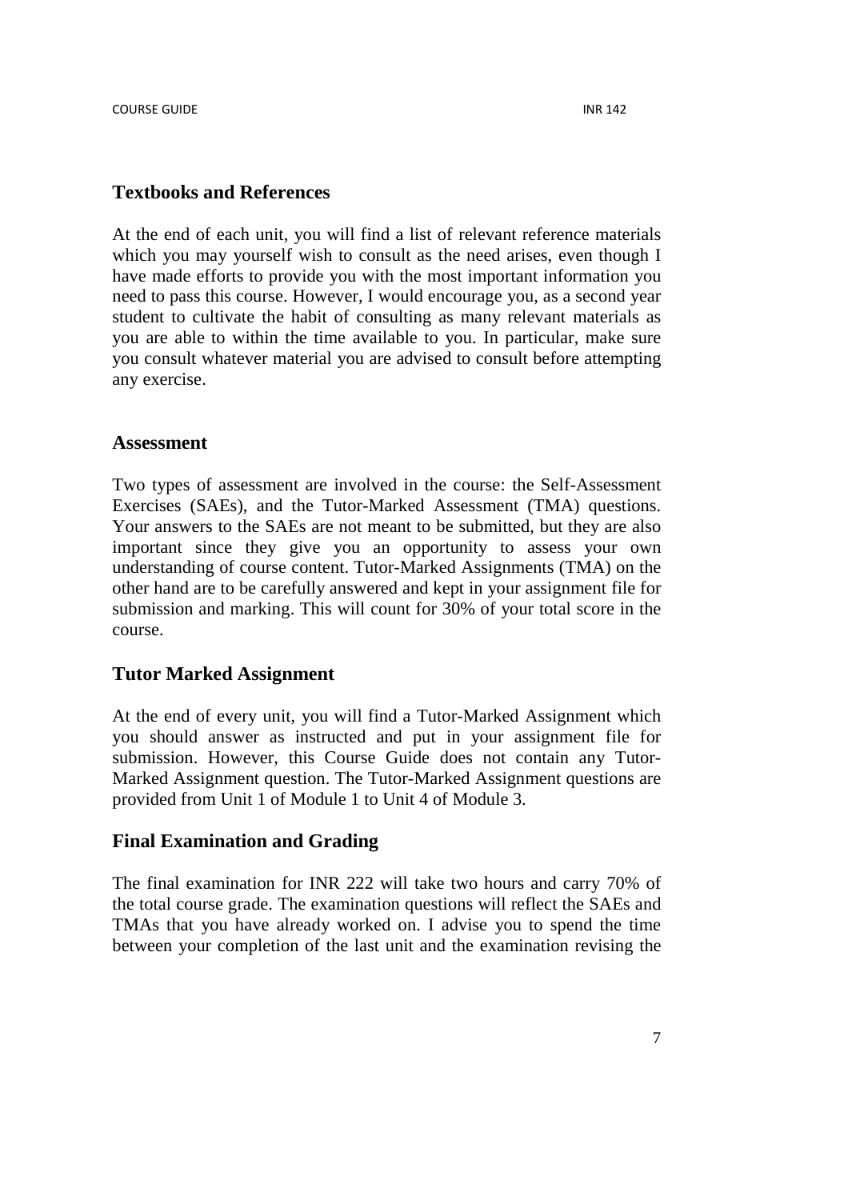## Textbooks and References

At the end of each unit, you will find a list of relevant reference materials which you may yourself wish to consult as the need arises, even though I have made efforts to provide you with the most important information you need to pass this course. However, I would encourage you, as a second year student to cultivate the habit of consulting as many relevant materials as you are able to within the time available to you. In particular, make sure you consult whatever material you are advised to consult before attempting any exercise.

## Assessment

Two types of assessment are involved in the course: the Self-Assessment Exercises (SAEs), and the Tutor-Marked Assessment (TMA) questions. Your answers to the SAEs are not meant to be submitted, but they are also important since they give you an opportunity to assess your own understanding of course content. Tutor-Marked Assignments (TMA) on the other hand are to be carefully answered and kept in your assignment file for submission and marking. This will count for 30% of your total score in the course.

## Tutor Marked Assignment

At the end of every unit, you will find a Tutor-Marked Assignment which you should answer as instructed and put in your assignment file for submission. However, this Course Guide does not contain any Tutor-Marked Assignment question. The Tutor-Marked Assignment questions are provided from Unit 1 of Module 1 to Unit 4 of Module 3.

## Final Examination and Grading

The final examination for INR 222 will take two hours and carry 70% of the total course grade. The examination questions will reflect the SAEs and TMAs that you have already worked on. I advise you to spend the time between your completion of the last unit and the examination revising the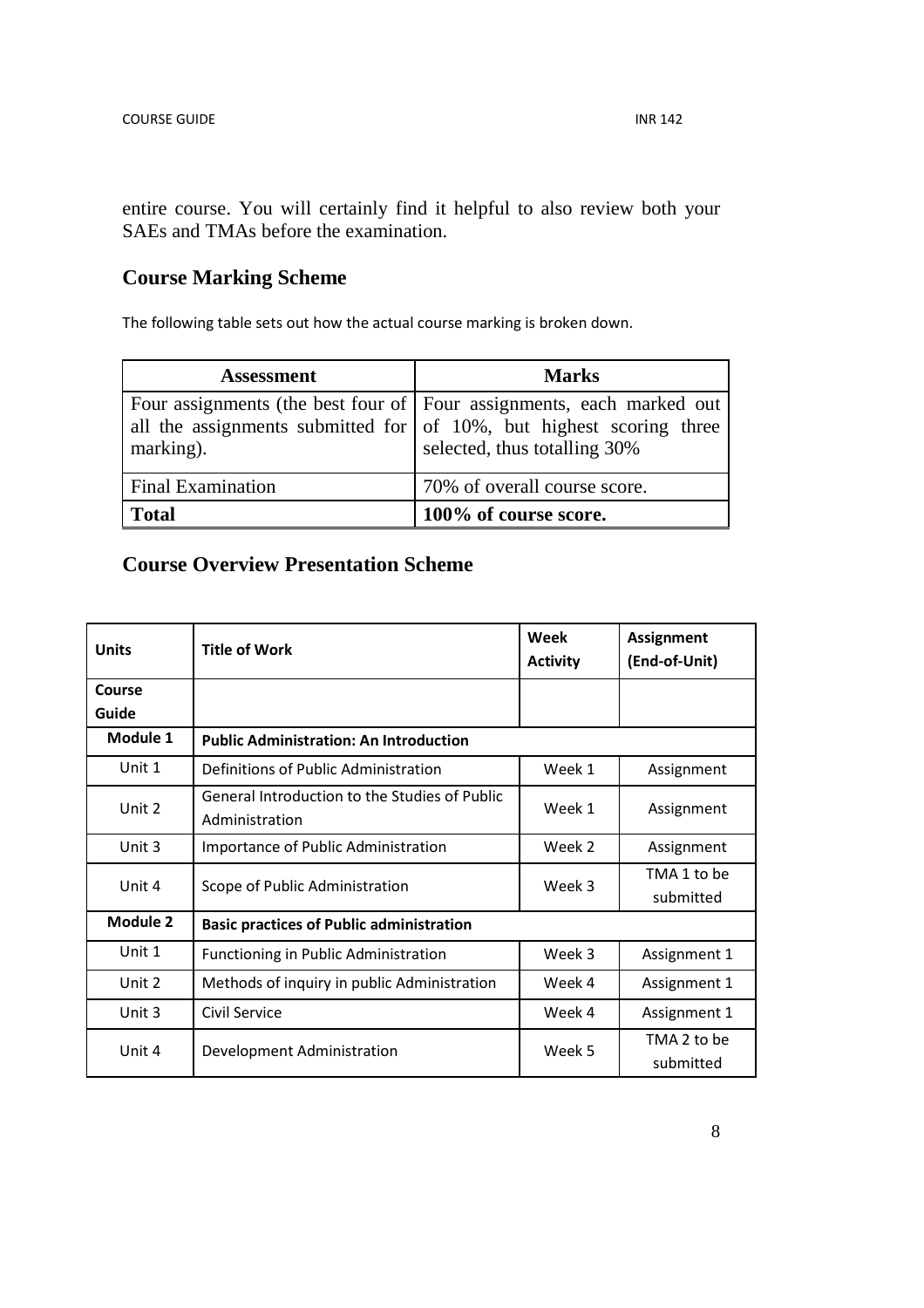entire course. You will certainly find it helpful to also review both your SAEs and TMAs before the examination.

## Course Marking Scheme

The following table sets out how the actual course marking is broken down.

| Assessment | Marks |
|---|---|
| Four assignments (the best four of all the assignments submitted for marking). | Four assignments, each marked out of 10%, but highest scoring three selected, thus totalling 30% |
| Final Examination | 70% of overall course score. |
| **Total** | **100% of course score.** |

## Course Overview Presentation Scheme

| Units | Title of Work | Week Activity | Assignment (End-of-Unit) |
|---|---|---|---|
| **Course Guide** | | | |
| **Module 1** | **Public Administration: An Introduction** | | |
| Unit 1 | Definitions of Public Administration | Week 1 | Assignment |
| Unit 2 | General Introduction to the Studies of Public Administration | Week 1 | Assignment |
| Unit 3 | Importance of Public Administration | Week 2 | Assignment |
| Unit 4 | Scope of Public Administration | Week 3 | TMA 1 to be submitted |
| **Module 2** | **Basic practices of Public administration** | | |
| Unit 1 | Functioning in Public Administration | Week 3 | Assignment 1 |
| Unit 2 | Methods of inquiry in public Administration | Week 4 | Assignment 1 |
| Unit 3 | Civil Service | Week 4 | Assignment 1 |
| Unit 4 | Development Administration | Week 5 | TMA 2 to be submitted |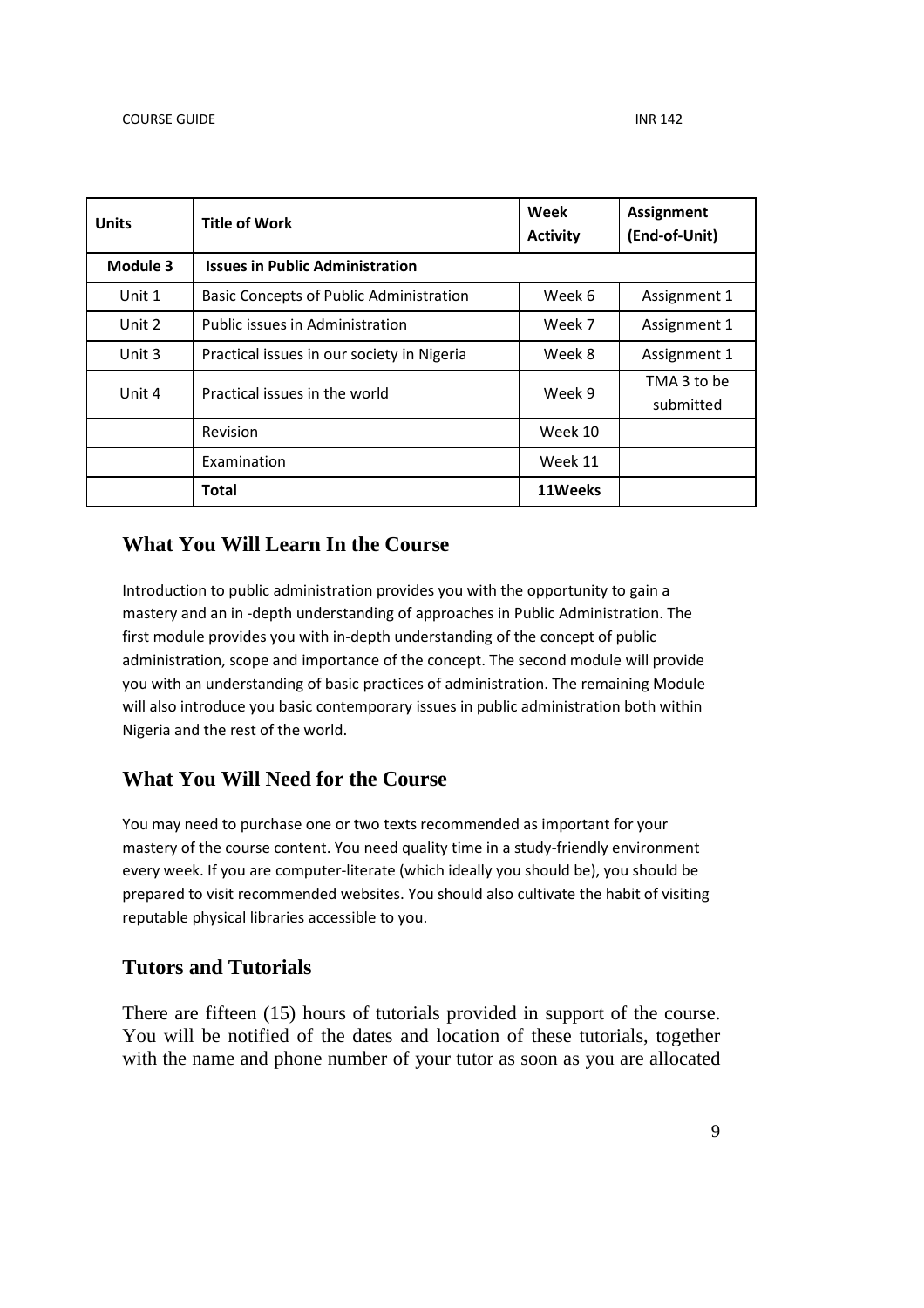| Units | Title of Work | Week Activity | Assignment (End-of-Unit) |
|---|---|---|---|
| **Module 3** | **Issues in Public Administration** | | |
| Unit 1 | Basic Concepts of Public Administration | Week 6 | Assignment 1 |
| Unit 2 | Public issues in Administration | Week 7 | Assignment 1 |
| Unit 3 | Practical issues in our society in Nigeria | Week 8 | Assignment 1 |
| Unit 4 | Practical issues in the world | Week 9 | TMA 3 to be submitted |
| | Revision | Week 10 | |
| | Examination | Week 11 | |
| | **Total** | **11Weeks** | |

## What You Will Learn In the Course

Introduction to public administration provides you with the opportunity to gain a mastery and an in -depth understanding of approaches in Public Administration. The first module provides you with in-depth understanding of the concept of public administration, scope and importance of the concept. The second module will provide you with an understanding of basic practices of administration. The remaining Module will also introduce you basic contemporary issues in public administration both within Nigeria and the rest of the world.

## What You Will Need for the Course

You may need to purchase one or two texts recommended as important for your mastery of the course content. You need quality time in a study-friendly environment every week. If you are computer-literate (which ideally you should be), you should be prepared to visit recommended websites. You should also cultivate the habit of visiting reputable physical libraries accessible to you.

## Tutors and Tutorials

There are fifteen (15) hours of tutorials provided in support of the course. You will be notified of the dates and location of these tutorials, together with the name and phone number of your tutor as soon as you are allocated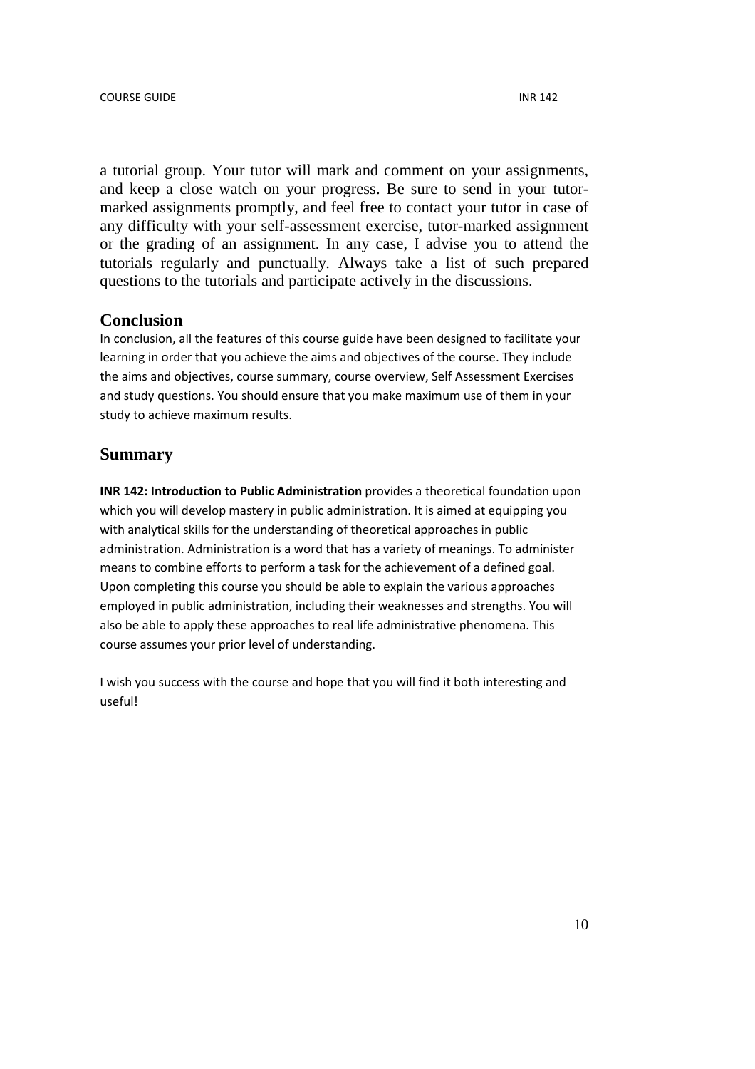a tutorial group. Your tutor will mark and comment on your assignments, and keep a close watch on your progress. Be sure to send in your tutor-marked assignments promptly, and feel free to contact your tutor in case of any difficulty with your self-assessment exercise, tutor-marked assignment or the grading of an assignment. In any case, I advise you to attend the tutorials regularly and punctually. Always take a list of such prepared questions to the tutorials and participate actively in the discussions.

## Conclusion

In conclusion, all the features of this course guide have been designed to facilitate your learning in order that you achieve the aims and objectives of the course. They include the aims and objectives, course summary, course overview, Self Assessment Exercises and study questions. You should ensure that you make maximum use of them in your study to achieve maximum results.

## Summary

**INR 142: Introduction to Public Administration** provides a theoretical foundation upon which you will develop mastery in public administration. It is aimed at equipping you with analytical skills for the understanding of theoretical approaches in public administration. Administration is a word that has a variety of meanings. To administer means to combine efforts to perform a task for the achievement of a defined goal. Upon completing this course you should be able to explain the various approaches employed in public administration, including their weaknesses and strengths. You will also be able to apply these approaches to real life administrative phenomena. This course assumes your prior level of understanding.

I wish you success with the course and hope that you will find it both interesting and useful!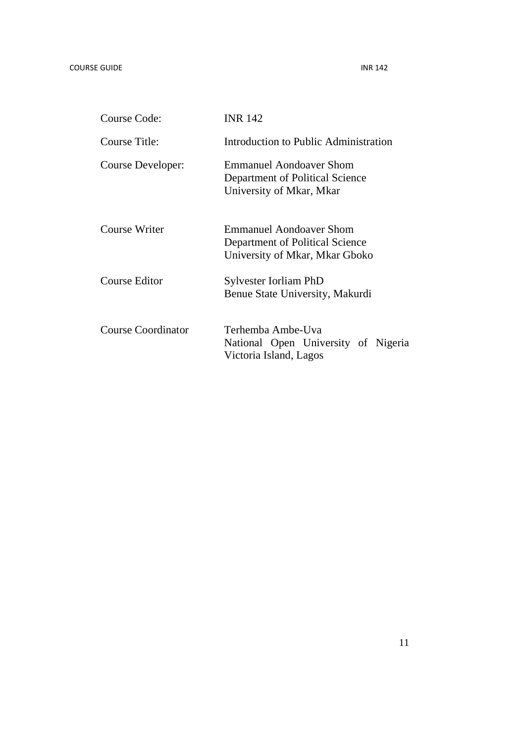| | |
|---|---|
| Course Code: | INR 142 |
| Course Title: | Introduction to Public Administration |
| Course Developer: | Emmanuel Aondoaver Shom<br>Department of Political Science<br>University of Mkar, Mkar |
| Course Writer | Emmanuel Aondoaver Shom<br>Department of Political Science<br>University of Mkar, Mkar Gboko |
| Course Editor | Sylvester Iorliam PhD<br>Benue State University, Makurdi |
| Course Coordinator | Terhemba Ambe-Uva<br>National Open University of Nigeria<br>Victoria Island, Lagos |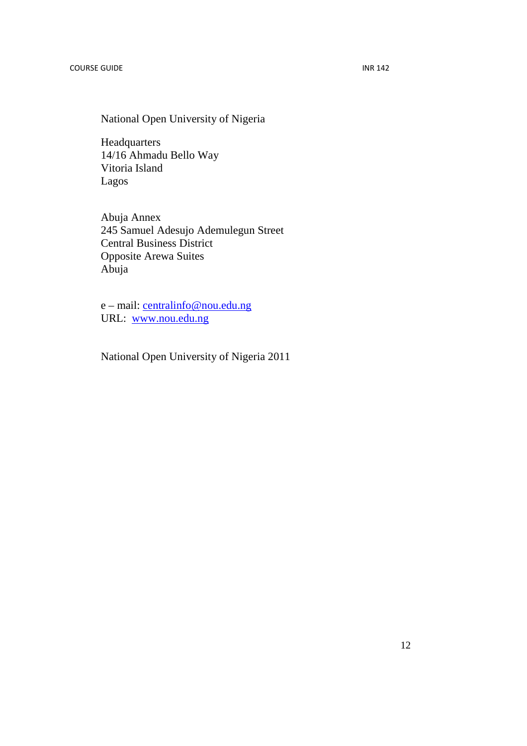National Open University of Nigeria

Headquarters
14/16 Ahmadu Bello Way
Vitoria Island
Lagos

Abuja Annex
245 Samuel Adesujo Ademulegun Street
Central Business District
Opposite Arewa Suites
Abuja

e – mail: centralinfo@nou.edu.ng
URL: www.nou.edu.ng

National Open University of Nigeria 2011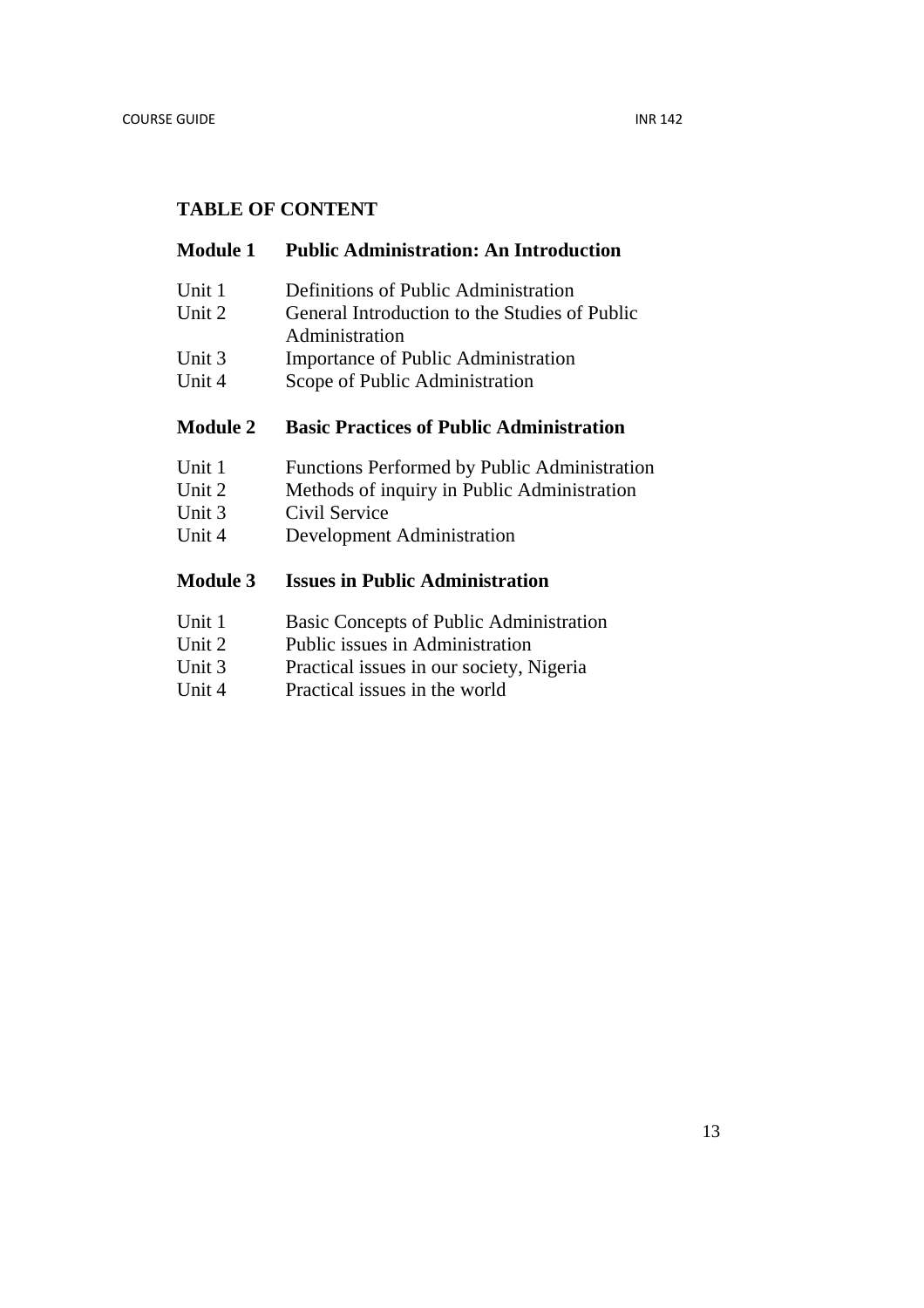## TABLE OF CONTENT

### Module 1 Public Administration: An Introduction

| | |
|---|---|
| Unit 1 | Definitions of Public Administration |
| Unit 2 | General Introduction to the Studies of Public Administration |
| Unit 3 | Importance of Public Administration |
| Unit 4 | Scope of Public Administration |

### Module 2 Basic Practices of Public Administration

| | |
|---|---|
| Unit 1 | Functions Performed by Public Administration |
| Unit 2 | Methods of inquiry in Public Administration |
| Unit 3 | Civil Service |
| Unit 4 | Development Administration |

### Module 3 Issues in Public Administration

| | |
|---|---|
| Unit 1 | Basic Concepts of Public Administration |
| Unit 2 | Public issues in Administration |
| Unit 3 | Practical issues in our society, Nigeria |
| Unit 4 | Practical issues in the world |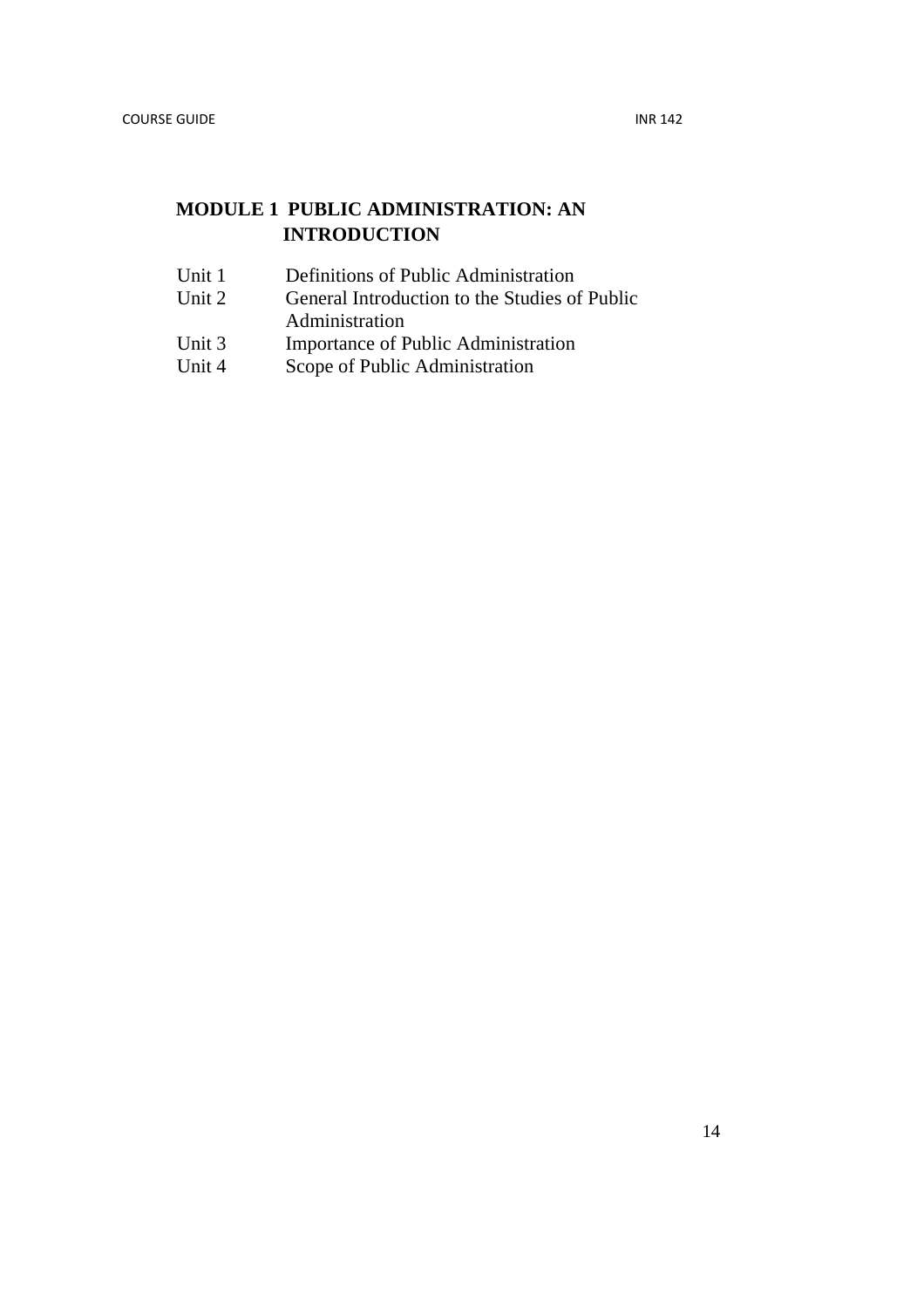## MODULE 1 PUBLIC ADMINISTRATION: AN INTRODUCTION

| | |
|---|---|
| Unit 1 | Definitions of Public Administration |
| Unit 2 | General Introduction to the Studies of Public Administration |
| Unit 3 | Importance of Public Administration |
| Unit 4 | Scope of Public Administration |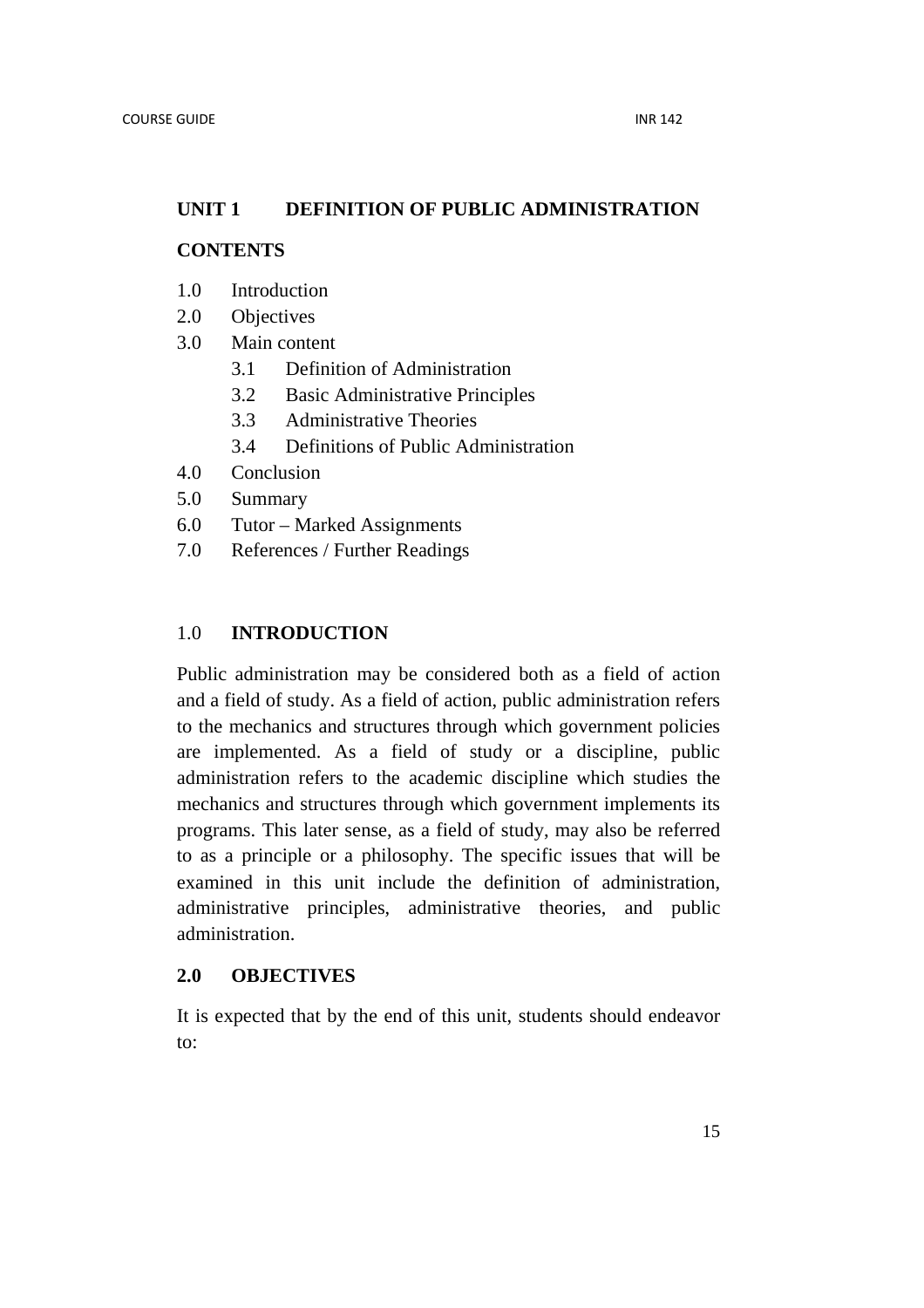## UNIT 1 DEFINITION OF PUBLIC ADMINISTRATION

**CONTENTS**

1.0 Introduction
2.0 Objectives
3.0 Main content
  - 3.1 Definition of Administration
  - 3.2 Basic Administrative Principles
  - 3.3 Administrative Theories
  - 3.4 Definitions of Public Administration

4.0 Conclusion
5.0 Summary
6.0 Tutor – Marked Assignments
7.0 References / Further Readings

### 1.0 INTRODUCTION

Public administration may be considered both as a field of action and a field of study. As a field of action, public administration refers to the mechanics and structures through which government policies are implemented. As a field of study or a discipline, public administration refers to the academic discipline which studies the mechanics and structures through which government implements its programs. This later sense, as a field of study, may also be referred to as a principle or a philosophy. The specific issues that will be examined in this unit include the definition of administration, administrative principles, administrative theories, and public administration.

### 2.0 OBJECTIVES

It is expected that by the end of this unit, students should endeavor to: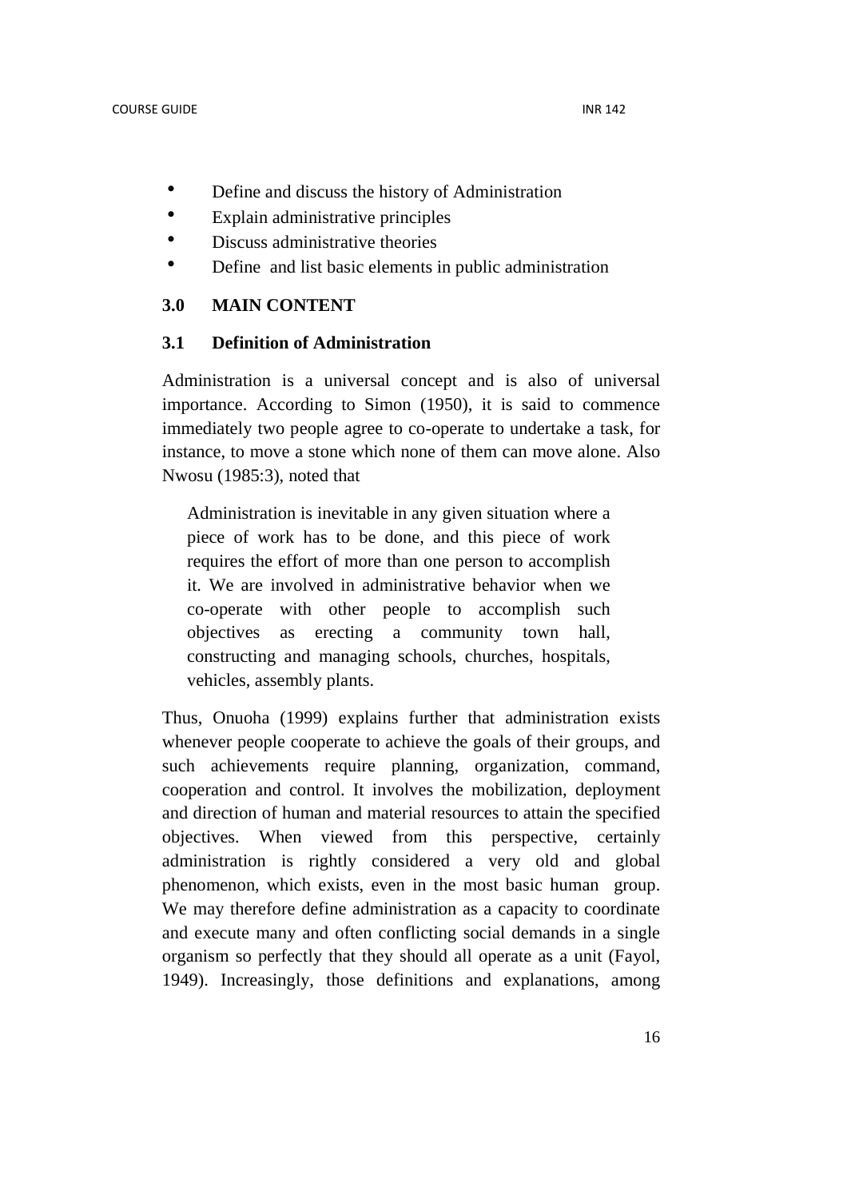- Define and discuss the history of Administration
- Explain administrative principles
- Discuss administrative theories
- Define and list basic elements in public administration

## 3.0 MAIN CONTENT

### 3.1 Definition of Administration

Administration is a universal concept and is also of universal importance. According to Simon (1950), it is said to commence immediately two people agree to co-operate to undertake a task, for instance, to move a stone which none of them can move alone. Also Nwosu (1985:3), noted that

> Administration is inevitable in any given situation where a piece of work has to be done, and this piece of work requires the effort of more than one person to accomplish it. We are involved in administrative behavior when we co-operate with other people to accomplish such objectives as erecting a community town hall, constructing and managing schools, churches, hospitals, vehicles, assembly plants.

Thus, Onuoha (1999) explains further that administration exists whenever people cooperate to achieve the goals of their groups, and such achievements require planning, organization, command, cooperation and control. It involves the mobilization, deployment and direction of human and material resources to attain the specified objectives. When viewed from this perspective, certainly administration is rightly considered a very old and global phenomenon, which exists, even in the most basic human group. We may therefore define administration as a capacity to coordinate and execute many and often conflicting social demands in a single organism so perfectly that they should all operate as a unit (Fayol, 1949). Increasingly, those definitions and explanations, among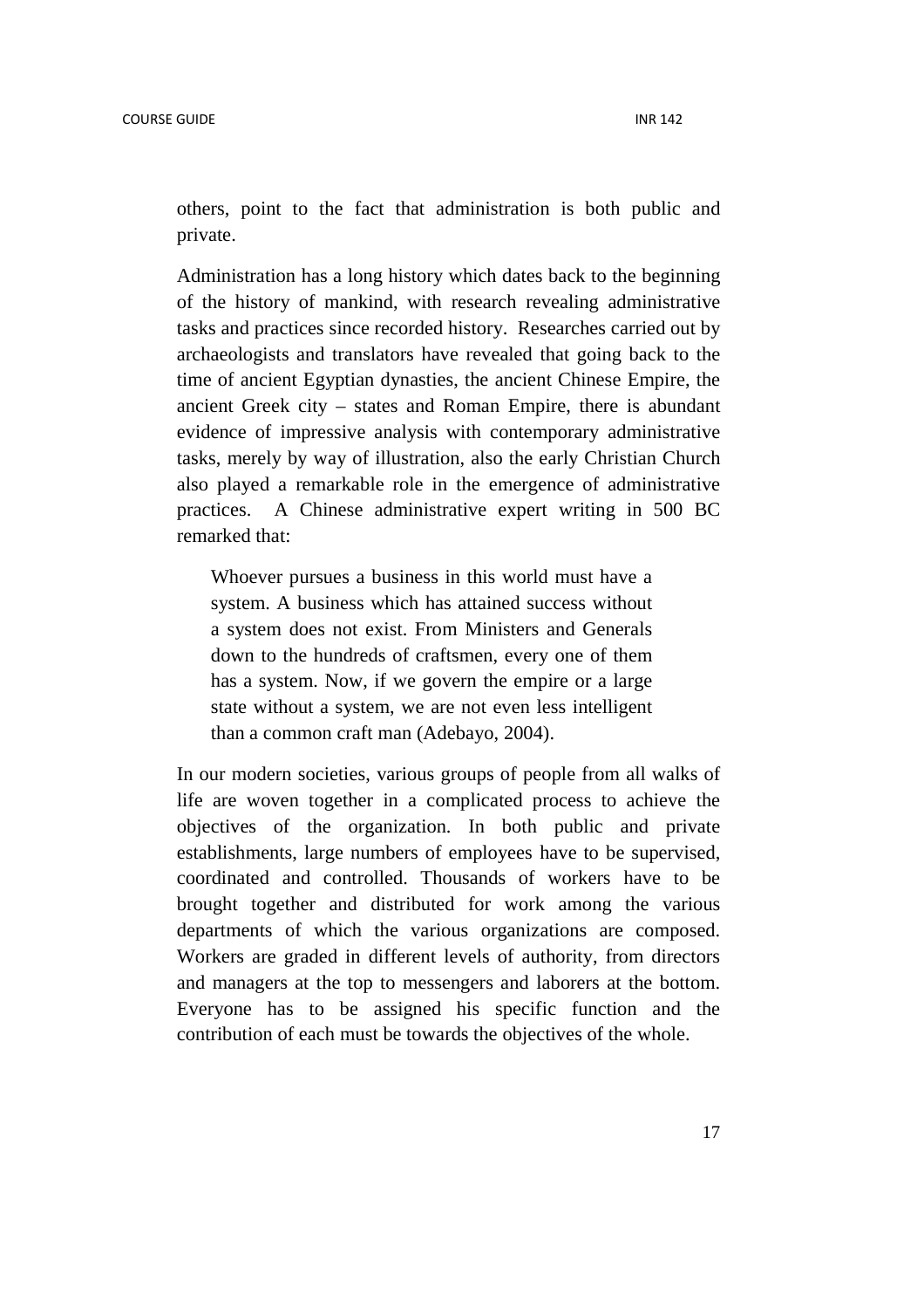others, point to the fact that administration is both public and private.

Administration has a long history which dates back to the beginning of the history of mankind, with research revealing administrative tasks and practices since recorded history. Researches carried out by archaeologists and translators have revealed that going back to the time of ancient Egyptian dynasties, the ancient Chinese Empire, the ancient Greek city – states and Roman Empire, there is abundant evidence of impressive analysis with contemporary administrative tasks, merely by way of illustration, also the early Christian Church also played a remarkable role in the emergence of administrative practices. A Chinese administrative expert writing in 500 BC remarked that:

> Whoever pursues a business in this world must have a system. A business which has attained success without a system does not exist. From Ministers and Generals down to the hundreds of craftsmen, every one of them has a system. Now, if we govern the empire or a large state without a system, we are not even less intelligent than a common craft man (Adebayo, 2004).

In our modern societies, various groups of people from all walks of life are woven together in a complicated process to achieve the objectives of the organization. In both public and private establishments, large numbers of employees have to be supervised, coordinated and controlled. Thousands of workers have to be brought together and distributed for work among the various departments of which the various organizations are composed. Workers are graded in different levels of authority, from directors and managers at the top to messengers and laborers at the bottom. Everyone has to be assigned his specific function and the contribution of each must be towards the objectives of the whole.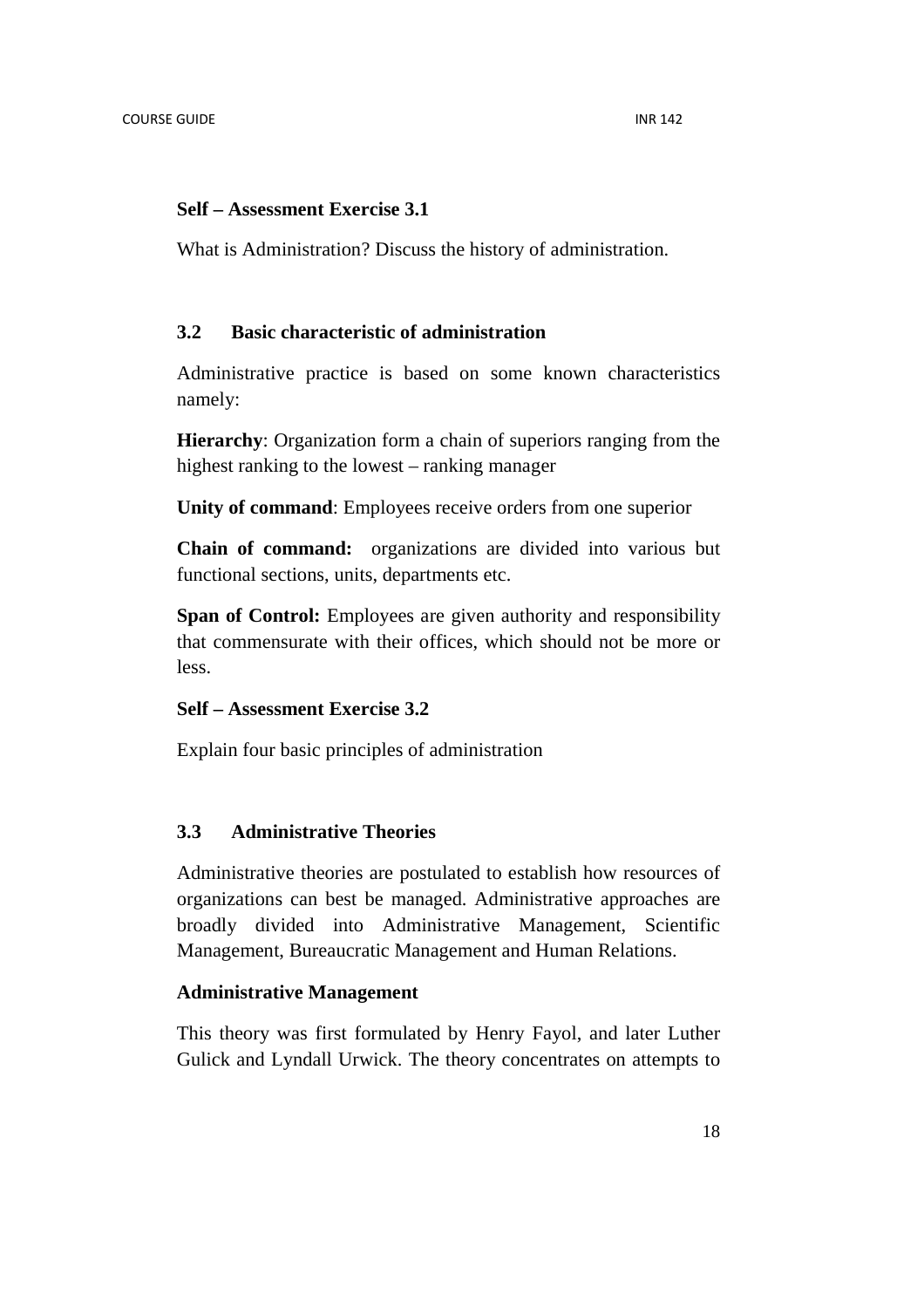**Self – Assessment Exercise 3.1**

What is Administration? Discuss the history of administration.

### 3.2 Basic characteristic of administration

Administrative practice is based on some known characteristics namely:

**Hierarchy**: Organization form a chain of superiors ranging from the highest ranking to the lowest – ranking manager

**Unity of command**: Employees receive orders from one superior

**Chain of command:** organizations are divided into various but functional sections, units, departments etc.

**Span of Control:** Employees are given authority and responsibility that commensurate with their offices, which should not be more or less.

**Self – Assessment Exercise 3.2**

Explain four basic principles of administration

### 3.3 Administrative Theories

Administrative theories are postulated to establish how resources of organizations can best be managed. Administrative approaches are broadly divided into Administrative Management, Scientific Management, Bureaucratic Management and Human Relations.

**Administrative Management**

This theory was first formulated by Henry Fayol, and later Luther Gulick and Lyndall Urwick. The theory concentrates on attempts to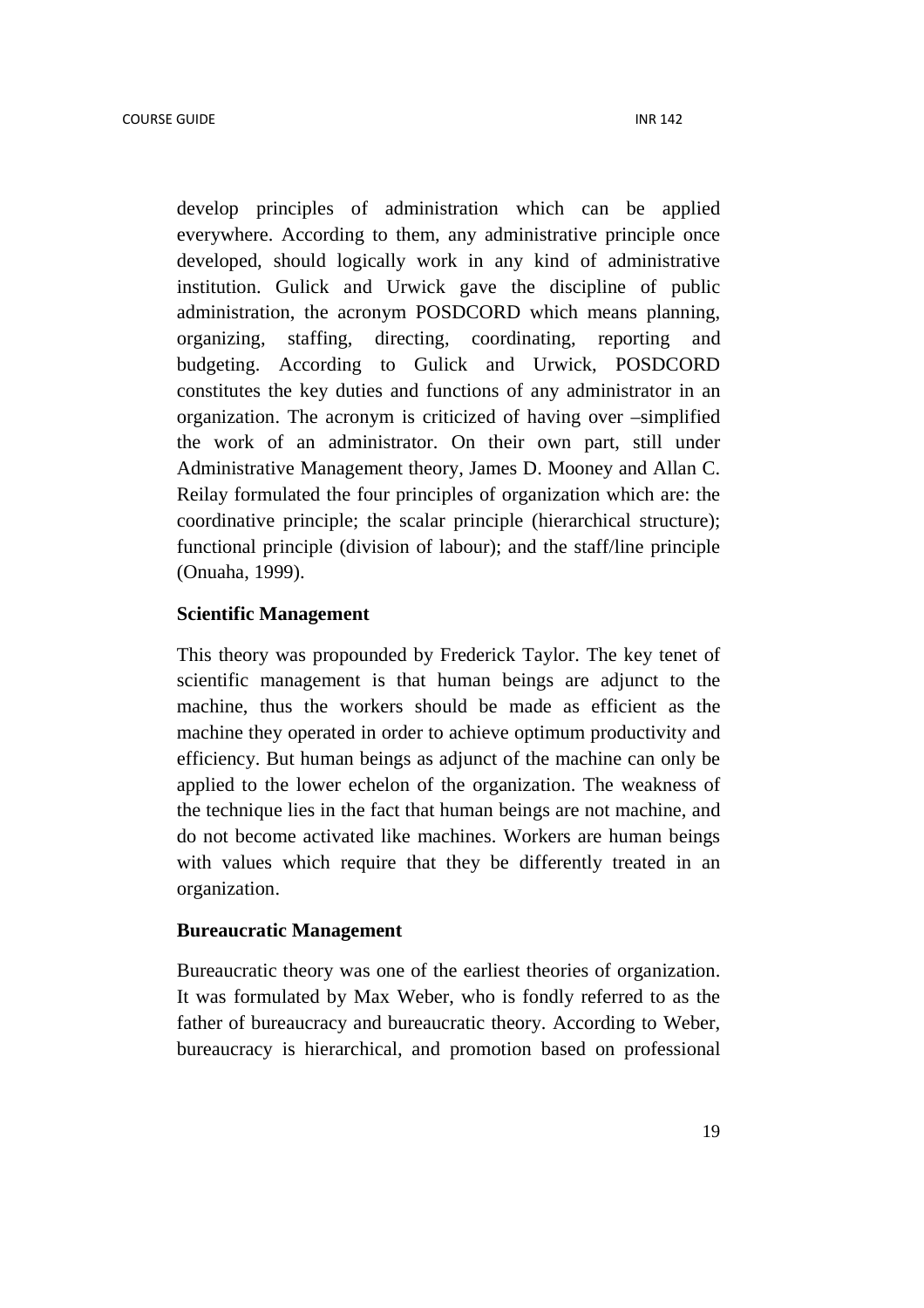develop principles of administration which can be applied everywhere. According to them, any administrative principle once developed, should logically work in any kind of administrative institution. Gulick and Urwick gave the discipline of public administration, the acronym POSDCORD which means planning, organizing, staffing, directing, coordinating, reporting and budgeting. According to Gulick and Urwick, POSDCORD constitutes the key duties and functions of any administrator in an organization. The acronym is criticized of having over –simplified the work of an administrator. On their own part, still under Administrative Management theory, James D. Mooney and Allan C. Reilay formulated the four principles of organization which are: the coordinative principle; the scalar principle (hierarchical structure); functional principle (division of labour); and the staff/line principle (Onuaha, 1999).

**Scientific Management**

This theory was propounded by Frederick Taylor. The key tenet of scientific management is that human beings are adjunct to the machine, thus the workers should be made as efficient as the machine they operated in order to achieve optimum productivity and efficiency. But human beings as adjunct of the machine can only be applied to the lower echelon of the organization. The weakness of the technique lies in the fact that human beings are not machine, and do not become activated like machines. Workers are human beings with values which require that they be differently treated in an organization.

**Bureaucratic Management**

Bureaucratic theory was one of the earliest theories of organization. It was formulated by Max Weber, who is fondly referred to as the father of bureaucracy and bureaucratic theory. According to Weber, bureaucracy is hierarchical, and promotion based on professional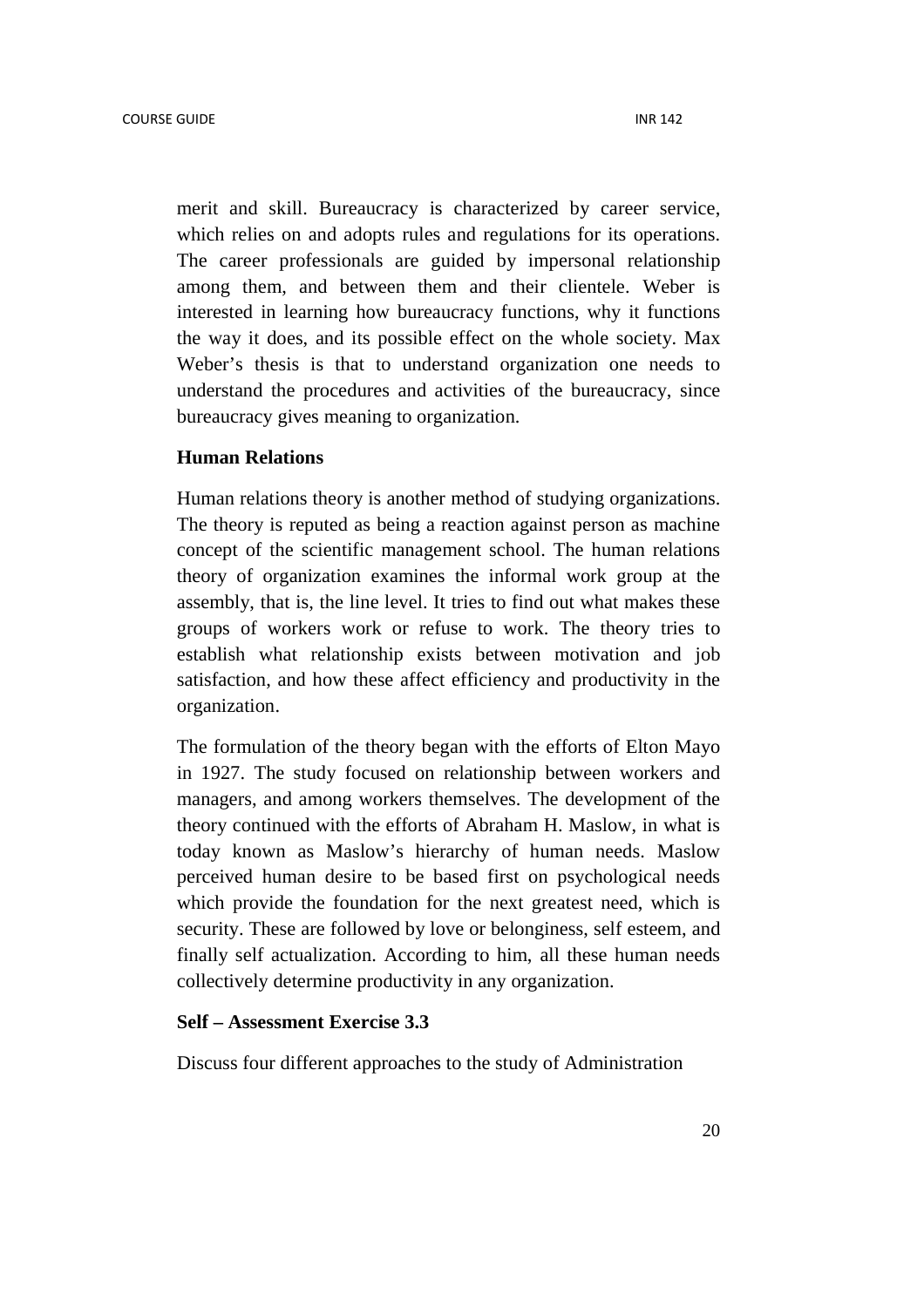merit and skill. Bureaucracy is characterized by career service, which relies on and adopts rules and regulations for its operations. The career professionals are guided by impersonal relationship among them, and between them and their clientele. Weber is interested in learning how bureaucracy functions, why it functions the way it does, and its possible effect on the whole society. Max Weber's thesis is that to understand organization one needs to understand the procedures and activities of the bureaucracy, since bureaucracy gives meaning to organization.

**Human Relations**

Human relations theory is another method of studying organizations. The theory is reputed as being a reaction against person as machine concept of the scientific management school. The human relations theory of organization examines the informal work group at the assembly, that is, the line level. It tries to find out what makes these groups of workers work or refuse to work. The theory tries to establish what relationship exists between motivation and job satisfaction, and how these affect efficiency and productivity in the organization.

The formulation of the theory began with the efforts of Elton Mayo in 1927. The study focused on relationship between workers and managers, and among workers themselves. The development of the theory continued with the efforts of Abraham H. Maslow, in what is today known as Maslow's hierarchy of human needs. Maslow perceived human desire to be based first on psychological needs which provide the foundation for the next greatest need, which is security. These are followed by love or belonginess, self esteem, and finally self actualization. According to him, all these human needs collectively determine productivity in any organization.

**Self – Assessment Exercise 3.3**

Discuss four different approaches to the study of Administration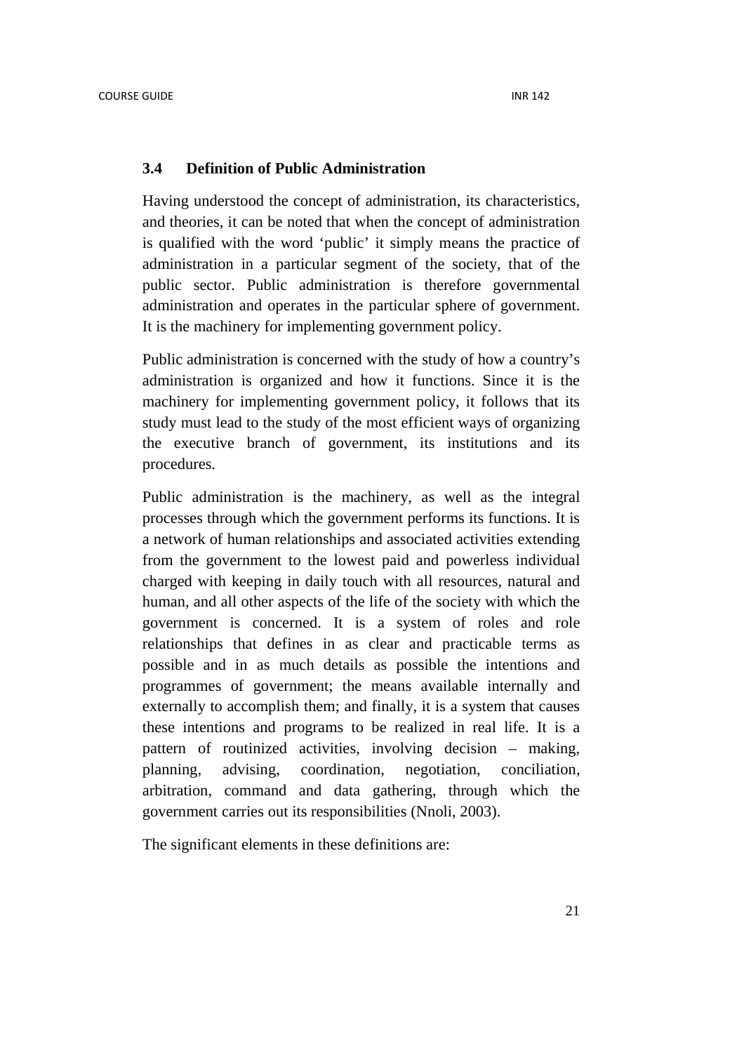### 3.4 Definition of Public Administration

Having understood the concept of administration, its characteristics, and theories, it can be noted that when the concept of administration is qualified with the word 'public' it simply means the practice of administration in a particular segment of the society, that of the public sector. Public administration is therefore governmental administration and operates in the particular sphere of government. It is the machinery for implementing government policy.

Public administration is concerned with the study of how a country's administration is organized and how it functions. Since it is the machinery for implementing government policy, it follows that its study must lead to the study of the most efficient ways of organizing the executive branch of government, its institutions and its procedures.

Public administration is the machinery, as well as the integral processes through which the government performs its functions. It is a network of human relationships and associated activities extending from the government to the lowest paid and powerless individual charged with keeping in daily touch with all resources, natural and human, and all other aspects of the life of the society with which the government is concerned. It is a system of roles and role relationships that defines in as clear and practicable terms as possible and in as much details as possible the intentions and programmes of government; the means available internally and externally to accomplish them; and finally, it is a system that causes these intentions and programs to be realized in real life. It is a pattern of routinized activities, involving decision – making, planning, advising, coordination, negotiation, conciliation, arbitration, command and data gathering, through which the government carries out its responsibilities (Nnoli, 2003).

The significant elements in these definitions are: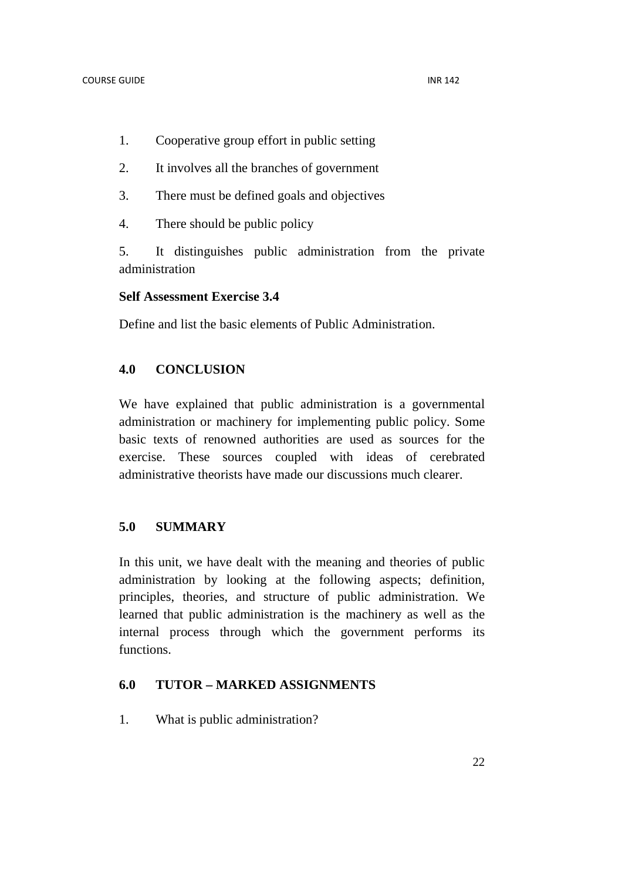1. Cooperative group effort in public setting
2. It involves all the branches of government
3. There must be defined goals and objectives
4. There should be public policy
5. It distinguishes public administration from the private administration

**Self Assessment Exercise 3.4**

Define and list the basic elements of Public Administration.

## 4.0 CONCLUSION

We have explained that public administration is a governmental administration or machinery for implementing public policy. Some basic texts of renowned authorities are used as sources for the exercise. These sources coupled with ideas of cerebrated administrative theorists have made our discussions much clearer.

## 5.0 SUMMARY

In this unit, we have dealt with the meaning and theories of public administration by looking at the following aspects; definition, principles, theories, and structure of public administration. We learned that public administration is the machinery as well as the internal process through which the government performs its functions.

## 6.0 TUTOR – MARKED ASSIGNMENTS

1. What is public administration?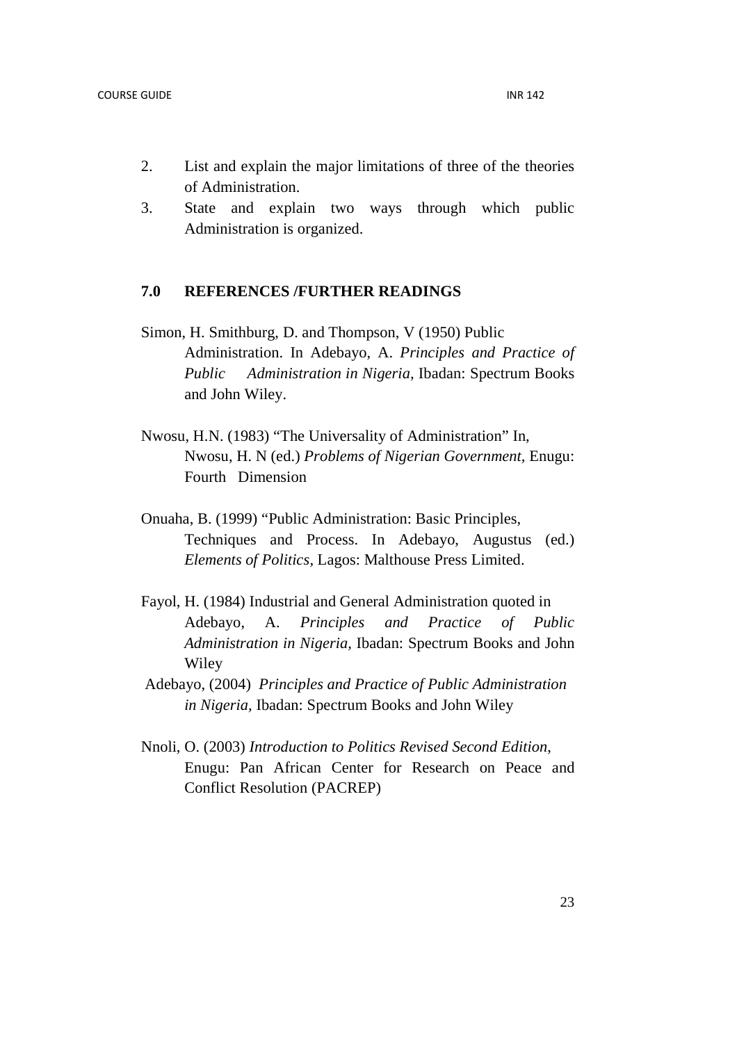2. List and explain the major limitations of three of the theories of Administration.
3. State and explain two ways through which public Administration is organized.

## 7.0 REFERENCES /FURTHER READINGS

Simon, H. Smithburg, D. and Thompson, V (1950) Public Administration. In Adebayo, A. *Principles and Practice of Public Administration in Nigeria*, Ibadan: Spectrum Books and John Wiley.

Nwosu, H.N. (1983) "The Universality of Administration" In, Nwosu, H. N (ed.) *Problems of Nigerian Government*, Enugu: Fourth Dimension

Onuaha, B. (1999) "Public Administration: Basic Principles, Techniques and Process. In Adebayo, Augustus (ed.) *Elements of Politics*, Lagos: Malthouse Press Limited.

Fayol, H. (1984) Industrial and General Administration quoted in Adebayo, A. *Principles and Practice of Public Administration in Nigeria,* Ibadan: Spectrum Books and John Wiley

Adebayo, (2004) *Principles and Practice of Public Administration in Nigeria,* Ibadan: Spectrum Books and John Wiley

Nnoli, O. (2003) *Introduction to Politics Revised Second Edition*, Enugu: Pan African Center for Research on Peace and Conflict Resolution (PACREP)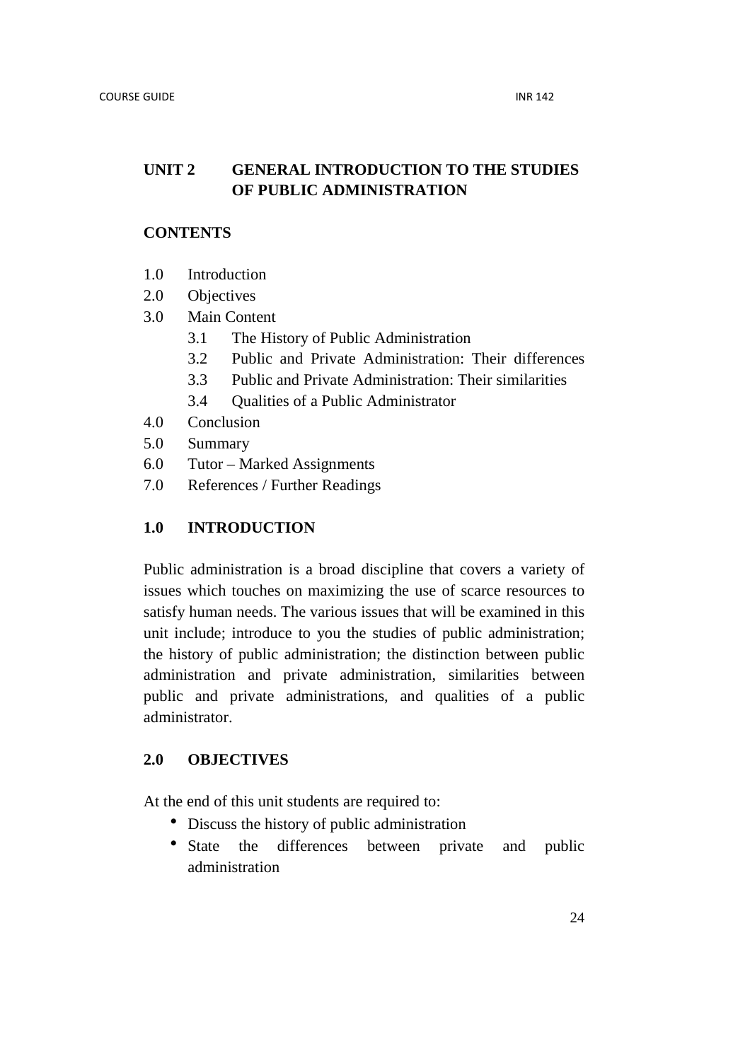## UNIT 2 GENERAL INTRODUCTION TO THE STUDIES OF PUBLIC ADMINISTRATION

### CONTENTS

1.0 Introduction
2.0 Objectives
3.0 Main Content
   3.1 The History of Public Administration
   3.2 Public and Private Administration: Their differences
   3.3 Public and Private Administration: Their similarities
   3.4 Qualities of a Public Administrator
4.0 Conclusion
5.0 Summary
6.0 Tutor – Marked Assignments
7.0 References / Further Readings

### 1.0 INTRODUCTION

Public administration is a broad discipline that covers a variety of issues which touches on maximizing the use of scarce resources to satisfy human needs. The various issues that will be examined in this unit include; introduce to you the studies of public administration; the history of public administration; the distinction between public administration and private administration, similarities between public and private administrations, and qualities of a public administrator.

### 2.0 OBJECTIVES

At the end of this unit students are required to:

- Discuss the history of public administration
- State the differences between private and public administration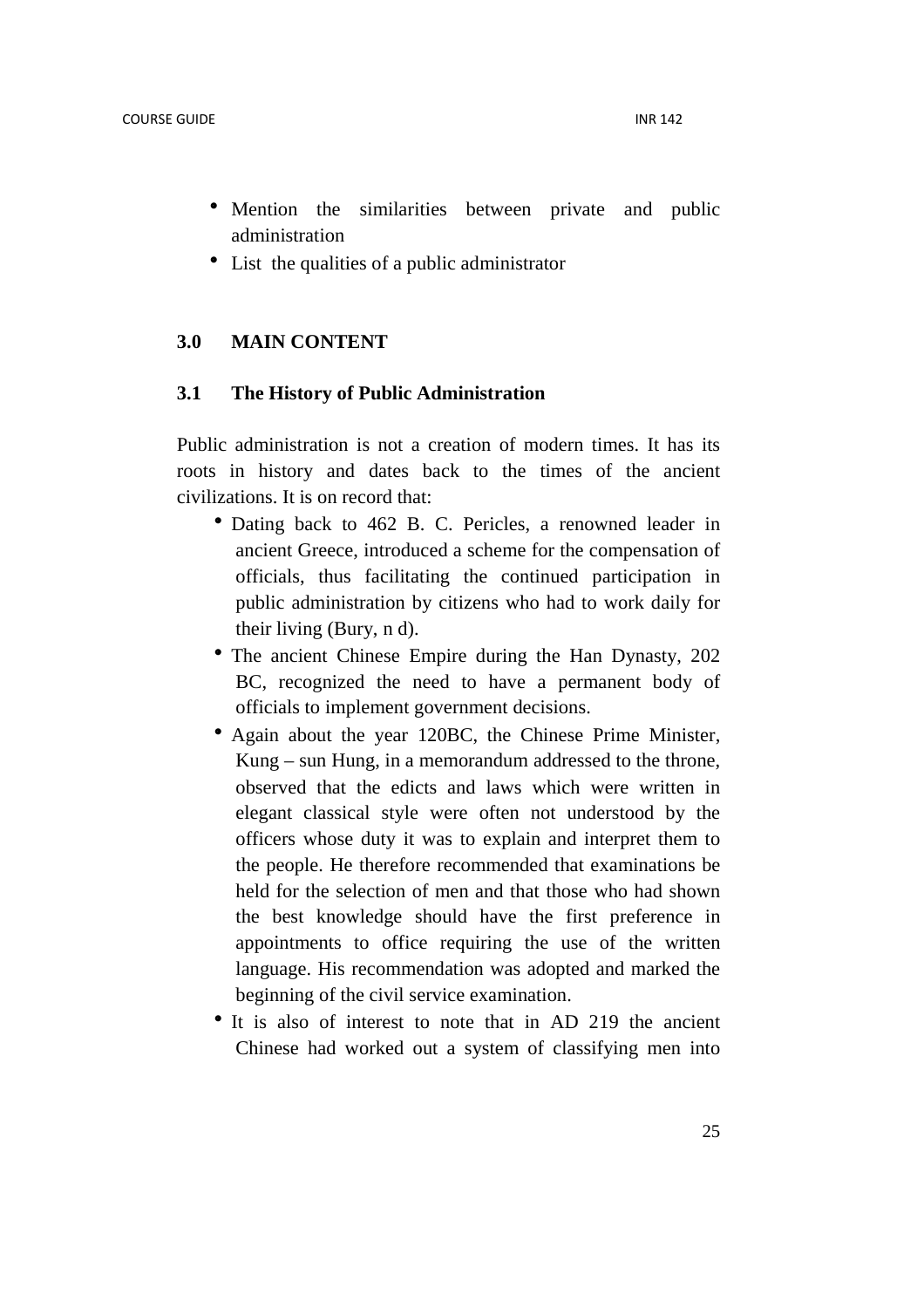- Mention the similarities between private and public administration
- List the qualities of a public administrator

## 3.0 MAIN CONTENT

### 3.1 The History of Public Administration

Public administration is not a creation of modern times. It has its roots in history and dates back to the times of the ancient civilizations. It is on record that:

- Dating back to 462 B. C. Pericles, a renowned leader in ancient Greece, introduced a scheme for the compensation of officials, thus facilitating the continued participation in public administration by citizens who had to work daily for their living (Bury, n d).
- The ancient Chinese Empire during the Han Dynasty, 202 BC, recognized the need to have a permanent body of officials to implement government decisions.
- Again about the year 120BC, the Chinese Prime Minister, Kung – sun Hung, in a memorandum addressed to the throne, observed that the edicts and laws which were written in elegant classical style were often not understood by the officers whose duty it was to explain and interpret them to the people. He therefore recommended that examinations be held for the selection of men and that those who had shown the best knowledge should have the first preference in appointments to office requiring the use of the written language. His recommendation was adopted and marked the beginning of the civil service examination.
- It is also of interest to note that in AD 219 the ancient Chinese had worked out a system of classifying men into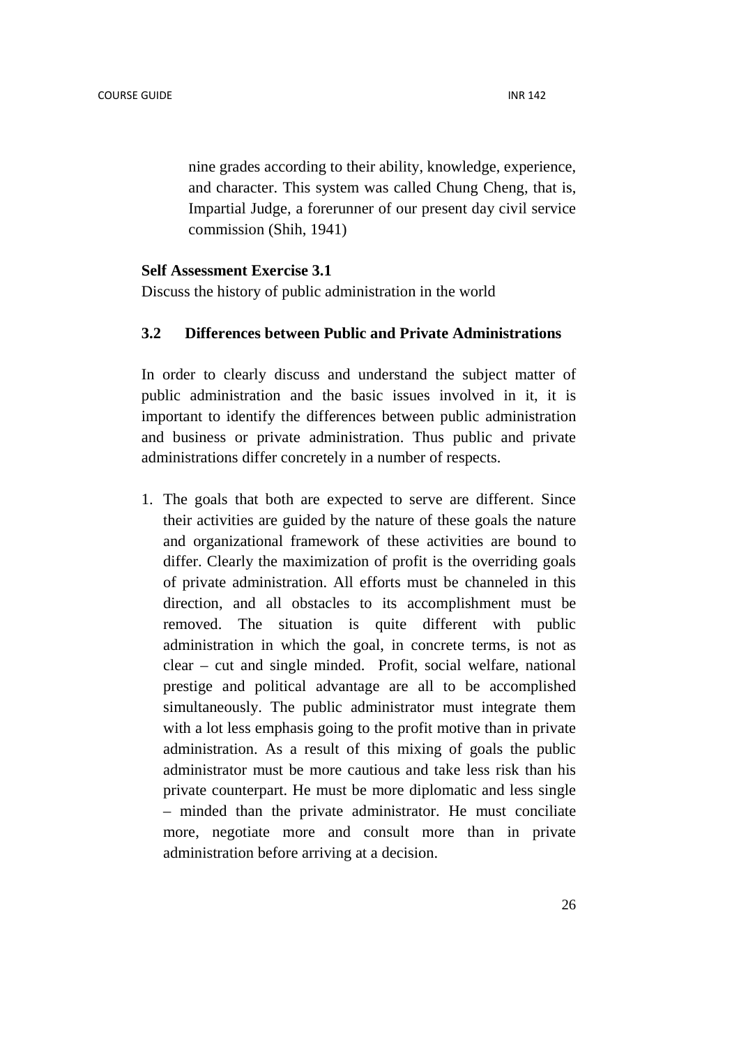nine grades according to their ability, knowledge, experience, and character. This system was called Chung Cheng, that is, Impartial Judge, a forerunner of our present day civil service commission (Shih, 1941)

**Self Assessment Exercise 3.1**

Discuss the history of public administration in the world

### 3.2 Differences between Public and Private Administrations

In order to clearly discuss and understand the subject matter of public administration and the basic issues involved in it, it is important to identify the differences between public administration and business or private administration. Thus public and private administrations differ concretely in a number of respects.

1. The goals that both are expected to serve are different. Since their activities are guided by the nature of these goals the nature and organizational framework of these activities are bound to differ. Clearly the maximization of profit is the overriding goals of private administration. All efforts must be channeled in this direction, and all obstacles to its accomplishment must be removed. The situation is quite different with public administration in which the goal, in concrete terms, is not as clear – cut and single minded. Profit, social welfare, national prestige and political advantage are all to be accomplished simultaneously. The public administrator must integrate them with a lot less emphasis going to the profit motive than in private administration. As a result of this mixing of goals the public administrator must be more cautious and take less risk than his private counterpart. He must be more diplomatic and less single – minded than the private administrator. He must conciliate more, negotiate more and consult more than in private administration before arriving at a decision.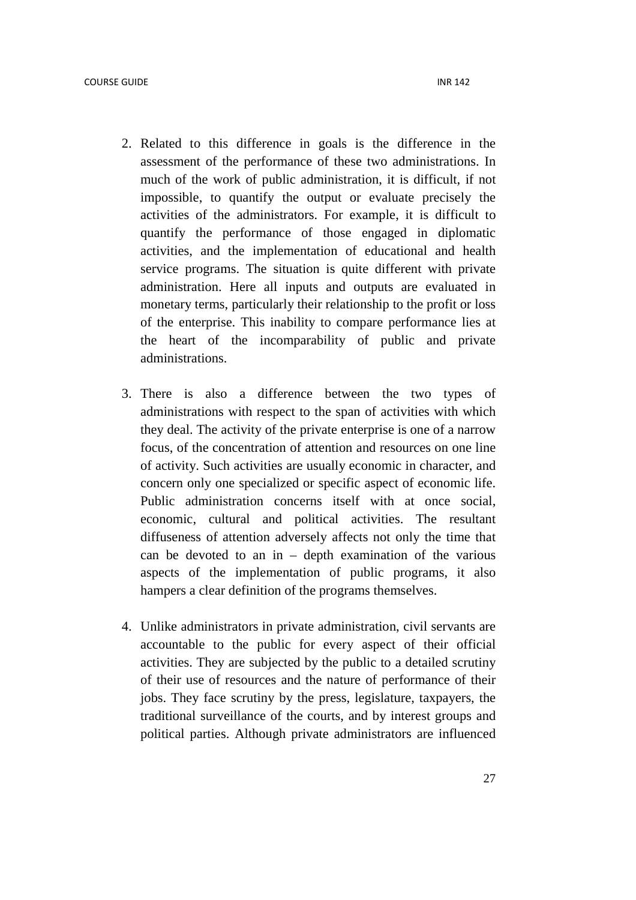2. Related to this difference in goals is the difference in the assessment of the performance of these two administrations. In much of the work of public administration, it is difficult, if not impossible, to quantify the output or evaluate precisely the activities of the administrators. For example, it is difficult to quantify the performance of those engaged in diplomatic activities, and the implementation of educational and health service programs. The situation is quite different with private administration. Here all inputs and outputs are evaluated in monetary terms, particularly their relationship to the profit or loss of the enterprise. This inability to compare performance lies at the heart of the incomparability of public and private administrations.

3. There is also a difference between the two types of administrations with respect to the span of activities with which they deal. The activity of the private enterprise is one of a narrow focus, of the concentration of attention and resources on one line of activity. Such activities are usually economic in character, and concern only one specialized or specific aspect of economic life. Public administration concerns itself with at once social, economic, cultural and political activities. The resultant diffuseness of attention adversely affects not only the time that can be devoted to an in – depth examination of the various aspects of the implementation of public programs, it also hampers a clear definition of the programs themselves.

4. Unlike administrators in private administration, civil servants are accountable to the public for every aspect of their official activities. They are subjected by the public to a detailed scrutiny of their use of resources and the nature of performance of their jobs. They face scrutiny by the press, legislature, taxpayers, the traditional surveillance of the courts, and by interest groups and political parties. Although private administrators are influenced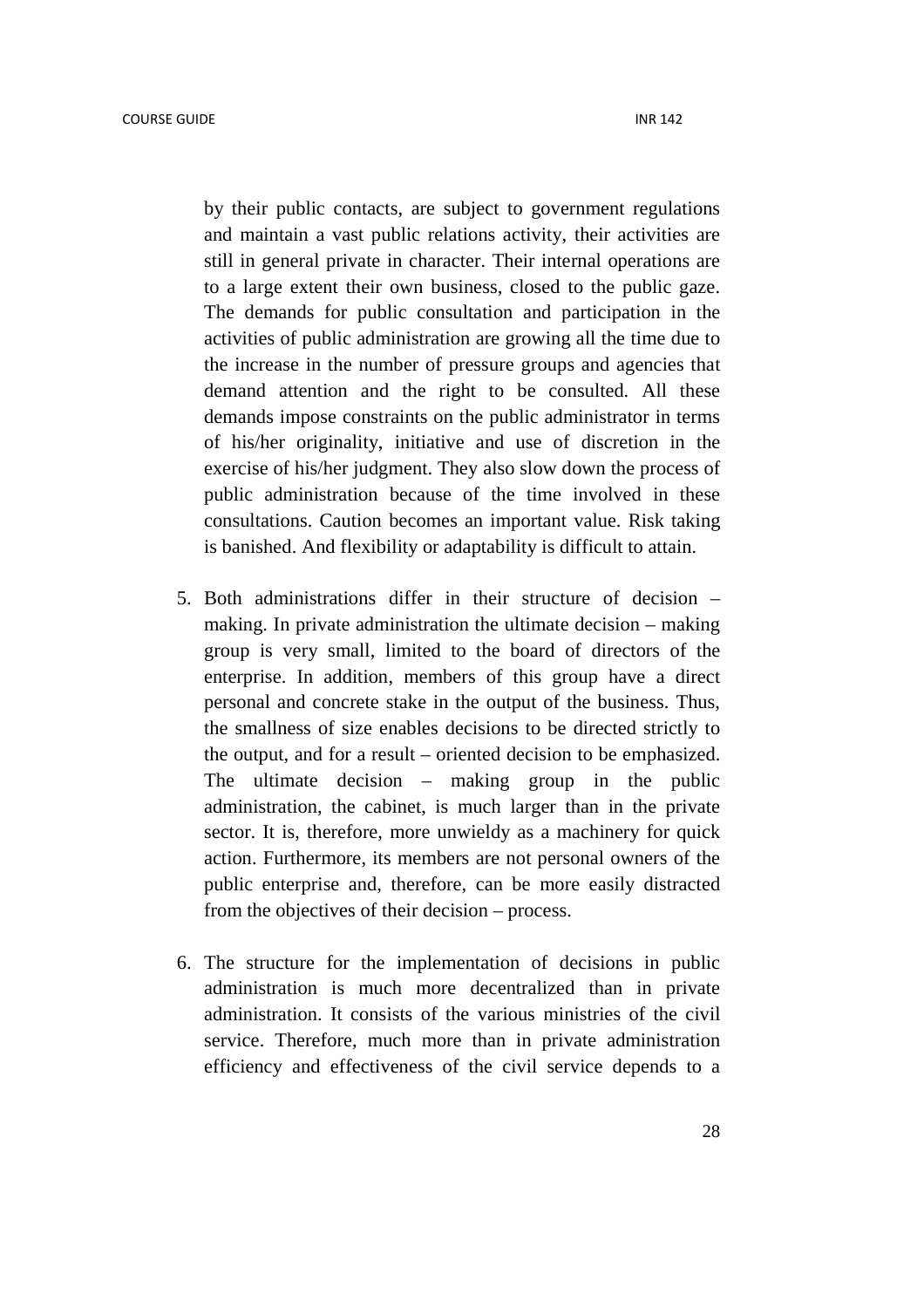by their public contacts, are subject to government regulations and maintain a vast public relations activity, their activities are still in general private in character. Their internal operations are to a large extent their own business, closed to the public gaze. The demands for public consultation and participation in the activities of public administration are growing all the time due to the increase in the number of pressure groups and agencies that demand attention and the right to be consulted. All these demands impose constraints on the public administrator in terms of his/her originality, initiative and use of discretion in the exercise of his/her judgment. They also slow down the process of public administration because of the time involved in these consultations. Caution becomes an important value. Risk taking is banished. And flexibility or adaptability is difficult to attain.

5. Both administrations differ in their structure of decision – making. In private administration the ultimate decision – making group is very small, limited to the board of directors of the enterprise. In addition, members of this group have a direct personal and concrete stake in the output of the business. Thus, the smallness of size enables decisions to be directed strictly to the output, and for a result – oriented decision to be emphasized. The ultimate decision – making group in the public administration, the cabinet, is much larger than in the private sector. It is, therefore, more unwieldy as a machinery for quick action. Furthermore, its members are not personal owners of the public enterprise and, therefore, can be more easily distracted from the objectives of their decision – process.

6. The structure for the implementation of decisions in public administration is much more decentralized than in private administration. It consists of the various ministries of the civil service. Therefore, much more than in private administration efficiency and effectiveness of the civil service depends to a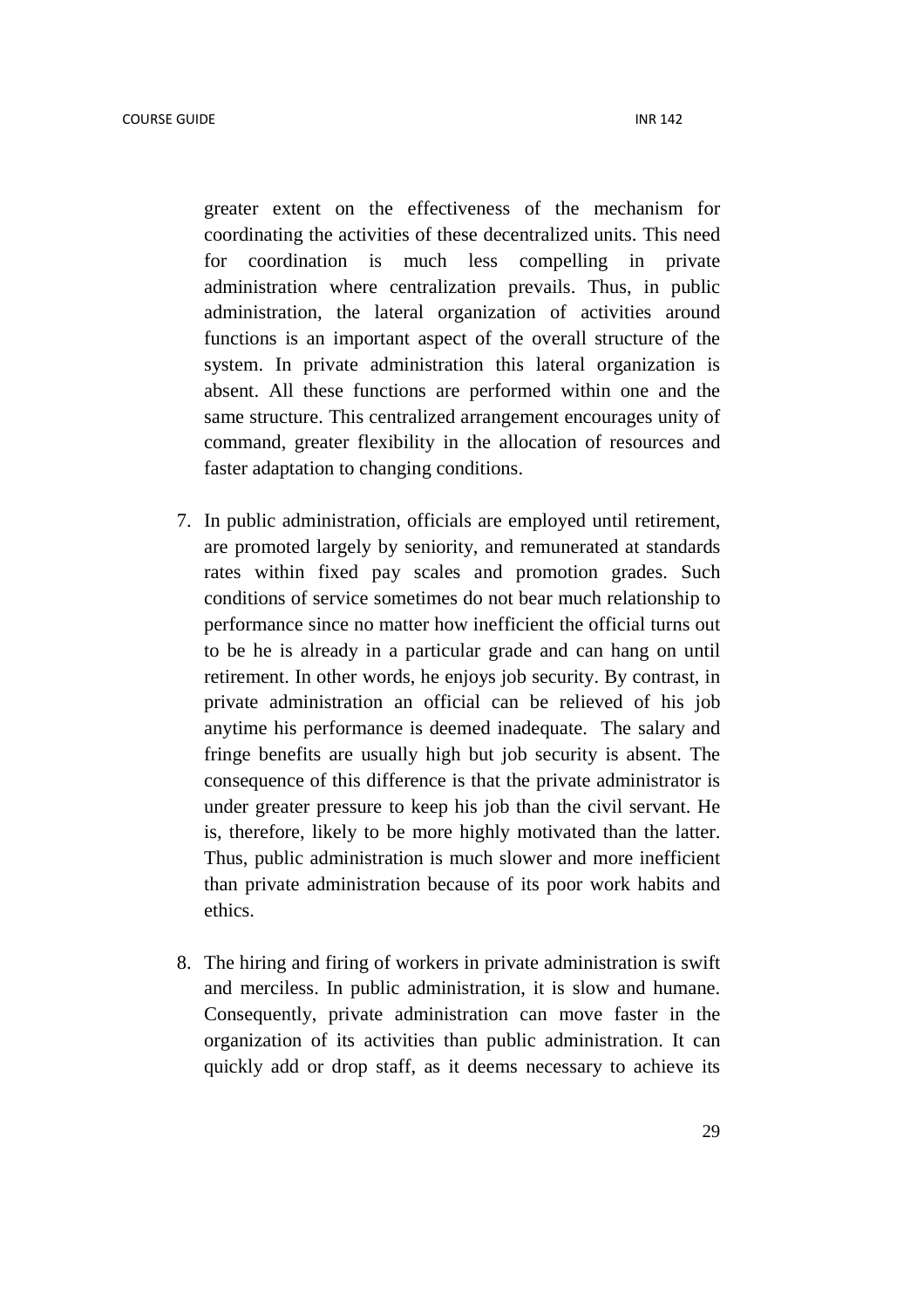greater extent on the effectiveness of the mechanism for coordinating the activities of these decentralized units. This need for coordination is much less compelling in private administration where centralization prevails. Thus, in public administration, the lateral organization of activities around functions is an important aspect of the overall structure of the system. In private administration this lateral organization is absent. All these functions are performed within one and the same structure. This centralized arrangement encourages unity of command, greater flexibility in the allocation of resources and faster adaptation to changing conditions.

7. In public administration, officials are employed until retirement, are promoted largely by seniority, and remunerated at standards rates within fixed pay scales and promotion grades. Such conditions of service sometimes do not bear much relationship to performance since no matter how inefficient the official turns out to be he is already in a particular grade and can hang on until retirement. In other words, he enjoys job security. By contrast, in private administration an official can be relieved of his job anytime his performance is deemed inadequate. The salary and fringe benefits are usually high but job security is absent. The consequence of this difference is that the private administrator is under greater pressure to keep his job than the civil servant. He is, therefore, likely to be more highly motivated than the latter. Thus, public administration is much slower and more inefficient than private administration because of its poor work habits and ethics.

8. The hiring and firing of workers in private administration is swift and merciless. In public administration, it is slow and humane. Consequently, private administration can move faster in the organization of its activities than public administration. It can quickly add or drop staff, as it deems necessary to achieve its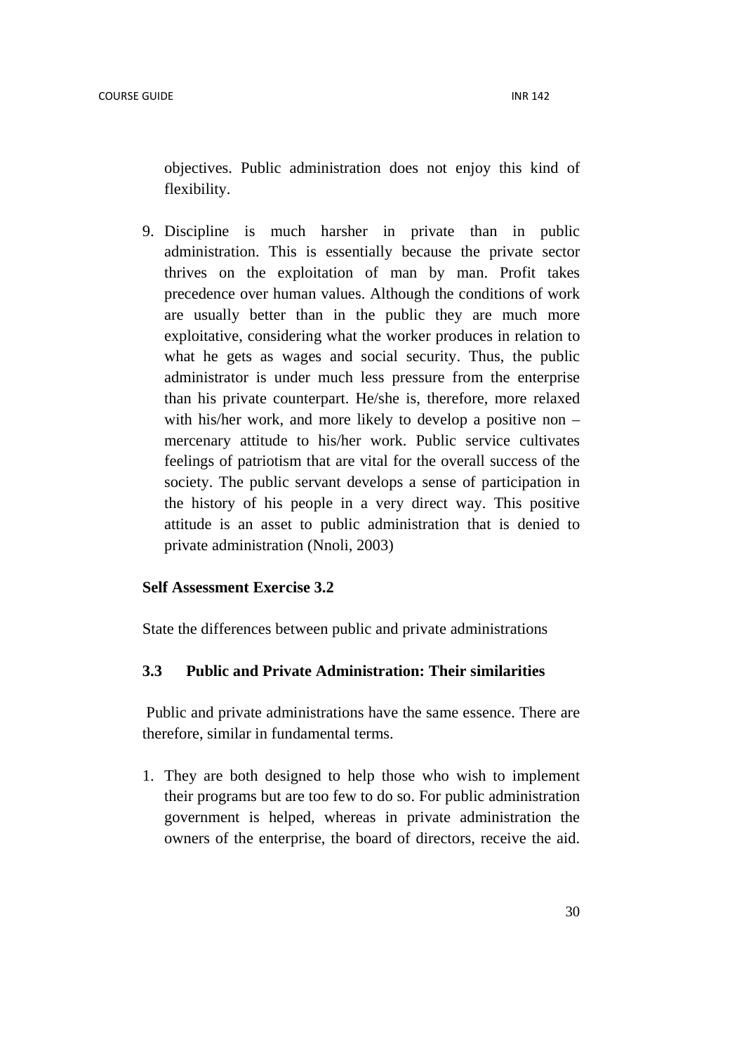objectives. Public administration does not enjoy this kind of flexibility.

9. Discipline is much harsher in private than in public administration. This is essentially because the private sector thrives on the exploitation of man by man. Profit takes precedence over human values. Although the conditions of work are usually better than in the public they are much more exploitative, considering what the worker produces in relation to what he gets as wages and social security. Thus, the public administrator is under much less pressure from the enterprise than his private counterpart. He/she is, therefore, more relaxed with his/her work, and more likely to develop a positive non – mercenary attitude to his/her work. Public service cultivates feelings of patriotism that are vital for the overall success of the society. The public servant develops a sense of participation in the history of his people in a very direct way. This positive attitude is an asset to public administration that is denied to private administration (Nnoli, 2003)

**Self Assessment Exercise 3.2**

State the differences between public and private administrations

### 3.3 Public and Private Administration: Their similarities

Public and private administrations have the same essence. There are therefore, similar in fundamental terms.

1. They are both designed to help those who wish to implement their programs but are too few to do so. For public administration government is helped, whereas in private administration the owners of the enterprise, the board of directors, receive the aid.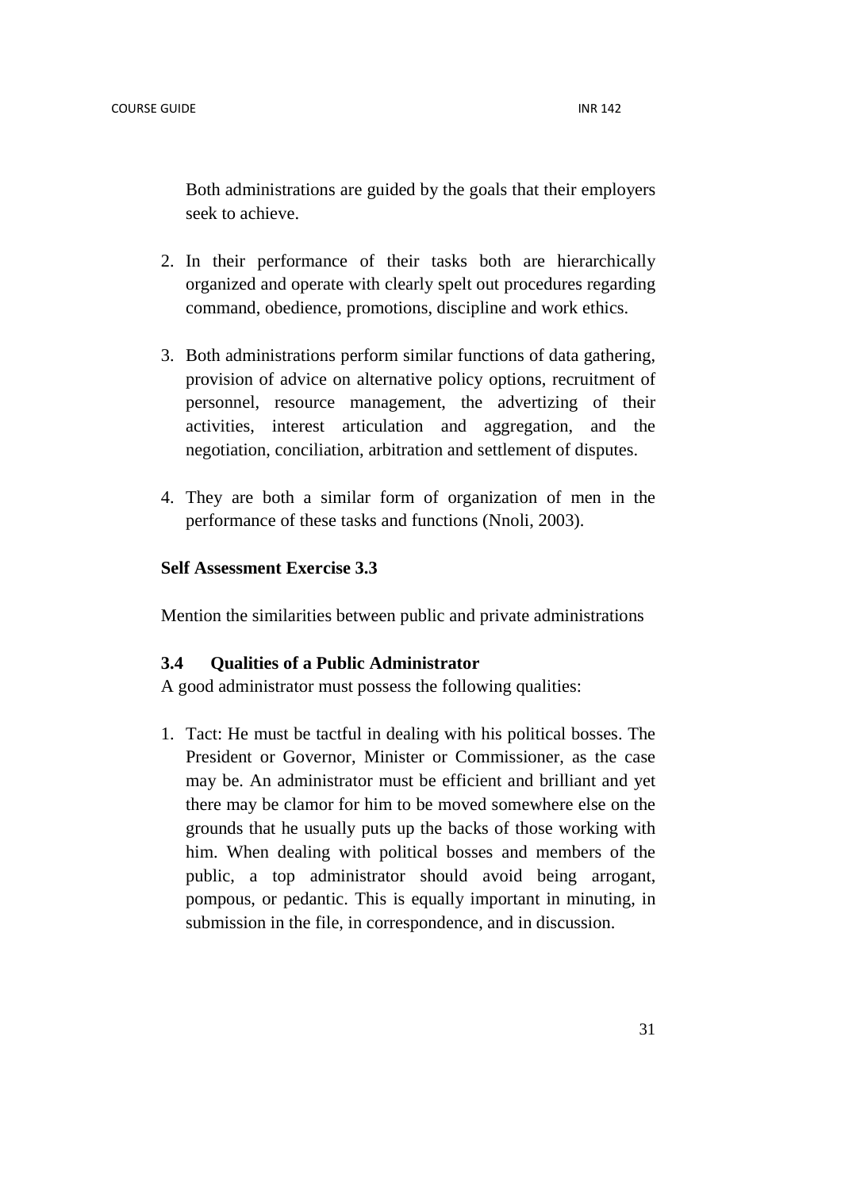Both administrations are guided by the goals that their employers seek to achieve.

2. In their performance of their tasks both are hierarchically organized and operate with clearly spelt out procedures regarding command, obedience, promotions, discipline and work ethics.

3. Both administrations perform similar functions of data gathering, provision of advice on alternative policy options, recruitment of personnel, resource management, the advertizing of their activities, interest articulation and aggregation, and the negotiation, conciliation, arbitration and settlement of disputes.

4. They are both a similar form of organization of men in the performance of these tasks and functions (Nnoli, 2003).

**Self Assessment Exercise 3.3**

Mention the similarities between public and private administrations

### 3.4 Qualities of a Public Administrator

A good administrator must possess the following qualities:

1. Tact: He must be tactful in dealing with his political bosses. The President or Governor, Minister or Commissioner, as the case may be. An administrator must be efficient and brilliant and yet there may be clamor for him to be moved somewhere else on the grounds that he usually puts up the backs of those working with him. When dealing with political bosses and members of the public, a top administrator should avoid being arrogant, pompous, or pedantic. This is equally important in minuting, in submission in the file, in correspondence, and in discussion.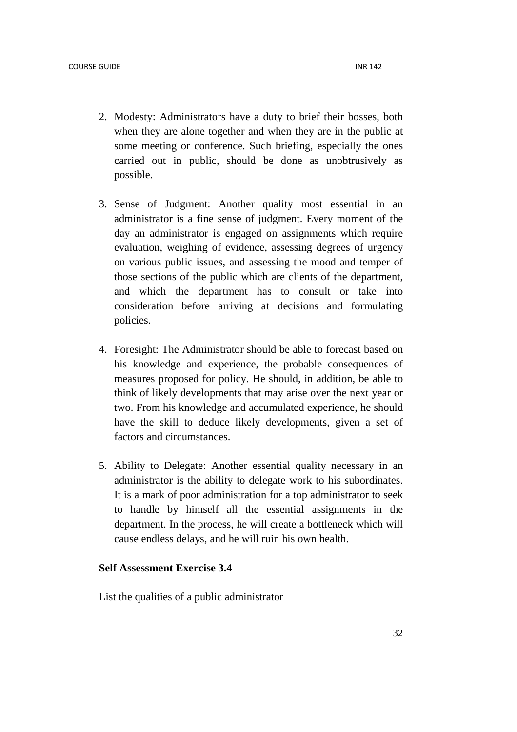2. Modesty: Administrators have a duty to brief their bosses, both when they are alone together and when they are in the public at some meeting or conference. Such briefing, especially the ones carried out in public, should be done as unobtrusively as possible.

3. Sense of Judgment: Another quality most essential in an administrator is a fine sense of judgment. Every moment of the day an administrator is engaged on assignments which require evaluation, weighing of evidence, assessing degrees of urgency on various public issues, and assessing the mood and temper of those sections of the public which are clients of the department, and which the department has to consult or take into consideration before arriving at decisions and formulating policies.

4. Foresight: The Administrator should be able to forecast based on his knowledge and experience, the probable consequences of measures proposed for policy. He should, in addition, be able to think of likely developments that may arise over the next year or two. From his knowledge and accumulated experience, he should have the skill to deduce likely developments, given a set of factors and circumstances.

5. Ability to Delegate: Another essential quality necessary in an administrator is the ability to delegate work to his subordinates. It is a mark of poor administration for a top administrator to seek to handle by himself all the essential assignments in the department. In the process, he will create a bottleneck which will cause endless delays, and he will ruin his own health.

**Self Assessment Exercise 3.4**

List the qualities of a public administrator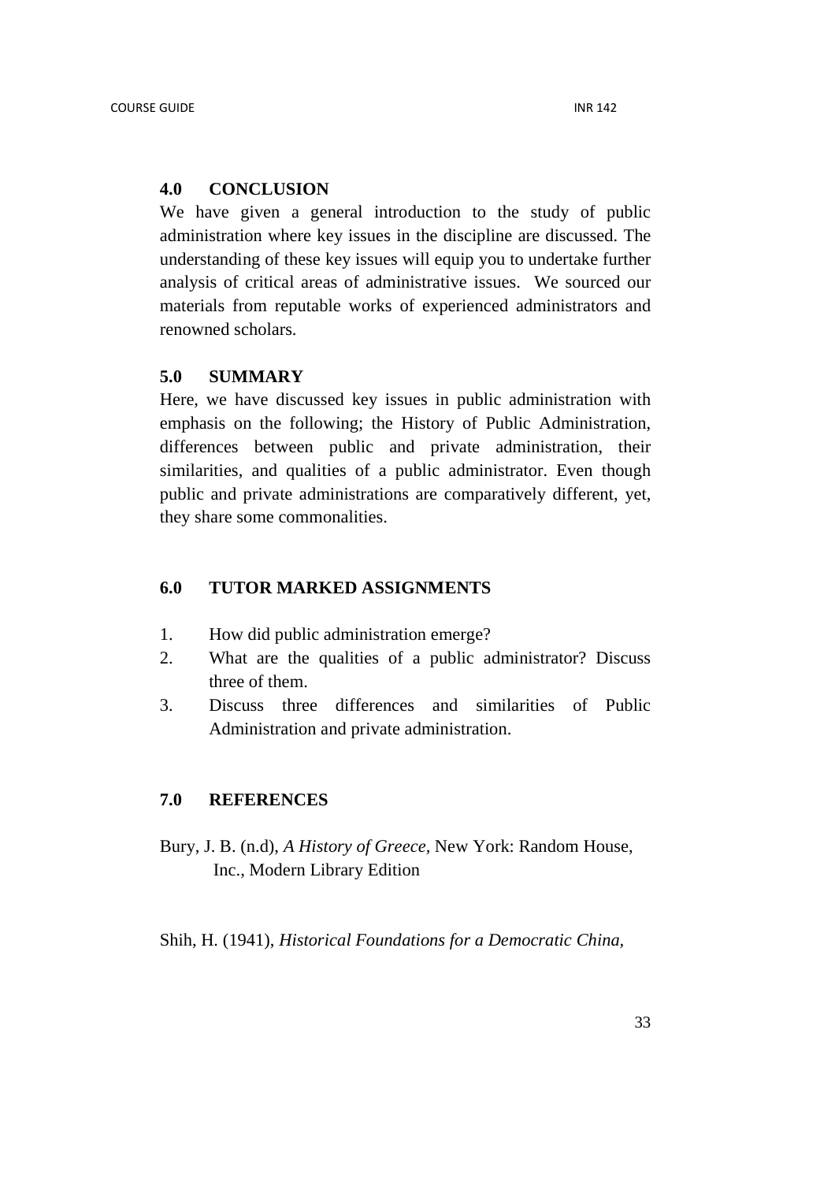## 4.0 CONCLUSION

We have given a general introduction to the study of public administration where key issues in the discipline are discussed. The understanding of these key issues will equip you to undertake further analysis of critical areas of administrative issues. We sourced our materials from reputable works of experienced administrators and renowned scholars.

## 5.0 SUMMARY

Here, we have discussed key issues in public administration with emphasis on the following; the History of Public Administration, differences between public and private administration, their similarities, and qualities of a public administrator. Even though public and private administrations are comparatively different, yet, they share some commonalities.

## 6.0 TUTOR MARKED ASSIGNMENTS

1. How did public administration emerge?
2. What are the qualities of a public administrator? Discuss three of them.
3. Discuss three differences and similarities of Public Administration and private administration.

## 7.0 REFERENCES

Bury, J. B. (n.d), *A History of Greece,* New York: Random House, Inc., Modern Library Edition

Shih, H. (1941), *Historical Foundations for a Democratic China,*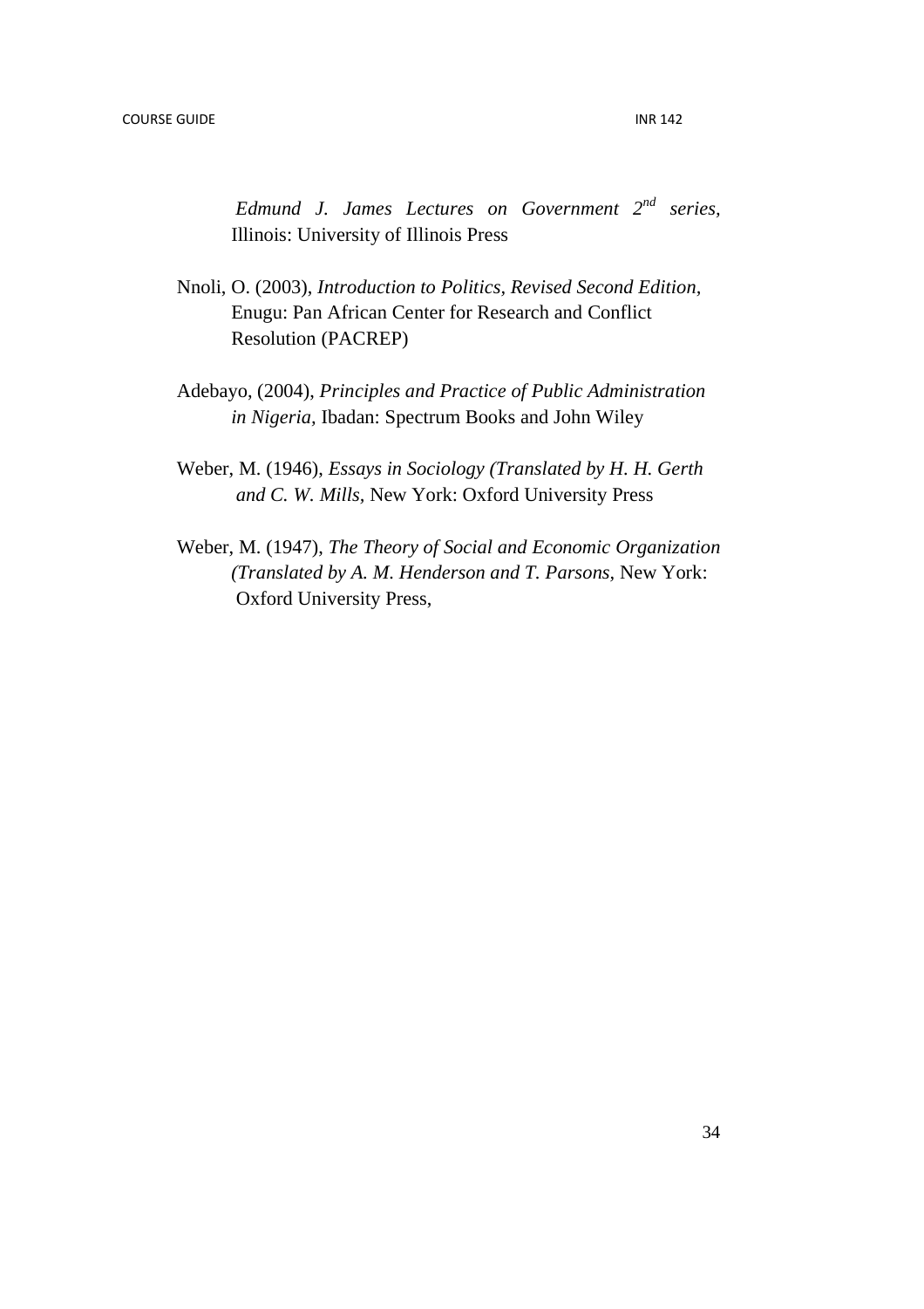*Edmund J. James Lectures on Government 2nd series*, Illinois: University of Illinois Press

Nnoli, O. (2003), *Introduction to Politics, Revised Second Edition*, Enugu: Pan African Center for Research and Conflict Resolution (PACREP)

Adebayo, (2004), *Principles and Practice of Public Administration in Nigeria,* Ibadan: Spectrum Books and John Wiley

Weber, M. (1946), *Essays in Sociology (Translated by H. H. Gerth and C. W. Mills,* New York: Oxford University Press

Weber, M. (1947), *The Theory of Social and Economic Organization (Translated by A. M. Henderson and T. Parsons,* New York: Oxford University Press,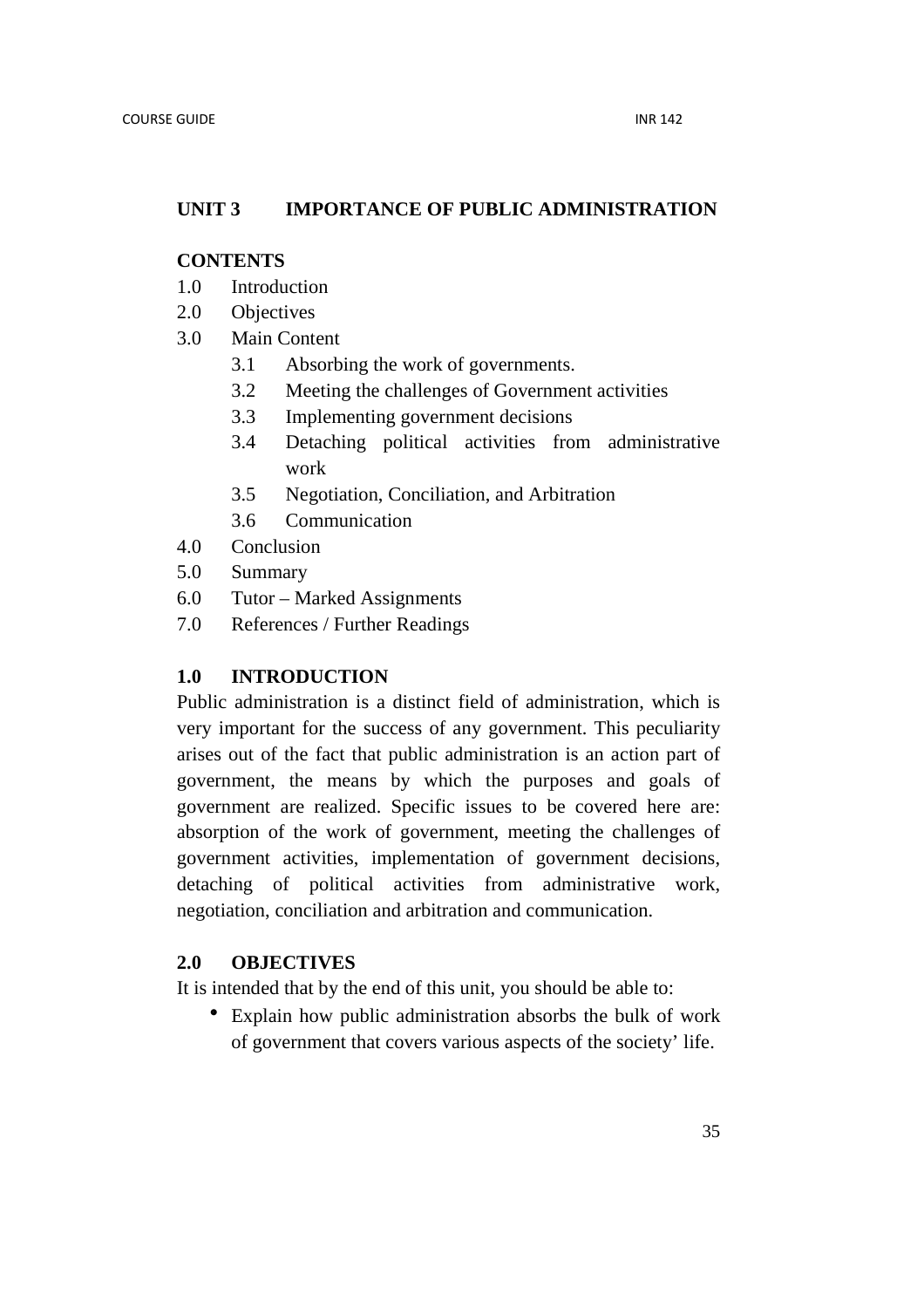## UNIT 3 IMPORTANCE OF PUBLIC ADMINISTRATION

**CONTENTS**

1.0 Introduction
2.0 Objectives
3.0 Main Content
   - 3.1 Absorbing the work of governments.
   - 3.2 Meeting the challenges of Government activities
   - 3.3 Implementing government decisions
   - 3.4 Detaching political activities from administrative work
   - 3.5 Negotiation, Conciliation, and Arbitration
   - 3.6 Communication

4.0 Conclusion
5.0 Summary
6.0 Tutor – Marked Assignments
7.0 References / Further Readings

### 1.0 INTRODUCTION

Public administration is a distinct field of administration, which is very important for the success of any government. This peculiarity arises out of the fact that public administration is an action part of government, the means by which the purposes and goals of government are realized. Specific issues to be covered here are: absorption of the work of government, meeting the challenges of government activities, implementation of government decisions, detaching of political activities from administrative work, negotiation, conciliation and arbitration and communication.

### 2.0 OBJECTIVES

It is intended that by the end of this unit, you should be able to:

- Explain how public administration absorbs the bulk of work of government that covers various aspects of the society' life.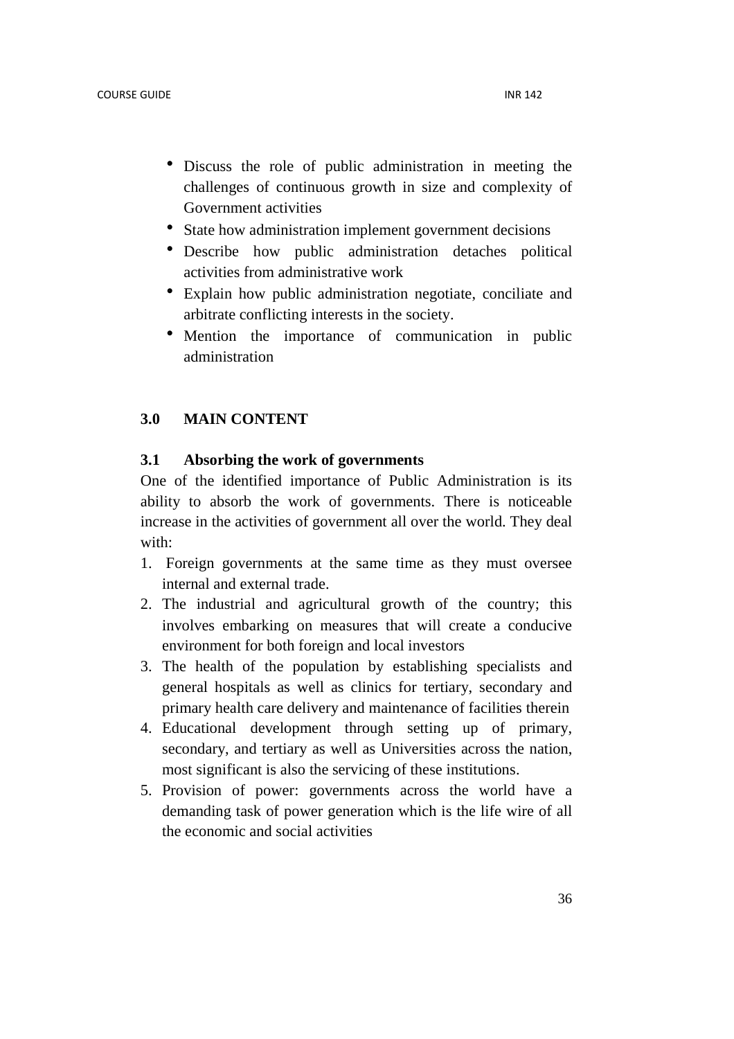- Discuss the role of public administration in meeting the challenges of continuous growth in size and complexity of Government activities
- State how administration implement government decisions
- Describe how public administration detaches political activities from administrative work
- Explain how public administration negotiate, conciliate and arbitrate conflicting interests in the society.
- Mention the importance of communication in public administration

## 3.0 MAIN CONTENT

### 3.1 Absorbing the work of governments

One of the identified importance of Public Administration is its ability to absorb the work of governments. There is noticeable increase in the activities of government all over the world. They deal with:

1. Foreign governments at the same time as they must oversee internal and external trade.
2. The industrial and agricultural growth of the country; this involves embarking on measures that will create a conducive environment for both foreign and local investors
3. The health of the population by establishing specialists and general hospitals as well as clinics for tertiary, secondary and primary health care delivery and maintenance of facilities therein
4. Educational development through setting up of primary, secondary, and tertiary as well as Universities across the nation, most significant is also the servicing of these institutions.
5. Provision of power: governments across the world have a demanding task of power generation which is the life wire of all the economic and social activities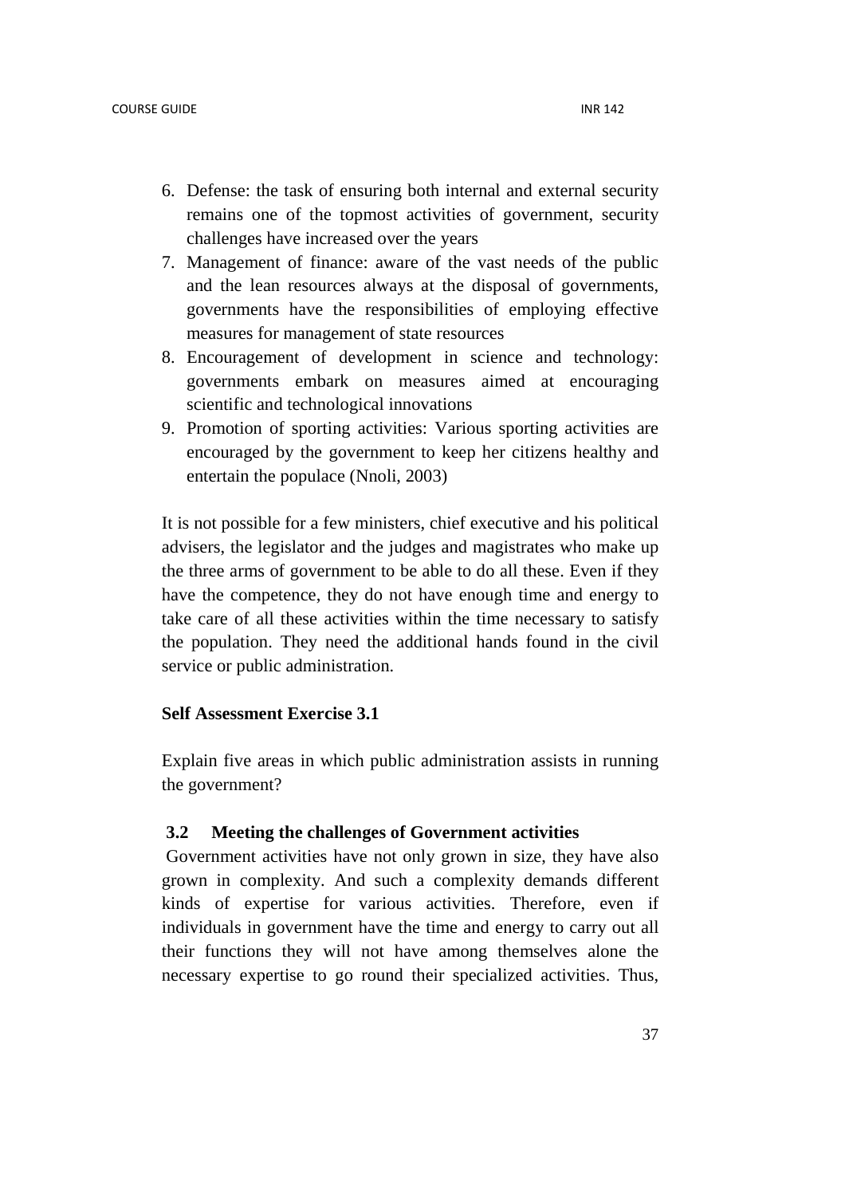6. Defense: the task of ensuring both internal and external security remains one of the topmost activities of government, security challenges have increased over the years
7. Management of finance: aware of the vast needs of the public and the lean resources always at the disposal of governments, governments have the responsibilities of employing effective measures for management of state resources
8. Encouragement of development in science and technology: governments embark on measures aimed at encouraging scientific and technological innovations
9. Promotion of sporting activities: Various sporting activities are encouraged by the government to keep her citizens healthy and entertain the populace (Nnoli, 2003)

It is not possible for a few ministers, chief executive and his political advisers, the legislator and the judges and magistrates who make up the three arms of government to be able to do all these. Even if they have the competence, they do not have enough time and energy to take care of all these activities within the time necessary to satisfy the population. They need the additional hands found in the civil service or public administration.

**Self Assessment Exercise 3.1**

Explain five areas in which public administration assists in running the government?

### 3.2 Meeting the challenges of Government activities

Government activities have not only grown in size, they have also grown in complexity. And such a complexity demands different kinds of expertise for various activities. Therefore, even if individuals in government have the time and energy to carry out all their functions they will not have among themselves alone the necessary expertise to go round their specialized activities. Thus,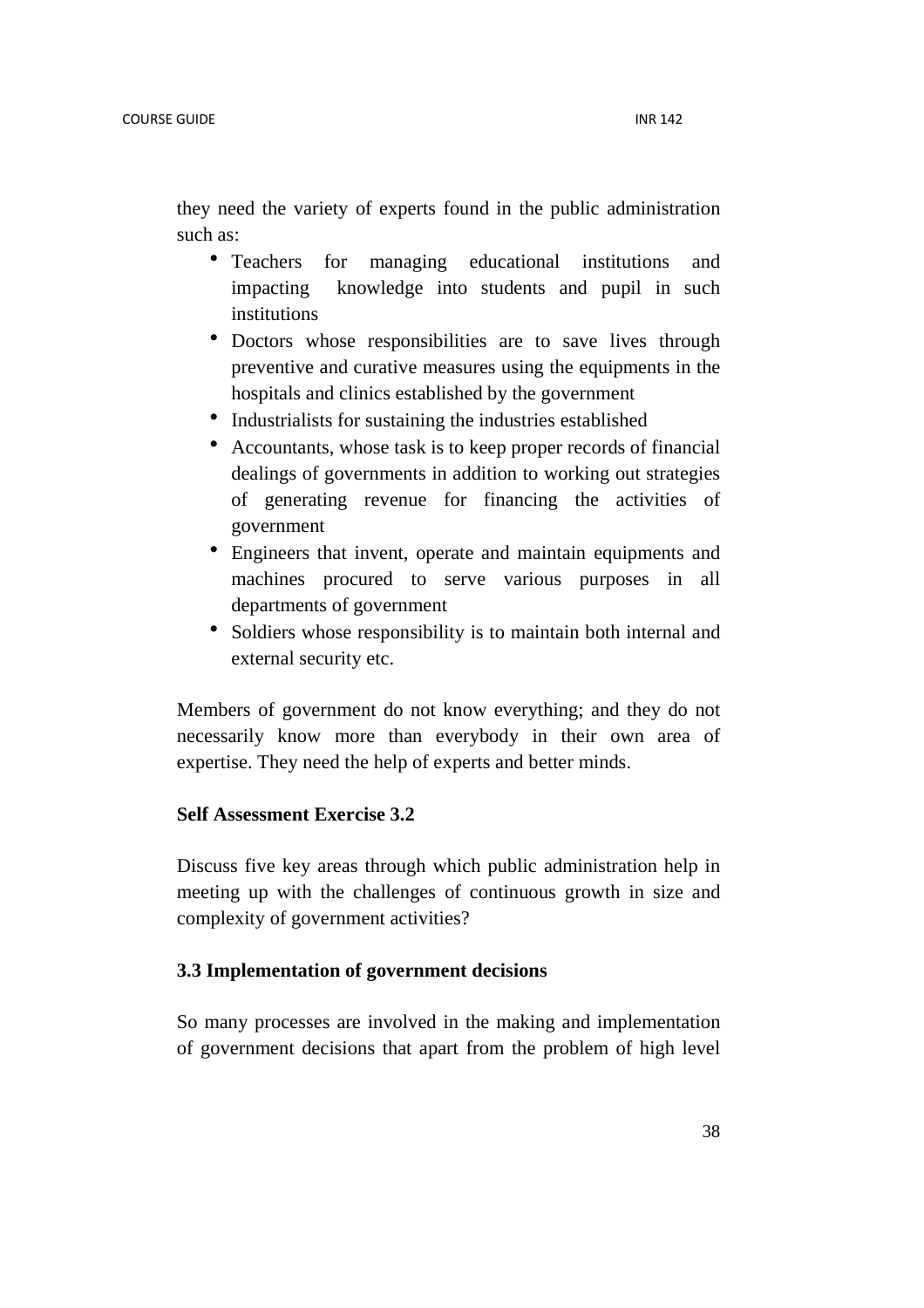they need the variety of experts found in the public administration such as:

- Teachers for managing educational institutions and impacting knowledge into students and pupil in such institutions
- Doctors whose responsibilities are to save lives through preventive and curative measures using the equipments in the hospitals and clinics established by the government
- Industrialists for sustaining the industries established
- Accountants, whose task is to keep proper records of financial dealings of governments in addition to working out strategies of generating revenue for financing the activities of government
- Engineers that invent, operate and maintain equipments and machines procured to serve various purposes in all departments of government
- Soldiers whose responsibility is to maintain both internal and external security etc.

Members of government do not know everything; and they do not necessarily know more than everybody in their own area of expertise. They need the help of experts and better minds.

**Self Assessment Exercise 3.2**

Discuss five key areas through which public administration help in meeting up with the challenges of continuous growth in size and complexity of government activities?

### 3.3 Implementation of government decisions

So many processes are involved in the making and implementation of government decisions that apart from the problem of high level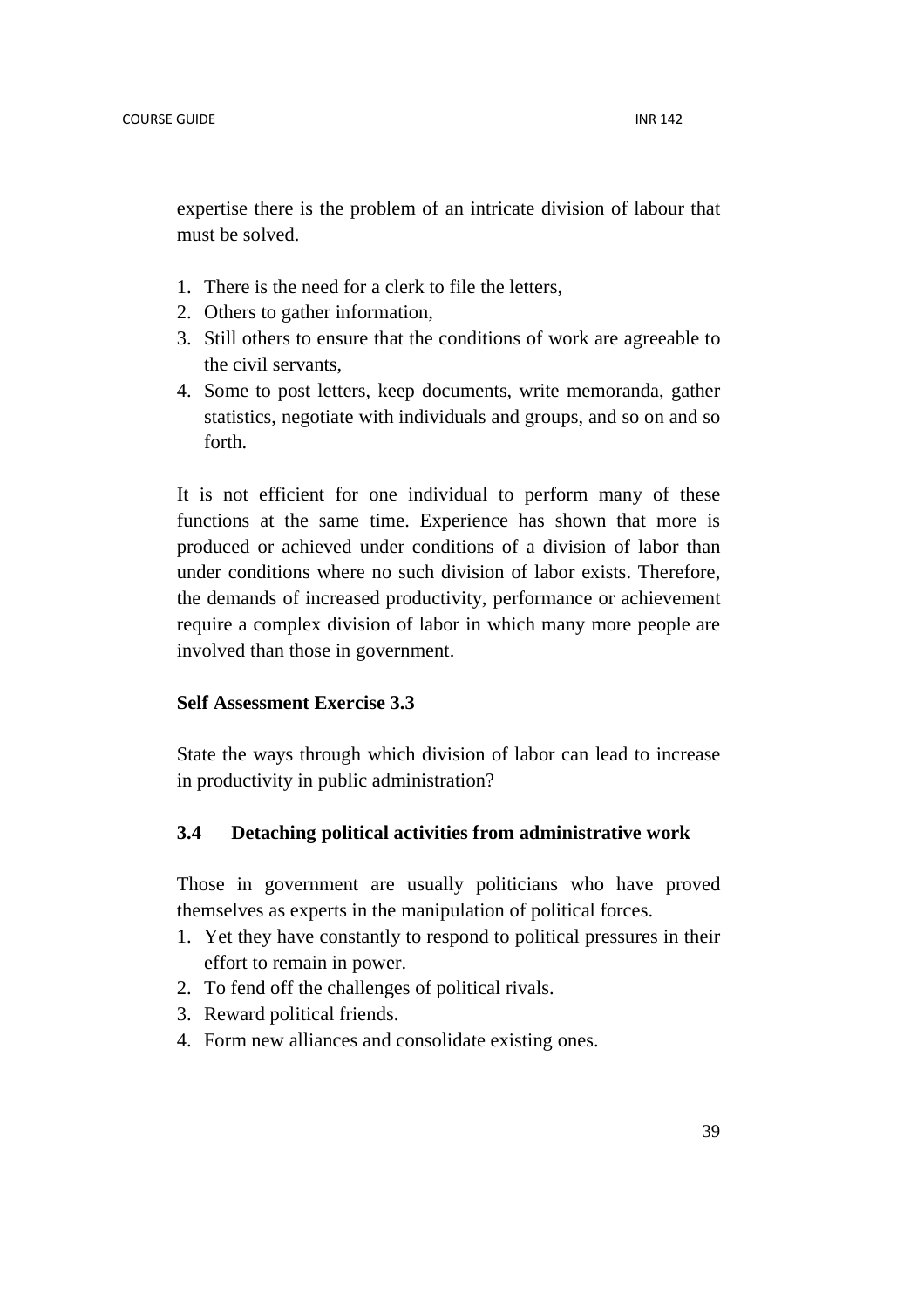expertise there is the problem of an intricate division of labour that must be solved.

1. There is the need for a clerk to file the letters,
2. Others to gather information,
3. Still others to ensure that the conditions of work are agreeable to the civil servants,
4. Some to post letters, keep documents, write memoranda, gather statistics, negotiate with individuals and groups, and so on and so forth.

It is not efficient for one individual to perform many of these functions at the same time. Experience has shown that more is produced or achieved under conditions of a division of labor than under conditions where no such division of labor exists. Therefore, the demands of increased productivity, performance or achievement require a complex division of labor in which many more people are involved than those in government.

**Self Assessment Exercise 3.3**

State the ways through which division of labor can lead to increase in productivity in public administration?

### 3.4 Detaching political activities from administrative work

Those in government are usually politicians who have proved themselves as experts in the manipulation of political forces.

1. Yet they have constantly to respond to political pressures in their effort to remain in power.
2. To fend off the challenges of political rivals.
3. Reward political friends.
4. Form new alliances and consolidate existing ones.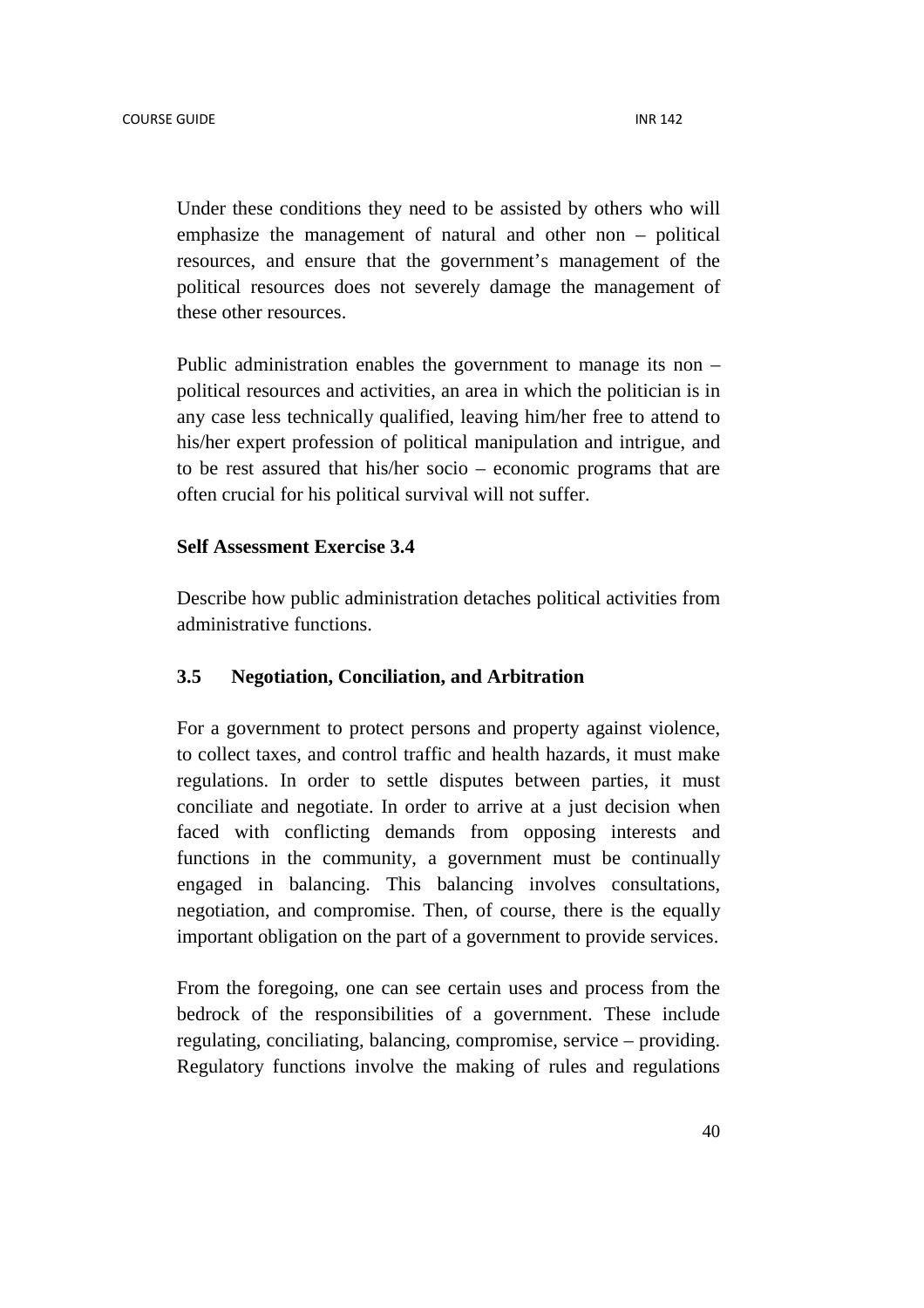Under these conditions they need to be assisted by others who will emphasize the management of natural and other non – political resources, and ensure that the government's management of the political resources does not severely damage the management of these other resources.

Public administration enables the government to manage its non – political resources and activities, an area in which the politician is in any case less technically qualified, leaving him/her free to attend to his/her expert profession of political manipulation and intrigue, and to be rest assured that his/her socio – economic programs that are often crucial for his political survival will not suffer.

**Self Assessment Exercise 3.4**

Describe how public administration detaches political activities from administrative functions.

### 3.5 Negotiation, Conciliation, and Arbitration

For a government to protect persons and property against violence, to collect taxes, and control traffic and health hazards, it must make regulations. In order to settle disputes between parties, it must conciliate and negotiate. In order to arrive at a just decision when faced with conflicting demands from opposing interests and functions in the community, a government must be continually engaged in balancing. This balancing involves consultations, negotiation, and compromise. Then, of course, there is the equally important obligation on the part of a government to provide services.

From the foregoing, one can see certain uses and process from the bedrock of the responsibilities of a government. These include regulating, conciliating, balancing, compromise, service – providing. Regulatory functions involve the making of rules and regulations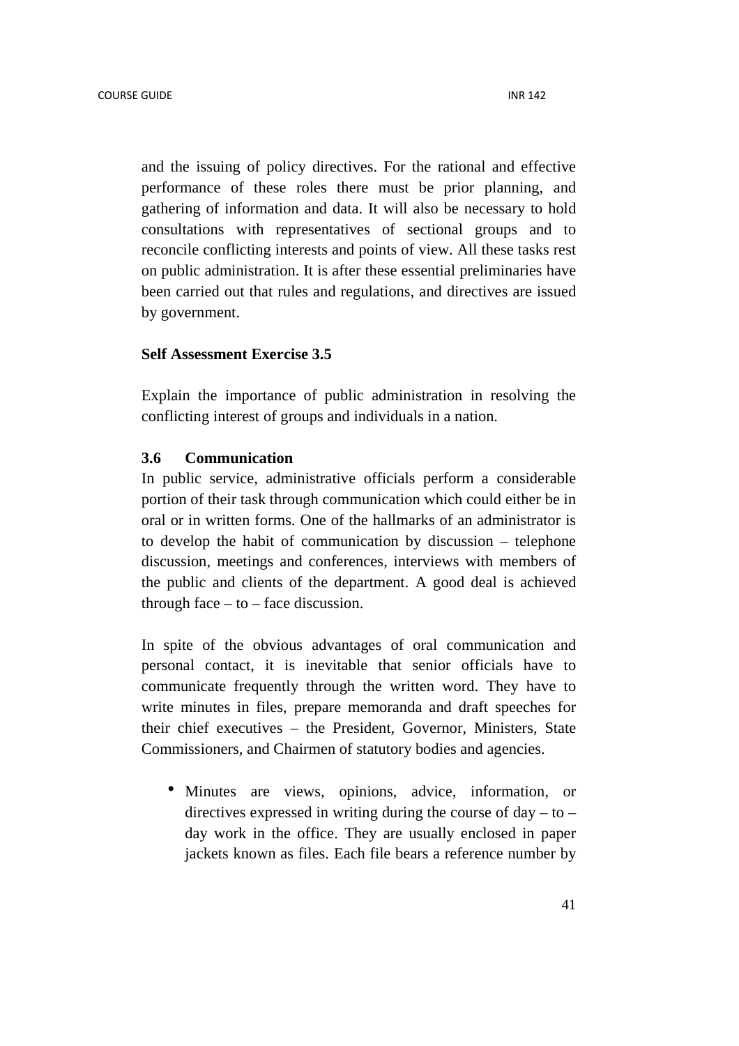and the issuing of policy directives. For the rational and effective performance of these roles there must be prior planning, and gathering of information and data. It will also be necessary to hold consultations with representatives of sectional groups and to reconcile conflicting interests and points of view. All these tasks rest on public administration. It is after these essential preliminaries have been carried out that rules and regulations, and directives are issued by government.

**Self Assessment Exercise 3.5**

Explain the importance of public administration in resolving the conflicting interest of groups and individuals in a nation.

### 3.6 Communication

In public service, administrative officials perform a considerable portion of their task through communication which could either be in oral or in written forms. One of the hallmarks of an administrator is to develop the habit of communication by discussion – telephone discussion, meetings and conferences, interviews with members of the public and clients of the department. A good deal is achieved through face – to – face discussion.

In spite of the obvious advantages of oral communication and personal contact, it is inevitable that senior officials have to communicate frequently through the written word. They have to write minutes in files, prepare memoranda and draft speeches for their chief executives – the President, Governor, Ministers, State Commissioners, and Chairmen of statutory bodies and agencies.

- Minutes are views, opinions, advice, information, or directives expressed in writing during the course of day – to – day work in the office. They are usually enclosed in paper jackets known as files. Each file bears a reference number by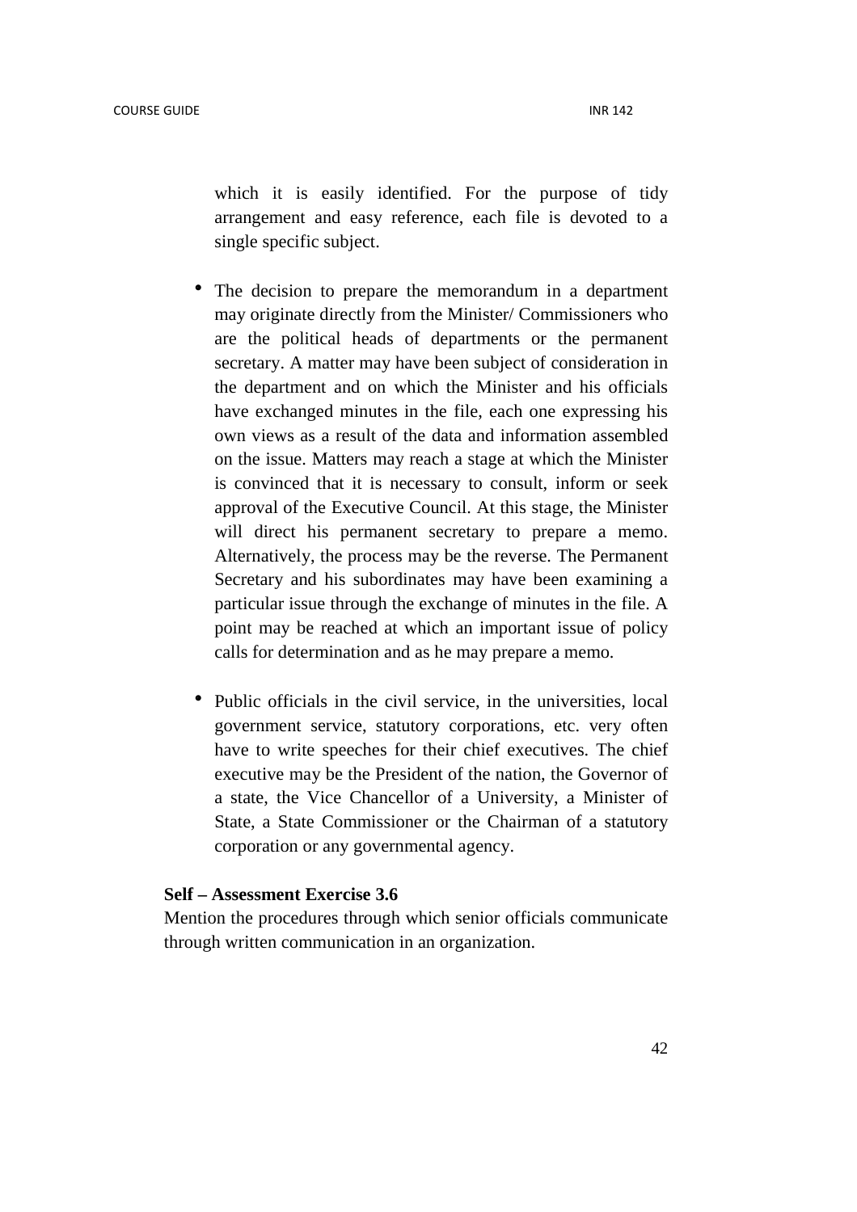which it is easily identified. For the purpose of tidy arrangement and easy reference, each file is devoted to a single specific subject.

- The decision to prepare the memorandum in a department may originate directly from the Minister/ Commissioners who are the political heads of departments or the permanent secretary. A matter may have been subject of consideration in the department and on which the Minister and his officials have exchanged minutes in the file, each one expressing his own views as a result of the data and information assembled on the issue. Matters may reach a stage at which the Minister is convinced that it is necessary to consult, inform or seek approval of the Executive Council. At this stage, the Minister will direct his permanent secretary to prepare a memo. Alternatively, the process may be the reverse. The Permanent Secretary and his subordinates may have been examining a particular issue through the exchange of minutes in the file. A point may be reached at which an important issue of policy calls for determination and as he may prepare a memo.

- Public officials in the civil service, in the universities, local government service, statutory corporations, etc. very often have to write speeches for their chief executives. The chief executive may be the President of the nation, the Governor of a state, the Vice Chancellor of a University, a Minister of State, a State Commissioner or the Chairman of a statutory corporation or any governmental agency.

**Self – Assessment Exercise 3.6**

Mention the procedures through which senior officials communicate through written communication in an organization.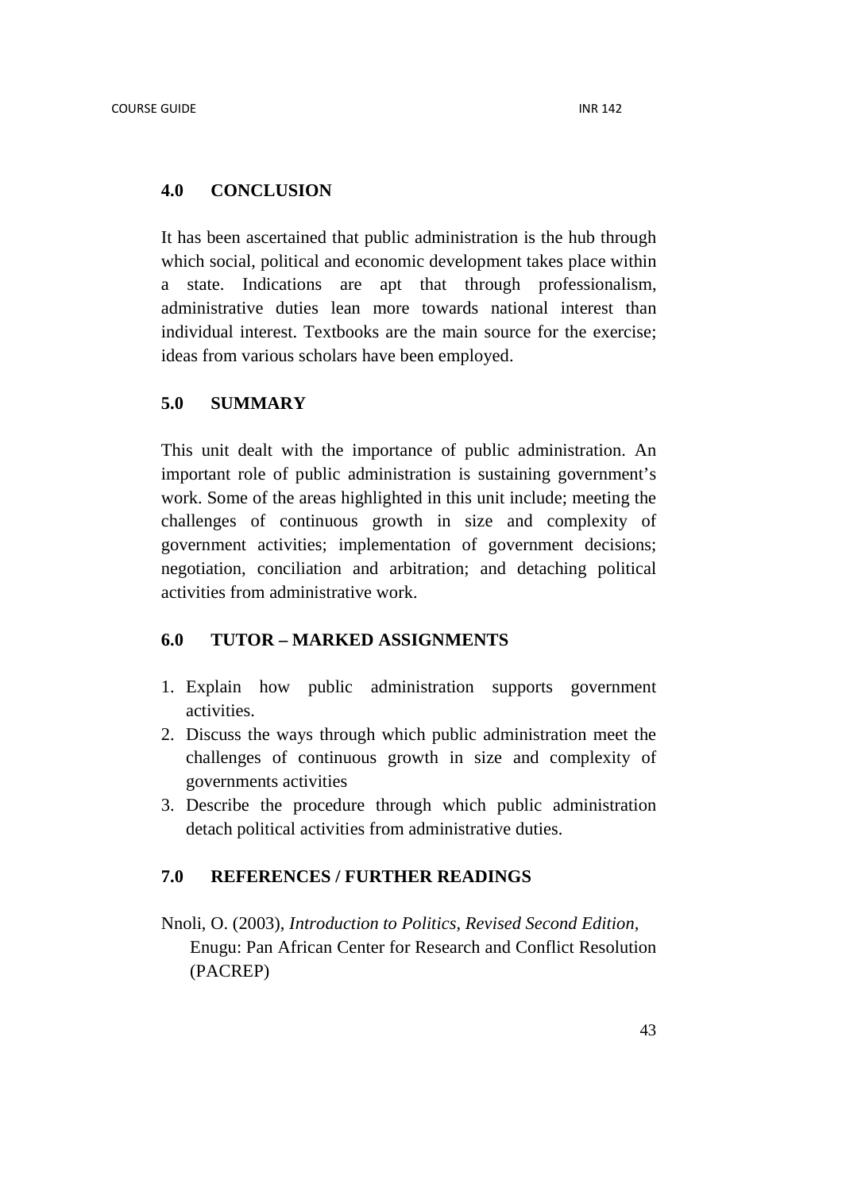## 4.0 CONCLUSION

It has been ascertained that public administration is the hub through which social, political and economic development takes place within a state. Indications are apt that through professionalism, administrative duties lean more towards national interest than individual interest. Textbooks are the main source for the exercise; ideas from various scholars have been employed.

## 5.0 SUMMARY

This unit dealt with the importance of public administration. An important role of public administration is sustaining government's work. Some of the areas highlighted in this unit include; meeting the challenges of continuous growth in size and complexity of government activities; implementation of government decisions; negotiation, conciliation and arbitration; and detaching political activities from administrative work.

## 6.0 TUTOR – MARKED ASSIGNMENTS

1. Explain how public administration supports government activities.
2. Discuss the ways through which public administration meet the challenges of continuous growth in size and complexity of governments activities
3. Describe the procedure through which public administration detach political activities from administrative duties.

## 7.0 REFERENCES / FURTHER READINGS

Nnoli, O. (2003), *Introduction to Politics, Revised Second Edition*, Enugu: Pan African Center for Research and Conflict Resolution (PACREP)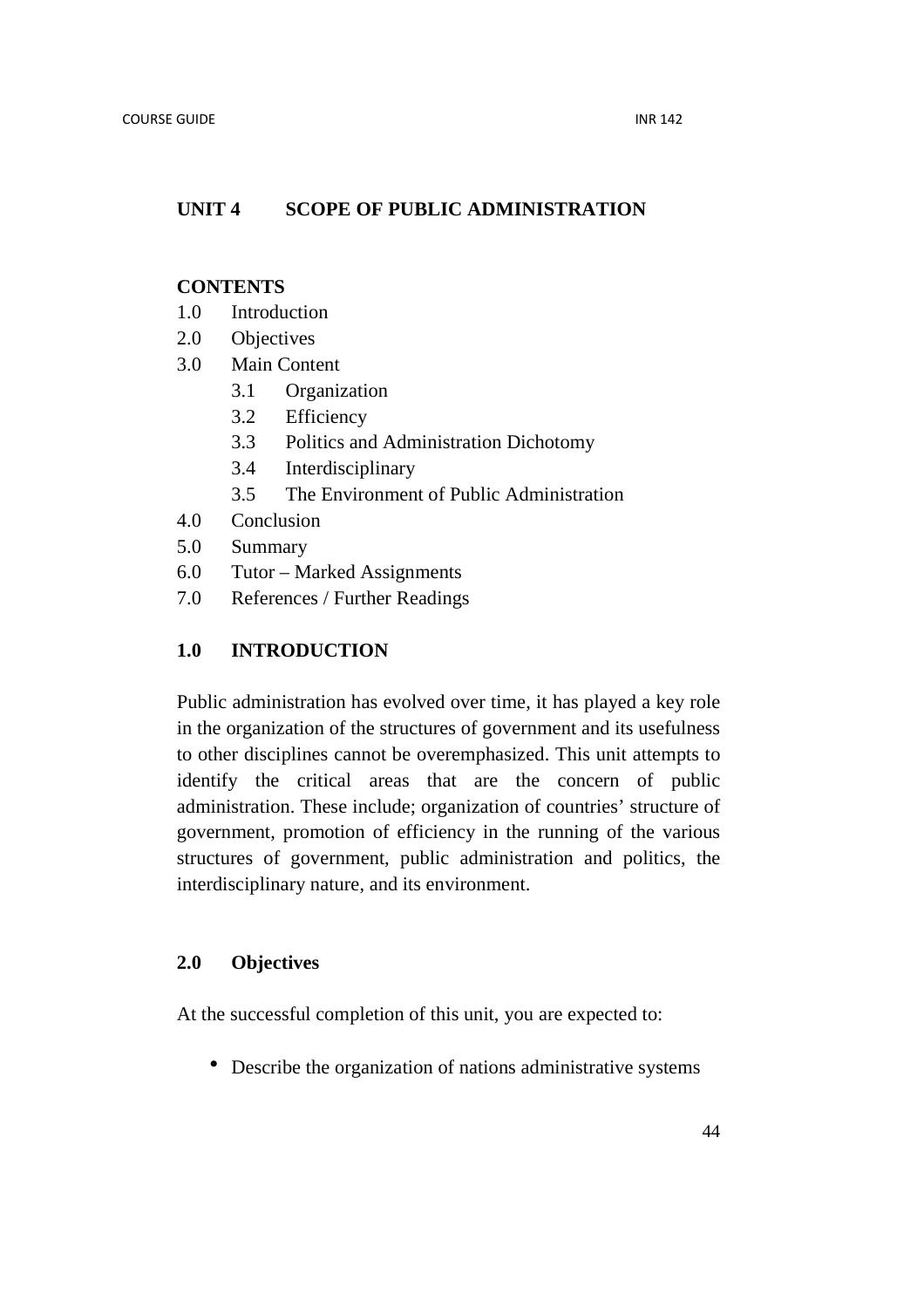## UNIT 4 SCOPE OF PUBLIC ADMINISTRATION

**CONTENTS**

1.0 Introduction
2.0 Objectives
3.0 Main Content
 3.1 Organization
 3.2 Efficiency
 3.3 Politics and Administration Dichotomy
 3.4 Interdisciplinary
 3.5 The Environment of Public Administration
4.0 Conclusion
5.0 Summary
6.0 Tutor – Marked Assignments
7.0 References / Further Readings

### 1.0 INTRODUCTION

Public administration has evolved over time, it has played a key role in the organization of the structures of government and its usefulness to other disciplines cannot be overemphasized. This unit attempts to identify the critical areas that are the concern of public administration. These include; organization of countries' structure of government, promotion of efficiency in the running of the various structures of government, public administration and politics, the interdisciplinary nature, and its environment.

### 2.0 Objectives

At the successful completion of this unit, you are expected to:

- Describe the organization of nations administrative systems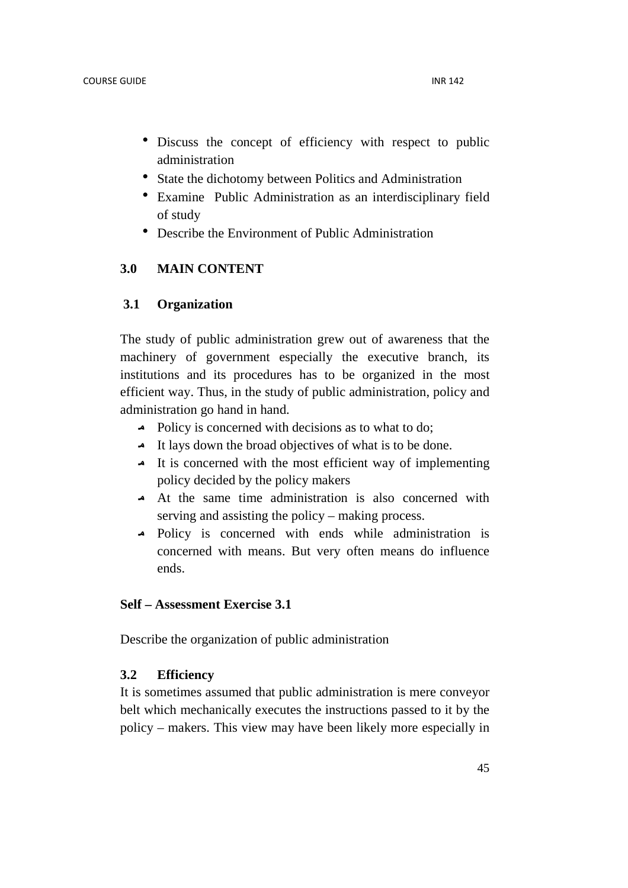- Discuss the concept of efficiency with respect to public administration
- State the dichotomy between Politics and Administration
- Examine Public Administration as an interdisciplinary field of study
- Describe the Environment of Public Administration

## 3.0 MAIN CONTENT

### 3.1 Organization

The study of public administration grew out of awareness that the machinery of government especially the executive branch, its institutions and its procedures has to be organized in the most efficient way. Thus, in the study of public administration, policy and administration go hand in hand.

- Policy is concerned with decisions as to what to do;
- It lays down the broad objectives of what is to be done.
- It is concerned with the most efficient way of implementing policy decided by the policy makers
- At the same time administration is also concerned with serving and assisting the policy – making process.
- Policy is concerned with ends while administration is concerned with means. But very often means do influence ends.

**Self – Assessment Exercise 3.1**

Describe the organization of public administration

### 3.2 Efficiency

It is sometimes assumed that public administration is mere conveyor belt which mechanically executes the instructions passed to it by the policy – makers. This view may have been likely more especially in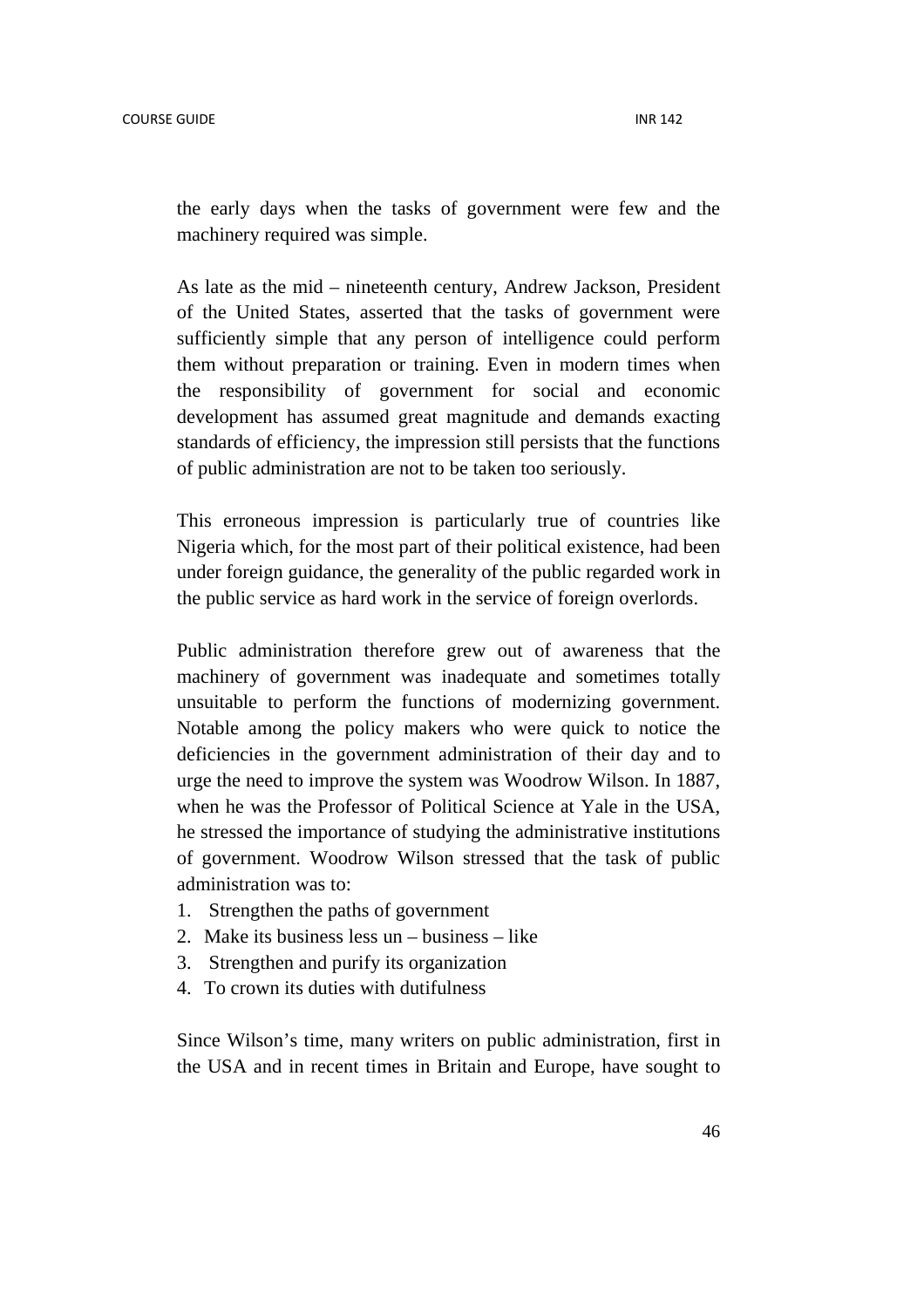the early days when the tasks of government were few and the machinery required was simple.

As late as the mid – nineteenth century, Andrew Jackson, President of the United States, asserted that the tasks of government were sufficiently simple that any person of intelligence could perform them without preparation or training. Even in modern times when the responsibility of government for social and economic development has assumed great magnitude and demands exacting standards of efficiency, the impression still persists that the functions of public administration are not to be taken too seriously.

This erroneous impression is particularly true of countries like Nigeria which, for the most part of their political existence, had been under foreign guidance, the generality of the public regarded work in the public service as hard work in the service of foreign overlords.

Public administration therefore grew out of awareness that the machinery of government was inadequate and sometimes totally unsuitable to perform the functions of modernizing government. Notable among the policy makers who were quick to notice the deficiencies in the government administration of their day and to urge the need to improve the system was Woodrow Wilson. In 1887, when he was the Professor of Political Science at Yale in the USA, he stressed the importance of studying the administrative institutions of government. Woodrow Wilson stressed that the task of public administration was to:

1. Strengthen the paths of government
2. Make its business less un – business – like
3. Strengthen and purify its organization
4. To crown its duties with dutifulness

Since Wilson's time, many writers on public administration, first in the USA and in recent times in Britain and Europe, have sought to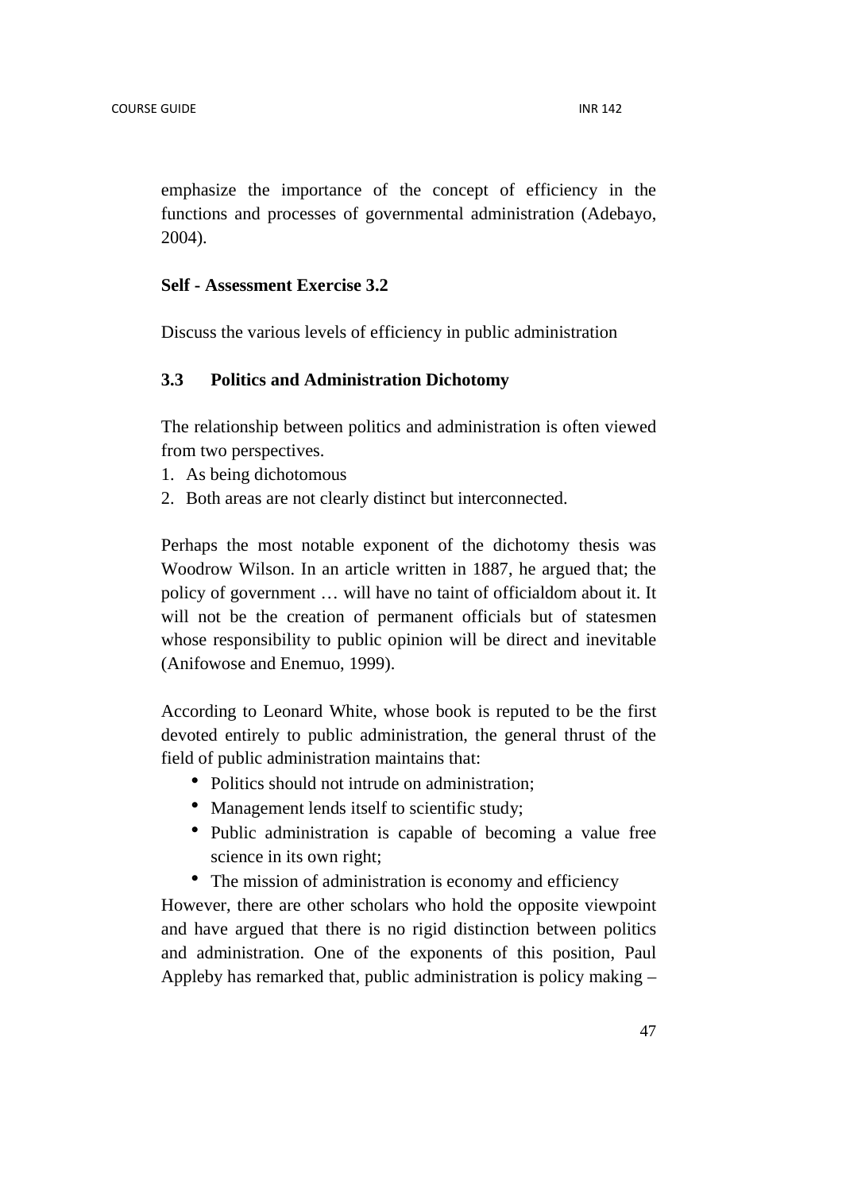emphasize the importance of the concept of efficiency in the functions and processes of governmental administration (Adebayo, 2004).

**Self - Assessment Exercise 3.2**

Discuss the various levels of efficiency in public administration

### 3.3 Politics and Administration Dichotomy

The relationship between politics and administration is often viewed from two perspectives.

1. As being dichotomous
2. Both areas are not clearly distinct but interconnected.

Perhaps the most notable exponent of the dichotomy thesis was Woodrow Wilson. In an article written in 1887, he argued that; the policy of government … will have no taint of officialdom about it. It will not be the creation of permanent officials but of statesmen whose responsibility to public opinion will be direct and inevitable (Anifowose and Enemuo, 1999).

According to Leonard White, whose book is reputed to be the first devoted entirely to public administration, the general thrust of the field of public administration maintains that:

- Politics should not intrude on administration;
- Management lends itself to scientific study;
- Public administration is capable of becoming a value free science in its own right;
- The mission of administration is economy and efficiency

However, there are other scholars who hold the opposite viewpoint and have argued that there is no rigid distinction between politics and administration. One of the exponents of this position, Paul Appleby has remarked that, public administration is policy making –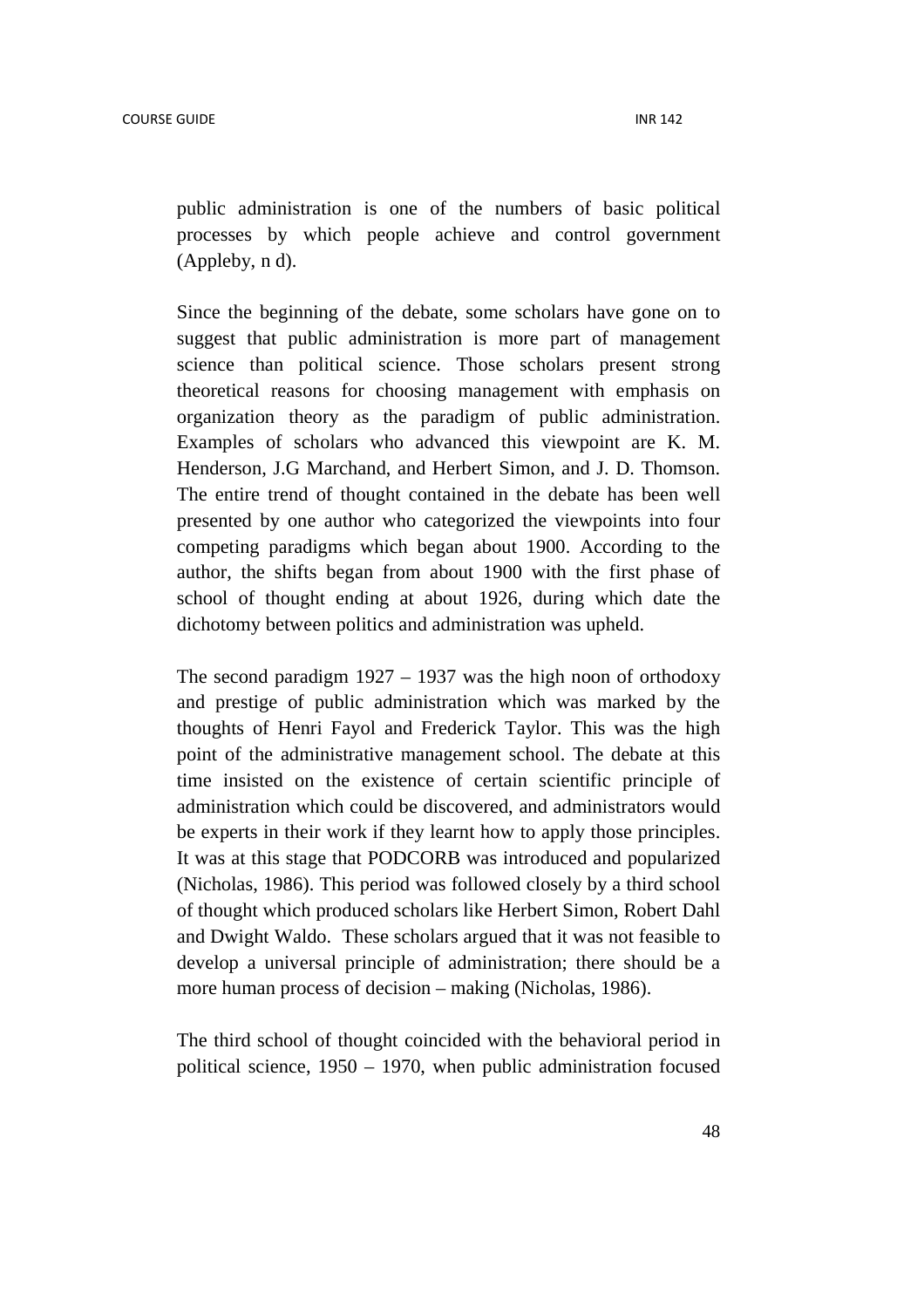public administration is one of the numbers of basic political processes by which people achieve and control government (Appleby, n d).

Since the beginning of the debate, some scholars have gone on to suggest that public administration is more part of management science than political science. Those scholars present strong theoretical reasons for choosing management with emphasis on organization theory as the paradigm of public administration. Examples of scholars who advanced this viewpoint are K. M. Henderson, J.G Marchand, and Herbert Simon, and J. D. Thomson. The entire trend of thought contained in the debate has been well presented by one author who categorized the viewpoints into four competing paradigms which began about 1900. According to the author, the shifts began from about 1900 with the first phase of school of thought ending at about 1926, during which date the dichotomy between politics and administration was upheld.

The second paradigm 1927 – 1937 was the high noon of orthodoxy and prestige of public administration which was marked by the thoughts of Henri Fayol and Frederick Taylor. This was the high point of the administrative management school. The debate at this time insisted on the existence of certain scientific principle of administration which could be discovered, and administrators would be experts in their work if they learnt how to apply those principles. It was at this stage that PODCORB was introduced and popularized (Nicholas, 1986). This period was followed closely by a third school of thought which produced scholars like Herbert Simon, Robert Dahl and Dwight Waldo. These scholars argued that it was not feasible to develop a universal principle of administration; there should be a more human process of decision – making (Nicholas, 1986).

The third school of thought coincided with the behavioral period in political science, 1950 – 1970, when public administration focused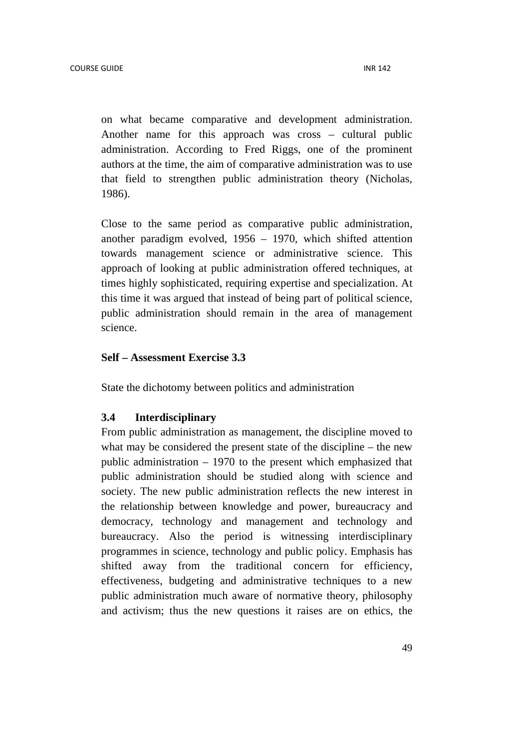on what became comparative and development administration. Another name for this approach was cross – cultural public administration. According to Fred Riggs, one of the prominent authors at the time, the aim of comparative administration was to use that field to strengthen public administration theory (Nicholas, 1986).

Close to the same period as comparative public administration, another paradigm evolved, 1956 – 1970, which shifted attention towards management science or administrative science. This approach of looking at public administration offered techniques, at times highly sophisticated, requiring expertise and specialization. At this time it was argued that instead of being part of political science, public administration should remain in the area of management science.

**Self – Assessment Exercise 3.3**

State the dichotomy between politics and administration

### 3.4 Interdisciplinary

From public administration as management, the discipline moved to what may be considered the present state of the discipline – the new public administration – 1970 to the present which emphasized that public administration should be studied along with science and society. The new public administration reflects the new interest in the relationship between knowledge and power, bureaucracy and democracy, technology and management and technology and bureaucracy. Also the period is witnessing interdisciplinary programmes in science, technology and public policy. Emphasis has shifted away from the traditional concern for efficiency, effectiveness, budgeting and administrative techniques to a new public administration much aware of normative theory, philosophy and activism; thus the new questions it raises are on ethics, the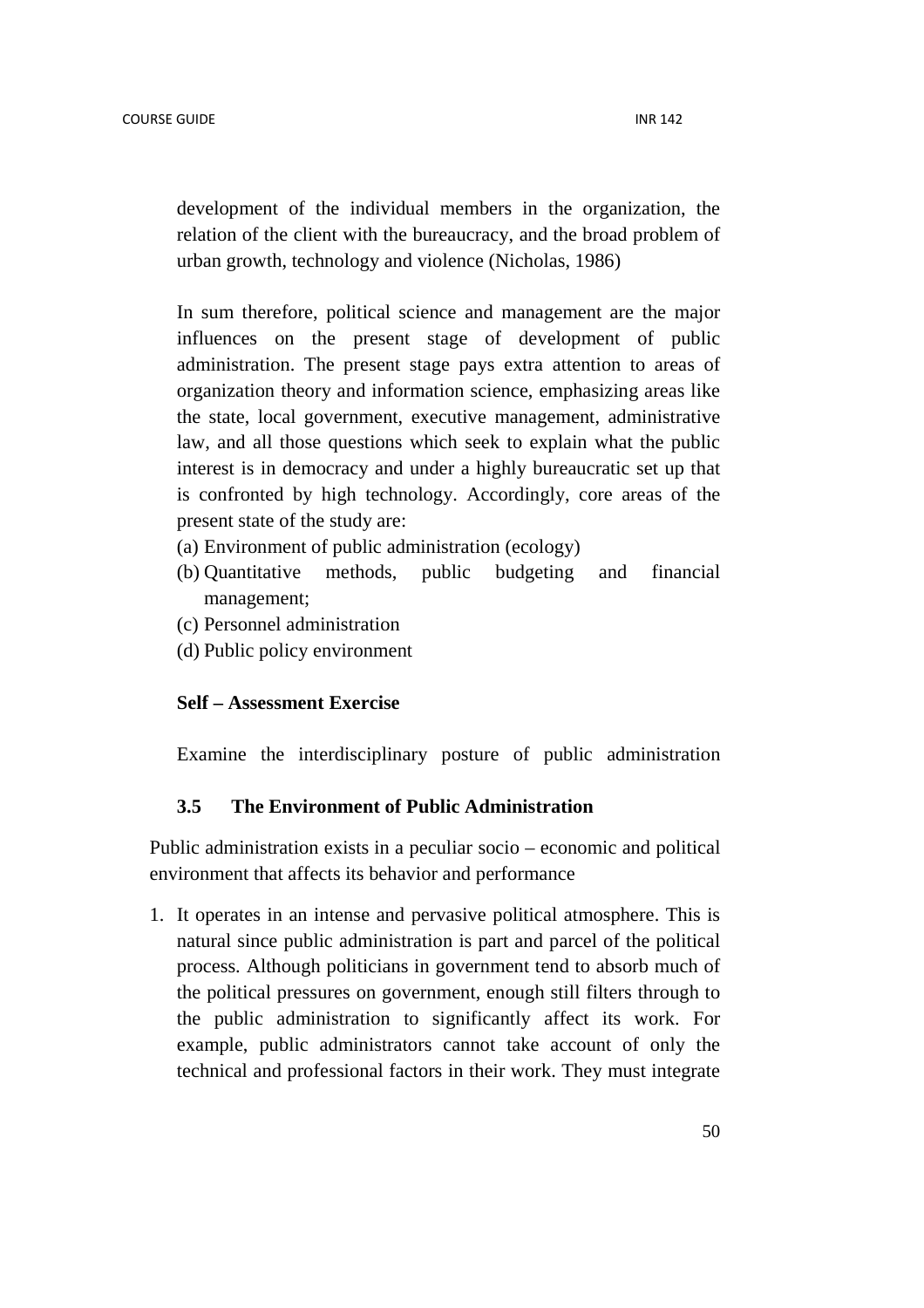development of the individual members in the organization, the relation of the client with the bureaucracy, and the broad problem of urban growth, technology and violence (Nicholas, 1986)

In sum therefore, political science and management are the major influences on the present stage of development of public administration. The present stage pays extra attention to areas of organization theory and information science, emphasizing areas like the state, local government, executive management, administrative law, and all those questions which seek to explain what the public interest is in democracy and under a highly bureaucratic set up that is confronted by high technology. Accordingly, core areas of the present state of the study are:

(a) Environment of public administration (ecology)
(b) Quantitative methods, public budgeting and financial management;
(c) Personnel administration
(d) Public policy environment

**Self – Assessment Exercise**

Examine the interdisciplinary posture of public administration

### 3.5 The Environment of Public Administration

Public administration exists in a peculiar socio – economic and political environment that affects its behavior and performance

1. It operates in an intense and pervasive political atmosphere. This is natural since public administration is part and parcel of the political process. Although politicians in government tend to absorb much of the political pressures on government, enough still filters through to the public administration to significantly affect its work. For example, public administrators cannot take account of only the technical and professional factors in their work. They must integrate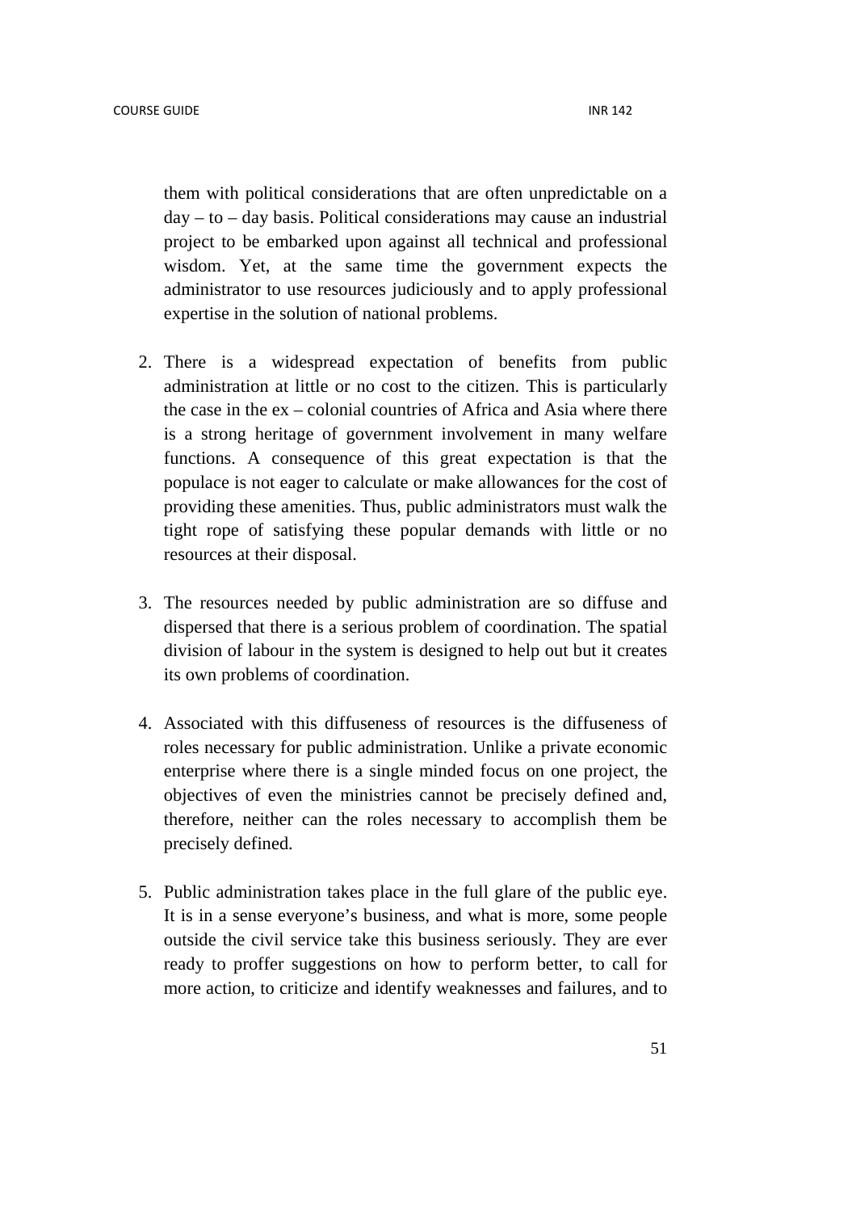them with political considerations that are often unpredictable on a day – to – day basis. Political considerations may cause an industrial project to be embarked upon against all technical and professional wisdom. Yet, at the same time the government expects the administrator to use resources judiciously and to apply professional expertise in the solution of national problems.

2. There is a widespread expectation of benefits from public administration at little or no cost to the citizen. This is particularly the case in the ex – colonial countries of Africa and Asia where there is a strong heritage of government involvement in many welfare functions. A consequence of this great expectation is that the populace is not eager to calculate or make allowances for the cost of providing these amenities. Thus, public administrators must walk the tight rope of satisfying these popular demands with little or no resources at their disposal.

3. The resources needed by public administration are so diffuse and dispersed that there is a serious problem of coordination. The spatial division of labour in the system is designed to help out but it creates its own problems of coordination.

4. Associated with this diffuseness of resources is the diffuseness of roles necessary for public administration. Unlike a private economic enterprise where there is a single minded focus on one project, the objectives of even the ministries cannot be precisely defined and, therefore, neither can the roles necessary to accomplish them be precisely defined.

5. Public administration takes place in the full glare of the public eye. It is in a sense everyone's business, and what is more, some people outside the civil service take this business seriously. They are ever ready to proffer suggestions on how to perform better, to call for more action, to criticize and identify weaknesses and failures, and to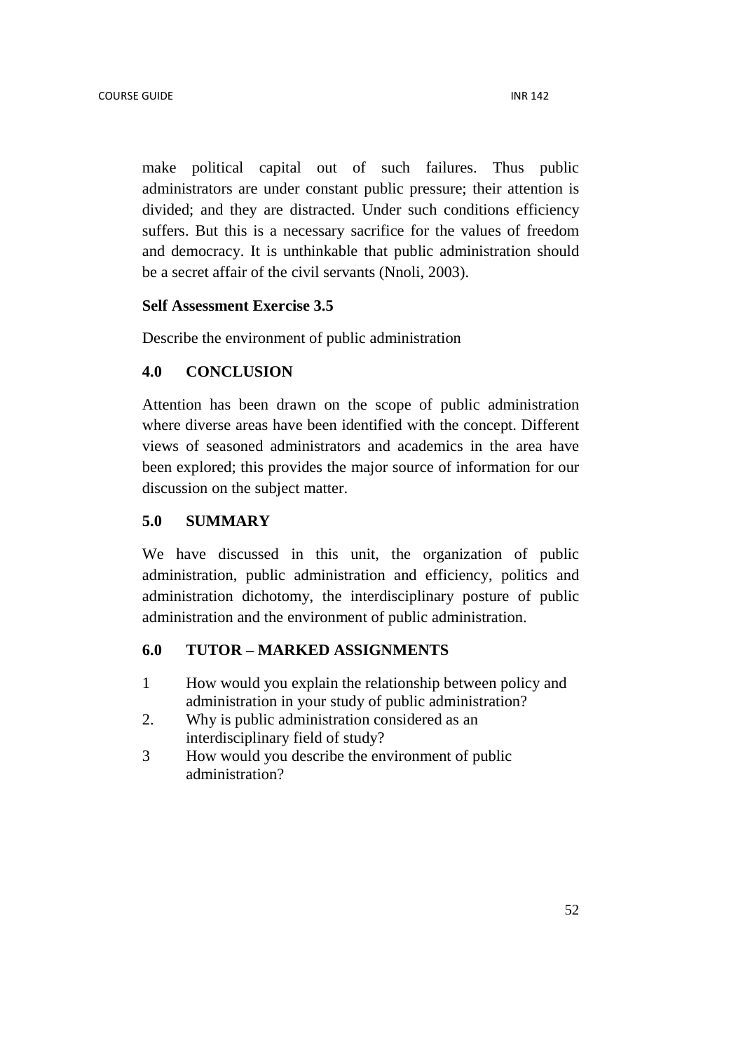make political capital out of such failures. Thus public administrators are under constant public pressure; their attention is divided; and they are distracted. Under such conditions efficiency suffers. But this is a necessary sacrifice for the values of freedom and democracy. It is unthinkable that public administration should be a secret affair of the civil servants (Nnoli, 2003).

**Self Assessment Exercise 3.5**

Describe the environment of public administration

## 4.0 CONCLUSION

Attention has been drawn on the scope of public administration where diverse areas have been identified with the concept. Different views of seasoned administrators and academics in the area have been explored; this provides the major source of information for our discussion on the subject matter.

## 5.0 SUMMARY

We have discussed in this unit, the organization of public administration, public administration and efficiency, politics and administration dichotomy, the interdisciplinary posture of public administration and the environment of public administration.

## 6.0 TUTOR – MARKED ASSIGNMENTS

1 How would you explain the relationship between policy and administration in your study of public administration?

2. Why is public administration considered as an interdisciplinary field of study?

3 How would you describe the environment of public administration?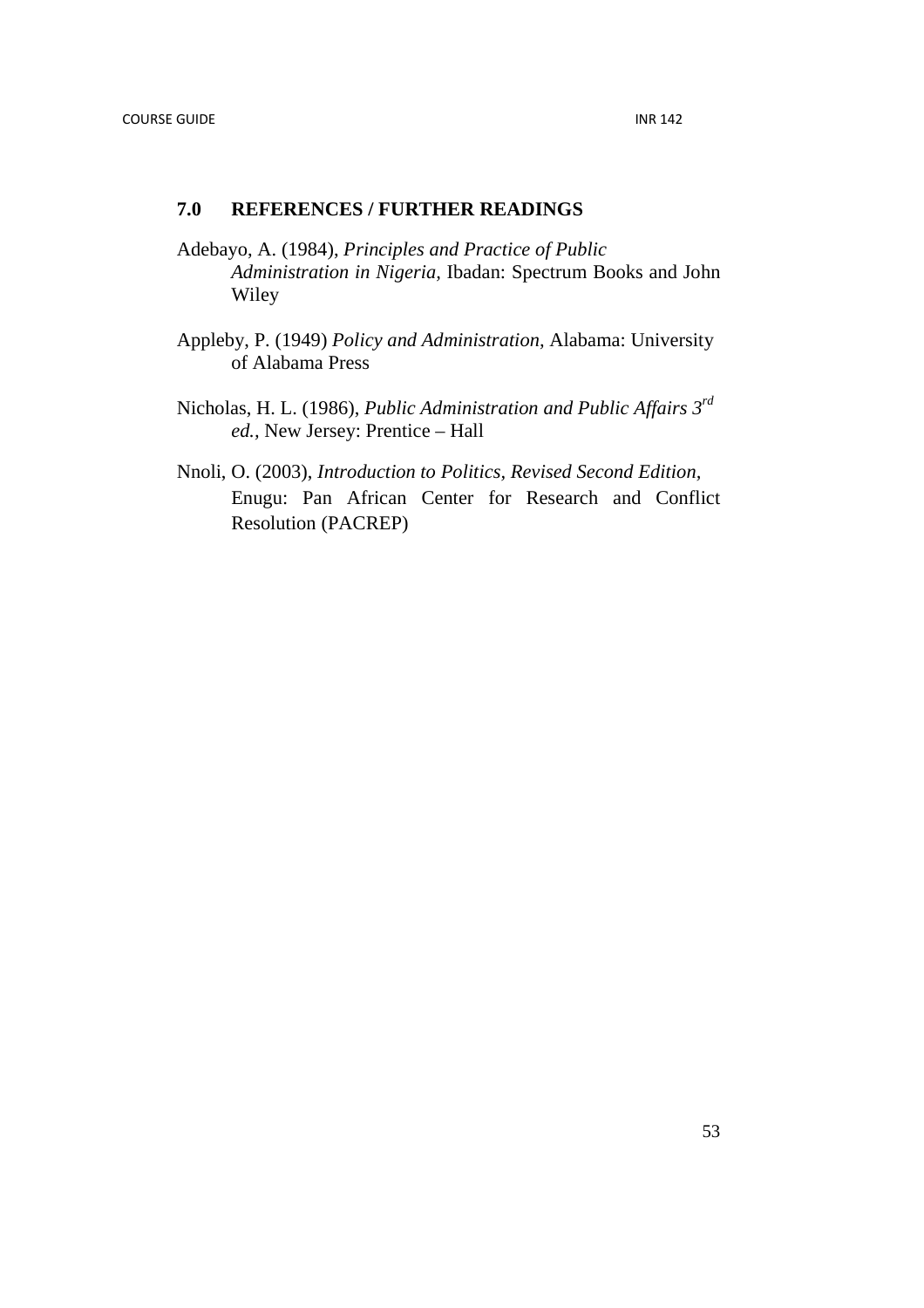## 7.0 REFERENCES / FURTHER READINGS

Adebayo, A. (1984), *Principles and Practice of Public Administration in Nigeria,* Ibadan: Spectrum Books and John Wiley

Appleby, P. (1949) *Policy and Administration,* Alabama: University of Alabama Press

Nicholas, H. L. (1986), *Public Administration and Public Affairs 3rd ed.,* New Jersey: Prentice – Hall

Nnoli, O. (2003), *Introduction to Politics, Revised Second Edition,* Enugu: Pan African Center for Research and Conflict Resolution (PACREP)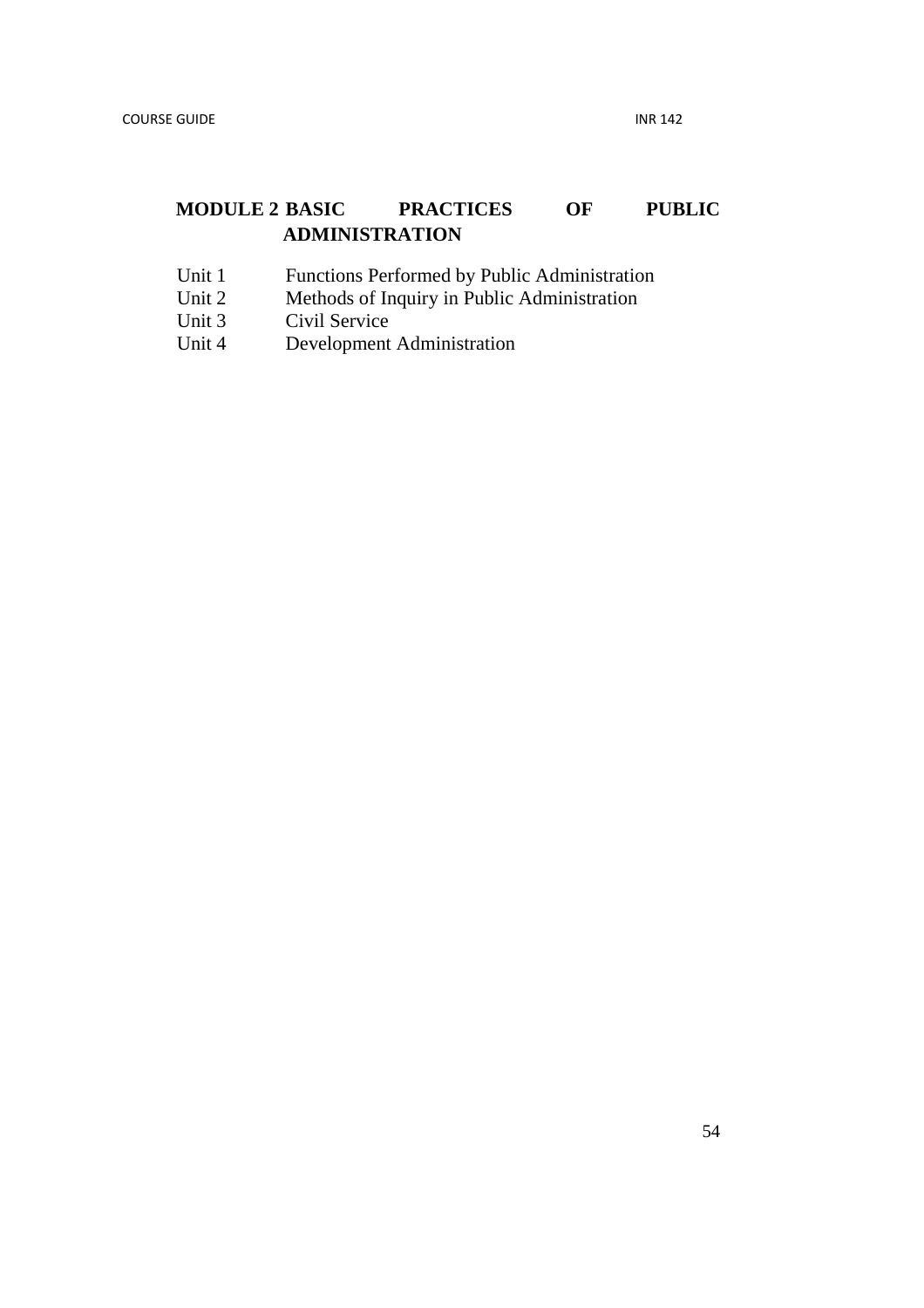# MODULE 2 BASIC PRACTICES OF PUBLIC ADMINISTRATION

Unit 1 Functions Performed by Public Administration
Unit 2 Methods of Inquiry in Public Administration
Unit 3 Civil Service
Unit 4 Development Administration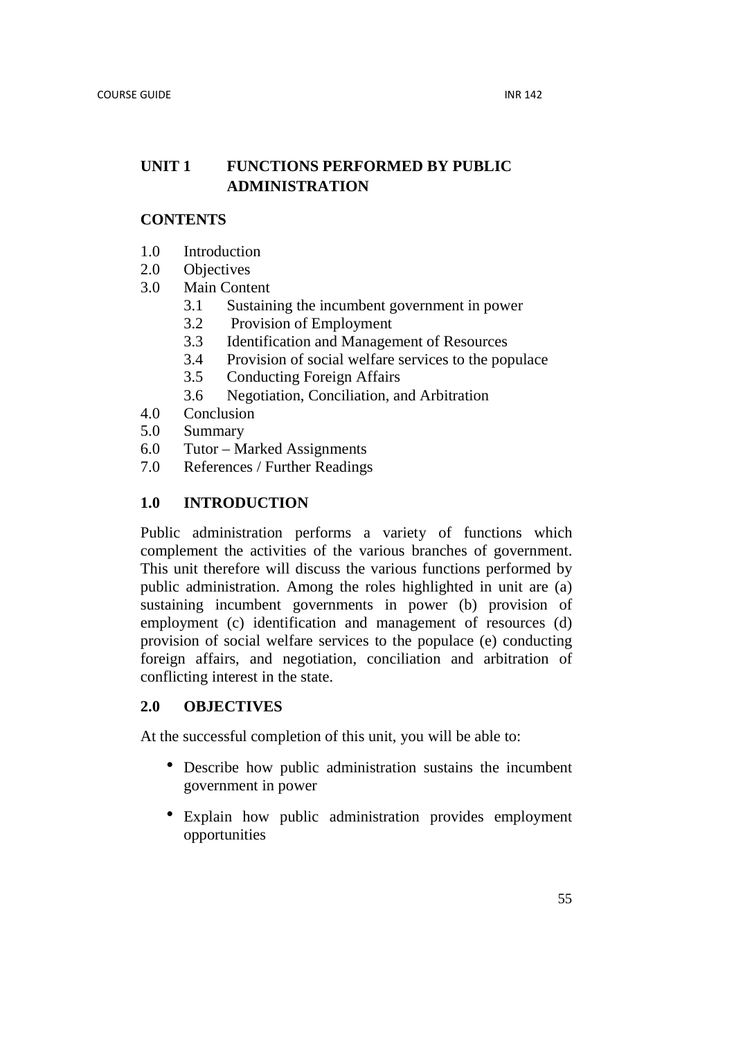## UNIT 1 FUNCTIONS PERFORMED BY PUBLIC ADMINISTRATION

**CONTENTS**

1.0 Introduction
2.0 Objectives
3.0 Main Content
  3.1 Sustaining the incumbent government in power
  3.2 Provision of Employment
  3.3 Identification and Management of Resources
  3.4 Provision of social welfare services to the populace
  3.5 Conducting Foreign Affairs
  3.6 Negotiation, Conciliation, and Arbitration
4.0 Conclusion
5.0 Summary
6.0 Tutor – Marked Assignments
7.0 References / Further Readings

### 1.0 INTRODUCTION

Public administration performs a variety of functions which complement the activities of the various branches of government. This unit therefore will discuss the various functions performed by public administration. Among the roles highlighted in unit are (a) sustaining incumbent governments in power (b) provision of employment (c) identification and management of resources (d) provision of social welfare services to the populace (e) conducting foreign affairs, and negotiation, conciliation and arbitration of conflicting interest in the state.

### 2.0 OBJECTIVES

At the successful completion of this unit, you will be able to:

- Describe how public administration sustains the incumbent government in power
- Explain how public administration provides employment opportunities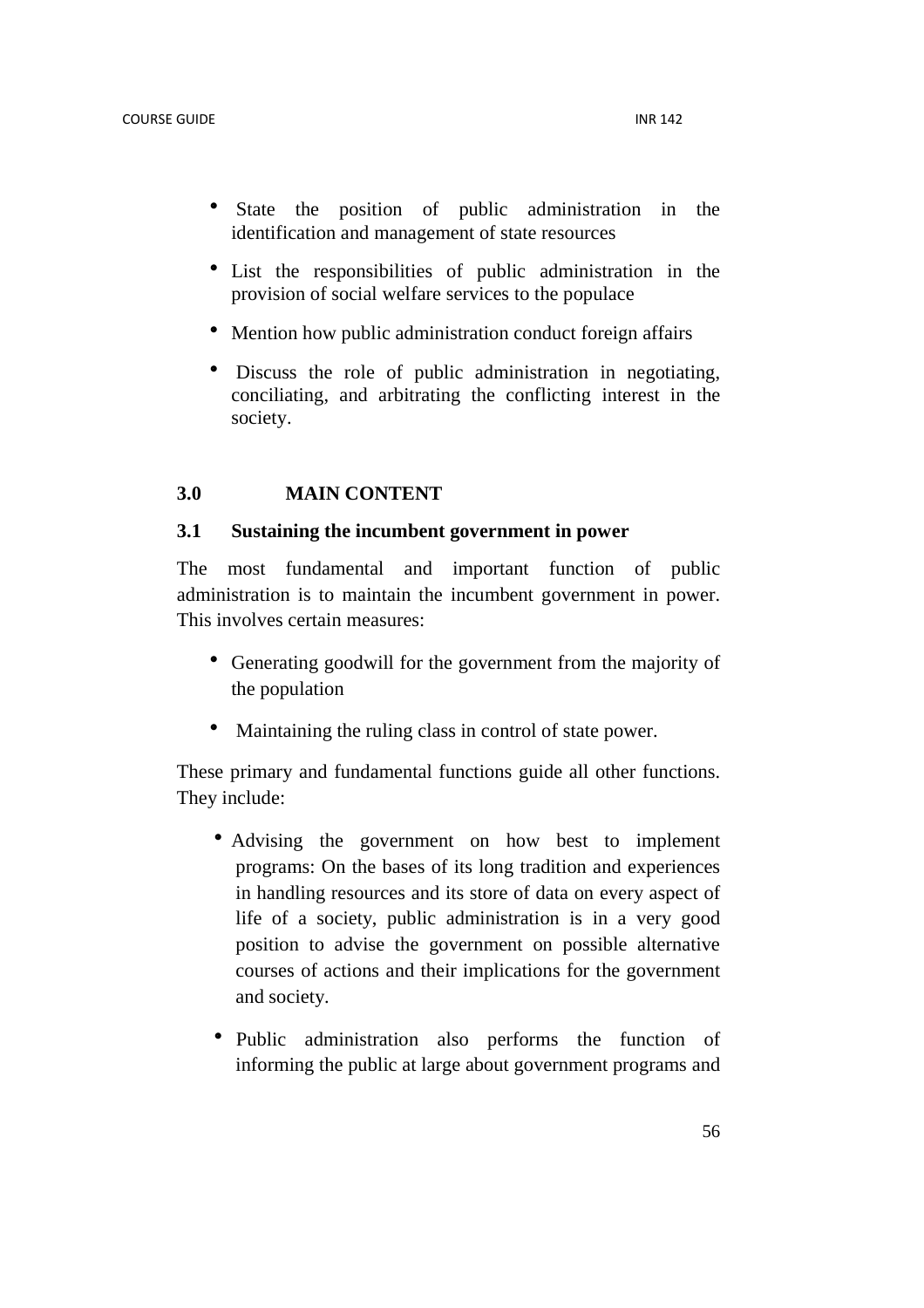- State the position of public administration in the identification and management of state resources
- List the responsibilities of public administration in the provision of social welfare services to the populace
- Mention how public administration conduct foreign affairs
- Discuss the role of public administration in negotiating, conciliating, and arbitrating the conflicting interest in the society.

## 3.0 MAIN CONTENT

### 3.1 Sustaining the incumbent government in power

The most fundamental and important function of public administration is to maintain the incumbent government in power. This involves certain measures:

- Generating goodwill for the government from the majority of the population
- Maintaining the ruling class in control of state power.

These primary and fundamental functions guide all other functions. They include:

- Advising the government on how best to implement programs: On the bases of its long tradition and experiences in handling resources and its store of data on every aspect of life of a society, public administration is in a very good position to advise the government on possible alternative courses of actions and their implications for the government and society.
- Public administration also performs the function of informing the public at large about government programs and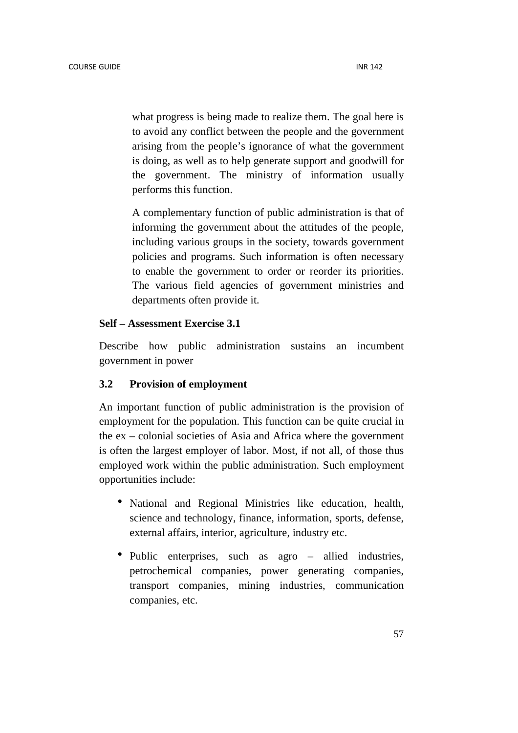what progress is being made to realize them. The goal here is to avoid any conflict between the people and the government arising from the people's ignorance of what the government is doing, as well as to help generate support and goodwill for the government. The ministry of information usually performs this function.

A complementary function of public administration is that of informing the government about the attitudes of the people, including various groups in the society, towards government policies and programs. Such information is often necessary to enable the government to order or reorder its priorities. The various field agencies of government ministries and departments often provide it.

**Self – Assessment Exercise 3.1**

Describe how public administration sustains an incumbent government in power

### 3.2 Provision of employment

An important function of public administration is the provision of employment for the population. This function can be quite crucial in the ex – colonial societies of Asia and Africa where the government is often the largest employer of labor. Most, if not all, of those thus employed work within the public administration. Such employment opportunities include:

- National and Regional Ministries like education, health, science and technology, finance, information, sports, defense, external affairs, interior, agriculture, industry etc.
- Public enterprises, such as agro – allied industries, petrochemical companies, power generating companies, transport companies, mining industries, communication companies, etc.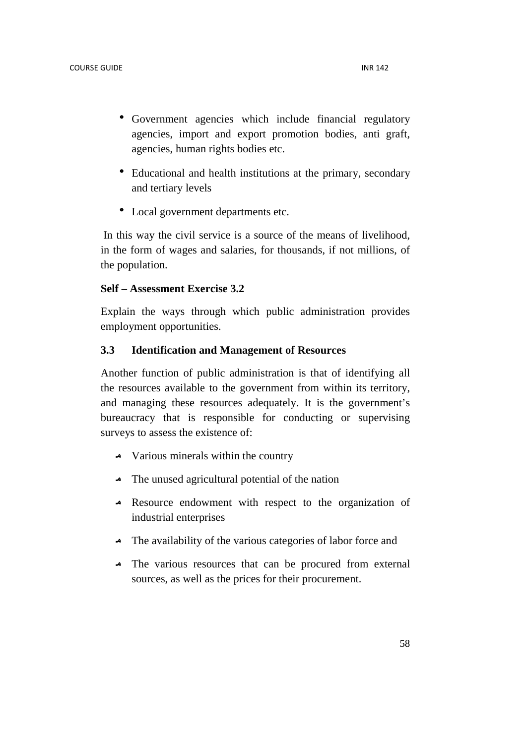- Government agencies which include financial regulatory agencies, import and export promotion bodies, anti graft, agencies, human rights bodies etc.
- Educational and health institutions at the primary, secondary and tertiary levels
- Local government departments etc.

In this way the civil service is a source of the means of livelihood, in the form of wages and salaries, for thousands, if not millions, of the population.

**Self – Assessment Exercise 3.2**

Explain the ways through which public administration provides employment opportunities.

### 3.3 Identification and Management of Resources

Another function of public administration is that of identifying all the resources available to the government from within its territory, and managing these resources adequately. It is the government's bureaucracy that is responsible for conducting or supervising surveys to assess the existence of:

- Various minerals within the country
- The unused agricultural potential of the nation
- Resource endowment with respect to the organization of industrial enterprises
- The availability of the various categories of labor force and
- The various resources that can be procured from external sources, as well as the prices for their procurement.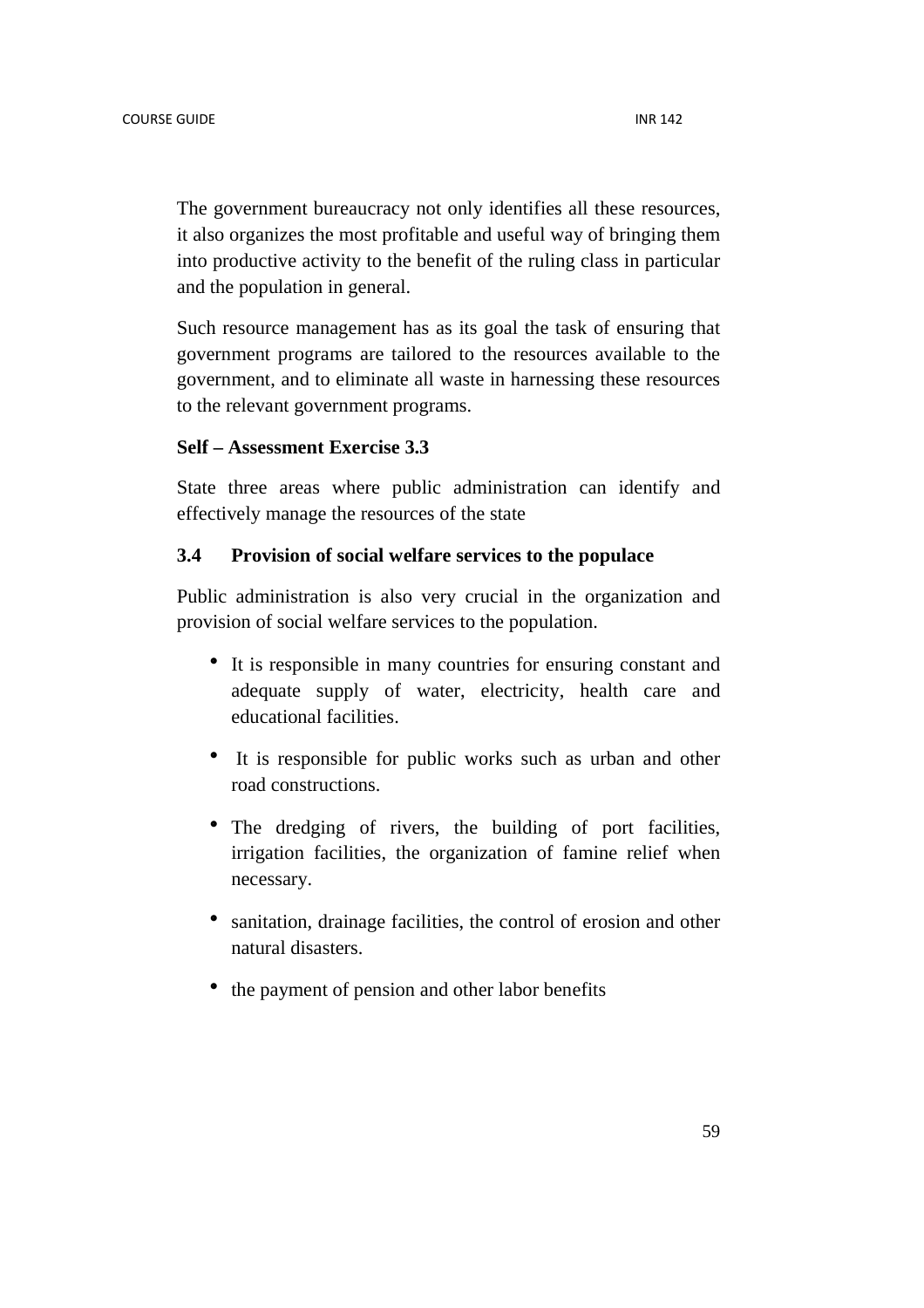The government bureaucracy not only identifies all these resources, it also organizes the most profitable and useful way of bringing them into productive activity to the benefit of the ruling class in particular and the population in general.

Such resource management has as its goal the task of ensuring that government programs are tailored to the resources available to the government, and to eliminate all waste in harnessing these resources to the relevant government programs.

**Self – Assessment Exercise 3.3**

State three areas where public administration can identify and effectively manage the resources of the state

### 3.4 Provision of social welfare services to the populace

Public administration is also very crucial in the organization and provision of social welfare services to the population.

- It is responsible in many countries for ensuring constant and adequate supply of water, electricity, health care and educational facilities.
- It is responsible for public works such as urban and other road constructions.
- The dredging of rivers, the building of port facilities, irrigation facilities, the organization of famine relief when necessary.
- sanitation, drainage facilities, the control of erosion and other natural disasters.
- the payment of pension and other labor benefits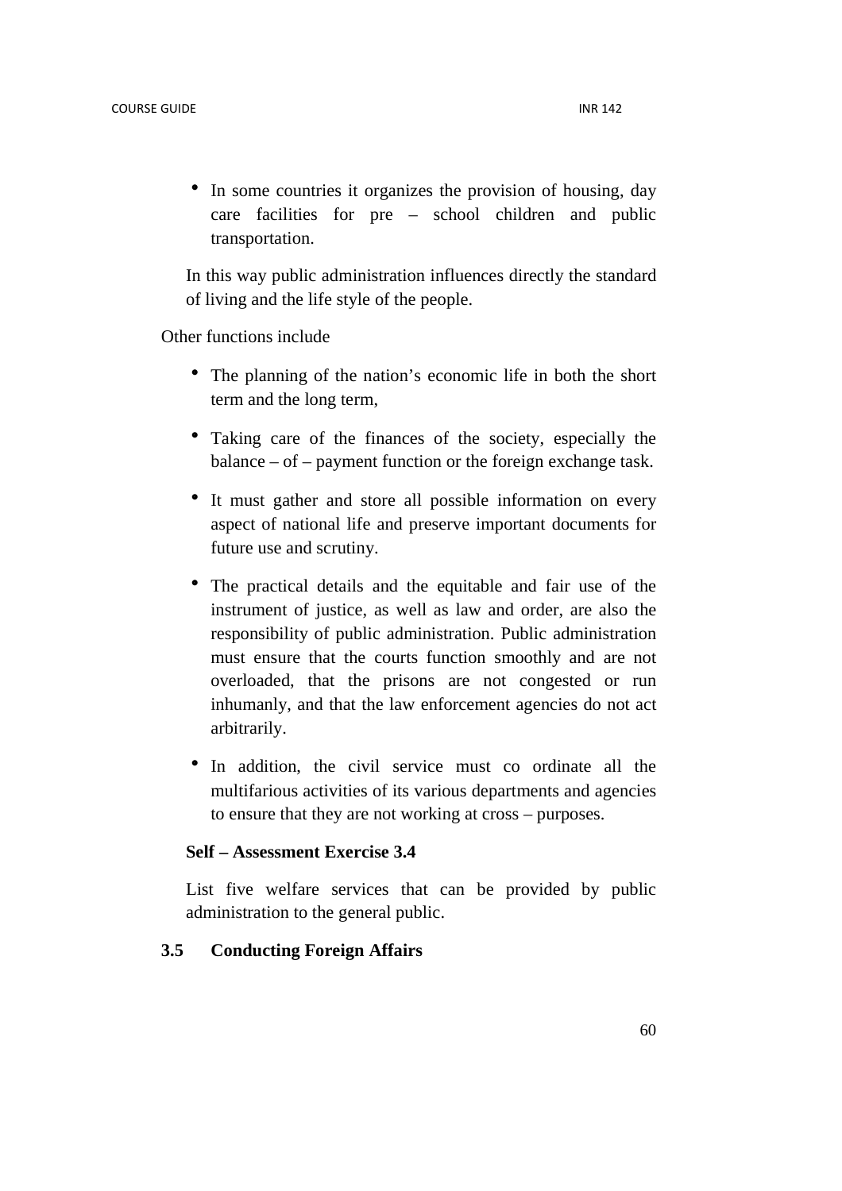- In some countries it organizes the provision of housing, day care facilities for pre – school children and public transportation.

In this way public administration influences directly the standard of living and the life style of the people.

Other functions include

- The planning of the nation's economic life in both the short term and the long term,
- Taking care of the finances of the society, especially the balance – of – payment function or the foreign exchange task.
- It must gather and store all possible information on every aspect of national life and preserve important documents for future use and scrutiny.
- The practical details and the equitable and fair use of the instrument of justice, as well as law and order, are also the responsibility of public administration. Public administration must ensure that the courts function smoothly and are not overloaded, that the prisons are not congested or run inhumanly, and that the law enforcement agencies do not act arbitrarily.
- In addition, the civil service must co ordinate all the multifarious activities of its various departments and agencies to ensure that they are not working at cross – purposes.

**Self – Assessment Exercise 3.4**

List five welfare services that can be provided by public administration to the general public.

### 3.5 Conducting Foreign Affairs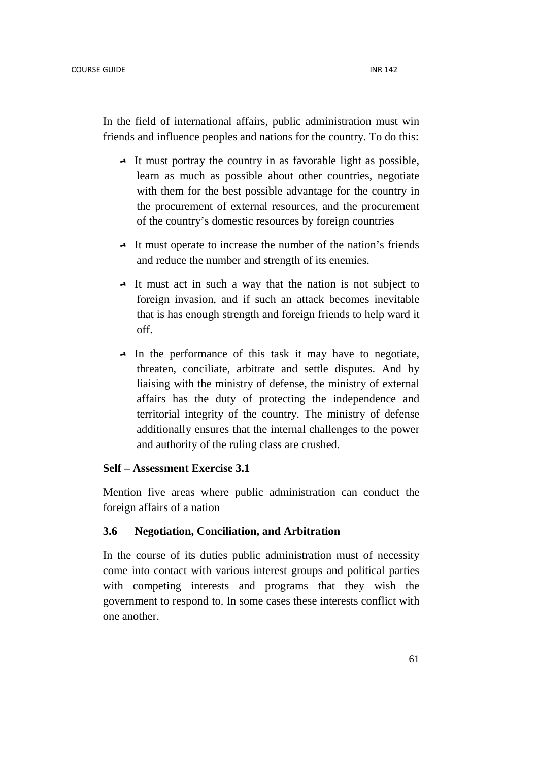In the field of international affairs, public administration must win friends and influence peoples and nations for the country. To do this:

- It must portray the country in as favorable light as possible, learn as much as possible about other countries, negotiate with them for the best possible advantage for the country in the procurement of external resources, and the procurement of the country's domestic resources by foreign countries
- It must operate to increase the number of the nation's friends and reduce the number and strength of its enemies.
- It must act in such a way that the nation is not subject to foreign invasion, and if such an attack becomes inevitable that is has enough strength and foreign friends to help ward it off.
- In the performance of this task it may have to negotiate, threaten, conciliate, arbitrate and settle disputes. And by liaising with the ministry of defense, the ministry of external affairs has the duty of protecting the independence and territorial integrity of the country. The ministry of defense additionally ensures that the internal challenges to the power and authority of the ruling class are crushed.

**Self – Assessment Exercise 3.1**

Mention five areas where public administration can conduct the foreign affairs of a nation

### 3.6 Negotiation, Conciliation, and Arbitration

In the course of its duties public administration must of necessity come into contact with various interest groups and political parties with competing interests and programs that they wish the government to respond to. In some cases these interests conflict with one another.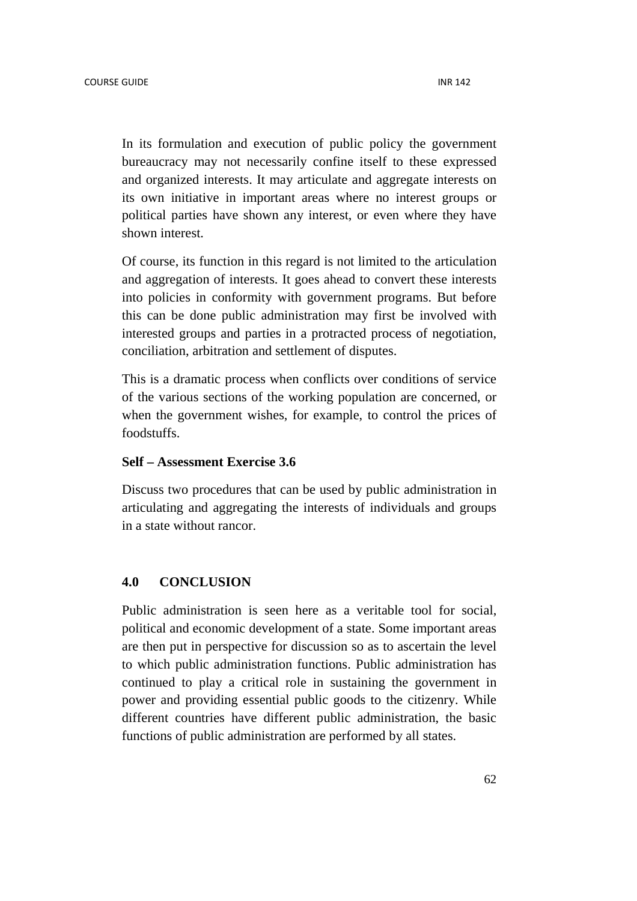In its formulation and execution of public policy the government bureaucracy may not necessarily confine itself to these expressed and organized interests. It may articulate and aggregate interests on its own initiative in important areas where no interest groups or political parties have shown any interest, or even where they have shown interest.

Of course, its function in this regard is not limited to the articulation and aggregation of interests. It goes ahead to convert these interests into policies in conformity with government programs. But before this can be done public administration may first be involved with interested groups and parties in a protracted process of negotiation, conciliation, arbitration and settlement of disputes.

This is a dramatic process when conflicts over conditions of service of the various sections of the working population are concerned, or when the government wishes, for example, to control the prices of foodstuffs.

**Self – Assessment Exercise 3.6**

Discuss two procedures that can be used by public administration in articulating and aggregating the interests of individuals and groups in a state without rancor.

## 4.0 CONCLUSION

Public administration is seen here as a veritable tool for social, political and economic development of a state. Some important areas are then put in perspective for discussion so as to ascertain the level to which public administration functions. Public administration has continued to play a critical role in sustaining the government in power and providing essential public goods to the citizenry. While different countries have different public administration, the basic functions of public administration are performed by all states.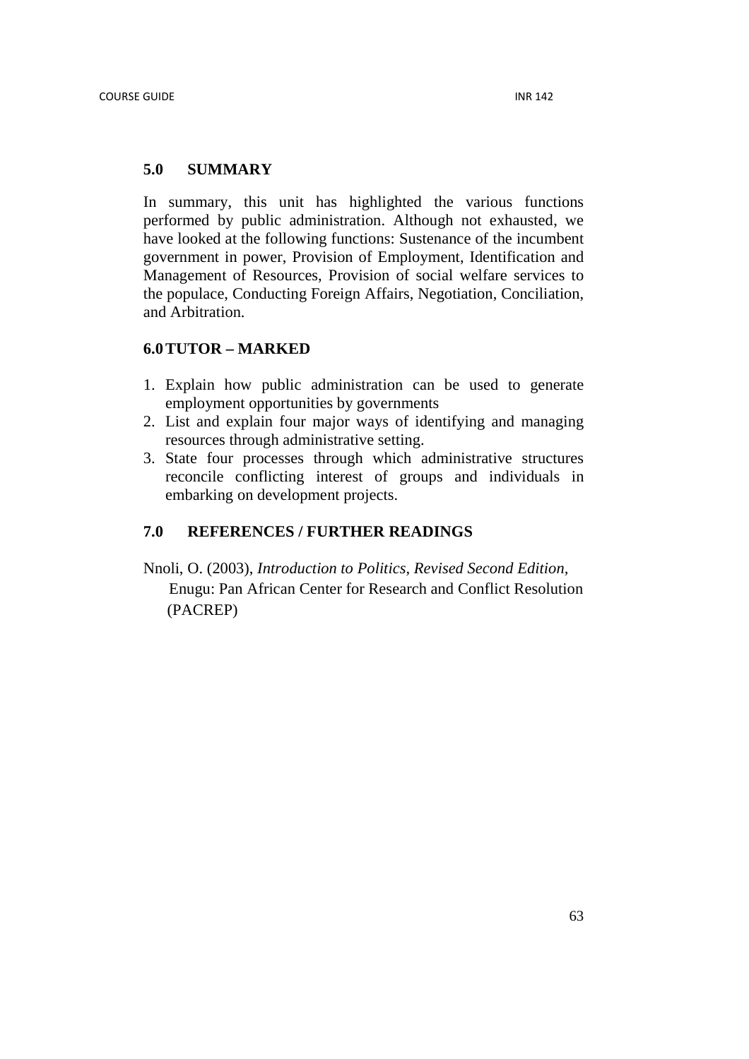## 5.0 SUMMARY

In summary, this unit has highlighted the various functions performed by public administration. Although not exhausted, we have looked at the following functions: Sustenance of the incumbent government in power, Provision of Employment, Identification and Management of Resources, Provision of social welfare services to the populace, Conducting Foreign Affairs, Negotiation, Conciliation, and Arbitration.

## 6.0 TUTOR – MARKED

1. Explain how public administration can be used to generate employment opportunities by governments
2. List and explain four major ways of identifying and managing resources through administrative setting.
3. State four processes through which administrative structures reconcile conflicting interest of groups and individuals in embarking on development projects.

## 7.0 REFERENCES / FURTHER READINGS

Nnoli, O. (2003), *Introduction to Politics, Revised Second Edition*, Enugu: Pan African Center for Research and Conflict Resolution (PACREP)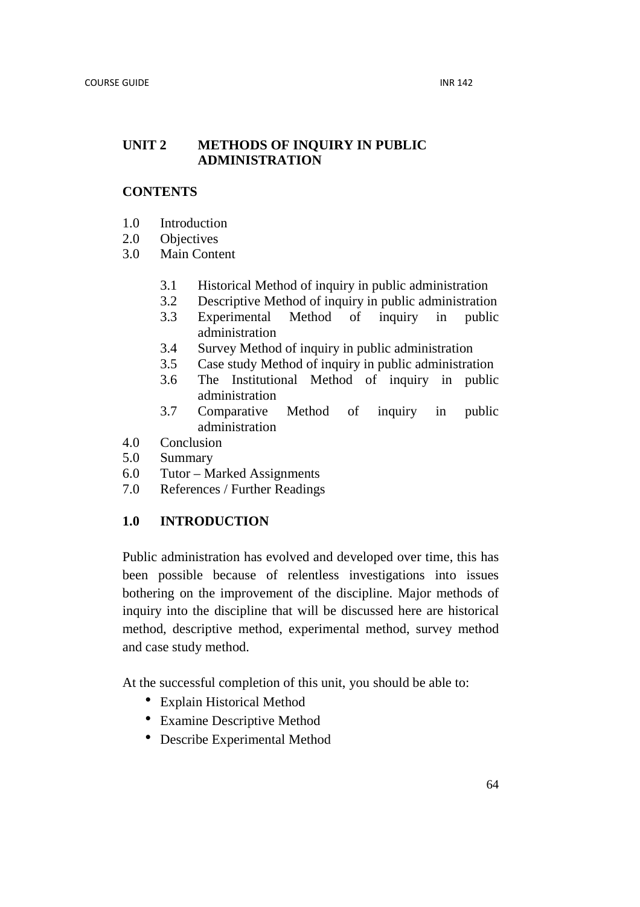## UNIT 2 METHODS OF INQUIRY IN PUBLIC ADMINISTRATION

**CONTENTS**

1.0 Introduction
2.0 Objectives
3.0 Main Content
   3.1 Historical Method of inquiry in public administration
   3.2 Descriptive Method of inquiry in public administration
   3.3 Experimental Method of inquiry in public administration
   3.4 Survey Method of inquiry in public administration
   3.5 Case study Method of inquiry in public administration
   3.6 The Institutional Method of inquiry in public administration
   3.7 Comparative Method of inquiry in public administration
4.0 Conclusion
5.0 Summary
6.0 Tutor – Marked Assignments
7.0 References / Further Readings

### 1.0 INTRODUCTION

Public administration has evolved and developed over time, this has been possible because of relentless investigations into issues bothering on the improvement of the discipline. Major methods of inquiry into the discipline that will be discussed here are historical method, descriptive method, experimental method, survey method and case study method.

At the successful completion of this unit, you should be able to:

- Explain Historical Method
- Examine Descriptive Method
- Describe Experimental Method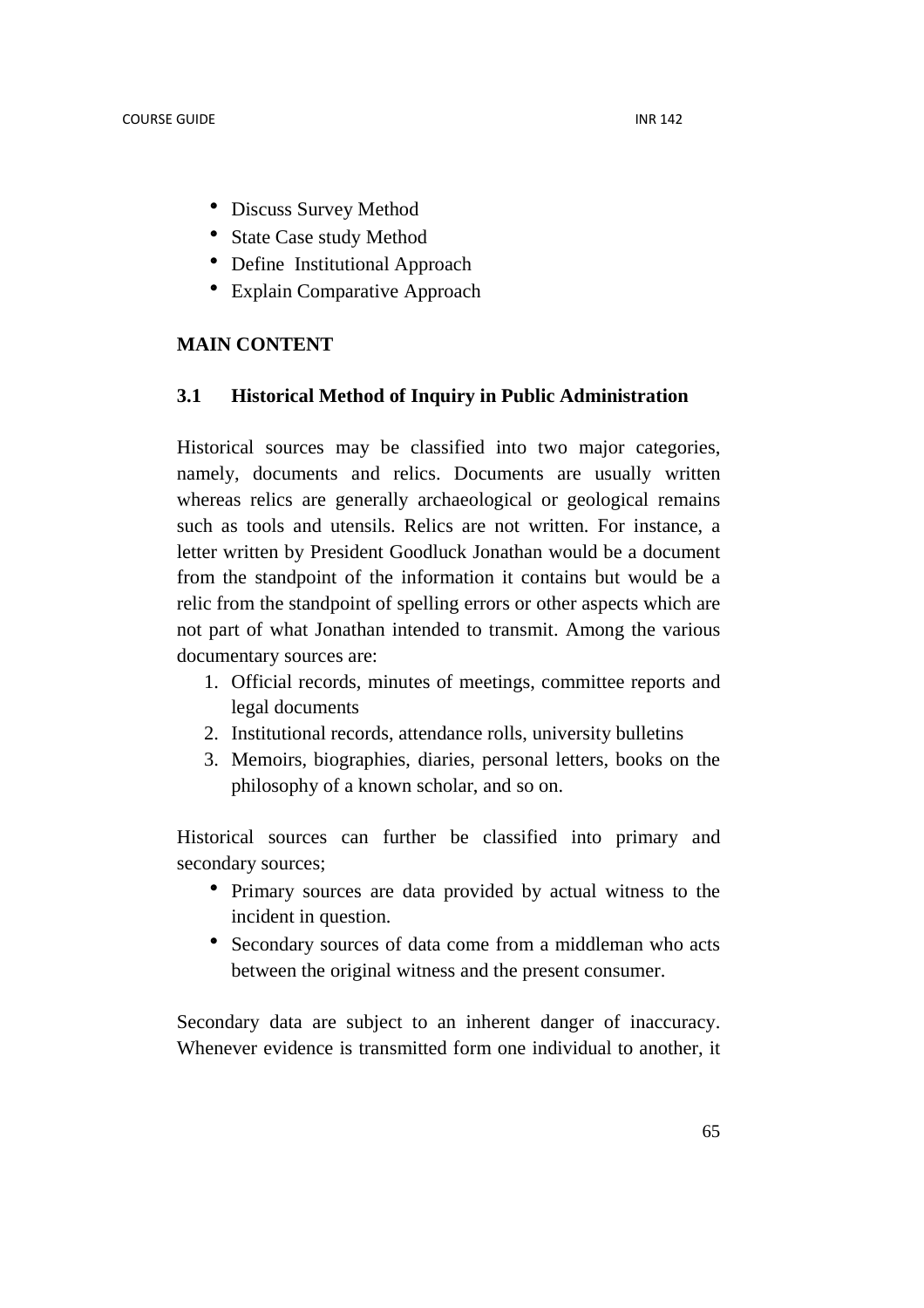- Discuss Survey Method
- State Case study Method
- Define  Institutional Approach
- Explain Comparative Approach

**MAIN CONTENT**

**3.1 Historical Method of Inquiry in Public Administration**

Historical sources may be classified into two major categories, namely, documents and relics. Documents are usually written whereas relics are generally archaeological or geological remains such as tools and utensils. Relics are not written. For instance, a letter written by President Goodluck Jonathan would be a document from the standpoint of the information it contains but would be a relic from the standpoint of spelling errors or other aspects which are not part of what Jonathan intended to transmit. Among the various documentary sources are:

1. Official records, minutes of meetings, committee reports and legal documents
2. Institutional records, attendance rolls, university bulletins
3. Memoirs, biographies, diaries, personal letters, books on the philosophy of a known scholar, and so on.

Historical sources can further be classified into primary and secondary sources;

- Primary sources are data provided by actual witness to the incident in question.
- Secondary sources of data come from a middleman who acts between the original witness and the present consumer.

Secondary data are subject to an inherent danger of inaccuracy. Whenever evidence is transmitted form one individual to another, it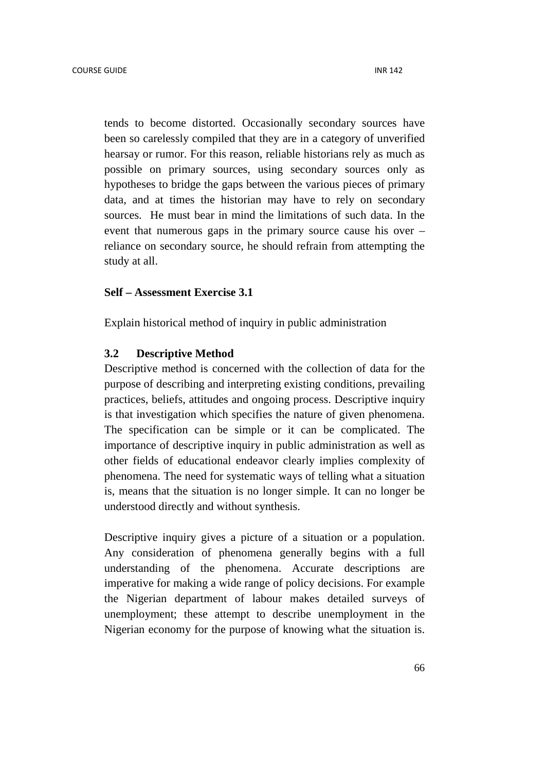tends to become distorted. Occasionally secondary sources have been so carelessly compiled that they are in a category of unverified hearsay or rumor. For this reason, reliable historians rely as much as possible on primary sources, using secondary sources only as hypotheses to bridge the gaps between the various pieces of primary data, and at times the historian may have to rely on secondary sources. He must bear in mind the limitations of such data. In the event that numerous gaps in the primary source cause his over – reliance on secondary source, he should refrain from attempting the study at all.

**Self – Assessment Exercise 3.1**

Explain historical method of inquiry in public administration

### 3.2 Descriptive Method

Descriptive method is concerned with the collection of data for the purpose of describing and interpreting existing conditions, prevailing practices, beliefs, attitudes and ongoing process. Descriptive inquiry is that investigation which specifies the nature of given phenomena. The specification can be simple or it can be complicated. The importance of descriptive inquiry in public administration as well as other fields of educational endeavor clearly implies complexity of phenomena. The need for systematic ways of telling what a situation is, means that the situation is no longer simple. It can no longer be understood directly and without synthesis.

Descriptive inquiry gives a picture of a situation or a population. Any consideration of phenomena generally begins with a full understanding of the phenomena. Accurate descriptions are imperative for making a wide range of policy decisions. For example the Nigerian department of labour makes detailed surveys of unemployment; these attempt to describe unemployment in the Nigerian economy for the purpose of knowing what the situation is.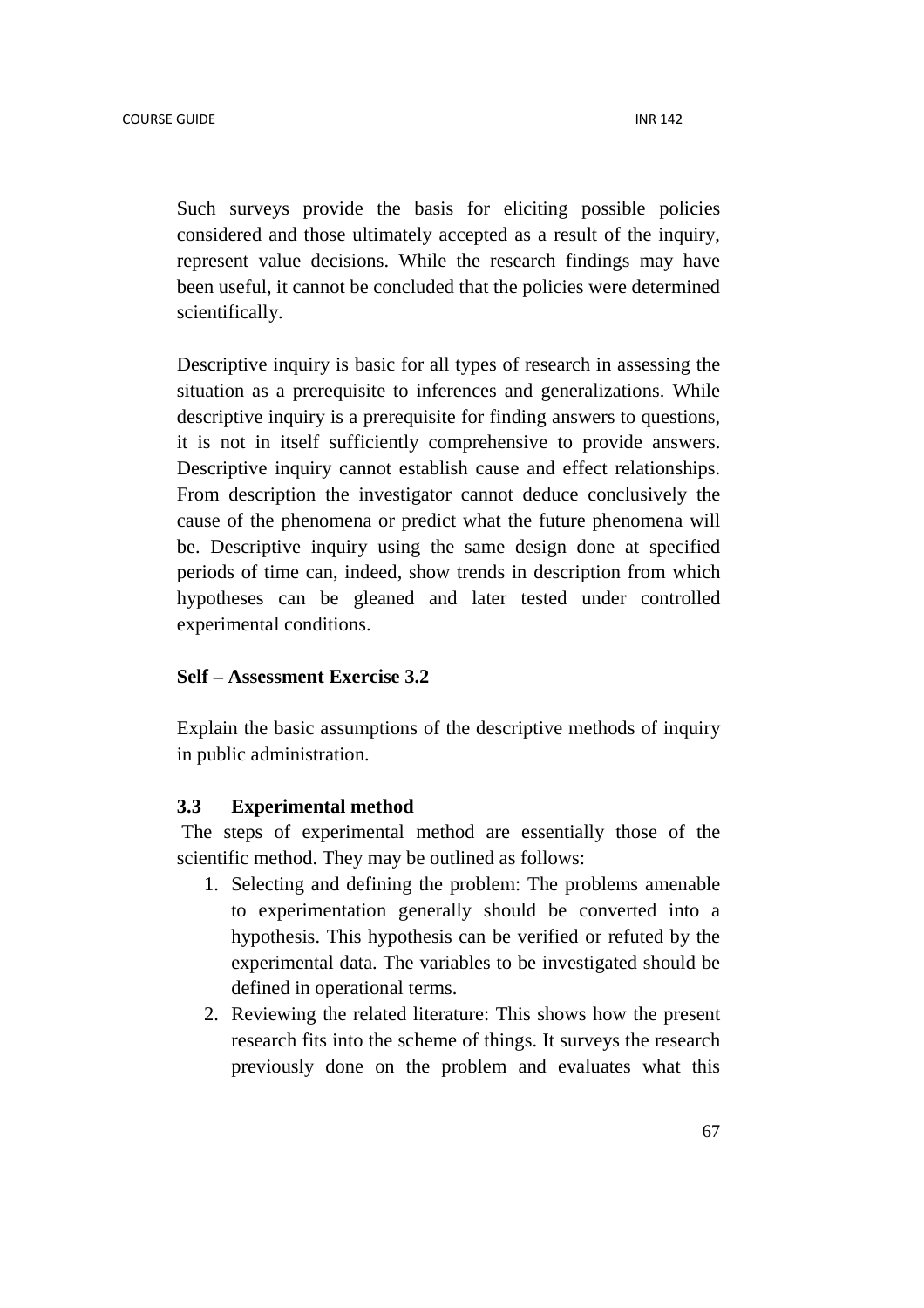Such surveys provide the basis for eliciting possible policies considered and those ultimately accepted as a result of the inquiry, represent value decisions. While the research findings may have been useful, it cannot be concluded that the policies were determined scientifically.

Descriptive inquiry is basic for all types of research in assessing the situation as a prerequisite to inferences and generalizations. While descriptive inquiry is a prerequisite for finding answers to questions, it is not in itself sufficiently comprehensive to provide answers. Descriptive inquiry cannot establish cause and effect relationships. From description the investigator cannot deduce conclusively the cause of the phenomena or predict what the future phenomena will be. Descriptive inquiry using the same design done at specified periods of time can, indeed, show trends in description from which hypotheses can be gleaned and later tested under controlled experimental conditions.

**Self – Assessment Exercise 3.2**

Explain the basic assumptions of the descriptive methods of inquiry in public administration.

### 3.3 Experimental method

The steps of experimental method are essentially those of the scientific method. They may be outlined as follows:

1. Selecting and defining the problem: The problems amenable to experimentation generally should be converted into a hypothesis. This hypothesis can be verified or refuted by the experimental data. The variables to be investigated should be defined in operational terms.
2. Reviewing the related literature: This shows how the present research fits into the scheme of things. It surveys the research previously done on the problem and evaluates what this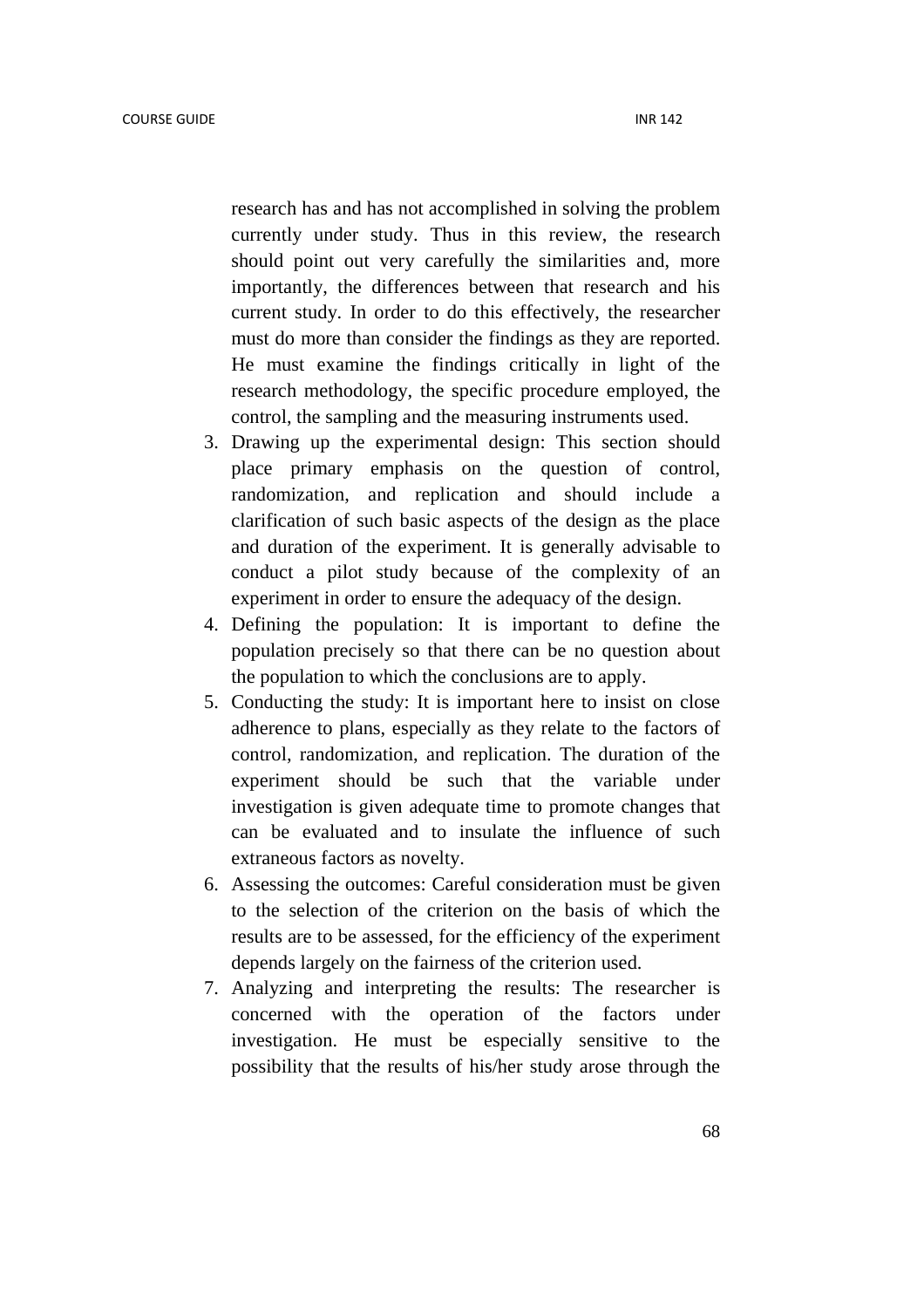research has and has not accomplished in solving the problem currently under study. Thus in this review, the research should point out very carefully the similarities and, more importantly, the differences between that research and his current study. In order to do this effectively, the researcher must do more than consider the findings as they are reported. He must examine the findings critically in light of the research methodology, the specific procedure employed, the control, the sampling and the measuring instruments used.

3. Drawing up the experimental design: This section should place primary emphasis on the question of control, randomization, and replication and should include a clarification of such basic aspects of the design as the place and duration of the experiment. It is generally advisable to conduct a pilot study because of the complexity of an experiment in order to ensure the adequacy of the design.
4. Defining the population: It is important to define the population precisely so that there can be no question about the population to which the conclusions are to apply.
5. Conducting the study: It is important here to insist on close adherence to plans, especially as they relate to the factors of control, randomization, and replication. The duration of the experiment should be such that the variable under investigation is given adequate time to promote changes that can be evaluated and to insulate the influence of such extraneous factors as novelty.
6. Assessing the outcomes: Careful consideration must be given to the selection of the criterion on the basis of which the results are to be assessed, for the efficiency of the experiment depends largely on the fairness of the criterion used.
7. Analyzing and interpreting the results: The researcher is concerned with the operation of the factors under investigation. He must be especially sensitive to the possibility that the results of his/her study arose through the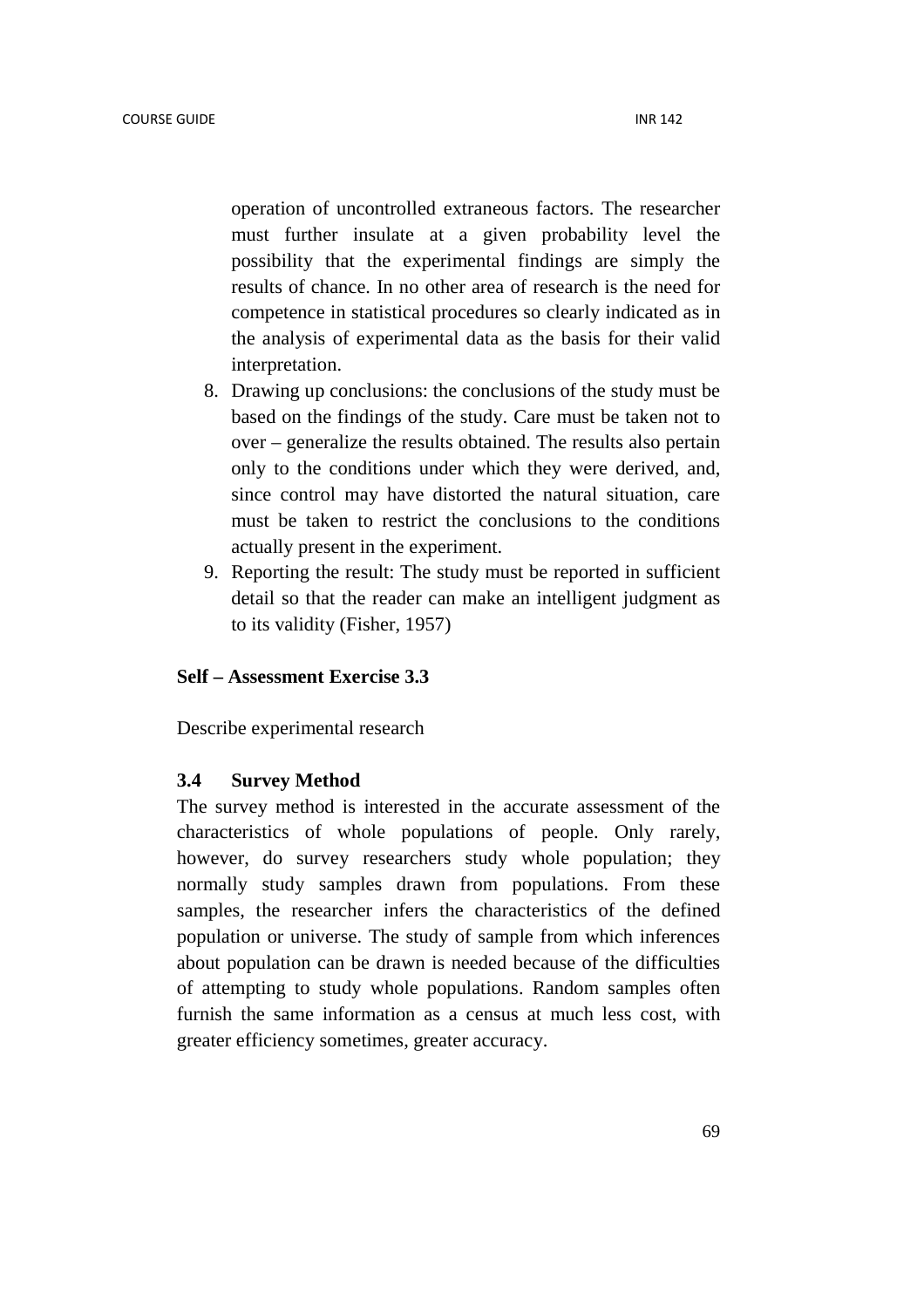operation of uncontrolled extraneous factors. The researcher must further insulate at a given probability level the possibility that the experimental findings are simply the results of chance. In no other area of research is the need for competence in statistical procedures so clearly indicated as in the analysis of experimental data as the basis for their valid interpretation.

8. Drawing up conclusions: the conclusions of the study must be based on the findings of the study. Care must be taken not to over – generalize the results obtained. The results also pertain only to the conditions under which they were derived, and, since control may have distorted the natural situation, care must be taken to restrict the conclusions to the conditions actually present in the experiment.
9. Reporting the result: The study must be reported in sufficient detail so that the reader can make an intelligent judgment as to its validity (Fisher, 1957)

**Self – Assessment Exercise 3.3**

Describe experimental research

### 3.4 Survey Method

The survey method is interested in the accurate assessment of the characteristics of whole populations of people. Only rarely, however, do survey researchers study whole population; they normally study samples drawn from populations. From these samples, the researcher infers the characteristics of the defined population or universe. The study of sample from which inferences about population can be drawn is needed because of the difficulties of attempting to study whole populations. Random samples often furnish the same information as a census at much less cost, with greater efficiency sometimes, greater accuracy.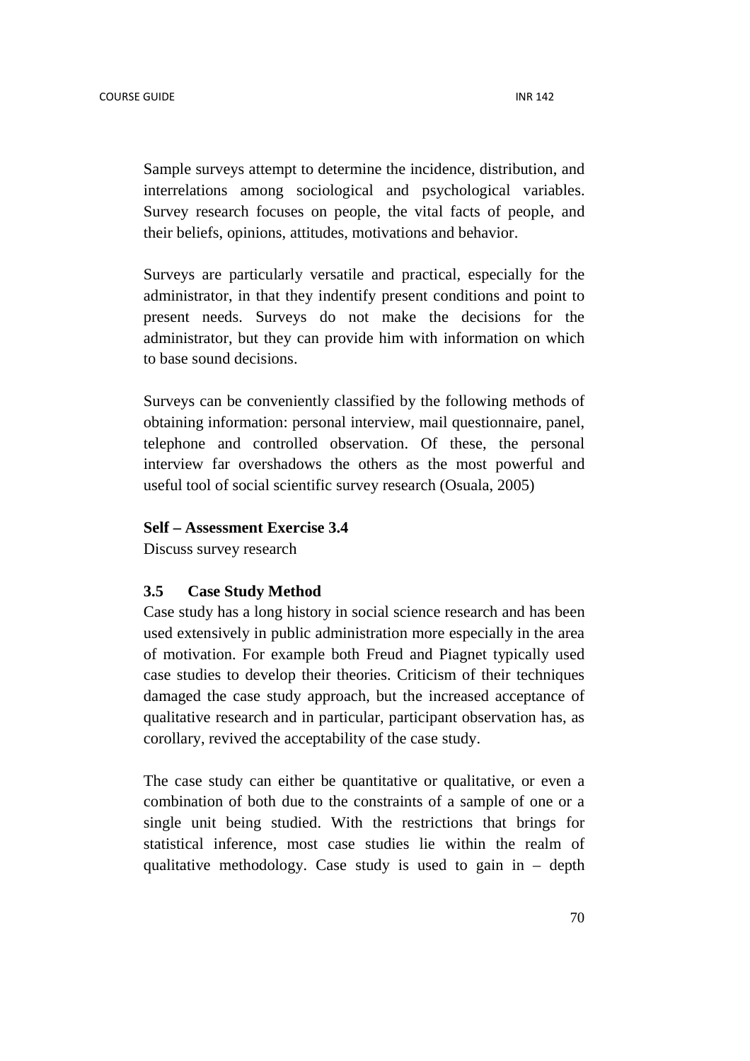Sample surveys attempt to determine the incidence, distribution, and interrelations among sociological and psychological variables. Survey research focuses on people, the vital facts of people, and their beliefs, opinions, attitudes, motivations and behavior.

Surveys are particularly versatile and practical, especially for the administrator, in that they indentify present conditions and point to present needs. Surveys do not make the decisions for the administrator, but they can provide him with information on which to base sound decisions.

Surveys can be conveniently classified by the following methods of obtaining information: personal interview, mail questionnaire, panel, telephone and controlled observation. Of these, the personal interview far overshadows the others as the most powerful and useful tool of social scientific survey research (Osuala, 2005)

**Self – Assessment Exercise 3.4**

Discuss survey research

### 3.5 Case Study Method

Case study has a long history in social science research and has been used extensively in public administration more especially in the area of motivation. For example both Freud and Piagnet typically used case studies to develop their theories. Criticism of their techniques damaged the case study approach, but the increased acceptance of qualitative research and in particular, participant observation has, as corollary, revived the acceptability of the case study.

The case study can either be quantitative or qualitative, or even a combination of both due to the constraints of a sample of one or a single unit being studied. With the restrictions that brings for statistical inference, most case studies lie within the realm of qualitative methodology. Case study is used to gain in – depth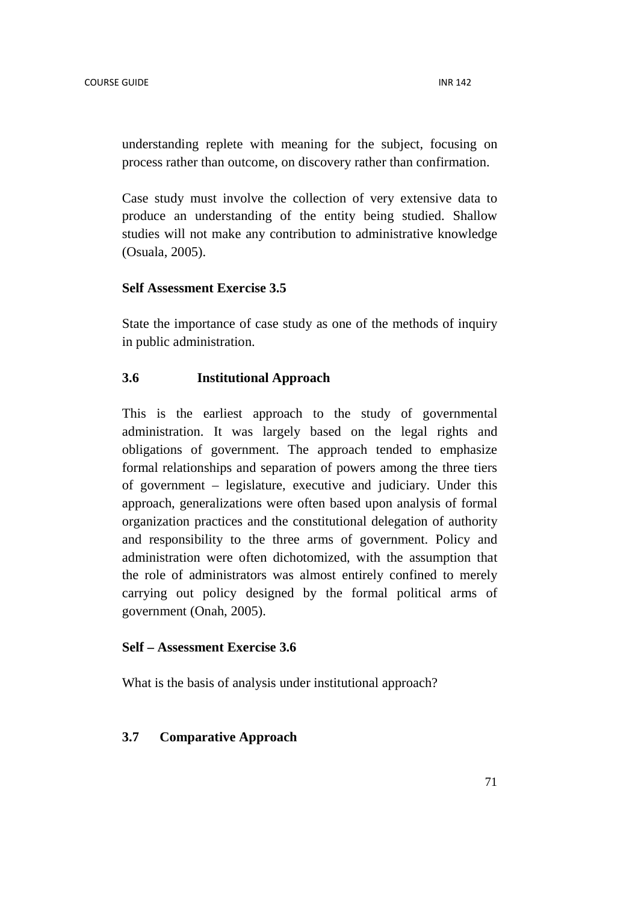understanding replete with meaning for the subject, focusing on process rather than outcome, on discovery rather than confirmation.

Case study must involve the collection of very extensive data to produce an understanding of the entity being studied. Shallow studies will not make any contribution to administrative knowledge (Osuala, 2005).

**Self Assessment Exercise 3.5**

State the importance of case study as one of the methods of inquiry in public administration.

### 3.6 Institutional Approach

This is the earliest approach to the study of governmental administration. It was largely based on the legal rights and obligations of government. The approach tended to emphasize formal relationships and separation of powers among the three tiers of government – legislature, executive and judiciary. Under this approach, generalizations were often based upon analysis of formal organization practices and the constitutional delegation of authority and responsibility to the three arms of government. Policy and administration were often dichotomized, with the assumption that the role of administrators was almost entirely confined to merely carrying out policy designed by the formal political arms of government (Onah, 2005).

**Self – Assessment Exercise 3.6**

What is the basis of analysis under institutional approach?

### 3.7 Comparative Approach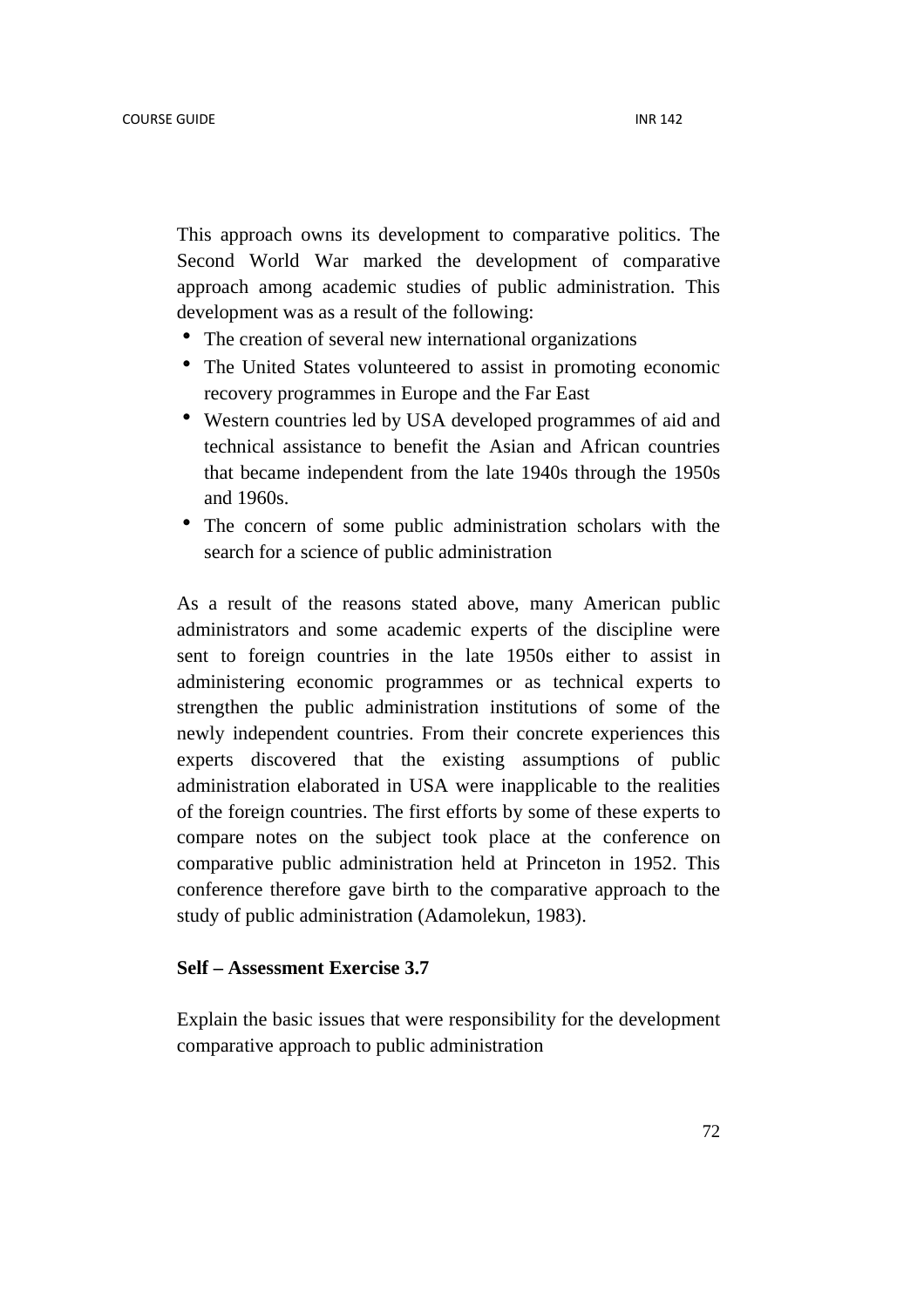This approach owns its development to comparative politics. The Second World War marked the development of comparative approach among academic studies of public administration. This development was as a result of the following:

- The creation of several new international organizations
- The United States volunteered to assist in promoting economic recovery programmes in Europe and the Far East
- Western countries led by USA developed programmes of aid and technical assistance to benefit the Asian and African countries that became independent from the late 1940s through the 1950s and 1960s.
- The concern of some public administration scholars with the search for a science of public administration

As a result of the reasons stated above, many American public administrators and some academic experts of the discipline were sent to foreign countries in the late 1950s either to assist in administering economic programmes or as technical experts to strengthen the public administration institutions of some of the newly independent countries. From their concrete experiences this experts discovered that the existing assumptions of public administration elaborated in USA were inapplicable to the realities of the foreign countries. The first efforts by some of these experts to compare notes on the subject took place at the conference on comparative public administration held at Princeton in 1952. This conference therefore gave birth to the comparative approach to the study of public administration (Adamolekun, 1983).

**Self – Assessment Exercise 3.7**

Explain the basic issues that were responsibility for the development comparative approach to public administration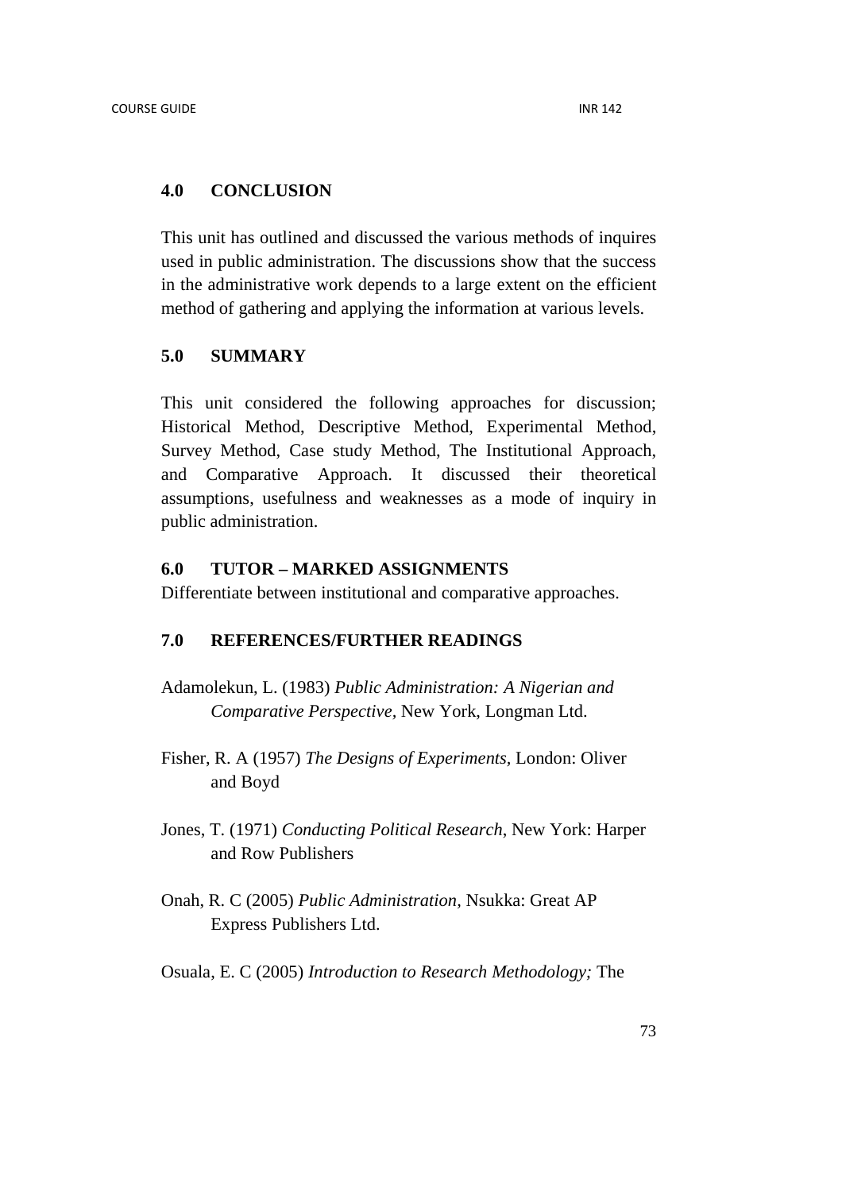## 4.0 CONCLUSION

This unit has outlined and discussed the various methods of inquires used in public administration. The discussions show that the success in the administrative work depends to a large extent on the efficient method of gathering and applying the information at various levels.

## 5.0 SUMMARY

This unit considered the following approaches for discussion; Historical Method, Descriptive Method, Experimental Method, Survey Method, Case study Method, The Institutional Approach, and Comparative Approach. It discussed their theoretical assumptions, usefulness and weaknesses as a mode of inquiry in public administration.

## 6.0 TUTOR – MARKED ASSIGNMENTS

Differentiate between institutional and comparative approaches.

## 7.0 REFERENCES/FURTHER READINGS

Adamolekun, L. (1983) *Public Administration: A Nigerian and Comparative Perspective,* New York, Longman Ltd.

Fisher, R. A (1957) *The Designs of Experiments,* London: Oliver and Boyd

Jones, T. (1971) *Conducting Political Research*, New York: Harper and Row Publishers

Onah, R. C (2005) *Public Administration,* Nsukka: Great AP Express Publishers Ltd.

Osuala, E. C (2005) *Introduction to Research Methodology;* The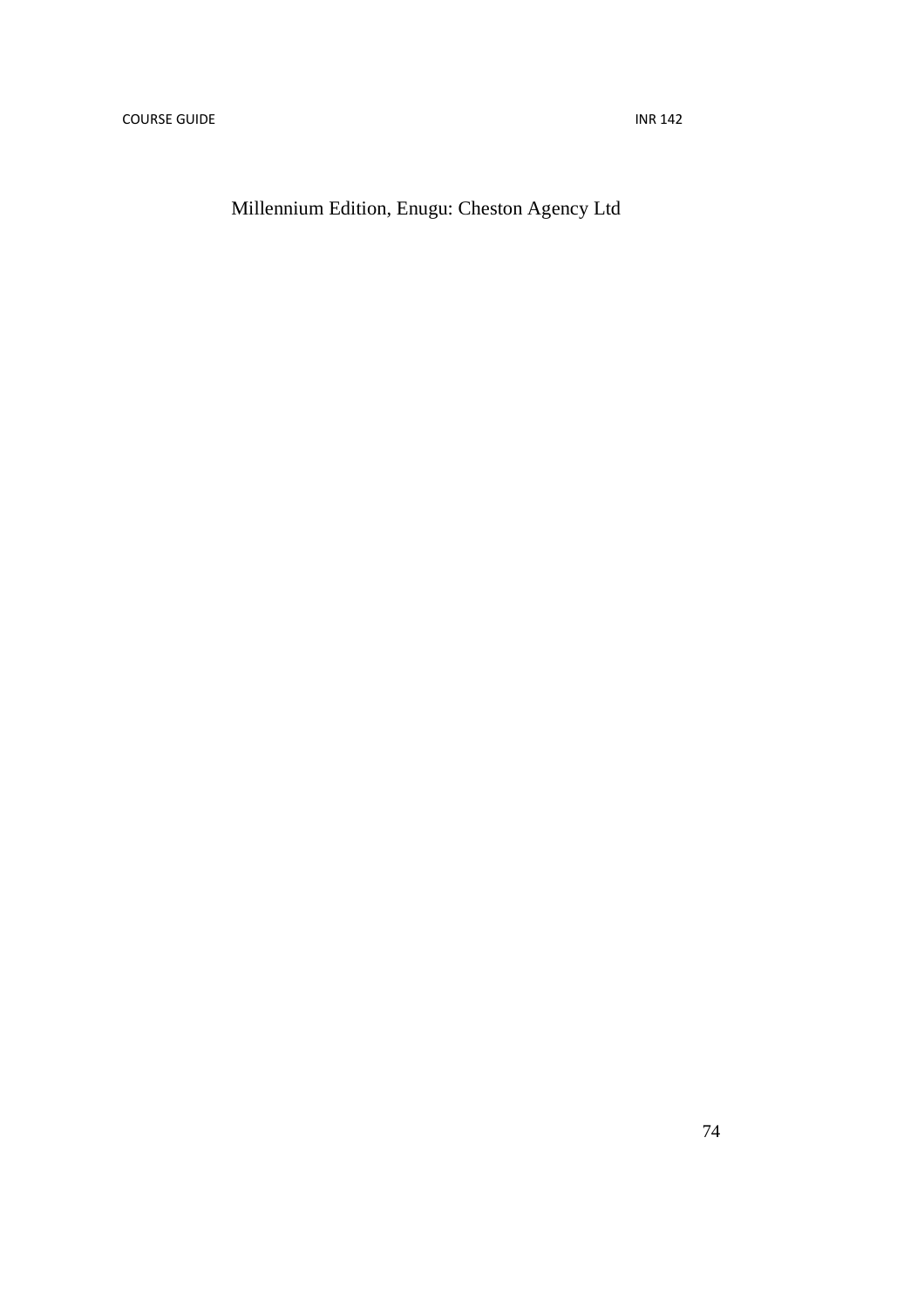Millennium Edition, Enugu: Cheston Agency Ltd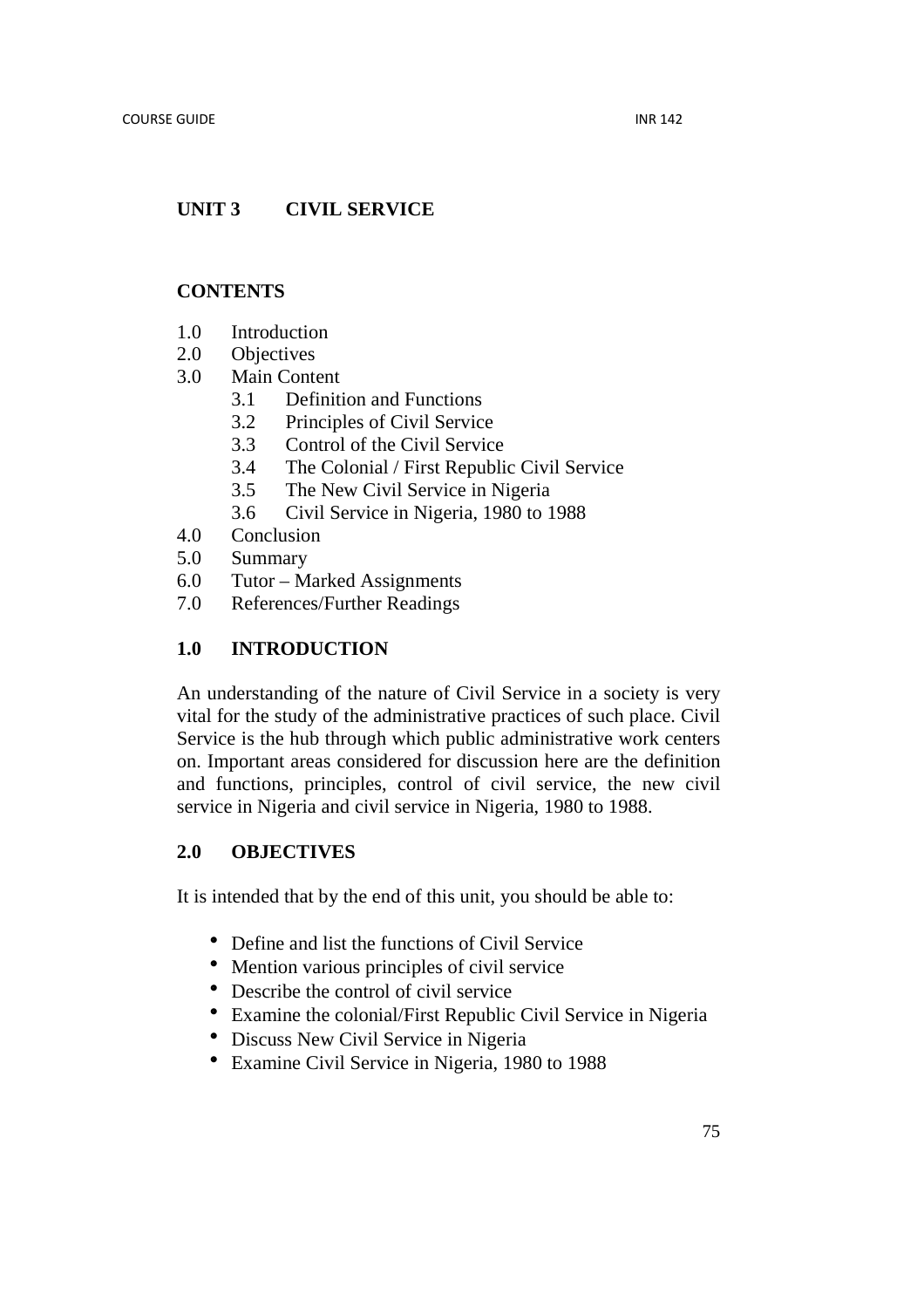## UNIT 3 CIVIL SERVICE

### CONTENTS

1.0 Introduction
2.0 Objectives
3.0 Main Content
   3.1 Definition and Functions
   3.2 Principles of Civil Service
   3.3 Control of the Civil Service
   3.4 The Colonial / First Republic Civil Service
   3.5 The New Civil Service in Nigeria
   3.6 Civil Service in Nigeria, 1980 to 1988
4.0 Conclusion
5.0 Summary
6.0 Tutor – Marked Assignments
7.0 References/Further Readings

### 1.0 INTRODUCTION

An understanding of the nature of Civil Service in a society is very vital for the study of the administrative practices of such place. Civil Service is the hub through which public administrative work centers on. Important areas considered for discussion here are the definition and functions, principles, control of civil service, the new civil service in Nigeria and civil service in Nigeria, 1980 to 1988.

### 2.0 OBJECTIVES

It is intended that by the end of this unit, you should be able to:

- Define and list the functions of Civil Service
- Mention various principles of civil service
- Describe the control of civil service
- Examine the colonial/First Republic Civil Service in Nigeria
- Discuss New Civil Service in Nigeria
- Examine Civil Service in Nigeria, 1980 to 1988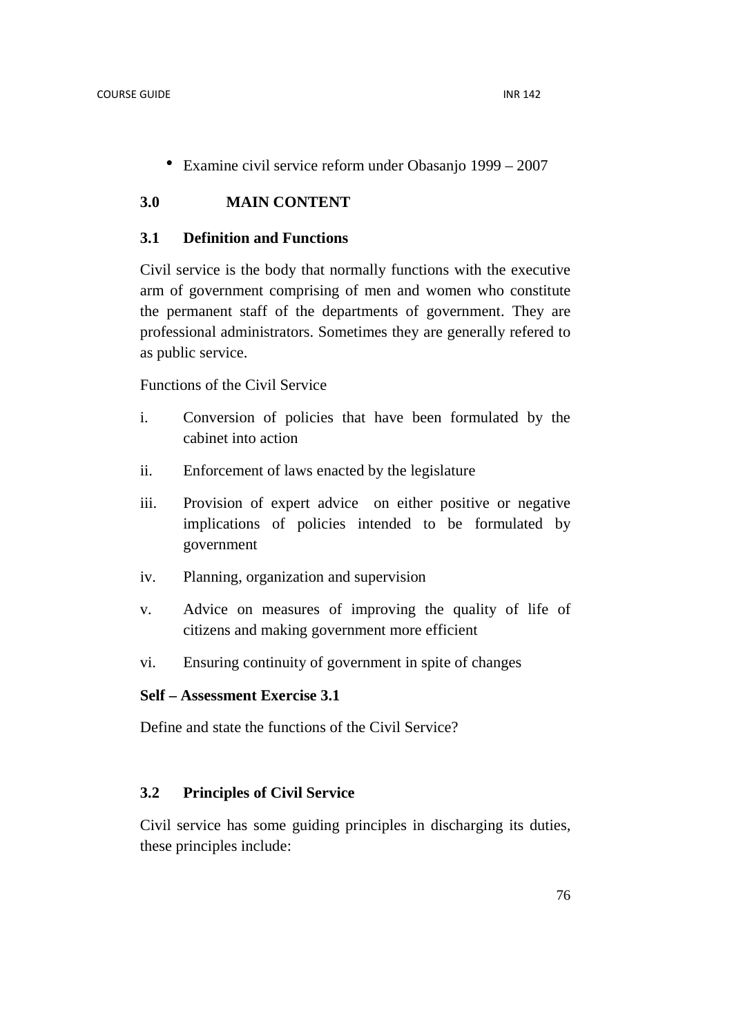- Examine civil service reform under Obasanjo 1999 – 2007

## 3.0 MAIN CONTENT

### 3.1 Definition and Functions

Civil service is the body that normally functions with the executive arm of government comprising of men and women who constitute the permanent staff of the departments of government. They are professional administrators. Sometimes they are generally refered to as public service.

Functions of the Civil Service

i. Conversion of policies that have been formulated by the cabinet into action

ii. Enforcement of laws enacted by the legislature

iii. Provision of expert advice on either positive or negative implications of policies intended to be formulated by government

iv. Planning, organization and supervision

v. Advice on measures of improving the quality of life of citizens and making government more efficient

vi. Ensuring continuity of government in spite of changes

**Self – Assessment Exercise 3.1**

Define and state the functions of the Civil Service?

### 3.2 Principles of Civil Service

Civil service has some guiding principles in discharging its duties, these principles include: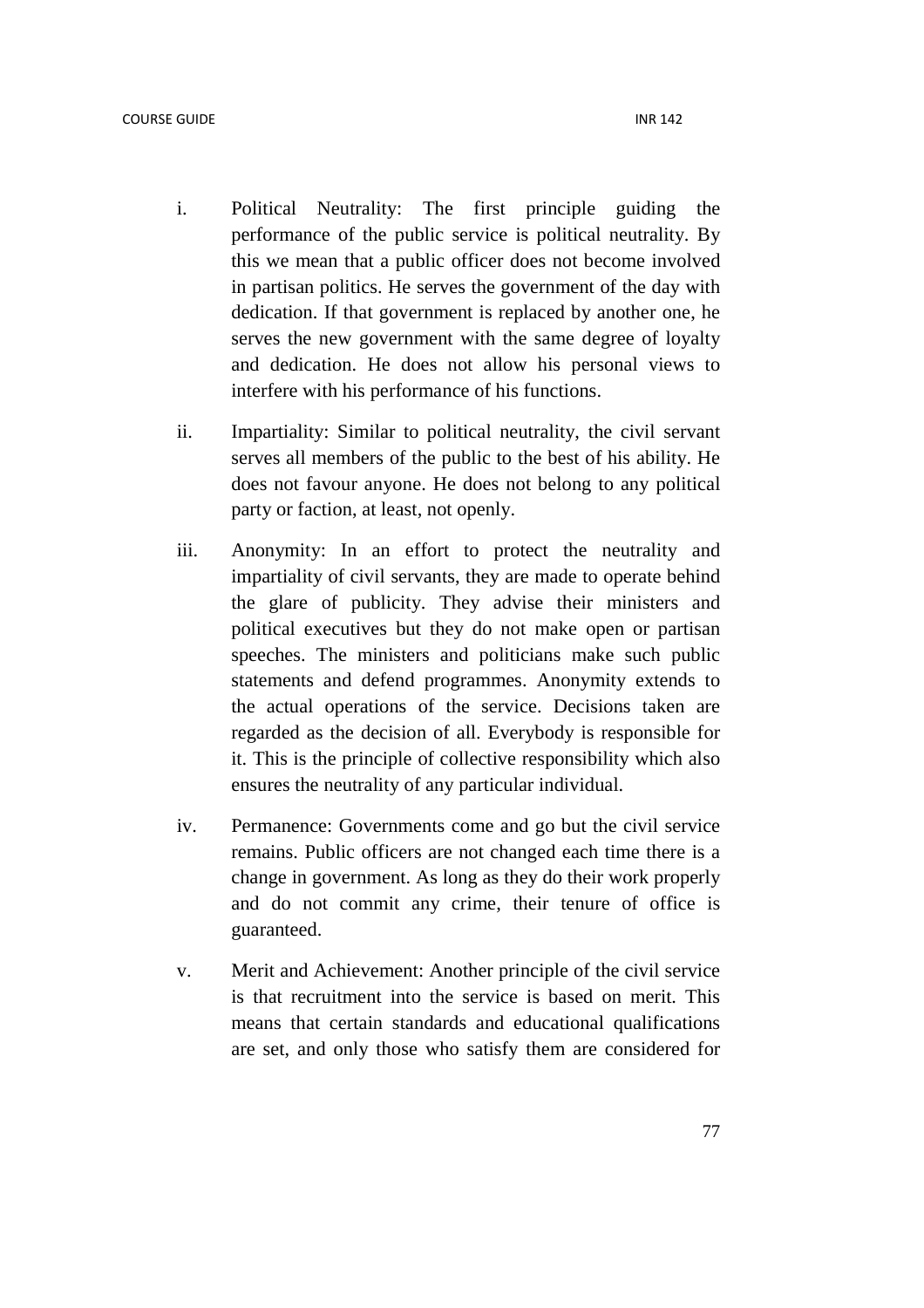i. Political Neutrality: The first principle guiding the performance of the public service is political neutrality. By this we mean that a public officer does not become involved in partisan politics. He serves the government of the day with dedication. If that government is replaced by another one, he serves the new government with the same degree of loyalty and dedication. He does not allow his personal views to interfere with his performance of his functions.

ii. Impartiality: Similar to political neutrality, the civil servant serves all members of the public to the best of his ability. He does not favour anyone. He does not belong to any political party or faction, at least, not openly.

iii. Anonymity: In an effort to protect the neutrality and impartiality of civil servants, they are made to operate behind the glare of publicity. They advise their ministers and political executives but they do not make open or partisan speeches. The ministers and politicians make such public statements and defend programmes. Anonymity extends to the actual operations of the service. Decisions taken are regarded as the decision of all. Everybody is responsible for it. This is the principle of collective responsibility which also ensures the neutrality of any particular individual.

iv. Permanence: Governments come and go but the civil service remains. Public officers are not changed each time there is a change in government. As long as they do their work properly and do not commit any crime, their tenure of office is guaranteed.

v. Merit and Achievement: Another principle of the civil service is that recruitment into the service is based on merit. This means that certain standards and educational qualifications are set, and only those who satisfy them are considered for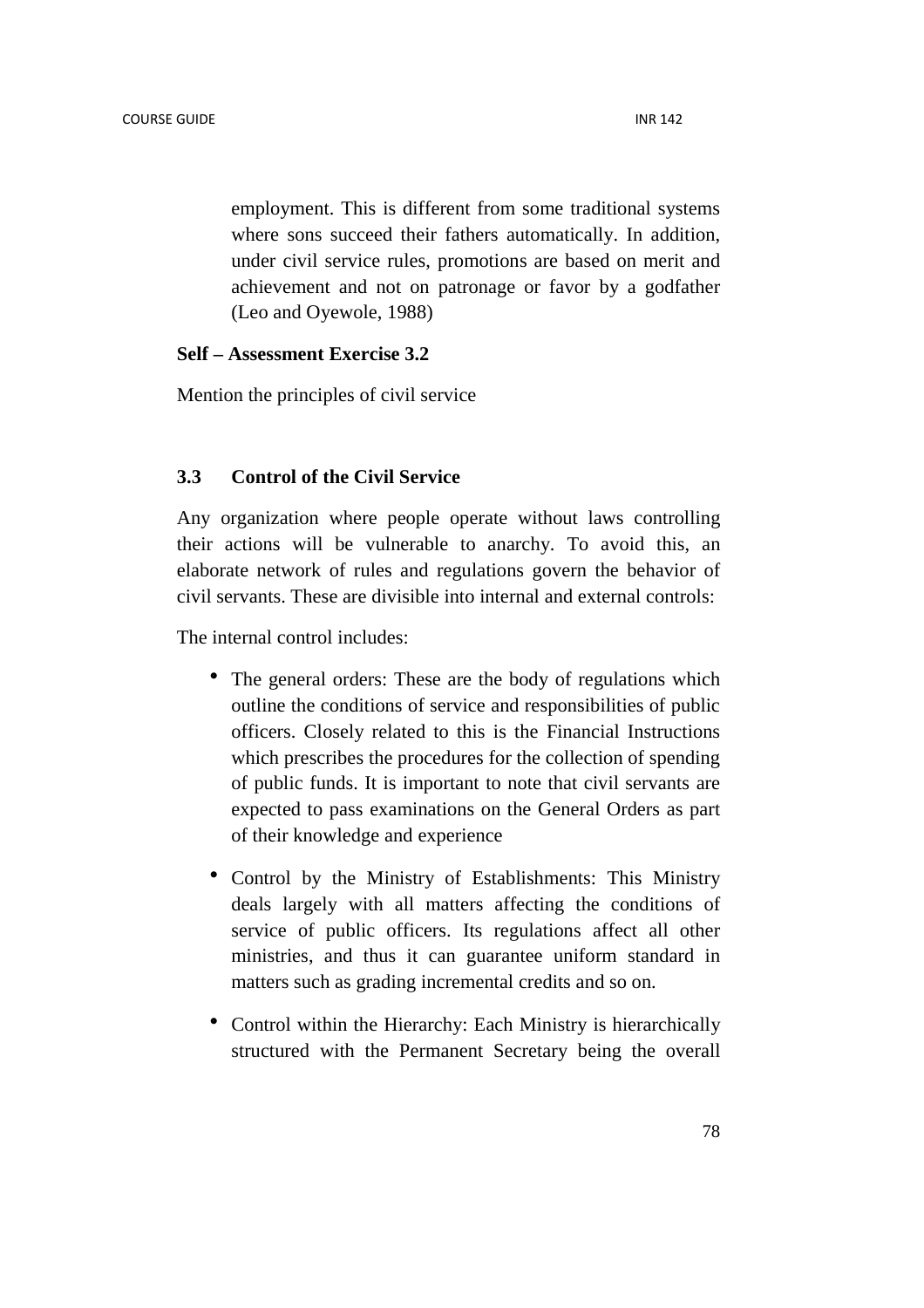employment. This is different from some traditional systems where sons succeed their fathers automatically. In addition, under civil service rules, promotions are based on merit and achievement and not on patronage or favor by a godfather (Leo and Oyewole, 1988)

**Self – Assessment Exercise 3.2**

Mention the principles of civil service

### 3.3 Control of the Civil Service

Any organization where people operate without laws controlling their actions will be vulnerable to anarchy. To avoid this, an elaborate network of rules and regulations govern the behavior of civil servants. These are divisible into internal and external controls:

The internal control includes:

- The general orders: These are the body of regulations which outline the conditions of service and responsibilities of public officers. Closely related to this is the Financial Instructions which prescribes the procedures for the collection of spending of public funds. It is important to note that civil servants are expected to pass examinations on the General Orders as part of their knowledge and experience
- Control by the Ministry of Establishments: This Ministry deals largely with all matters affecting the conditions of service of public officers. Its regulations affect all other ministries, and thus it can guarantee uniform standard in matters such as grading incremental credits and so on.
- Control within the Hierarchy: Each Ministry is hierarchically structured with the Permanent Secretary being the overall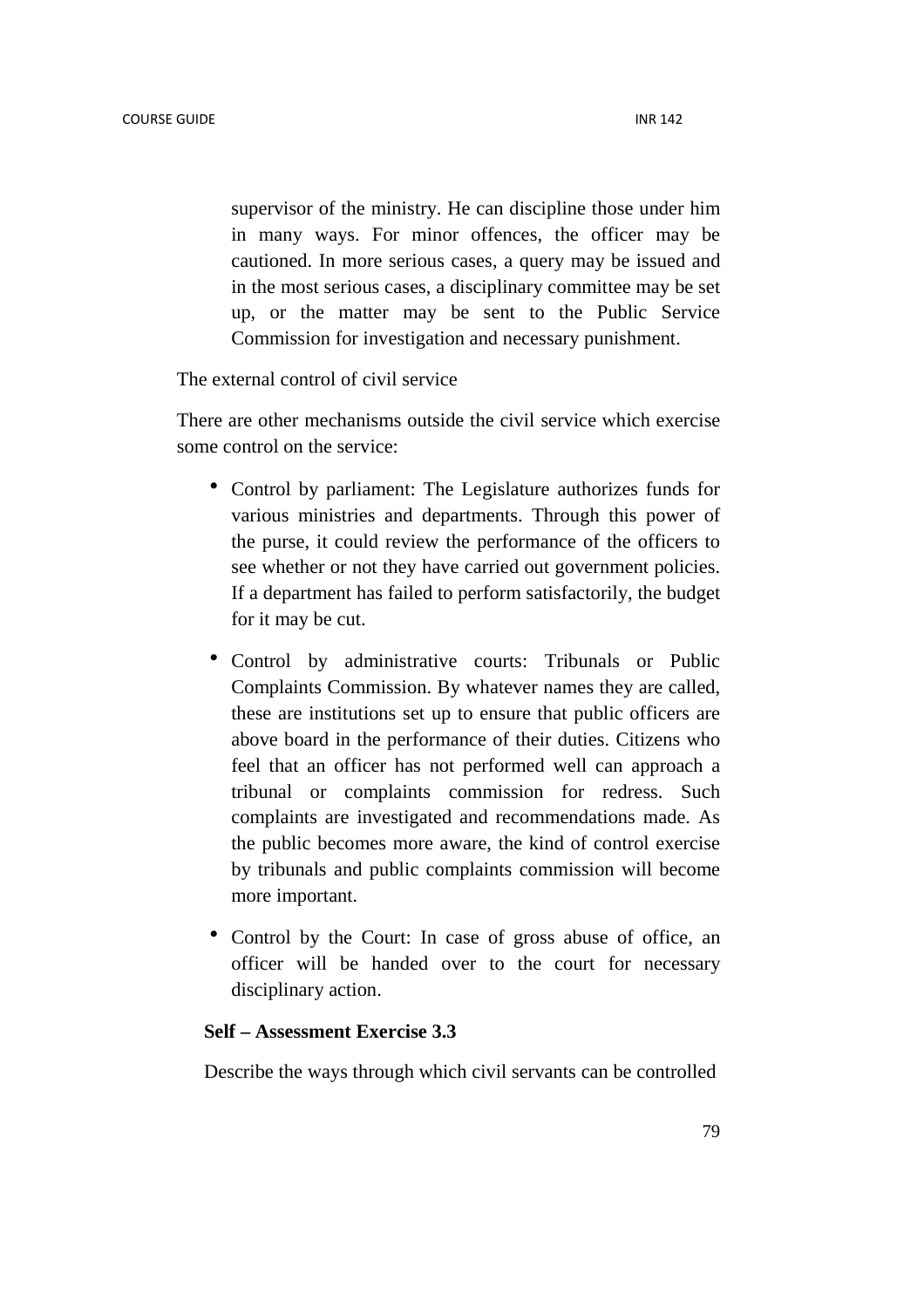supervisor of the ministry. He can discipline those under him in many ways. For minor offences, the officer may be cautioned. In more serious cases, a query may be issued and in the most serious cases, a disciplinary committee may be set up, or the matter may be sent to the Public Service Commission for investigation and necessary punishment.

The external control of civil service

There are other mechanisms outside the civil service which exercise some control on the service:

- Control by parliament: The Legislature authorizes funds for various ministries and departments. Through this power of the purse, it could review the performance of the officers to see whether or not they have carried out government policies. If a department has failed to perform satisfactorily, the budget for it may be cut.
- Control by administrative courts: Tribunals or Public Complaints Commission. By whatever names they are called, these are institutions set up to ensure that public officers are above board in the performance of their duties. Citizens who feel that an officer has not performed well can approach a tribunal or complaints commission for redress. Such complaints are investigated and recommendations made. As the public becomes more aware, the kind of control exercise by tribunals and public complaints commission will become more important.
- Control by the Court: In case of gross abuse of office, an officer will be handed over to the court for necessary disciplinary action.

**Self – Assessment Exercise 3.3**

Describe the ways through which civil servants can be controlled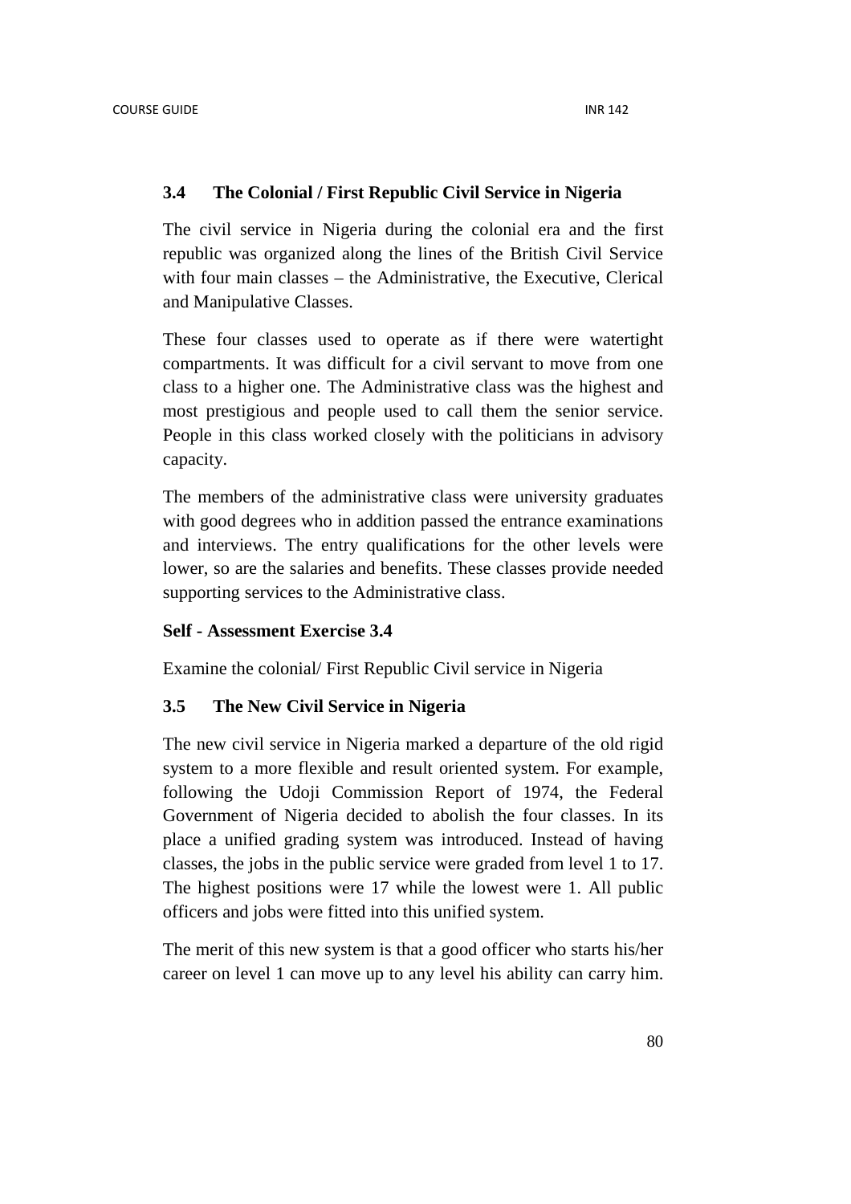### 3.4 The Colonial / First Republic Civil Service in Nigeria

The civil service in Nigeria during the colonial era and the first republic was organized along the lines of the British Civil Service with four main classes – the Administrative, the Executive, Clerical and Manipulative Classes.

These four classes used to operate as if there were watertight compartments. It was difficult for a civil servant to move from one class to a higher one. The Administrative class was the highest and most prestigious and people used to call them the senior service. People in this class worked closely with the politicians in advisory capacity.

The members of the administrative class were university graduates with good degrees who in addition passed the entrance examinations and interviews. The entry qualifications for the other levels were lower, so are the salaries and benefits. These classes provide needed supporting services to the Administrative class.

**Self - Assessment Exercise 3.4**

Examine the colonial/ First Republic Civil service in Nigeria

### 3.5 The New Civil Service in Nigeria

The new civil service in Nigeria marked a departure of the old rigid system to a more flexible and result oriented system. For example, following the Udoji Commission Report of 1974, the Federal Government of Nigeria decided to abolish the four classes. In its place a unified grading system was introduced. Instead of having classes, the jobs in the public service were graded from level 1 to 17. The highest positions were 17 while the lowest were 1. All public officers and jobs were fitted into this unified system.

The merit of this new system is that a good officer who starts his/her career on level 1 can move up to any level his ability can carry him.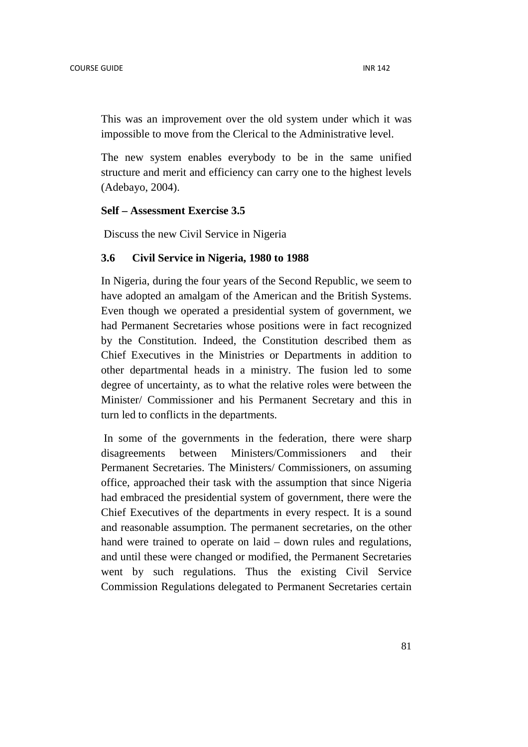This was an improvement over the old system under which it was impossible to move from the Clerical to the Administrative level.

The new system enables everybody to be in the same unified structure and merit and efficiency can carry one to the highest levels (Adebayo, 2004).

**Self – Assessment Exercise 3.5**

Discuss the new Civil Service in Nigeria

### 3.6 Civil Service in Nigeria, 1980 to 1988

In Nigeria, during the four years of the Second Republic, we seem to have adopted an amalgam of the American and the British Systems. Even though we operated a presidential system of government, we had Permanent Secretaries whose positions were in fact recognized by the Constitution. Indeed, the Constitution described them as Chief Executives in the Ministries or Departments in addition to other departmental heads in a ministry. The fusion led to some degree of uncertainty, as to what the relative roles were between the Minister/ Commissioner and his Permanent Secretary and this in turn led to conflicts in the departments.

In some of the governments in the federation, there were sharp disagreements between Ministers/Commissioners and their Permanent Secretaries. The Ministers/ Commissioners, on assuming office, approached their task with the assumption that since Nigeria had embraced the presidential system of government, there were the Chief Executives of the departments in every respect. It is a sound and reasonable assumption. The permanent secretaries, on the other hand were trained to operate on laid – down rules and regulations, and until these were changed or modified, the Permanent Secretaries went by such regulations. Thus the existing Civil Service Commission Regulations delegated to Permanent Secretaries certain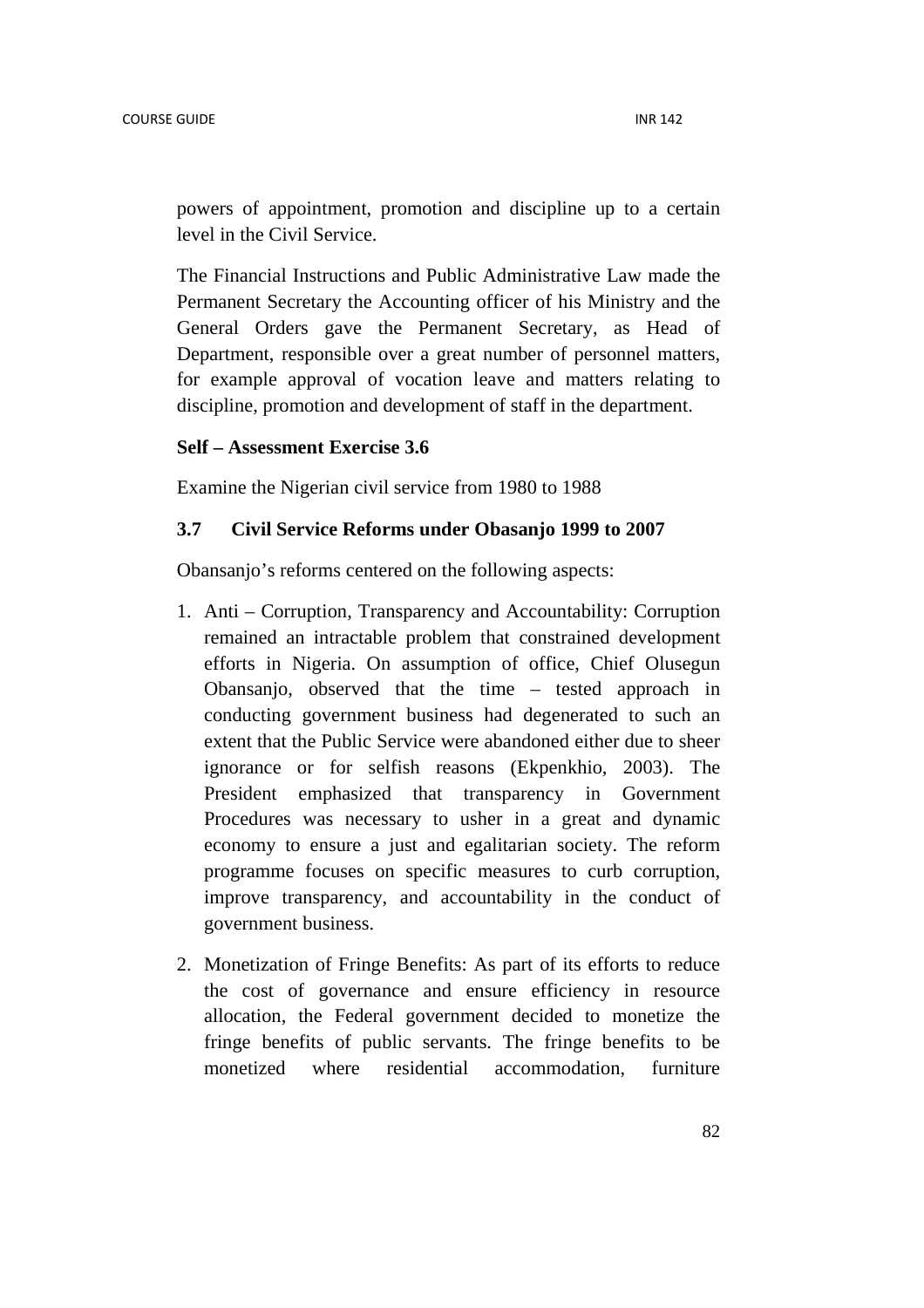powers of appointment, promotion and discipline up to a certain level in the Civil Service.

The Financial Instructions and Public Administrative Law made the Permanent Secretary the Accounting officer of his Ministry and the General Orders gave the Permanent Secretary, as Head of Department, responsible over a great number of personnel matters, for example approval of vocation leave and matters relating to discipline, promotion and development of staff in the department.

**Self – Assessment Exercise 3.6**

Examine the Nigerian civil service from 1980 to 1988

### 3.7 Civil Service Reforms under Obasanjo 1999 to 2007

Obansanjo's reforms centered on the following aspects:

1. Anti – Corruption, Transparency and Accountability: Corruption remained an intractable problem that constrained development efforts in Nigeria. On assumption of office, Chief Olusegun Obansanjo, observed that the time – tested approach in conducting government business had degenerated to such an extent that the Public Service were abandoned either due to sheer ignorance or for selfish reasons (Ekpenkhio, 2003). The President emphasized that transparency in Government Procedures was necessary to usher in a great and dynamic economy to ensure a just and egalitarian society. The reform programme focuses on specific measures to curb corruption, improve transparency, and accountability in the conduct of government business.

2. Monetization of Fringe Benefits: As part of its efforts to reduce the cost of governance and ensure efficiency in resource allocation, the Federal government decided to monetize the fringe benefits of public servants. The fringe benefits to be monetized where residential accommodation, furniture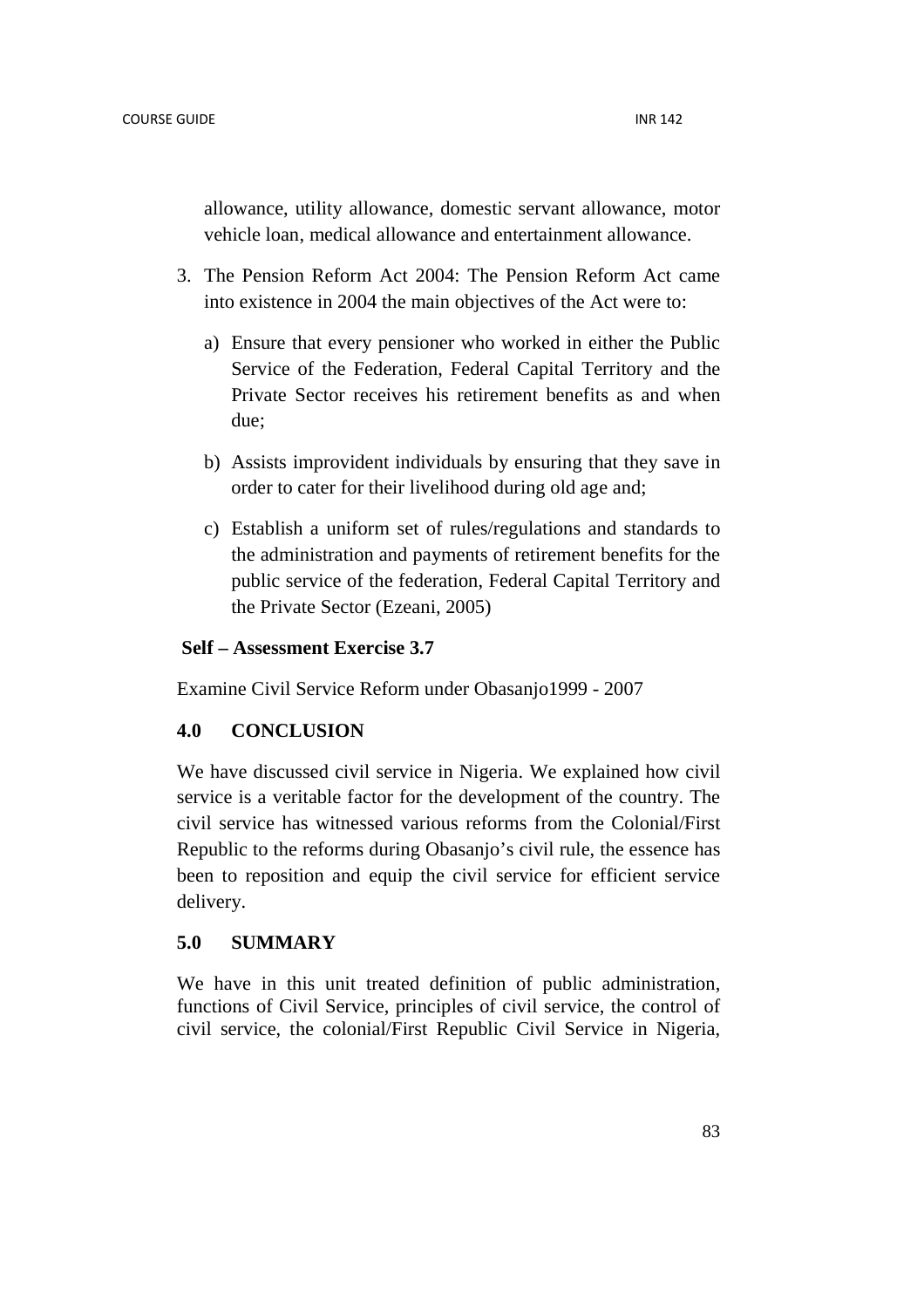allowance, utility allowance, domestic servant allowance, motor vehicle loan, medical allowance and entertainment allowance.

3. The Pension Reform Act 2004: The Pension Reform Act came into existence in 2004 the main objectives of the Act were to:

   a) Ensure that every pensioner who worked in either the Public Service of the Federation, Federal Capital Territory and the Private Sector receives his retirement benefits as and when due;

   b) Assists improvident individuals by ensuring that they save in order to cater for their livelihood during old age and;

   c) Establish a uniform set of rules/regulations and standards to the administration and payments of retirement benefits for the public service of the federation, Federal Capital Territory and the Private Sector (Ezeani, 2005)

**Self – Assessment Exercise 3.7**

Examine Civil Service Reform under Obasanjo1999 - 2007

## 4.0 CONCLUSION

We have discussed civil service in Nigeria. We explained how civil service is a veritable factor for the development of the country. The civil service has witnessed various reforms from the Colonial/First Republic to the reforms during Obasanjo's civil rule, the essence has been to reposition and equip the civil service for efficient service delivery.

## 5.0 SUMMARY

We have in this unit treated definition of public administration, functions of Civil Service, principles of civil service, the control of civil service, the colonial/First Republic Civil Service in Nigeria,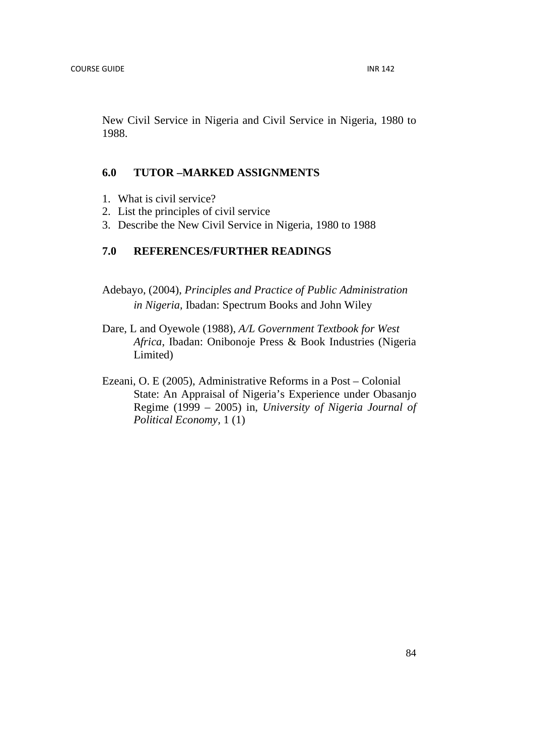New Civil Service in Nigeria and Civil Service in Nigeria, 1980 to 1988.

## 6.0 TUTOR –MARKED ASSIGNMENTS

1. What is civil service?
2. List the principles of civil service
3. Describe the New Civil Service in Nigeria, 1980 to 1988

## 7.0 REFERENCES/FURTHER READINGS

Adebayo, (2004), *Principles and Practice of Public Administration in Nigeria,* Ibadan: Spectrum Books and John Wiley

Dare, L and Oyewole (1988), *A/L Government Textbook for West Africa*, Ibadan: Onibonoje Press & Book Industries (Nigeria Limited)

Ezeani, O. E (2005), Administrative Reforms in a Post – Colonial State: An Appraisal of Nigeria's Experience under Obasanjo Regime (1999 – 2005) in, *University of Nigeria Journal of Political Economy*, 1 (1)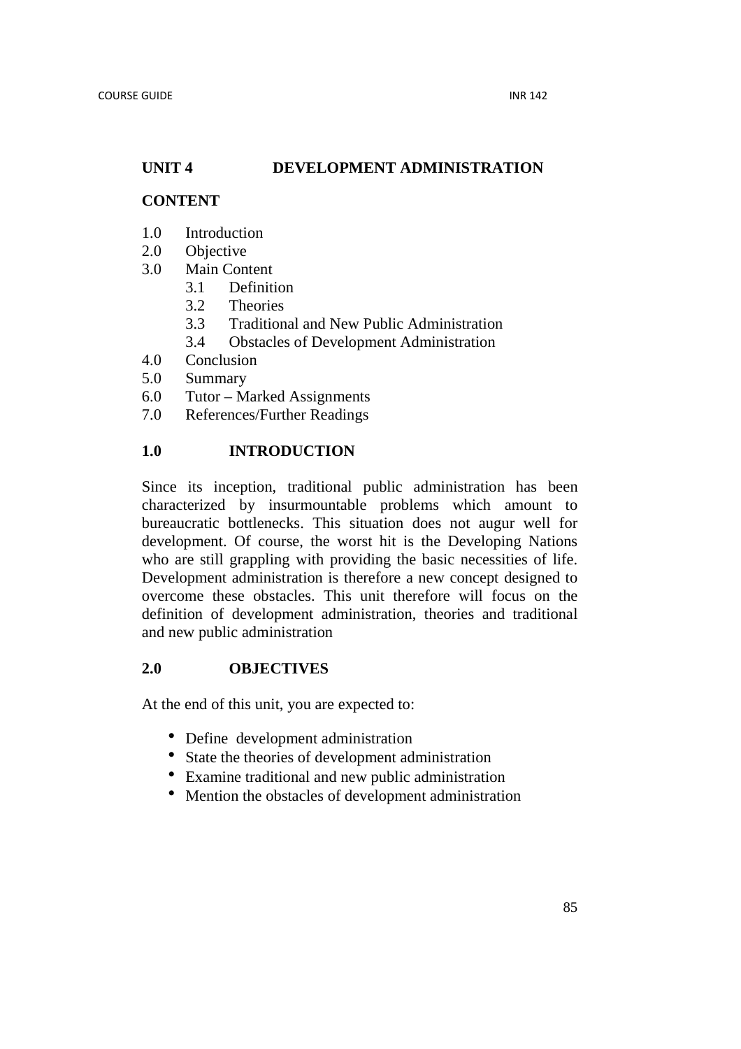## UNIT 4 DEVELOPMENT ADMINISTRATION

**CONTENT**

1.0 Introduction
2.0 Objective
3.0 Main Content
    3.1 Definition
    3.2 Theories
    3.3 Traditional and New Public Administration
    3.4 Obstacles of Development Administration
4.0 Conclusion
5.0 Summary
6.0 Tutor – Marked Assignments
7.0 References/Further Readings

### 1.0 INTRODUCTION

Since its inception, traditional public administration has been characterized by insurmountable problems which amount to bureaucratic bottlenecks. This situation does not augur well for development. Of course, the worst hit is the Developing Nations who are still grappling with providing the basic necessities of life. Development administration is therefore a new concept designed to overcome these obstacles. This unit therefore will focus on the definition of development administration, theories and traditional and new public administration

### 2.0 OBJECTIVES

At the end of this unit, you are expected to:

- Define development administration
- State the theories of development administration
- Examine traditional and new public administration
- Mention the obstacles of development administration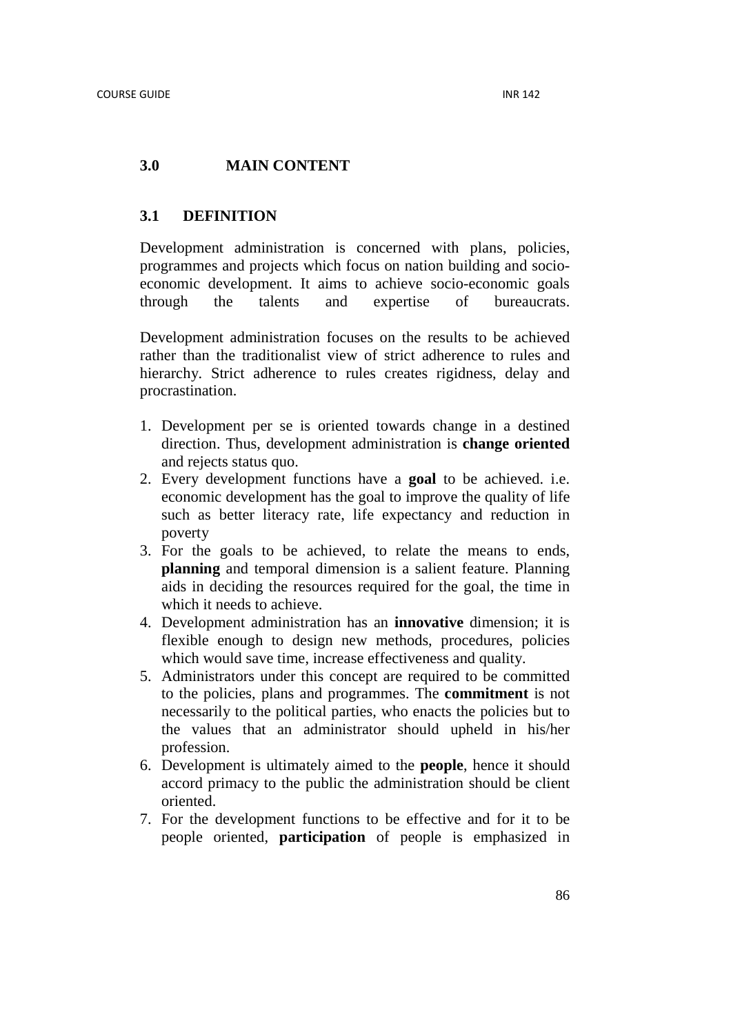## 3.0 MAIN CONTENT

### 3.1 DEFINITION

Development administration is concerned with plans, policies, programmes and projects which focus on nation building and socio-economic development. It aims to achieve socio-economic goals through the talents and expertise of bureaucrats.

Development administration focuses on the results to be achieved rather than the traditionalist view of strict adherence to rules and hierarchy. Strict adherence to rules creates rigidness, delay and procrastination.

1. Development per se is oriented towards change in a destined direction. Thus, development administration is **change oriented** and rejects status quo.
2. Every development functions have a **goal** to be achieved. i.e. economic development has the goal to improve the quality of life such as better literacy rate, life expectancy and reduction in poverty
3. For the goals to be achieved, to relate the means to ends, **planning** and temporal dimension is a salient feature. Planning aids in deciding the resources required for the goal, the time in which it needs to achieve.
4. Development administration has an **innovative** dimension; it is flexible enough to design new methods, procedures, policies which would save time, increase effectiveness and quality.
5. Administrators under this concept are required to be committed to the policies, plans and programmes. The **commitment** is not necessarily to the political parties, who enacts the policies but to the values that an administrator should upheld in his/her profession.
6. Development is ultimately aimed to the **people**, hence it should accord primacy to the public the administration should be client oriented.
7. For the development functions to be effective and for it to be people oriented, **participation** of people is emphasized in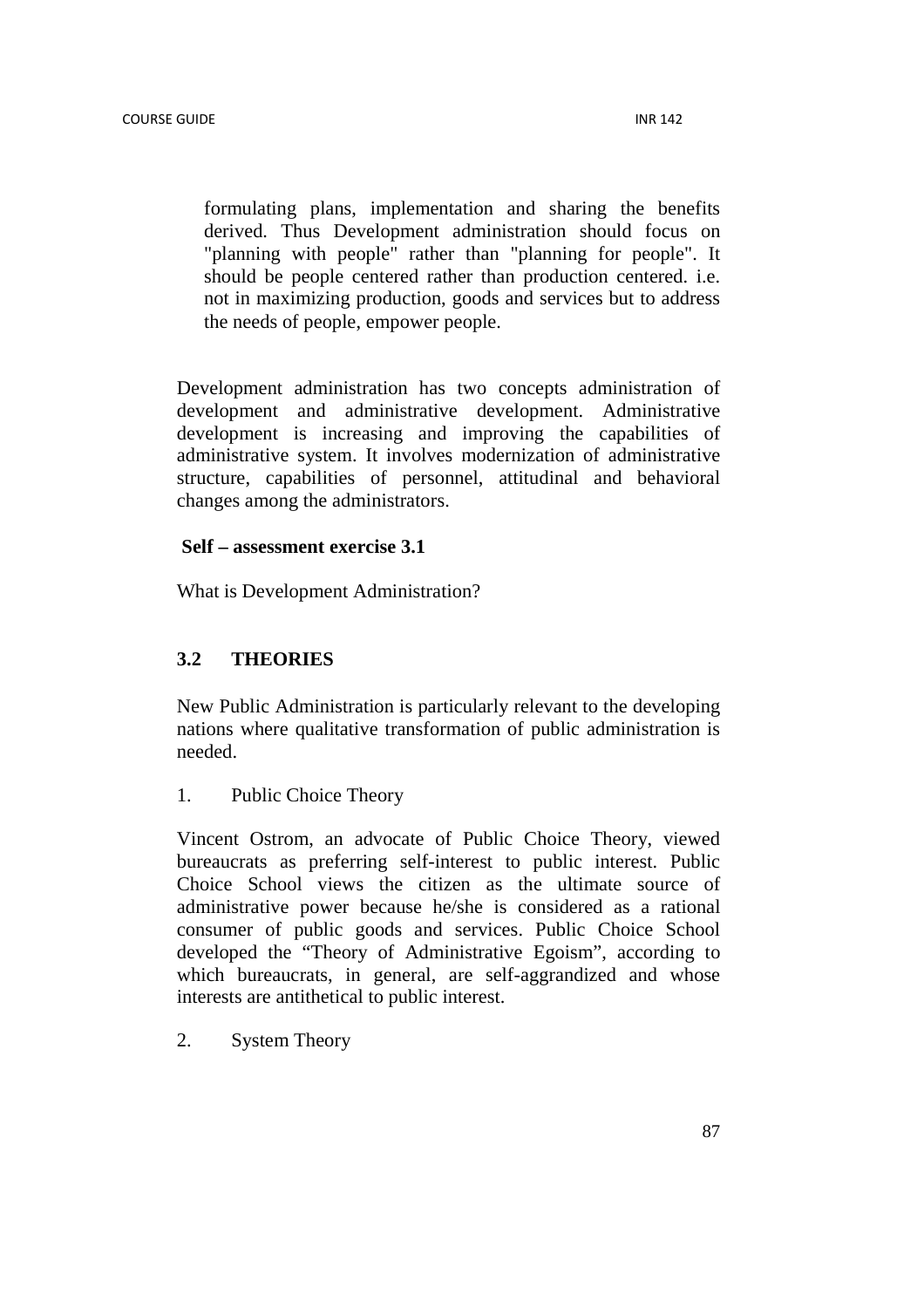formulating plans, implementation and sharing the benefits derived. Thus Development administration should focus on "planning with people" rather than "planning for people". It should be people centered rather than production centered. i.e. not in maximizing production, goods and services but to address the needs of people, empower people.

Development administration has two concepts administration of development and administrative development. Administrative development is increasing and improving the capabilities of administrative system. It involves modernization of administrative structure, capabilities of personnel, attitudinal and behavioral changes among the administrators.

**Self – assessment exercise 3.1**

What is Development Administration?

## 3.2 THEORIES

New Public Administration is particularly relevant to the developing nations where qualitative transformation of public administration is needed.

1. Public Choice Theory

Vincent Ostrom, an advocate of Public Choice Theory, viewed bureaucrats as preferring self-interest to public interest. Public Choice School views the citizen as the ultimate source of administrative power because he/she is considered as a rational consumer of public goods and services. Public Choice School developed the "Theory of Administrative Egoism", according to which bureaucrats, in general, are self-aggrandized and whose interests are antithetical to public interest.

2. System Theory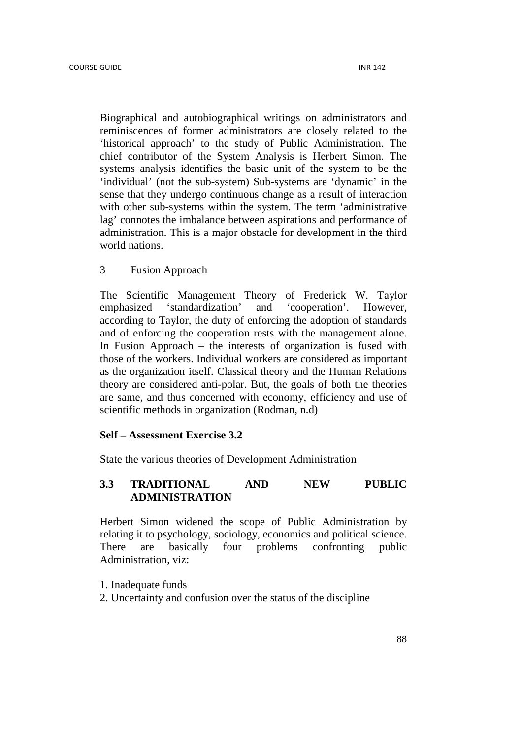Biographical and autobiographical writings on administrators and reminiscences of former administrators are closely related to the 'historical approach' to the study of Public Administration. The chief contributor of the System Analysis is Herbert Simon. The systems analysis identifies the basic unit of the system to be the 'individual' (not the sub-system) Sub-systems are 'dynamic' in the sense that they undergo continuous change as a result of interaction with other sub-systems within the system. The term 'administrative lag' connotes the imbalance between aspirations and performance of administration. This is a major obstacle for development in the third world nations.

3 Fusion Approach

The Scientific Management Theory of Frederick W. Taylor emphasized 'standardization' and 'cooperation'. However, according to Taylor, the duty of enforcing the adoption of standards and of enforcing the cooperation rests with the management alone. In Fusion Approach – the interests of organization is fused with those of the workers. Individual workers are considered as important as the organization itself. Classical theory and the Human Relations theory are considered anti-polar. But, the goals of both the theories are same, and thus concerned with economy, efficiency and use of scientific methods in organization (Rodman, n.d)

**Self – Assessment Exercise 3.2**

State the various theories of Development Administration

## 3.3 TRADITIONAL AND NEW PUBLIC ADMINISTRATION

Herbert Simon widened the scope of Public Administration by relating it to psychology, sociology, economics and political science. There are basically four problems confronting public Administration, viz:

1. Inadequate funds
2. Uncertainty and confusion over the status of the discipline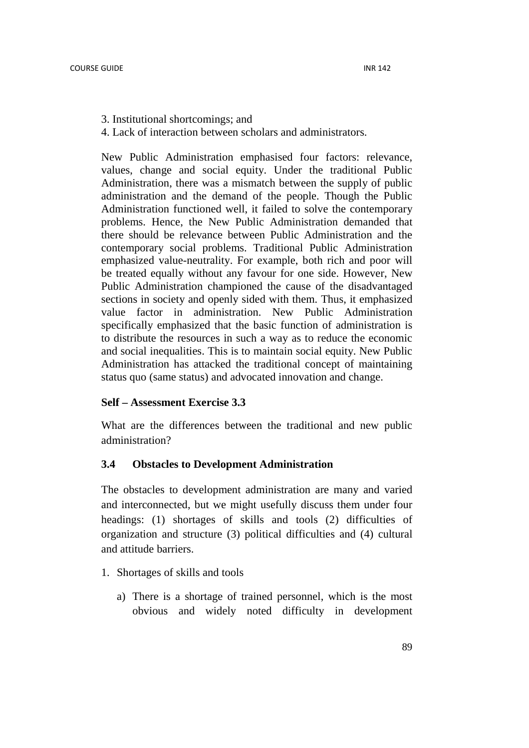3. Institutional shortcomings; and
4. Lack of interaction between scholars and administrators.

New Public Administration emphasised four factors: relevance, values, change and social equity. Under the traditional Public Administration, there was a mismatch between the supply of public administration and the demand of the people. Though the Public Administration functioned well, it failed to solve the contemporary problems. Hence, the New Public Administration demanded that there should be relevance between Public Administration and the contemporary social problems. Traditional Public Administration emphasized value-neutrality. For example, both rich and poor will be treated equally without any favour for one side. However, New Public Administration championed the cause of the disadvantaged sections in society and openly sided with them. Thus, it emphasized value factor in administration. New Public Administration specifically emphasized that the basic function of administration is to distribute the resources in such a way as to reduce the economic and social inequalities. This is to maintain social equity. New Public Administration has attacked the traditional concept of maintaining status quo (same status) and advocated innovation and change.

**Self – Assessment Exercise 3.3**

What are the differences between the traditional and new public administration?

### 3.4 Obstacles to Development Administration

The obstacles to development administration are many and varied and interconnected, but we might usefully discuss them under four headings: (1) shortages of skills and tools (2) difficulties of organization and structure (3) political difficulties and (4) cultural and attitude barriers.

1. Shortages of skills and tools

    a) There is a shortage of trained personnel, which is the most obvious and widely noted difficulty in development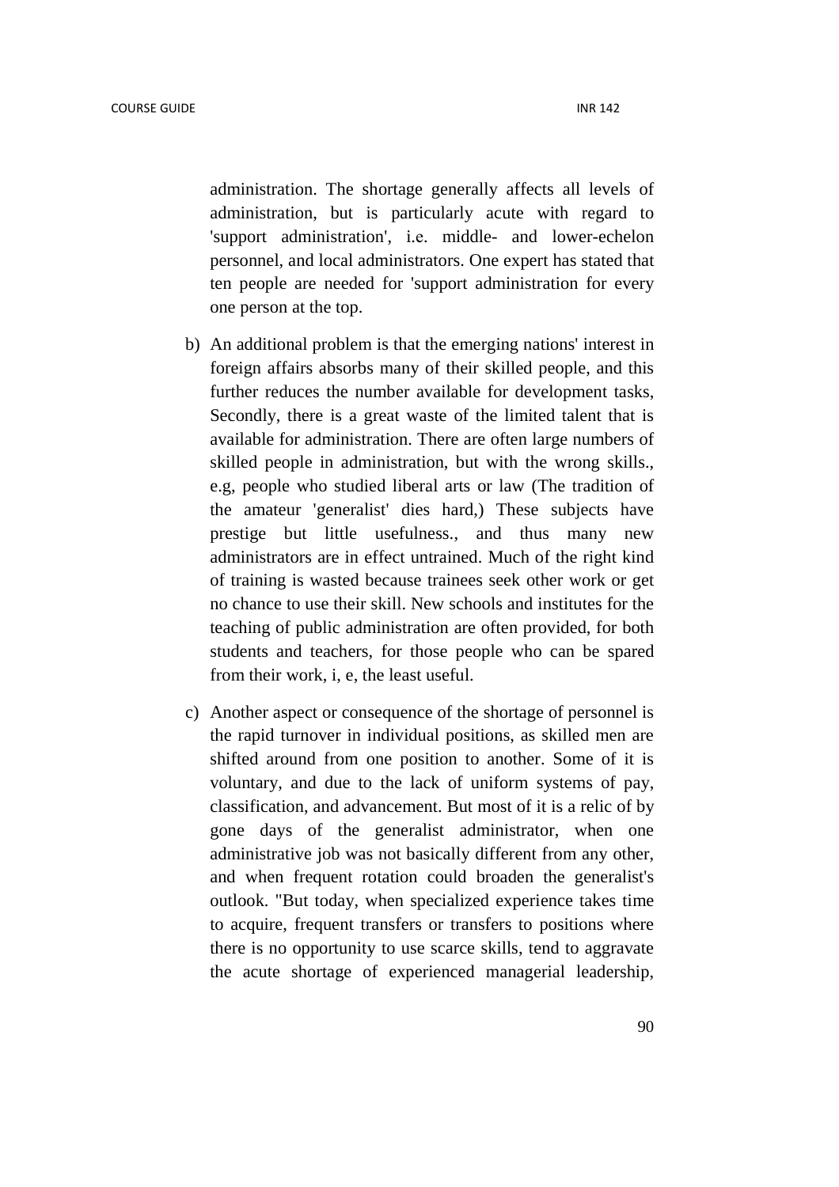administration. The shortage generally affects all levels of administration, but is particularly acute with regard to 'support administration', i.e. middle- and lower-echelon personnel, and local administrators. One expert has stated that ten people are needed for 'support administration for every one person at the top.

b) An additional problem is that the emerging nations' interest in foreign affairs absorbs many of their skilled people, and this further reduces the number available for development tasks, Secondly, there is a great waste of the limited talent that is available for administration. There are often large numbers of skilled people in administration, but with the wrong skills., e.g, people who studied liberal arts or law (The tradition of the amateur 'generalist' dies hard,) These subjects have prestige but little usefulness., and thus many new administrators are in effect untrained. Much of the right kind of training is wasted because trainees seek other work or get no chance to use their skill. New schools and institutes for the teaching of public administration are often provided, for both students and teachers, for those people who can be spared from their work, i, e, the least useful.

c) Another aspect or consequence of the shortage of personnel is the rapid turnover in individual positions, as skilled men are shifted around from one position to another. Some of it is voluntary, and due to the lack of uniform systems of pay, classification, and advancement. But most of it is a relic of by gone days of the generalist administrator, when one administrative job was not basically different from any other, and when frequent rotation could broaden the generalist's outlook. "But today, when specialized experience takes time to acquire, frequent transfers or transfers to positions where there is no opportunity to use scarce skills, tend to aggravate the acute shortage of experienced managerial leadership,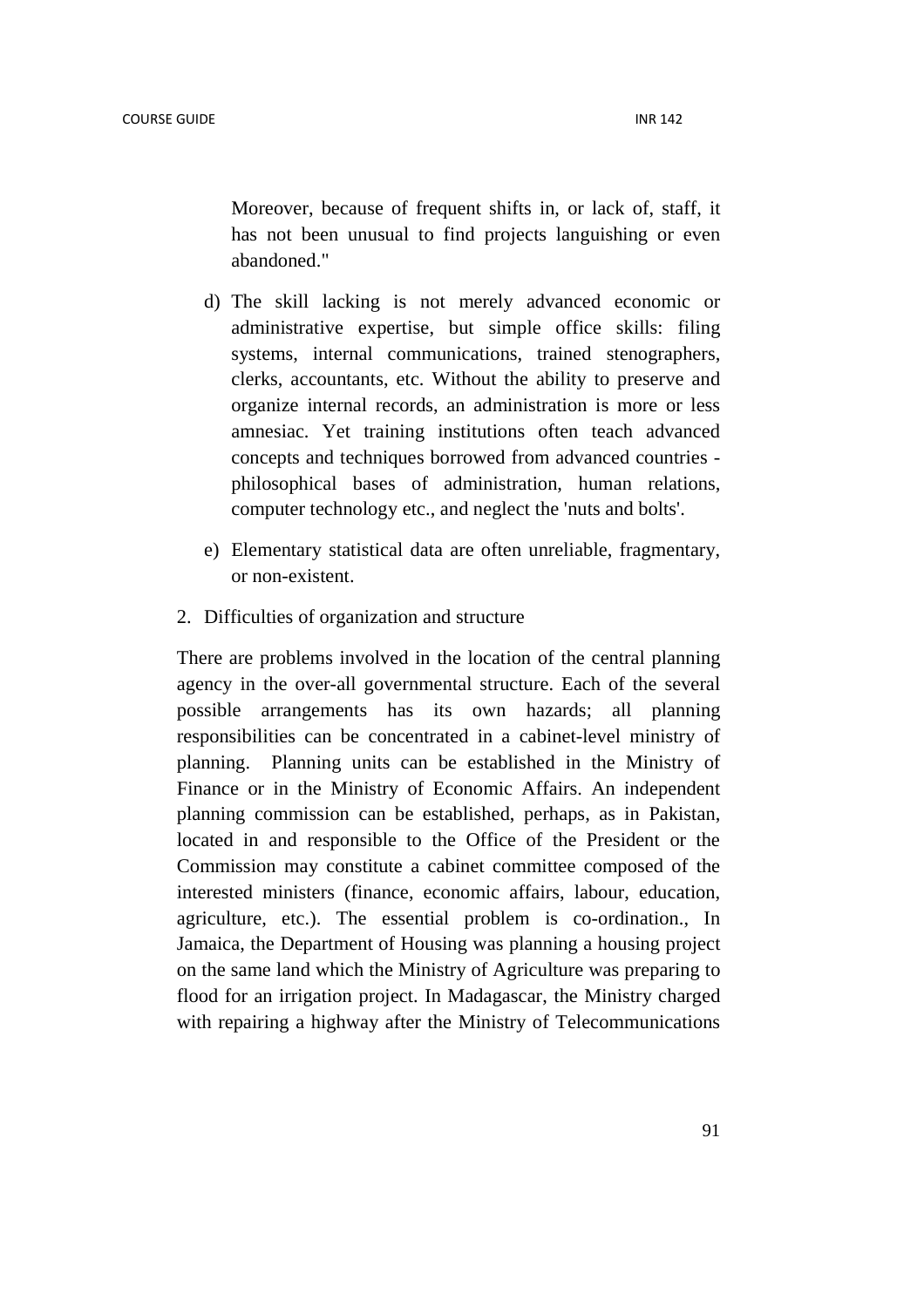Moreover, because of frequent shifts in, or lack of, staff, it has not been unusual to find projects languishing or even abandoned."

d) The skill lacking is not merely advanced economic or administrative expertise, but simple office skills: filing systems, internal communications, trained stenographers, clerks, accountants, etc. Without the ability to preserve and organize internal records, an administration is more or less amnesiac. Yet training institutions often teach advanced concepts and techniques borrowed from advanced countries - philosophical bases of administration, human relations, computer technology etc., and neglect the 'nuts and bolts'.

e) Elementary statistical data are often unreliable, fragmentary, or non-existent.

2. Difficulties of organization and structure

There are problems involved in the location of the central planning agency in the over-all governmental structure. Each of the several possible arrangements has its own hazards; all planning responsibilities can be concentrated in a cabinet-level ministry of planning. Planning units can be established in the Ministry of Finance or in the Ministry of Economic Affairs. An independent planning commission can be established, perhaps, as in Pakistan, located in and responsible to the Office of the President or the Commission may constitute a cabinet committee composed of the interested ministers (finance, economic affairs, labour, education, agriculture, etc.). The essential problem is co-ordination., In Jamaica, the Department of Housing was planning a housing project on the same land which the Ministry of Agriculture was preparing to flood for an irrigation project. In Madagascar, the Ministry charged with repairing a highway after the Ministry of Telecommunications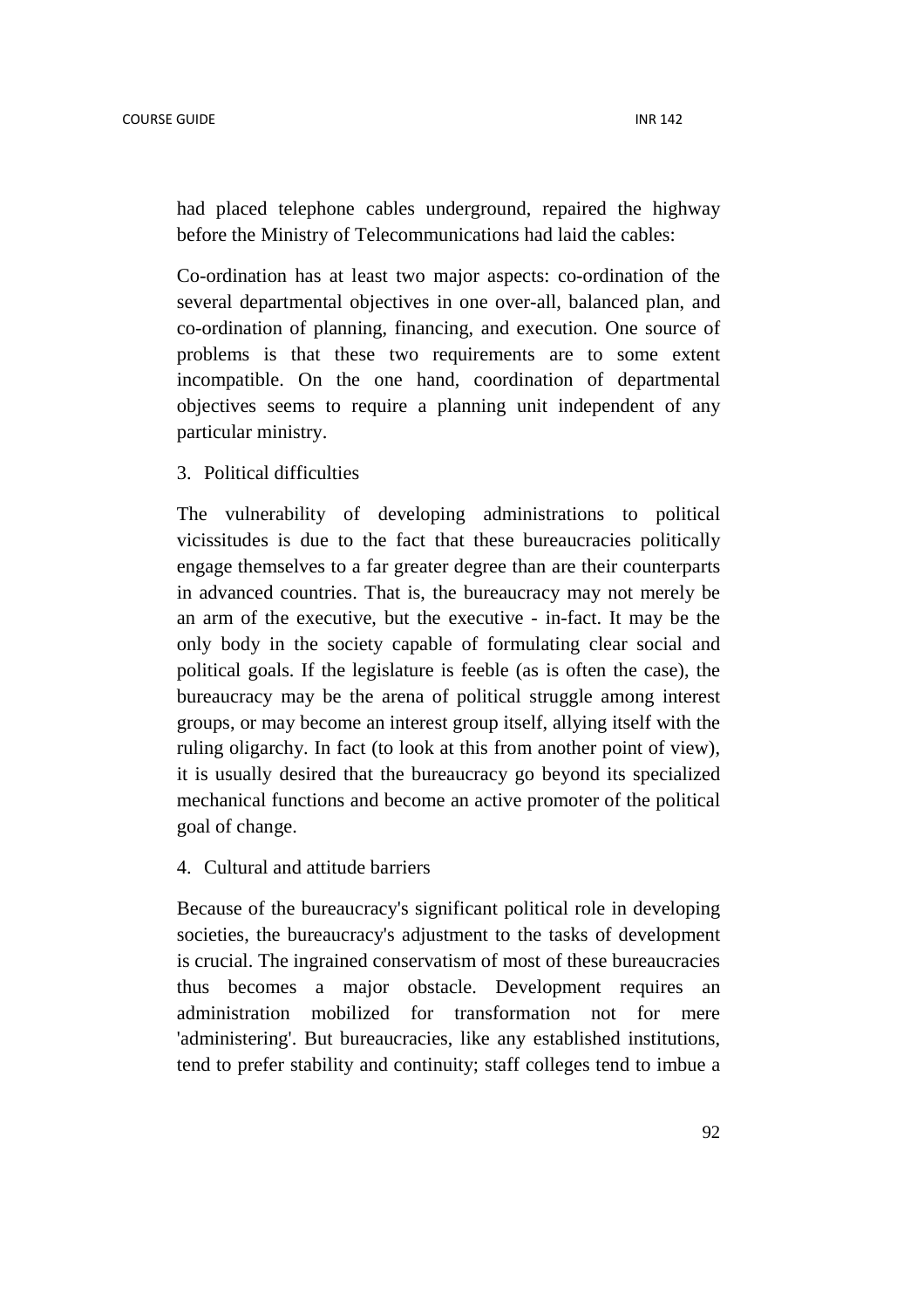had placed telephone cables underground, repaired the highway before the Ministry of Telecommunications had laid the cables:

Co-ordination has at least two major aspects: co-ordination of the several departmental objectives in one over-all, balanced plan, and co-ordination of planning, financing, and execution. One source of problems is that these two requirements are to some extent incompatible. On the one hand, coordination of departmental objectives seems to require a planning unit independent of any particular ministry.

3. Political difficulties

The vulnerability of developing administrations to political vicissitudes is due to the fact that these bureaucracies politically engage themselves to a far greater degree than are their counterparts in advanced countries. That is, the bureaucracy may not merely be an arm of the executive, but the executive - in-fact. It may be the only body in the society capable of formulating clear social and political goals. If the legislature is feeble (as is often the case), the bureaucracy may be the arena of political struggle among interest groups, or may become an interest group itself, allying itself with the ruling oligarchy. In fact (to look at this from another point of view), it is usually desired that the bureaucracy go beyond its specialized mechanical functions and become an active promoter of the political goal of change.

4. Cultural and attitude barriers

Because of the bureaucracy's significant political role in developing societies, the bureaucracy's adjustment to the tasks of development is crucial. The ingrained conservatism of most of these bureaucracies thus becomes a major obstacle. Development requires an administration mobilized for transformation not for mere 'administering'. But bureaucracies, like any established institutions, tend to prefer stability and continuity; staff colleges tend to imbue a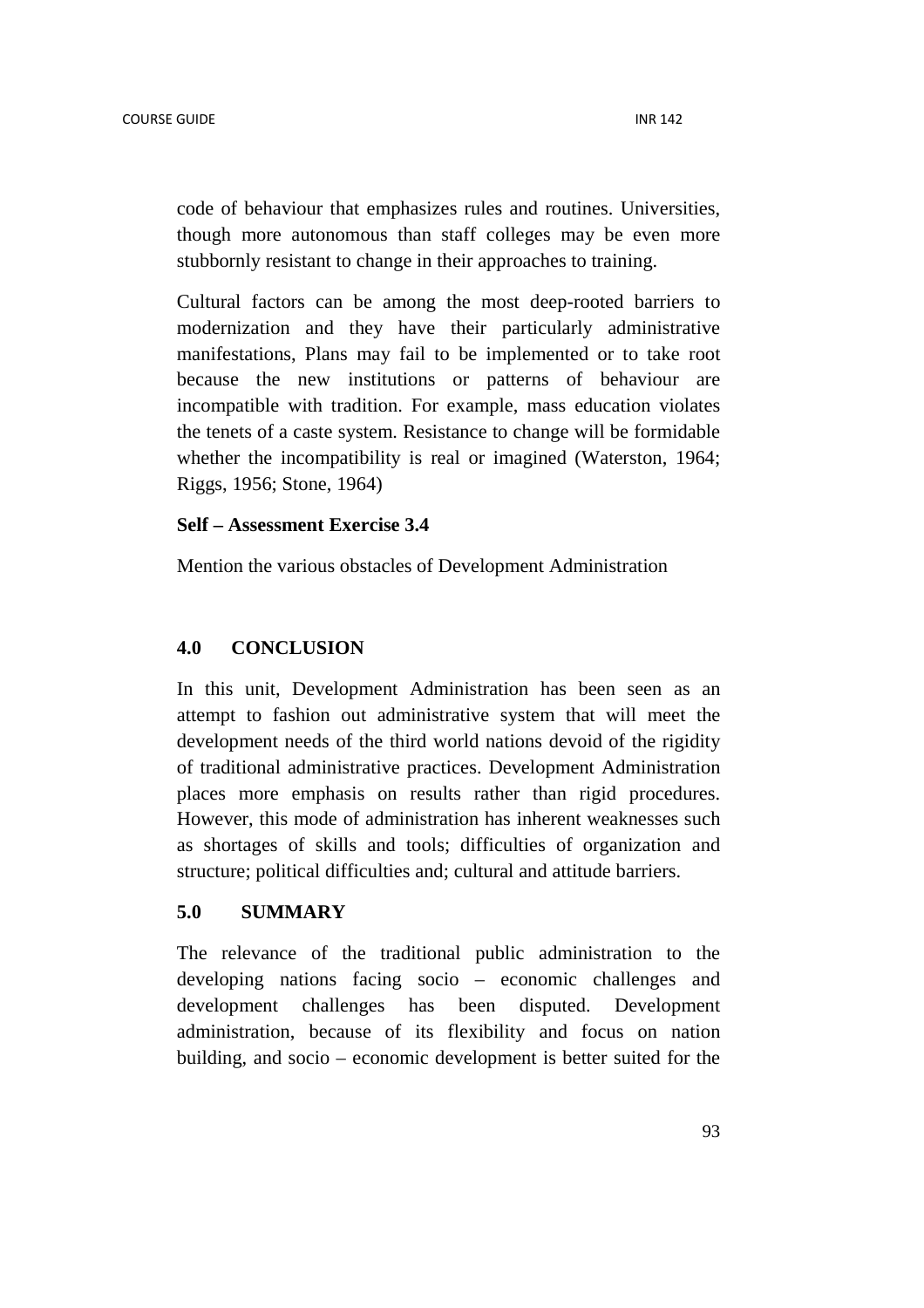code of behaviour that emphasizes rules and routines. Universities, though more autonomous than staff colleges may be even more stubbornly resistant to change in their approaches to training.

Cultural factors can be among the most deep-rooted barriers to modernization and they have their particularly administrative manifestations, Plans may fail to be implemented or to take root because the new institutions or patterns of behaviour are incompatible with tradition. For example, mass education violates the tenets of a caste system. Resistance to change will be formidable whether the incompatibility is real or imagined (Waterston, 1964; Riggs, 1956; Stone, 1964)

**Self – Assessment Exercise 3.4**

Mention the various obstacles of Development Administration

## 4.0 CONCLUSION

In this unit, Development Administration has been seen as an attempt to fashion out administrative system that will meet the development needs of the third world nations devoid of the rigidity of traditional administrative practices. Development Administration places more emphasis on results rather than rigid procedures. However, this mode of administration has inherent weaknesses such as shortages of skills and tools; difficulties of organization and structure; political difficulties and; cultural and attitude barriers.

## 5.0 SUMMARY

The relevance of the traditional public administration to the developing nations facing socio – economic challenges and development challenges has been disputed. Development administration, because of its flexibility and focus on nation building, and socio – economic development is better suited for the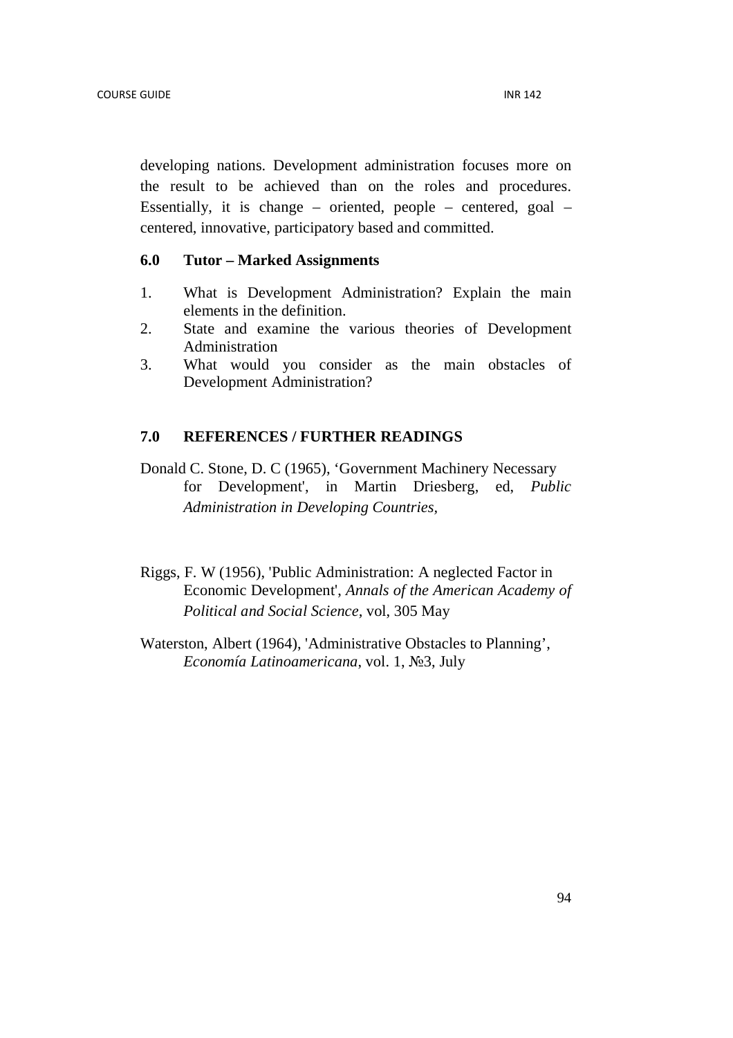developing nations. Development administration focuses more on the result to be achieved than on the roles and procedures. Essentially, it is change – oriented, people – centered, goal – centered, innovative, participatory based and committed.

## 6.0 Tutor – Marked Assignments

1. What is Development Administration? Explain the main elements in the definition.
2. State and examine the various theories of Development Administration
3. What would you consider as the main obstacles of Development Administration?

## 7.0 REFERENCES / FURTHER READINGS

Donald C. Stone, D. C (1965), 'Government Machinery Necessary for Development', in Martin Driesberg, ed, *Public Administration in Developing Countries*,

Riggs, F. W (1956), 'Public Administration: A neglected Factor in Economic Development', *Annals of the American Academy of Political and Social Science*, vol, 305 May

Waterston, Albert (1964), 'Administrative Obstacles to Planning', *Economía Latinoamericana*, vol. 1, №3, July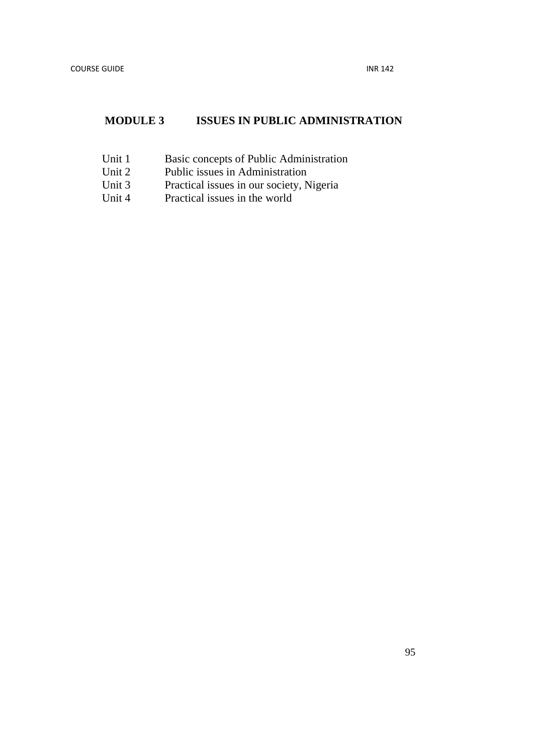## MODULE 3 ISSUES IN PUBLIC ADMINISTRATION

Unit 1 Basic concepts of Public Administration
Unit 2 Public issues in Administration
Unit 3 Practical issues in our society, Nigeria
Unit 4 Practical issues in the world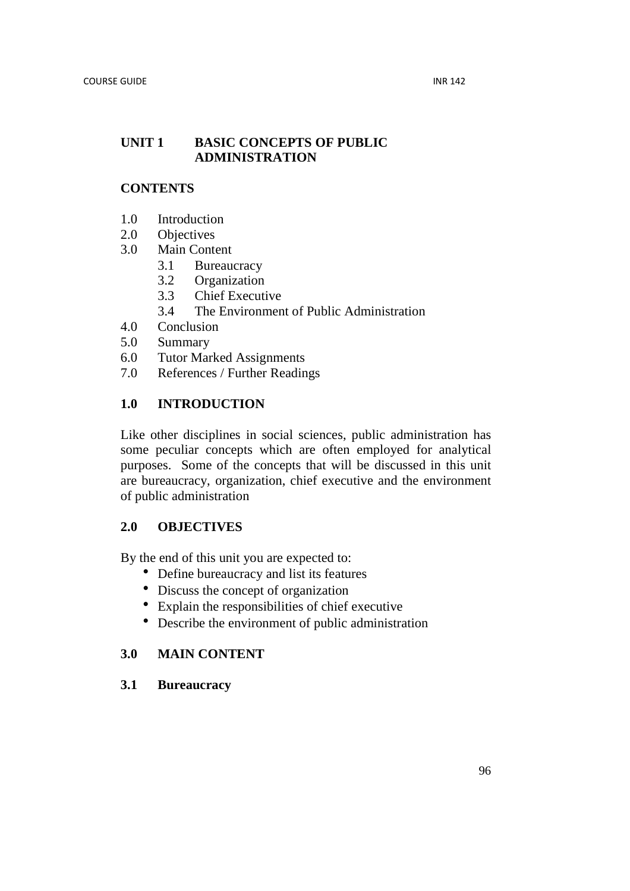## UNIT 1 BASIC CONCEPTS OF PUBLIC ADMINISTRATION

**CONTENTS**

1.0 Introduction
2.0 Objectives
3.0 Main Content
    3.1 Bureaucracy
    3.2 Organization
    3.3 Chief Executive
    3.4 The Environment of Public Administration
4.0 Conclusion
5.0 Summary
6.0 Tutor Marked Assignments
7.0 References / Further Readings

### 1.0 INTRODUCTION

Like other disciplines in social sciences, public administration has some peculiar concepts which are often employed for analytical purposes. Some of the concepts that will be discussed in this unit are bureaucracy, organization, chief executive and the environment of public administration

### 2.0 OBJECTIVES

By the end of this unit you are expected to:

- Define bureaucracy and list its features
- Discuss the concept of organization
- Explain the responsibilities of chief executive
- Describe the environment of public administration

### 3.0 MAIN CONTENT

#### 3.1 Bureaucracy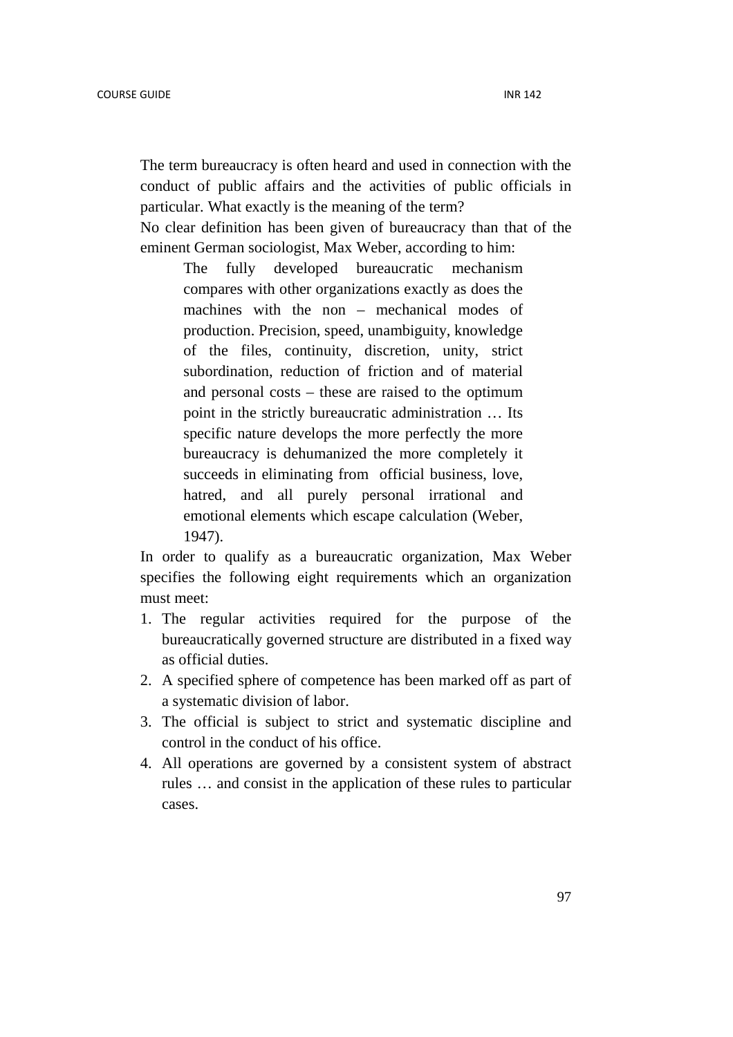The term bureaucracy is often heard and used in connection with the conduct of public affairs and the activities of public officials in particular. What exactly is the meaning of the term?

No clear definition has been given of bureaucracy than that of the eminent German sociologist, Max Weber, according to him:

> The fully developed bureaucratic mechanism compares with other organizations exactly as does the machines with the non – mechanical modes of production. Precision, speed, unambiguity, knowledge of the files, continuity, discretion, unity, strict subordination, reduction of friction and of material and personal costs – these are raised to the optimum point in the strictly bureaucratic administration … Its specific nature develops the more perfectly the more bureaucracy is dehumanized the more completely it succeeds in eliminating from official business, love, hatred, and all purely personal irrational and emotional elements which escape calculation (Weber, 1947).

In order to qualify as a bureaucratic organization, Max Weber specifies the following eight requirements which an organization must meet:

1. The regular activities required for the purpose of the bureaucratically governed structure are distributed in a fixed way as official duties.
2. A specified sphere of competence has been marked off as part of a systematic division of labor.
3. The official is subject to strict and systematic discipline and control in the conduct of his office.
4. All operations are governed by a consistent system of abstract rules … and consist in the application of these rules to particular cases.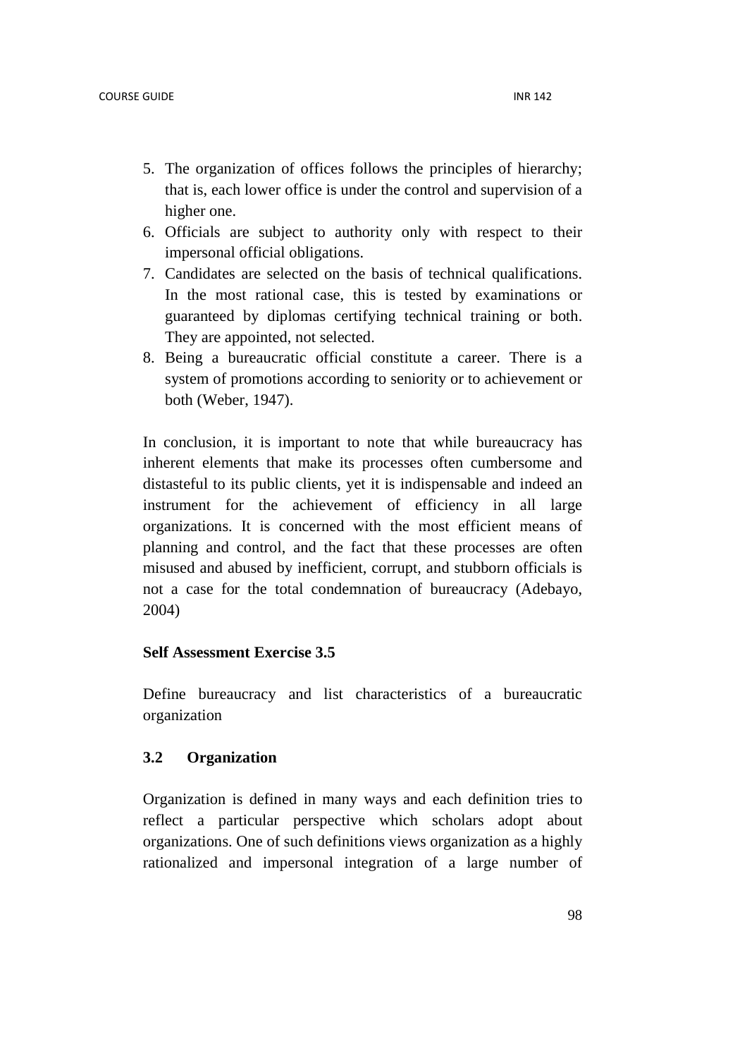5. The organization of offices follows the principles of hierarchy; that is, each lower office is under the control and supervision of a higher one.
6. Officials are subject to authority only with respect to their impersonal official obligations.
7. Candidates are selected on the basis of technical qualifications. In the most rational case, this is tested by examinations or guaranteed by diplomas certifying technical training or both. They are appointed, not selected.
8. Being a bureaucratic official constitute a career. There is a system of promotions according to seniority or to achievement or both (Weber, 1947).

In conclusion, it is important to note that while bureaucracy has inherent elements that make its processes often cumbersome and distasteful to its public clients, yet it is indispensable and indeed an instrument for the achievement of efficiency in all large organizations. It is concerned with the most efficient means of planning and control, and the fact that these processes are often misused and abused by inefficient, corrupt, and stubborn officials is not a case for the total condemnation of bureaucracy (Adebayo, 2004)

**Self Assessment Exercise 3.5**

Define bureaucracy and list characteristics of a bureaucratic organization

### 3.2 Organization

Organization is defined in many ways and each definition tries to reflect a particular perspective which scholars adopt about organizations. One of such definitions views organization as a highly rationalized and impersonal integration of a large number of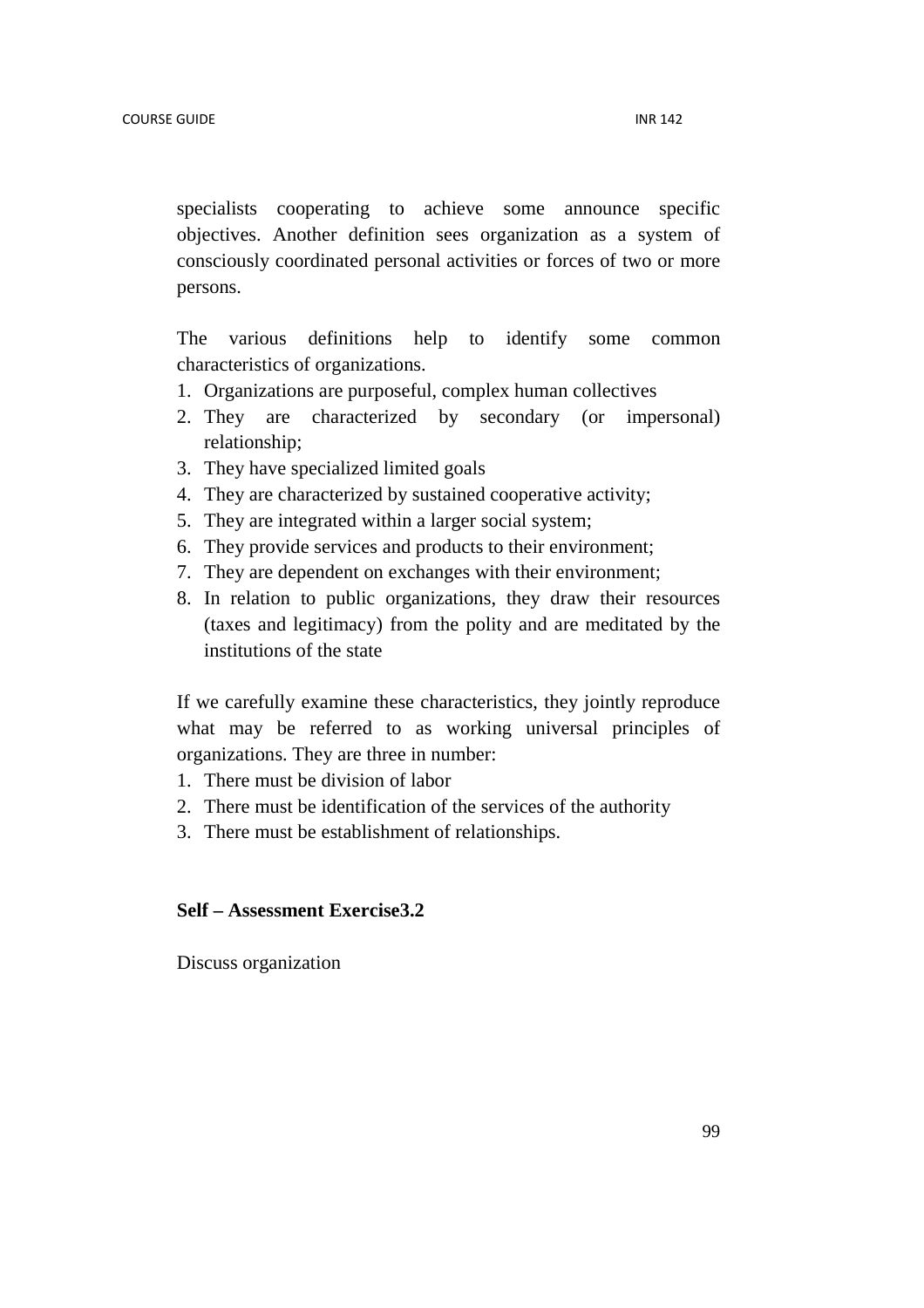specialists cooperating to achieve some announce specific objectives. Another definition sees organization as a system of consciously coordinated personal activities or forces of two or more persons.

The various definitions help to identify some common characteristics of organizations.

1. Organizations are purposeful, complex human collectives
2. They are characterized by secondary (or impersonal) relationship;
3. They have specialized limited goals
4. They are characterized by sustained cooperative activity;
5. They are integrated within a larger social system;
6. They provide services and products to their environment;
7. They are dependent on exchanges with their environment;
8. In relation to public organizations, they draw their resources (taxes and legitimacy) from the polity and are meditated by the institutions of the state

If we carefully examine these characteristics, they jointly reproduce what may be referred to as working universal principles of organizations. They are three in number:

1. There must be division of labor
2. There must be identification of the services of the authority
3. There must be establishment of relationships.

**Self – Assessment Exercise3.2**

Discuss organization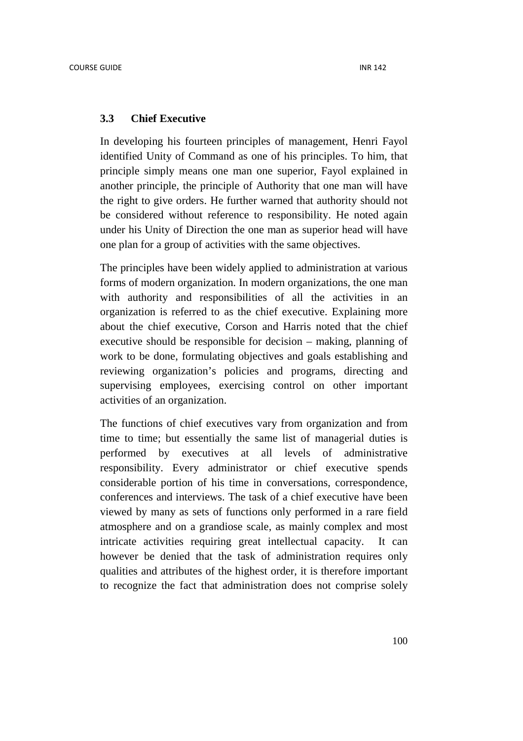### 3.3 Chief Executive

In developing his fourteen principles of management, Henri Fayol identified Unity of Command as one of his principles. To him, that principle simply means one man one superior, Fayol explained in another principle, the principle of Authority that one man will have the right to give orders. He further warned that authority should not be considered without reference to responsibility. He noted again under his Unity of Direction the one man as superior head will have one plan for a group of activities with the same objectives.

The principles have been widely applied to administration at various forms of modern organization. In modern organizations, the one man with authority and responsibilities of all the activities in an organization is referred to as the chief executive. Explaining more about the chief executive, Corson and Harris noted that the chief executive should be responsible for decision – making, planning of work to be done, formulating objectives and goals establishing and reviewing organization's policies and programs, directing and supervising employees, exercising control on other important activities of an organization.

The functions of chief executives vary from organization and from time to time; but essentially the same list of managerial duties is performed by executives at all levels of administrative responsibility. Every administrator or chief executive spends considerable portion of his time in conversations, correspondence, conferences and interviews. The task of a chief executive have been viewed by many as sets of functions only performed in a rare field atmosphere and on a grandiose scale, as mainly complex and most intricate activities requiring great intellectual capacity. It can however be denied that the task of administration requires only qualities and attributes of the highest order, it is therefore important to recognize the fact that administration does not comprise solely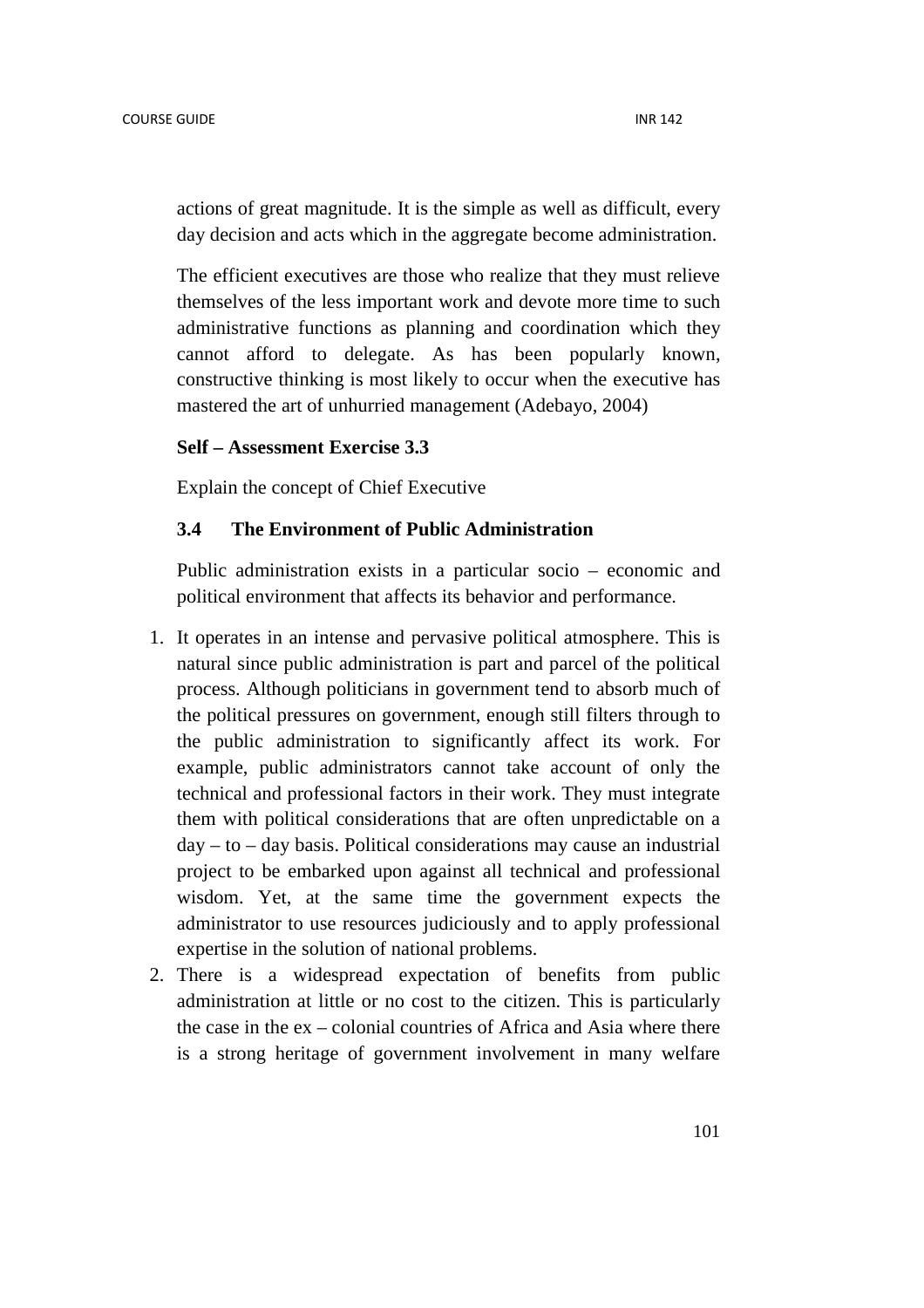actions of great magnitude. It is the simple as well as difficult, every day decision and acts which in the aggregate become administration.

The efficient executives are those who realize that they must relieve themselves of the less important work and devote more time to such administrative functions as planning and coordination which they cannot afford to delegate. As has been popularly known, constructive thinking is most likely to occur when the executive has mastered the art of unhurried management (Adebayo, 2004)

**Self – Assessment Exercise 3.3**

Explain the concept of Chief Executive

### 3.4 The Environment of Public Administration

Public administration exists in a particular socio – economic and political environment that affects its behavior and performance.

1. It operates in an intense and pervasive political atmosphere. This is natural since public administration is part and parcel of the political process. Although politicians in government tend to absorb much of the political pressures on government, enough still filters through to the public administration to significantly affect its work. For example, public administrators cannot take account of only the technical and professional factors in their work. They must integrate them with political considerations that are often unpredictable on a day – to – day basis. Political considerations may cause an industrial project to be embarked upon against all technical and professional wisdom. Yet, at the same time the government expects the administrator to use resources judiciously and to apply professional expertise in the solution of national problems.
2. There is a widespread expectation of benefits from public administration at little or no cost to the citizen. This is particularly the case in the ex – colonial countries of Africa and Asia where there is a strong heritage of government involvement in many welfare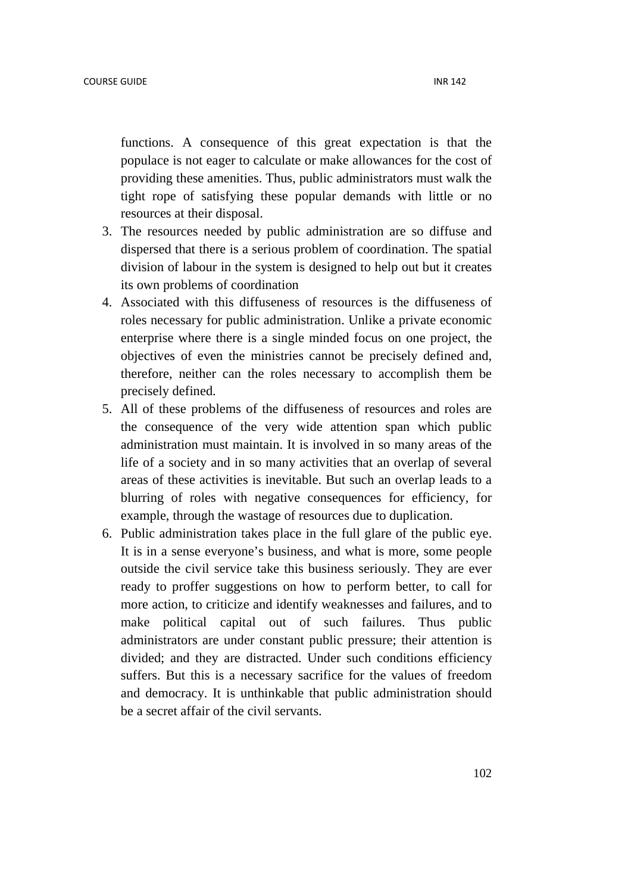functions. A consequence of this great expectation is that the populace is not eager to calculate or make allowances for the cost of providing these amenities. Thus, public administrators must walk the tight rope of satisfying these popular demands with little or no resources at their disposal.

3. The resources needed by public administration are so diffuse and dispersed that there is a serious problem of coordination. The spatial division of labour in the system is designed to help out but it creates its own problems of coordination
4. Associated with this diffuseness of resources is the diffuseness of roles necessary for public administration. Unlike a private economic enterprise where there is a single minded focus on one project, the objectives of even the ministries cannot be precisely defined and, therefore, neither can the roles necessary to accomplish them be precisely defined.
5. All of these problems of the diffuseness of resources and roles are the consequence of the very wide attention span which public administration must maintain. It is involved in so many areas of the life of a society and in so many activities that an overlap of several areas of these activities is inevitable. But such an overlap leads to a blurring of roles with negative consequences for efficiency, for example, through the wastage of resources due to duplication.
6. Public administration takes place in the full glare of the public eye. It is in a sense everyone's business, and what is more, some people outside the civil service take this business seriously. They are ever ready to proffer suggestions on how to perform better, to call for more action, to criticize and identify weaknesses and failures, and to make political capital out of such failures. Thus public administrators are under constant public pressure; their attention is divided; and they are distracted. Under such conditions efficiency suffers. But this is a necessary sacrifice for the values of freedom and democracy. It is unthinkable that public administration should be a secret affair of the civil servants.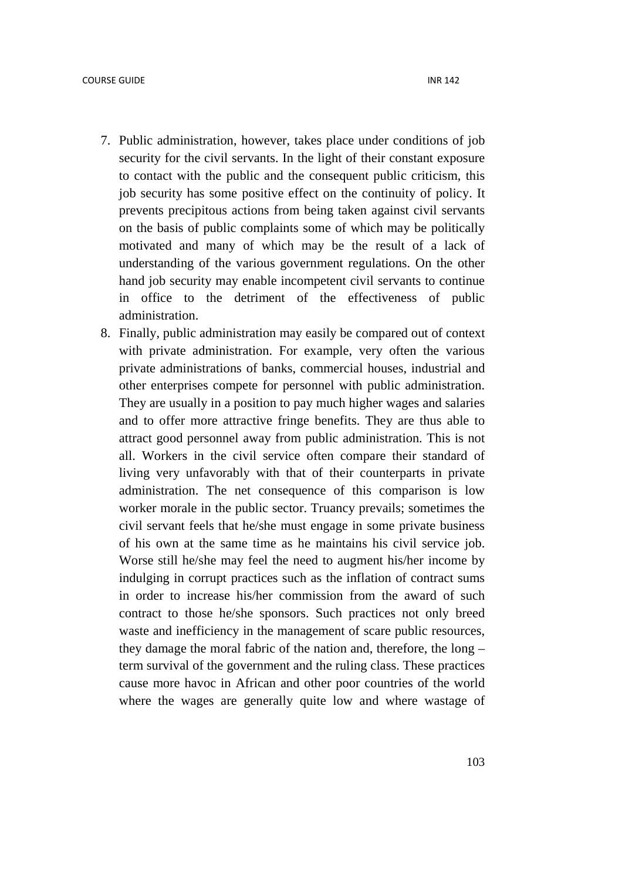7. Public administration, however, takes place under conditions of job security for the civil servants. In the light of their constant exposure to contact with the public and the consequent public criticism, this job security has some positive effect on the continuity of policy. It prevents precipitous actions from being taken against civil servants on the basis of public complaints some of which may be politically motivated and many of which may be the result of a lack of understanding of the various government regulations. On the other hand job security may enable incompetent civil servants to continue in office to the detriment of the effectiveness of public administration.
8. Finally, public administration may easily be compared out of context with private administration. For example, very often the various private administrations of banks, commercial houses, industrial and other enterprises compete for personnel with public administration. They are usually in a position to pay much higher wages and salaries and to offer more attractive fringe benefits. They are thus able to attract good personnel away from public administration. This is not all. Workers in the civil service often compare their standard of living very unfavorably with that of their counterparts in private administration. The net consequence of this comparison is low worker morale in the public sector. Truancy prevails; sometimes the civil servant feels that he/she must engage in some private business of his own at the same time as he maintains his civil service job. Worse still he/she may feel the need to augment his/her income by indulging in corrupt practices such as the inflation of contract sums in order to increase his/her commission from the award of such contract to those he/she sponsors. Such practices not only breed waste and inefficiency in the management of scare public resources, they damage the moral fabric of the nation and, therefore, the long – term survival of the government and the ruling class. These practices cause more havoc in African and other poor countries of the world where the wages are generally quite low and where wastage of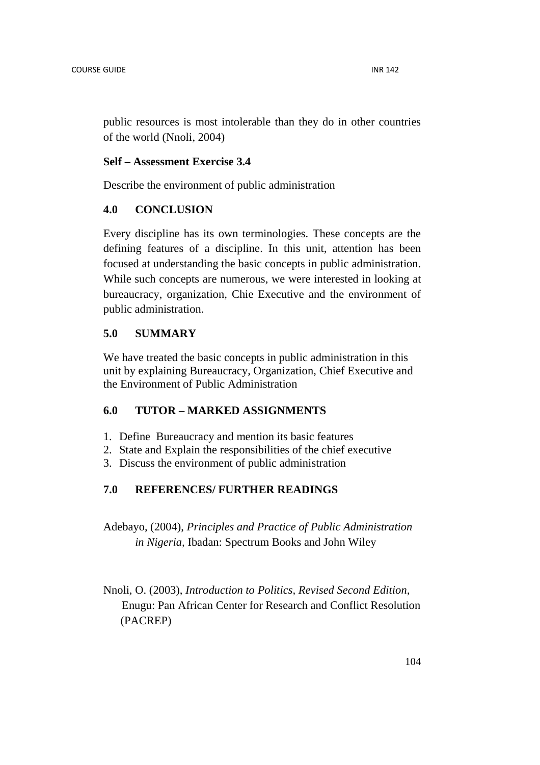public resources is most intolerable than they do in other countries of the world (Nnoli, 2004)

**Self – Assessment Exercise 3.4**

Describe the environment of public administration

## 4.0 CONCLUSION

Every discipline has its own terminologies. These concepts are the defining features of a discipline. In this unit, attention has been focused at understanding the basic concepts in public administration. While such concepts are numerous, we were interested in looking at bureaucracy, organization, Chie Executive and the environment of public administration.

## 5.0 SUMMARY

We have treated the basic concepts in public administration in this unit by explaining Bureaucracy, Organization, Chief Executive and the Environment of Public Administration

## 6.0 TUTOR – MARKED ASSIGNMENTS

1. Define Bureaucracy and mention its basic features
2. State and Explain the responsibilities of the chief executive
3. Discuss the environment of public administration

## 7.0 REFERENCES/ FURTHER READINGS

Adebayo, (2004), *Principles and Practice of Public Administration in Nigeria,* Ibadan: Spectrum Books and John Wiley

Nnoli, O. (2003), *Introduction to Politics, Revised Second Edition,* Enugu: Pan African Center for Research and Conflict Resolution (PACREP)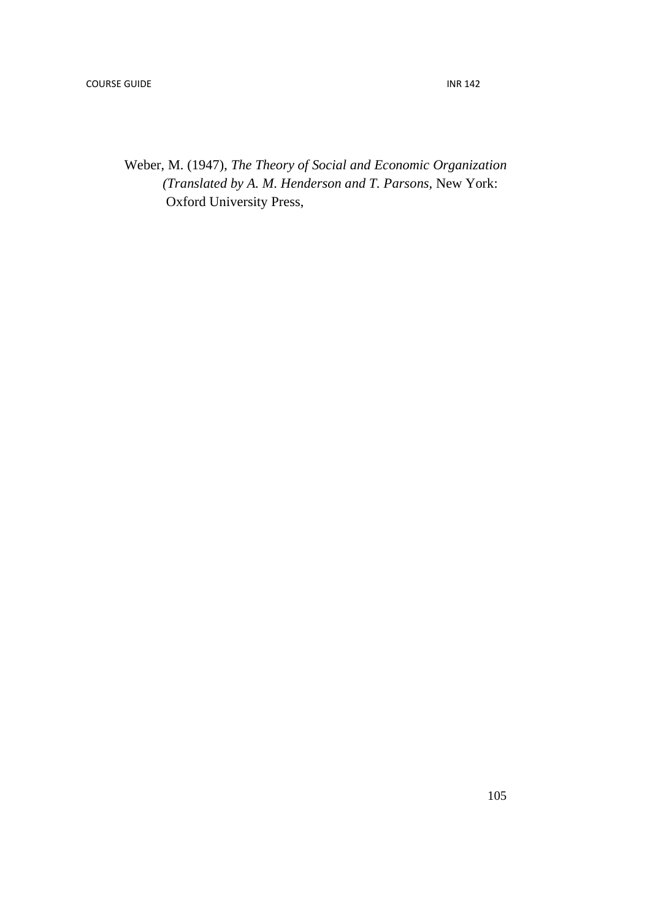Weber, M. (1947), *The Theory of Social and Economic Organization (Translated by A. M. Henderson and T. Parsons*, New York: Oxford University Press,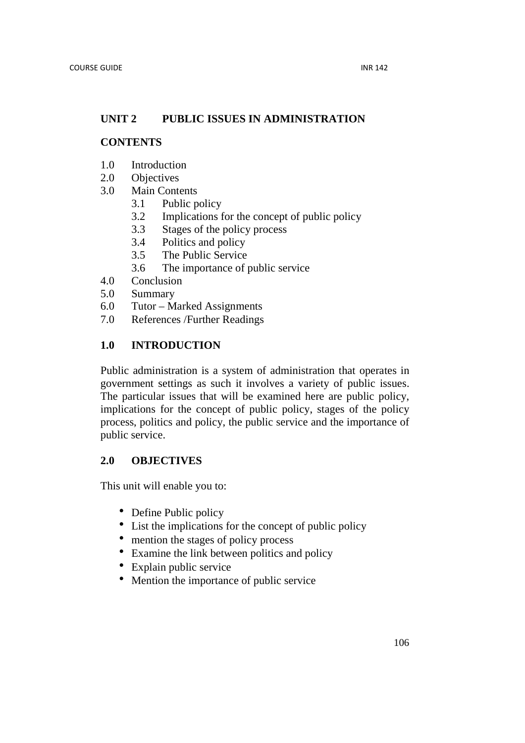## UNIT 2 PUBLIC ISSUES IN ADMINISTRATION

**CONTENTS**

1.0 Introduction
2.0 Objectives
3.0 Main Contents
   3.1 Public policy
   3.2 Implications for the concept of public policy
   3.3 Stages of the policy process
   3.4 Politics and policy
   3.5 The Public Service
   3.6 The importance of public service
4.0 Conclusion
5.0 Summary
6.0 Tutor – Marked Assignments
7.0 References /Further Readings

### 1.0 INTRODUCTION

Public administration is a system of administration that operates in government settings as such it involves a variety of public issues. The particular issues that will be examined here are public policy, implications for the concept of public policy, stages of the policy process, politics and policy, the public service and the importance of public service.

### 2.0 OBJECTIVES

This unit will enable you to:

- Define Public policy
- List the implications for the concept of public policy
- mention the stages of policy process
- Examine the link between politics and policy
- Explain public service
- Mention the importance of public service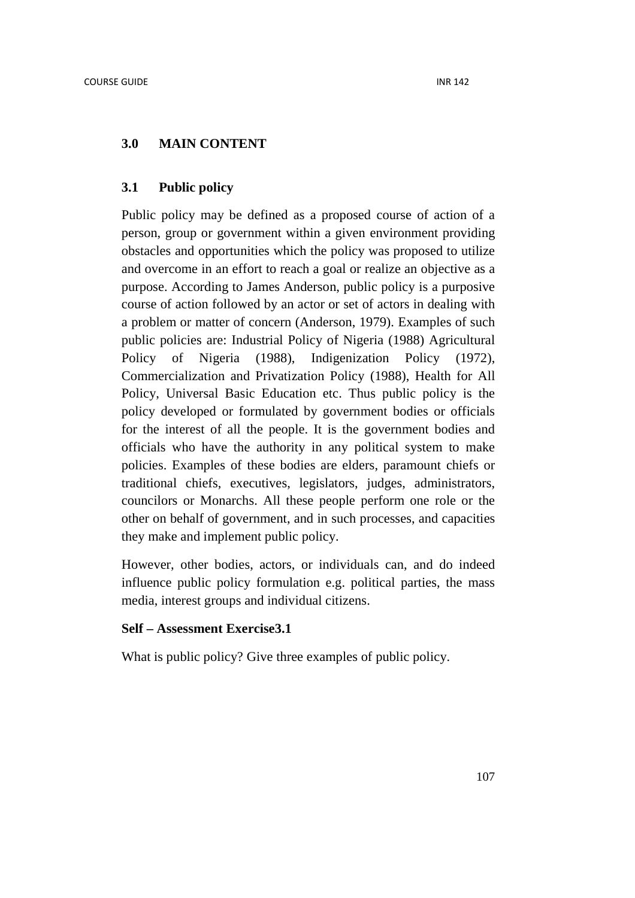## 3.0 MAIN CONTENT

### 3.1 Public policy

Public policy may be defined as a proposed course of action of a person, group or government within a given environment providing obstacles and opportunities which the policy was proposed to utilize and overcome in an effort to reach a goal or realize an objective as a purpose. According to James Anderson, public policy is a purposive course of action followed by an actor or set of actors in dealing with a problem or matter of concern (Anderson, 1979). Examples of such public policies are: Industrial Policy of Nigeria (1988) Agricultural Policy of Nigeria (1988), Indigenization Policy (1972), Commercialization and Privatization Policy (1988), Health for All Policy, Universal Basic Education etc. Thus public policy is the policy developed or formulated by government bodies or officials for the interest of all the people. It is the government bodies and officials who have the authority in any political system to make policies. Examples of these bodies are elders, paramount chiefs or traditional chiefs, executives, legislators, judges, administrators, councilors or Monarchs. All these people perform one role or the other on behalf of government, and in such processes, and capacities they make and implement public policy.

However, other bodies, actors, or individuals can, and do indeed influence public policy formulation e.g. political parties, the mass media, interest groups and individual citizens.

**Self – Assessment Exercise3.1**

What is public policy? Give three examples of public policy.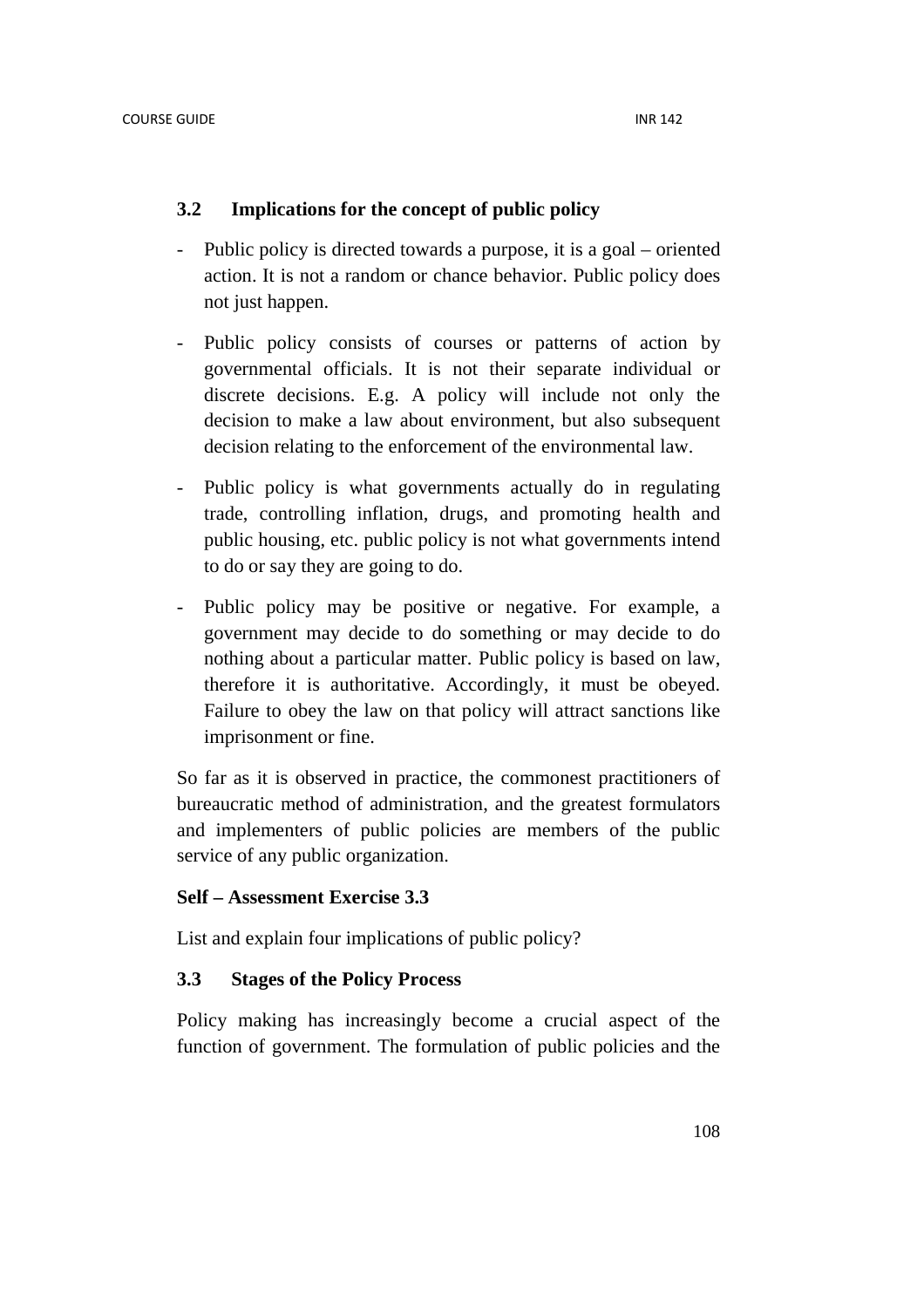### 3.2 Implications for the concept of public policy

- Public policy is directed towards a purpose, it is a goal – oriented action. It is not a random or chance behavior. Public policy does not just happen.
- Public policy consists of courses or patterns of action by governmental officials. It is not their separate individual or discrete decisions. E.g. A policy will include not only the decision to make a law about environment, but also subsequent decision relating to the enforcement of the environmental law.
- Public policy is what governments actually do in regulating trade, controlling inflation, drugs, and promoting health and public housing, etc. public policy is not what governments intend to do or say they are going to do.
- Public policy may be positive or negative. For example, a government may decide to do something or may decide to do nothing about a particular matter. Public policy is based on law, therefore it is authoritative. Accordingly, it must be obeyed. Failure to obey the law on that policy will attract sanctions like imprisonment or fine.

So far as it is observed in practice, the commonest practitioners of bureaucratic method of administration, and the greatest formulators and implementers of public policies are members of the public service of any public organization.

**Self – Assessment Exercise 3.3**

List and explain four implications of public policy?

### 3.3 Stages of the Policy Process

Policy making has increasingly become a crucial aspect of the function of government. The formulation of public policies and the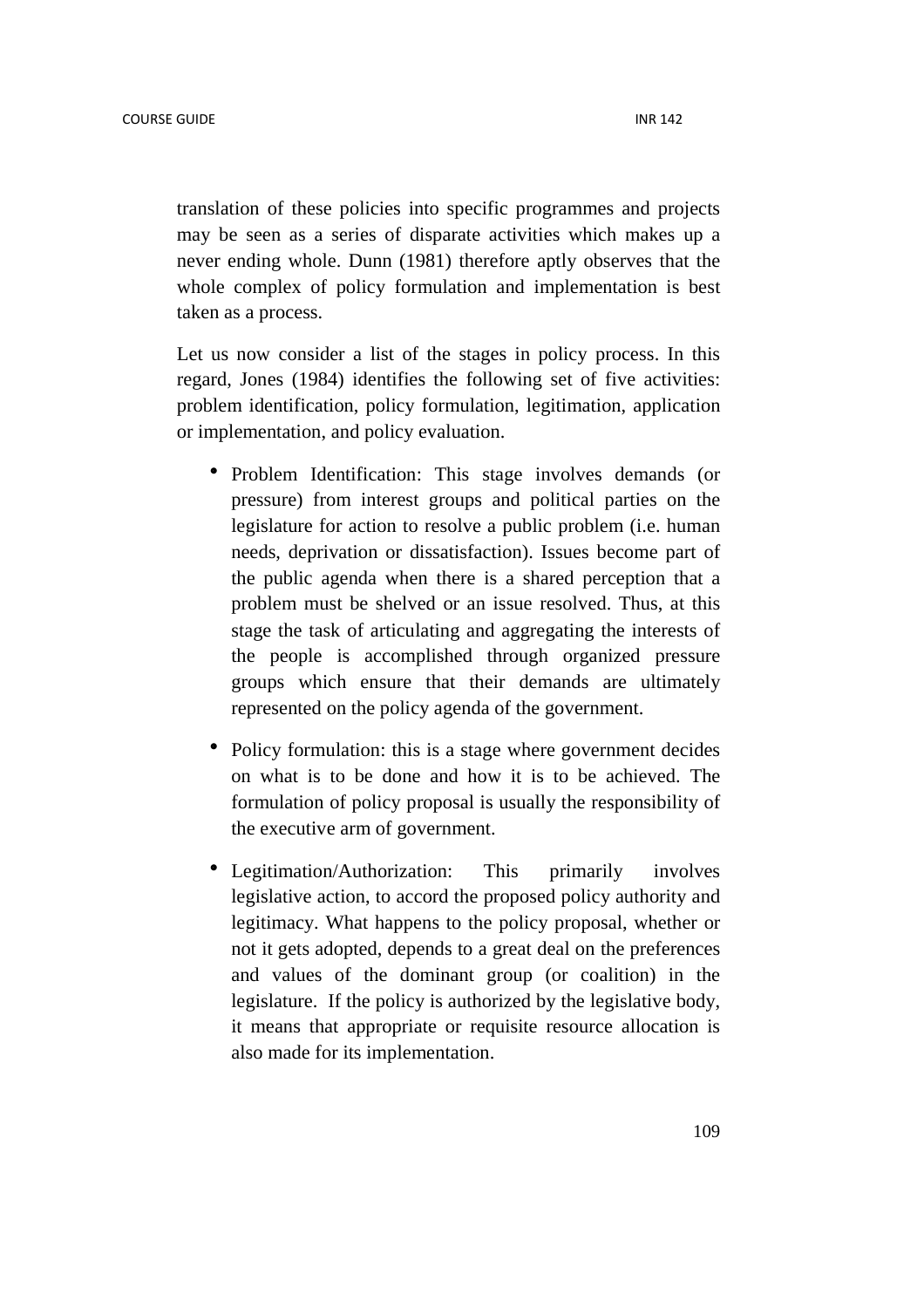translation of these policies into specific programmes and projects may be seen as a series of disparate activities which makes up a never ending whole. Dunn (1981) therefore aptly observes that the whole complex of policy formulation and implementation is best taken as a process.

Let us now consider a list of the stages in policy process. In this regard, Jones (1984) identifies the following set of five activities: problem identification, policy formulation, legitimation, application or implementation, and policy evaluation.

- Problem Identification: This stage involves demands (or pressure) from interest groups and political parties on the legislature for action to resolve a public problem (i.e. human needs, deprivation or dissatisfaction). Issues become part of the public agenda when there is a shared perception that a problem must be shelved or an issue resolved. Thus, at this stage the task of articulating and aggregating the interests of the people is accomplished through organized pressure groups which ensure that their demands are ultimately represented on the policy agenda of the government.

- Policy formulation: this is a stage where government decides on what is to be done and how it is to be achieved. The formulation of policy proposal is usually the responsibility of the executive arm of government.

- Legitimation/Authorization: This primarily involves legislative action, to accord the proposed policy authority and legitimacy. What happens to the policy proposal, whether or not it gets adopted, depends to a great deal on the preferences and values of the dominant group (or coalition) in the legislature. If the policy is authorized by the legislative body, it means that appropriate or requisite resource allocation is also made for its implementation.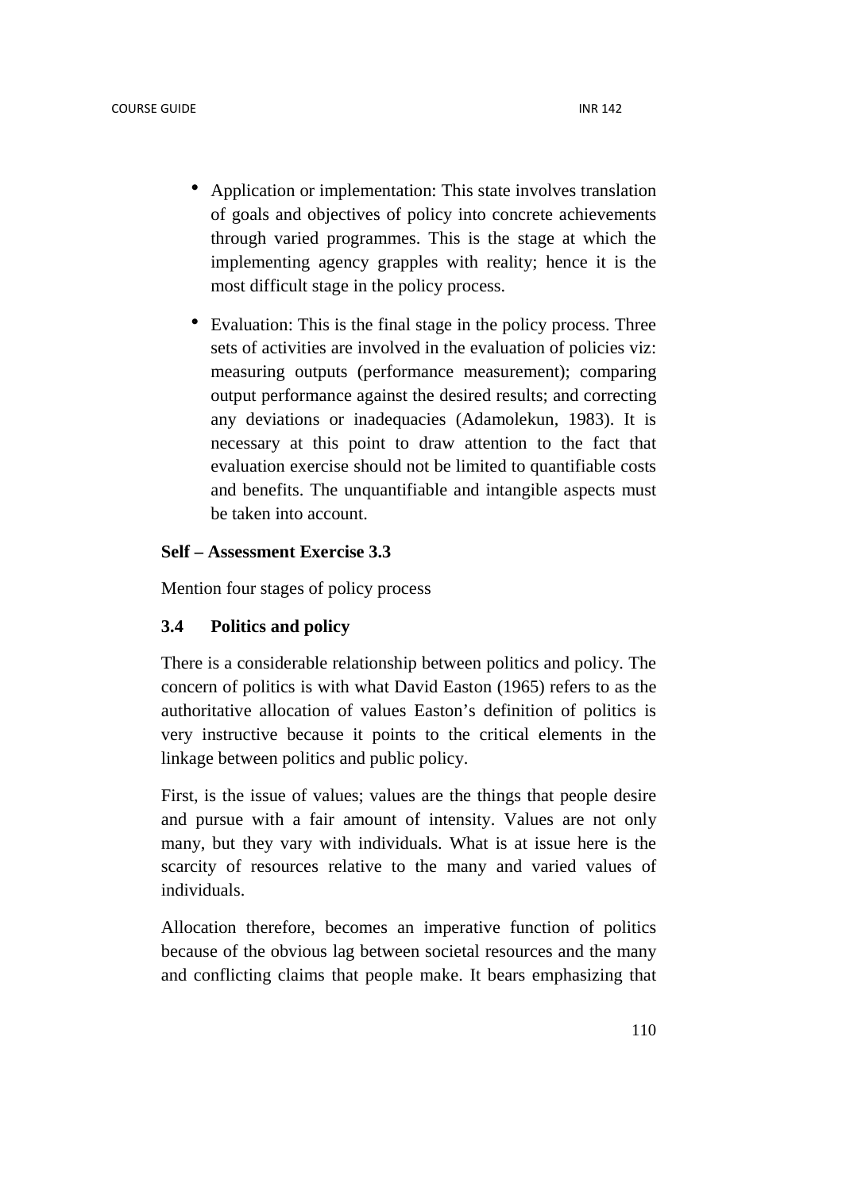- Application or implementation: This state involves translation of goals and objectives of policy into concrete achievements through varied programmes. This is the stage at which the implementing agency grapples with reality; hence it is the most difficult stage in the policy process.

- Evaluation: This is the final stage in the policy process. Three sets of activities are involved in the evaluation of policies viz: measuring outputs (performance measurement); comparing output performance against the desired results; and correcting any deviations or inadequacies (Adamolekun, 1983). It is necessary at this point to draw attention to the fact that evaluation exercise should not be limited to quantifiable costs and benefits. The unquantifiable and intangible aspects must be taken into account.

**Self – Assessment Exercise 3.3**

Mention four stages of policy process

### 3.4 Politics and policy

There is a considerable relationship between politics and policy. The concern of politics is with what David Easton (1965) refers to as the authoritative allocation of values Easton's definition of politics is very instructive because it points to the critical elements in the linkage between politics and public policy.

First, is the issue of values; values are the things that people desire and pursue with a fair amount of intensity. Values are not only many, but they vary with individuals. What is at issue here is the scarcity of resources relative to the many and varied values of individuals.

Allocation therefore, becomes an imperative function of politics because of the obvious lag between societal resources and the many and conflicting claims that people make. It bears emphasizing that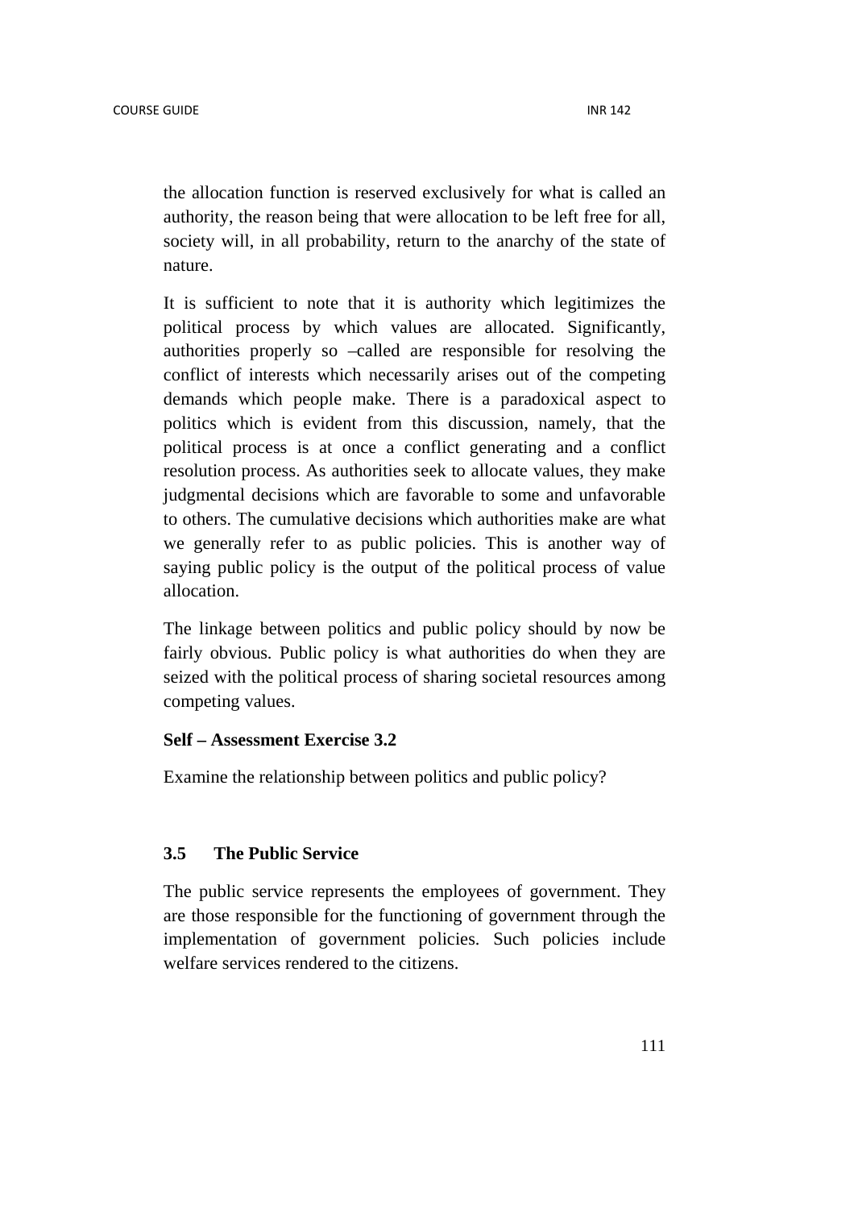the allocation function is reserved exclusively for what is called an authority, the reason being that were allocation to be left free for all, society will, in all probability, return to the anarchy of the state of nature.

It is sufficient to note that it is authority which legitimizes the political process by which values are allocated. Significantly, authorities properly so –called are responsible for resolving the conflict of interests which necessarily arises out of the competing demands which people make. There is a paradoxical aspect to politics which is evident from this discussion, namely, that the political process is at once a conflict generating and a conflict resolution process. As authorities seek to allocate values, they make judgmental decisions which are favorable to some and unfavorable to others. The cumulative decisions which authorities make are what we generally refer to as public policies. This is another way of saying public policy is the output of the political process of value allocation.

The linkage between politics and public policy should by now be fairly obvious. Public policy is what authorities do when they are seized with the political process of sharing societal resources among competing values.

**Self – Assessment Exercise 3.2**

Examine the relationship between politics and public policy?

### 3.5 The Public Service

The public service represents the employees of government. They are those responsible for the functioning of government through the implementation of government policies. Such policies include welfare services rendered to the citizens.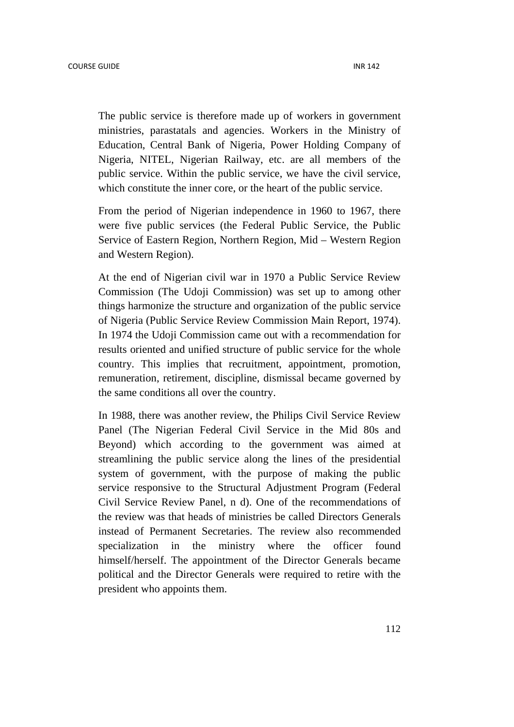The public service is therefore made up of workers in government ministries, parastatals and agencies. Workers in the Ministry of Education, Central Bank of Nigeria, Power Holding Company of Nigeria, NITEL, Nigerian Railway, etc. are all members of the public service. Within the public service, we have the civil service, which constitute the inner core, or the heart of the public service.

From the period of Nigerian independence in 1960 to 1967, there were five public services (the Federal Public Service, the Public Service of Eastern Region, Northern Region, Mid – Western Region and Western Region).

At the end of Nigerian civil war in 1970 a Public Service Review Commission (The Udoji Commission) was set up to among other things harmonize the structure and organization of the public service of Nigeria (Public Service Review Commission Main Report, 1974). In 1974 the Udoji Commission came out with a recommendation for results oriented and unified structure of public service for the whole country. This implies that recruitment, appointment, promotion, remuneration, retirement, discipline, dismissal became governed by the same conditions all over the country.

In 1988, there was another review, the Philips Civil Service Review Panel (The Nigerian Federal Civil Service in the Mid 80s and Beyond) which according to the government was aimed at streamlining the public service along the lines of the presidential system of government, with the purpose of making the public service responsive to the Structural Adjustment Program (Federal Civil Service Review Panel, n d). One of the recommendations of the review was that heads of ministries be called Directors Generals instead of Permanent Secretaries. The review also recommended specialization in the ministry where the officer found himself/herself. The appointment of the Director Generals became political and the Director Generals were required to retire with the president who appoints them.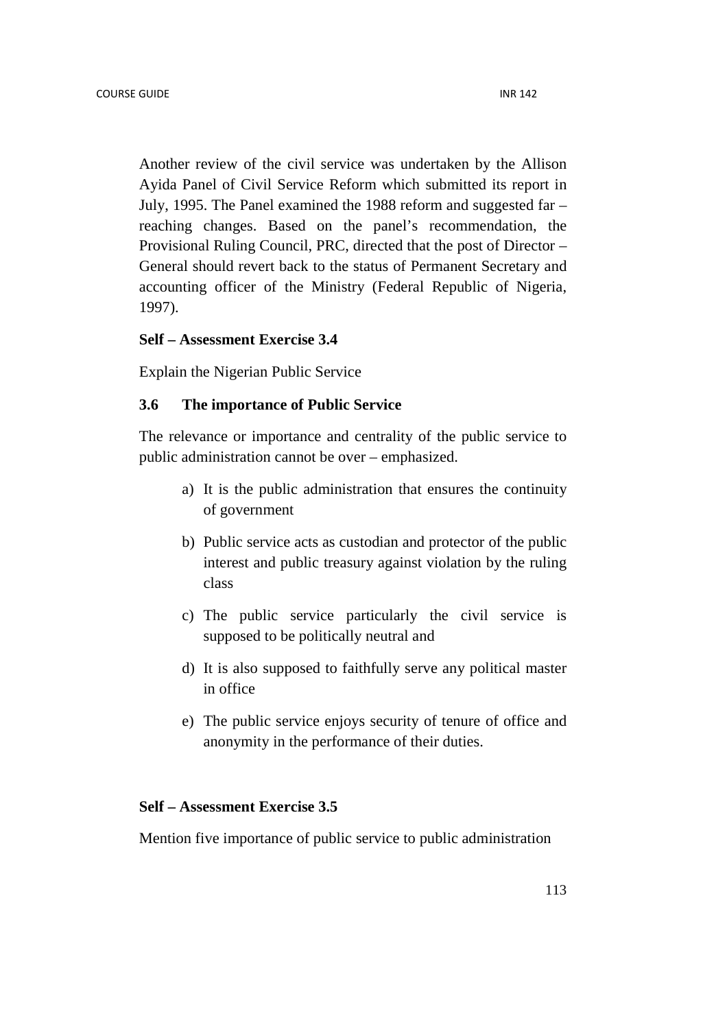Another review of the civil service was undertaken by the Allison Ayida Panel of Civil Service Reform which submitted its report in July, 1995. The Panel examined the 1988 reform and suggested far – reaching changes. Based on the panel's recommendation, the Provisional Ruling Council, PRC, directed that the post of Director – General should revert back to the status of Permanent Secretary and accounting officer of the Ministry (Federal Republic of Nigeria, 1997).

**Self – Assessment Exercise 3.4**

Explain the Nigerian Public Service

### 3.6 The importance of Public Service

The relevance or importance and centrality of the public service to public administration cannot be over – emphasized.

a) It is the public administration that ensures the continuity of government

b) Public service acts as custodian and protector of the public interest and public treasury against violation by the ruling class

c) The public service particularly the civil service is supposed to be politically neutral and

d) It is also supposed to faithfully serve any political master in office

e) The public service enjoys security of tenure of office and anonymity in the performance of their duties.

**Self – Assessment Exercise 3.5**

Mention five importance of public service to public administration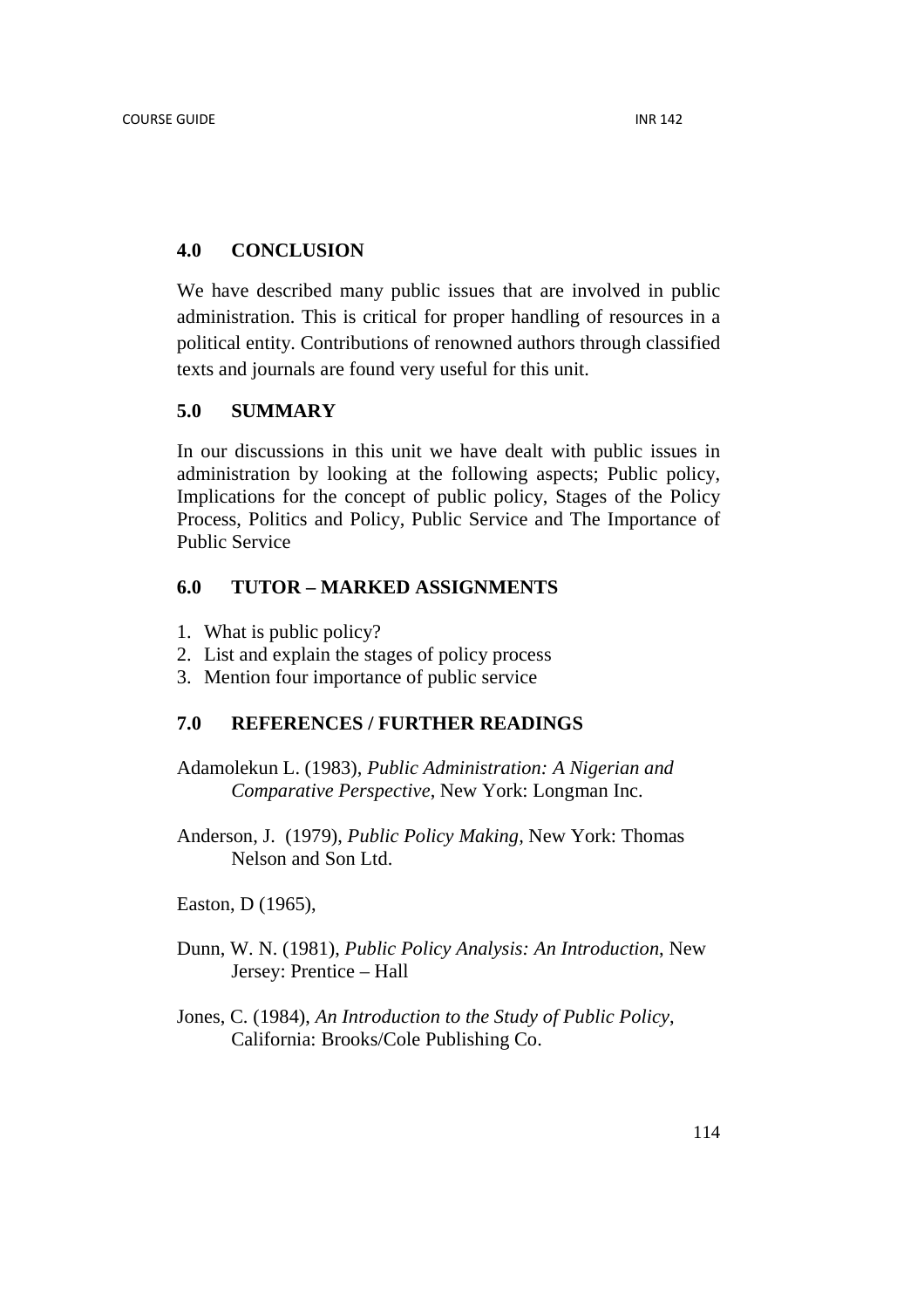## 4.0 CONCLUSION

We have described many public issues that are involved in public administration. This is critical for proper handling of resources in a political entity. Contributions of renowned authors through classified texts and journals are found very useful for this unit.

## 5.0 SUMMARY

In our discussions in this unit we have dealt with public issues in administration by looking at the following aspects; Public policy, Implications for the concept of public policy, Stages of the Policy Process, Politics and Policy, Public Service and The Importance of Public Service

## 6.0 TUTOR – MARKED ASSIGNMENTS

1. What is public policy?
2. List and explain the stages of policy process
3. Mention four importance of public service

## 7.0 REFERENCES / FURTHER READINGS

Adamolekun L. (1983), *Public Administration: A Nigerian and Comparative Perspective*, New York: Longman Inc.

Anderson, J. (1979), *Public Policy Making*, New York: Thomas Nelson and Son Ltd.

Easton, D (1965),

Dunn, W. N. (1981), *Public Policy Analysis: An Introduction*, New Jersey: Prentice – Hall

Jones, C. (1984), *An Introduction to the Study of Public Policy*, California: Brooks/Cole Publishing Co.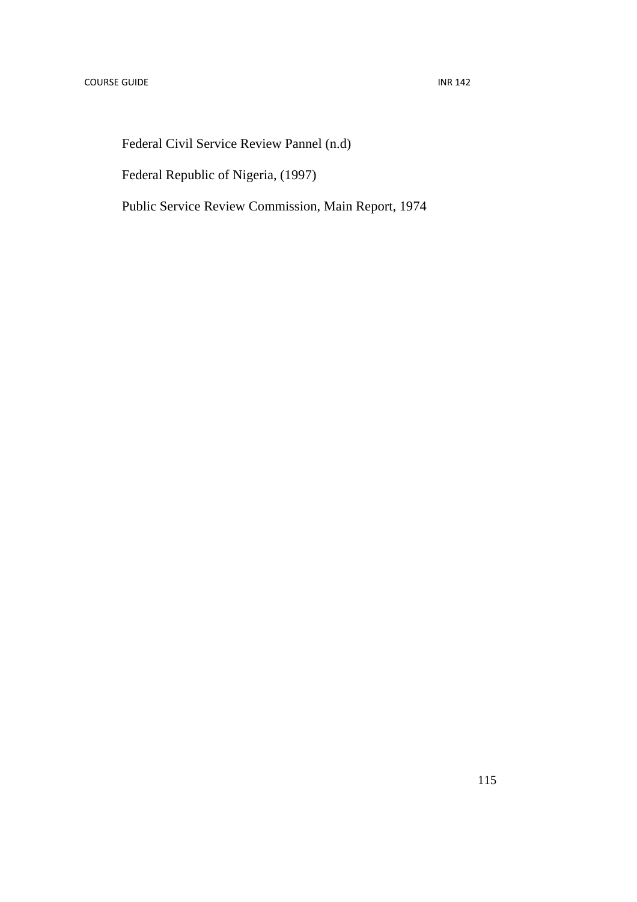Federal Civil Service Review Pannel (n.d)

Federal Republic of Nigeria, (1997)

Public Service Review Commission, Main Report, 1974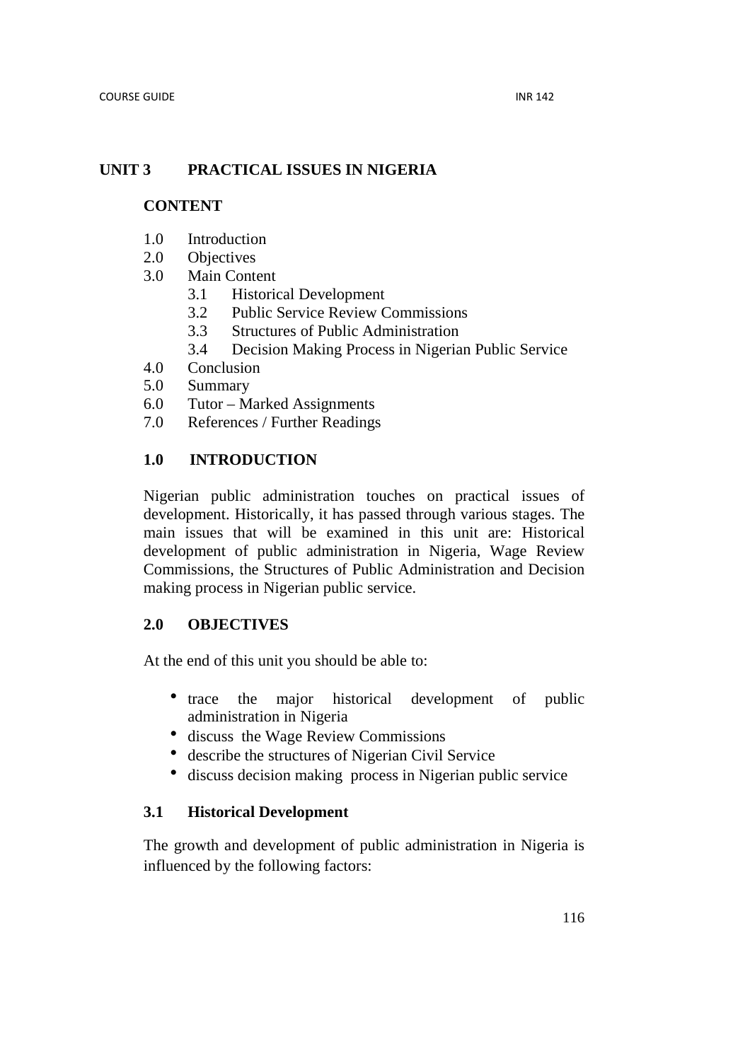## UNIT 3 PRACTICAL ISSUES IN NIGERIA

### CONTENT

- 1.0 Introduction
- 2.0 Objectives
- 3.0 Main Content
  - 3.1 Historical Development
  - 3.2 Public Service Review Commissions
  - 3.3 Structures of Public Administration
  - 3.4 Decision Making Process in Nigerian Public Service
- 4.0 Conclusion
- 5.0 Summary
- 6.0 Tutor – Marked Assignments
- 7.0 References / Further Readings

### 1.0 INTRODUCTION

Nigerian public administration touches on practical issues of development. Historically, it has passed through various stages. The main issues that will be examined in this unit are: Historical development of public administration in Nigeria, Wage Review Commissions, the Structures of Public Administration and Decision making process in Nigerian public service.

### 2.0 OBJECTIVES

At the end of this unit you should be able to:

- trace the major historical development of public administration in Nigeria
- discuss the Wage Review Commissions
- describe the structures of Nigerian Civil Service
- discuss decision making process in Nigerian public service

### 3.1 Historical Development

The growth and development of public administration in Nigeria is influenced by the following factors: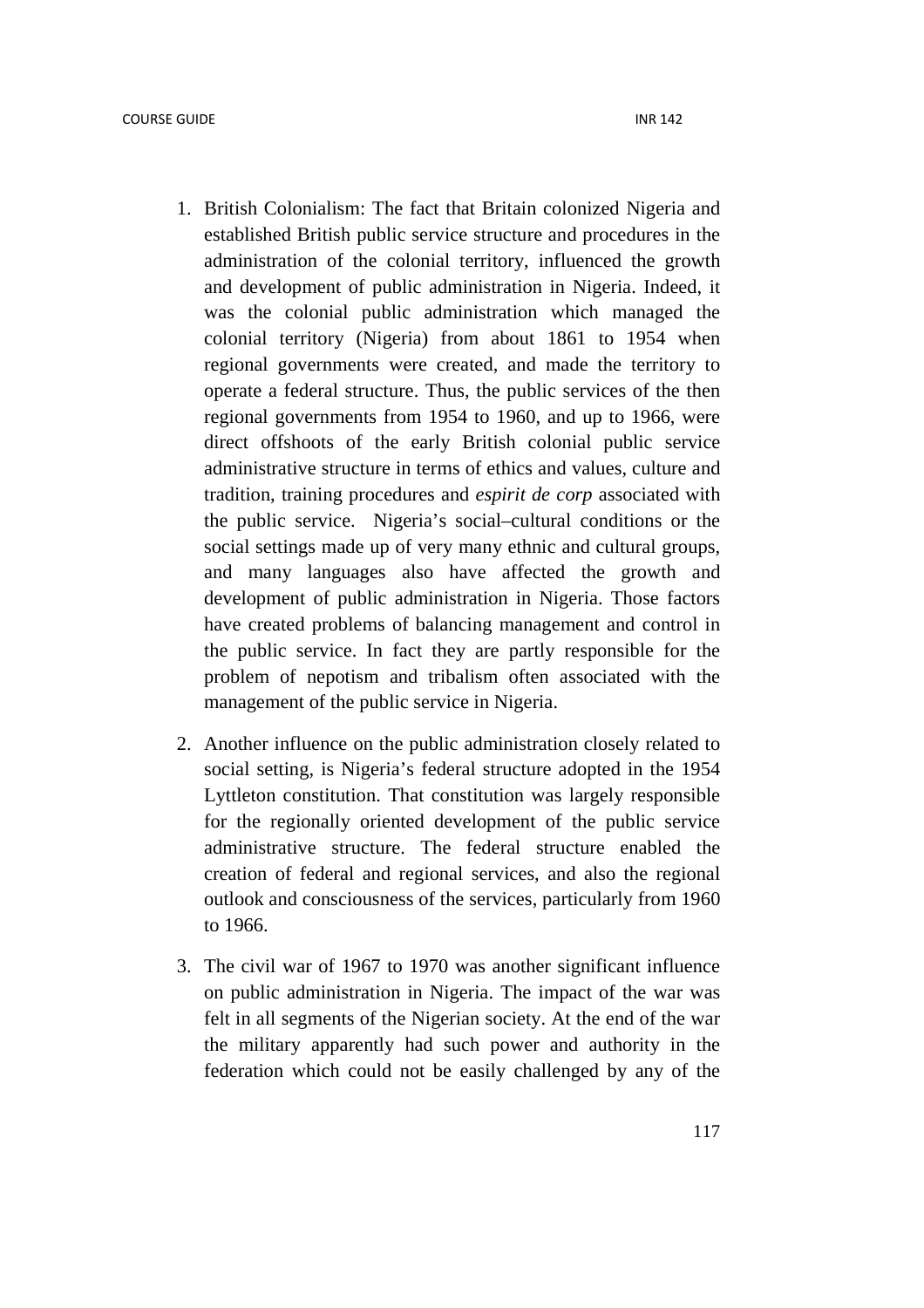1. British Colonialism: The fact that Britain colonized Nigeria and established British public service structure and procedures in the administration of the colonial territory, influenced the growth and development of public administration in Nigeria. Indeed, it was the colonial public administration which managed the colonial territory (Nigeria) from about 1861 to 1954 when regional governments were created, and made the territory to operate a federal structure. Thus, the public services of the then regional governments from 1954 to 1960, and up to 1966, were direct offshoots of the early British colonial public service administrative structure in terms of ethics and values, culture and tradition, training procedures and *espirit de corp* associated with the public service. Nigeria's social–cultural conditions or the social settings made up of very many ethnic and cultural groups, and many languages also have affected the growth and development of public administration in Nigeria. Those factors have created problems of balancing management and control in the public service. In fact they are partly responsible for the problem of nepotism and tribalism often associated with the management of the public service in Nigeria.

2. Another influence on the public administration closely related to social setting, is Nigeria's federal structure adopted in the 1954 Lyttleton constitution. That constitution was largely responsible for the regionally oriented development of the public service administrative structure. The federal structure enabled the creation of federal and regional services, and also the regional outlook and consciousness of the services, particularly from 1960 to 1966.

3. The civil war of 1967 to 1970 was another significant influence on public administration in Nigeria. The impact of the war was felt in all segments of the Nigerian society. At the end of the war the military apparently had such power and authority in the federation which could not be easily challenged by any of the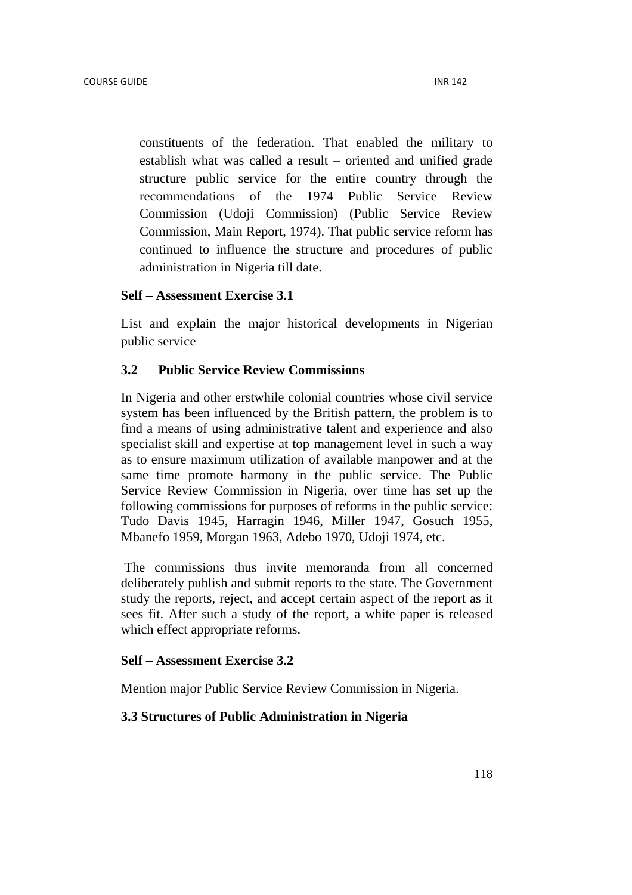constituents of the federation. That enabled the military to establish what was called a result – oriented and unified grade structure public service for the entire country through the recommendations of the 1974 Public Service Review Commission (Udoji Commission) (Public Service Review Commission, Main Report, 1974). That public service reform has continued to influence the structure and procedures of public administration in Nigeria till date.

**Self – Assessment Exercise 3.1**

List and explain the major historical developments in Nigerian public service

### 3.2 Public Service Review Commissions

In Nigeria and other erstwhile colonial countries whose civil service system has been influenced by the British pattern, the problem is to find a means of using administrative talent and experience and also specialist skill and expertise at top management level in such a way as to ensure maximum utilization of available manpower and at the same time promote harmony in the public service. The Public Service Review Commission in Nigeria, over time has set up the following commissions for purposes of reforms in the public service: Tudo Davis 1945, Harragin 1946, Miller 1947, Gosuch 1955, Mbanefo 1959, Morgan 1963, Adebo 1970, Udoji 1974, etc.

The commissions thus invite memoranda from all concerned deliberately publish and submit reports to the state. The Government study the reports, reject, and accept certain aspect of the report as it sees fit. After such a study of the report, a white paper is released which effect appropriate reforms.

**Self – Assessment Exercise 3.2**

Mention major Public Service Review Commission in Nigeria.

### 3.3 Structures of Public Administration in Nigeria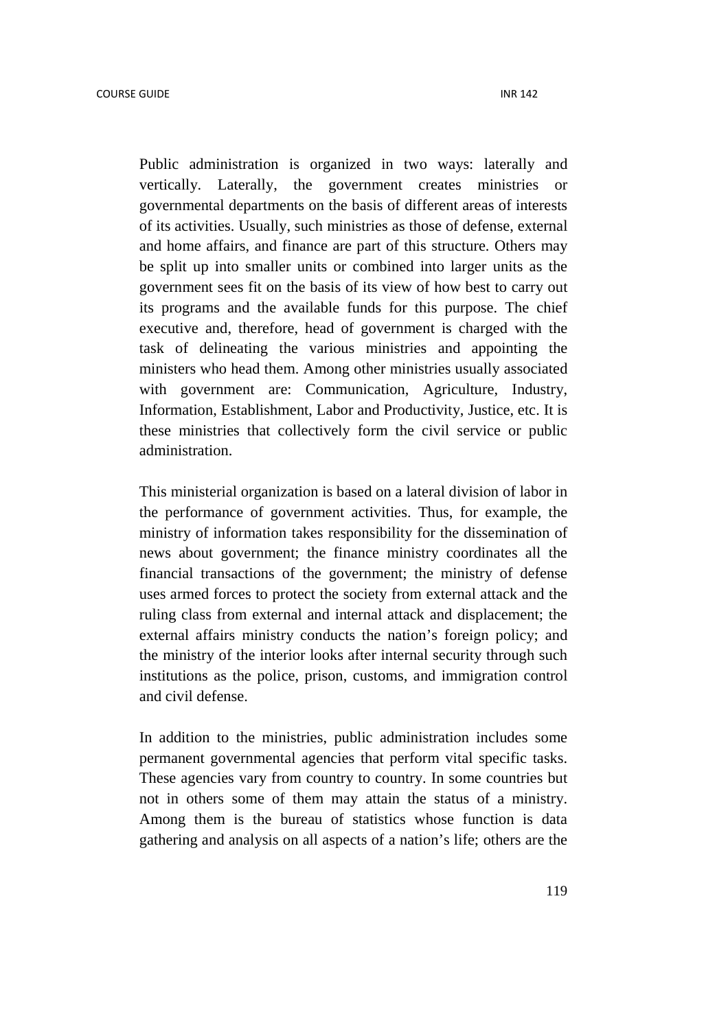Public administration is organized in two ways: laterally and vertically. Laterally, the government creates ministries or governmental departments on the basis of different areas of interests of its activities. Usually, such ministries as those of defense, external and home affairs, and finance are part of this structure. Others may be split up into smaller units or combined into larger units as the government sees fit on the basis of its view of how best to carry out its programs and the available funds for this purpose. The chief executive and, therefore, head of government is charged with the task of delineating the various ministries and appointing the ministers who head them. Among other ministries usually associated with government are: Communication, Agriculture, Industry, Information, Establishment, Labor and Productivity, Justice, etc. It is these ministries that collectively form the civil service or public administration.

This ministerial organization is based on a lateral division of labor in the performance of government activities. Thus, for example, the ministry of information takes responsibility for the dissemination of news about government; the finance ministry coordinates all the financial transactions of the government; the ministry of defense uses armed forces to protect the society from external attack and the ruling class from external and internal attack and displacement; the external affairs ministry conducts the nation's foreign policy; and the ministry of the interior looks after internal security through such institutions as the police, prison, customs, and immigration control and civil defense.

In addition to the ministries, public administration includes some permanent governmental agencies that perform vital specific tasks. These agencies vary from country to country. In some countries but not in others some of them may attain the status of a ministry. Among them is the bureau of statistics whose function is data gathering and analysis on all aspects of a nation's life; others are the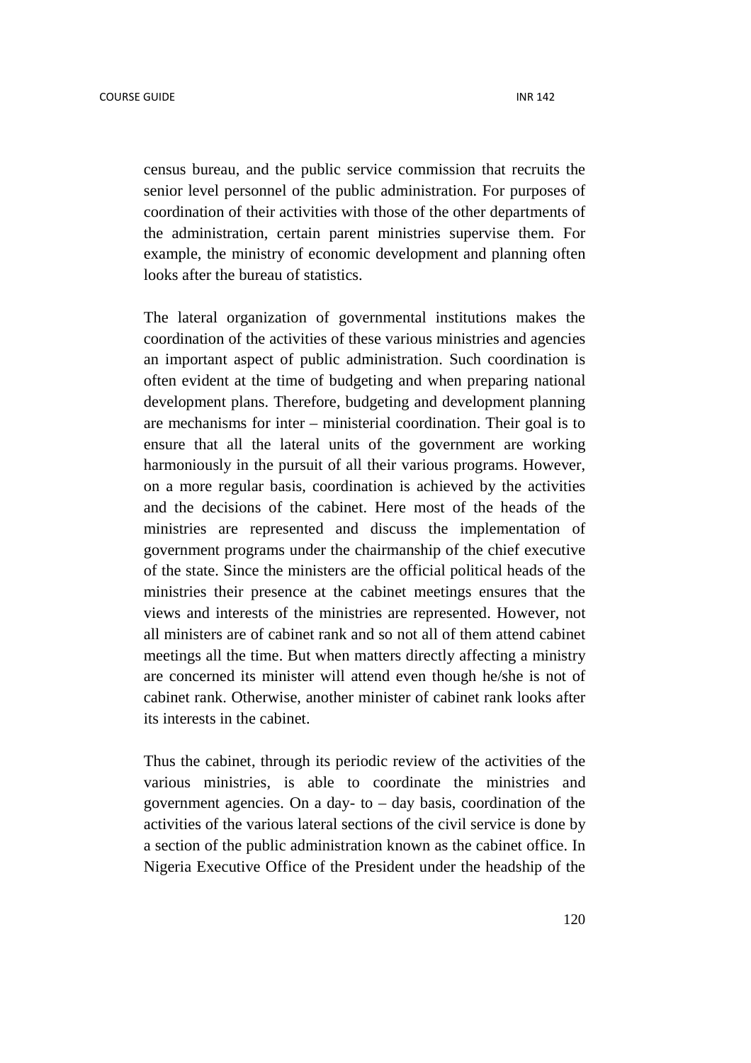census bureau, and the public service commission that recruits the senior level personnel of the public administration. For purposes of coordination of their activities with those of the other departments of the administration, certain parent ministries supervise them. For example, the ministry of economic development and planning often looks after the bureau of statistics.

The lateral organization of governmental institutions makes the coordination of the activities of these various ministries and agencies an important aspect of public administration. Such coordination is often evident at the time of budgeting and when preparing national development plans. Therefore, budgeting and development planning are mechanisms for inter – ministerial coordination. Their goal is to ensure that all the lateral units of the government are working harmoniously in the pursuit of all their various programs. However, on a more regular basis, coordination is achieved by the activities and the decisions of the cabinet. Here most of the heads of the ministries are represented and discuss the implementation of government programs under the chairmanship of the chief executive of the state. Since the ministers are the official political heads of the ministries their presence at the cabinet meetings ensures that the views and interests of the ministries are represented. However, not all ministers are of cabinet rank and so not all of them attend cabinet meetings all the time. But when matters directly affecting a ministry are concerned its minister will attend even though he/she is not of cabinet rank. Otherwise, another minister of cabinet rank looks after its interests in the cabinet.

Thus the cabinet, through its periodic review of the activities of the various ministries, is able to coordinate the ministries and government agencies. On a day- to – day basis, coordination of the activities of the various lateral sections of the civil service is done by a section of the public administration known as the cabinet office. In Nigeria Executive Office of the President under the headship of the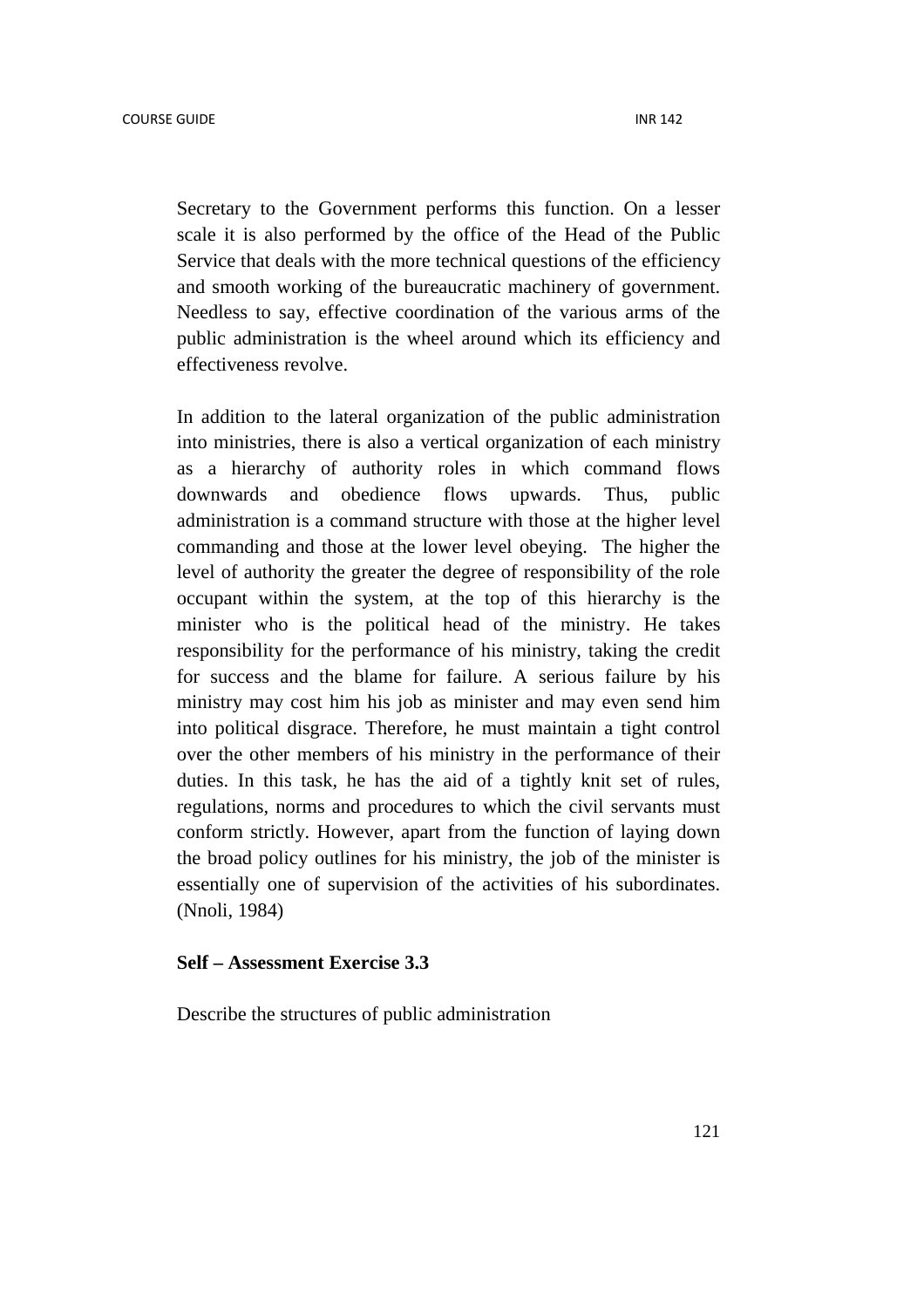Secretary to the Government performs this function. On a lesser scale it is also performed by the office of the Head of the Public Service that deals with the more technical questions of the efficiency and smooth working of the bureaucratic machinery of government. Needless to say, effective coordination of the various arms of the public administration is the wheel around which its efficiency and effectiveness revolve.

In addition to the lateral organization of the public administration into ministries, there is also a vertical organization of each ministry as a hierarchy of authority roles in which command flows downwards and obedience flows upwards. Thus, public administration is a command structure with those at the higher level commanding and those at the lower level obeying. The higher the level of authority the greater the degree of responsibility of the role occupant within the system, at the top of this hierarchy is the minister who is the political head of the ministry. He takes responsibility for the performance of his ministry, taking the credit for success and the blame for failure. A serious failure by his ministry may cost him his job as minister and may even send him into political disgrace. Therefore, he must maintain a tight control over the other members of his ministry in the performance of their duties. In this task, he has the aid of a tightly knit set of rules, regulations, norms and procedures to which the civil servants must conform strictly. However, apart from the function of laying down the broad policy outlines for his ministry, the job of the minister is essentially one of supervision of the activities of his subordinates. (Nnoli, 1984)

**Self – Assessment Exercise 3.3**

Describe the structures of public administration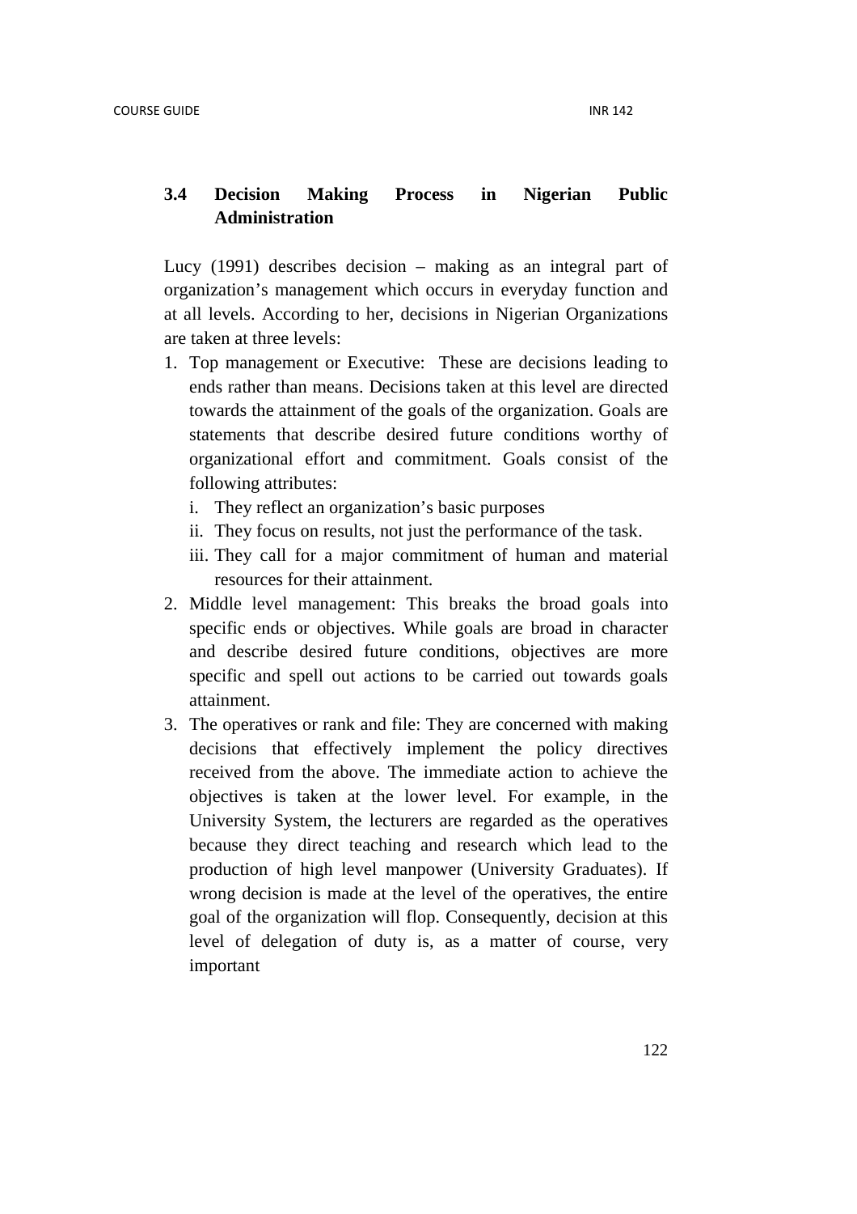### 3.4 Decision Making Process in Nigerian Public Administration

Lucy (1991) describes decision – making as an integral part of organization's management which occurs in everyday function and at all levels. According to her, decisions in Nigerian Organizations are taken at three levels:

1. Top management or Executive: These are decisions leading to ends rather than means. Decisions taken at this level are directed towards the attainment of the goals of the organization. Goals are statements that describe desired future conditions worthy of organizational effort and commitment. Goals consist of the following attributes:
   i. They reflect an organization's basic purposes
   ii. They focus on results, not just the performance of the task.
   iii. They call for a major commitment of human and material resources for their attainment.
2. Middle level management: This breaks the broad goals into specific ends or objectives. While goals are broad in character and describe desired future conditions, objectives are more specific and spell out actions to be carried out towards goals attainment.
3. The operatives or rank and file: They are concerned with making decisions that effectively implement the policy directives received from the above. The immediate action to achieve the objectives is taken at the lower level. For example, in the University System, the lecturers are regarded as the operatives because they direct teaching and research which lead to the production of high level manpower (University Graduates). If wrong decision is made at the level of the operatives, the entire goal of the organization will flop. Consequently, decision at this level of delegation of duty is, as a matter of course, very important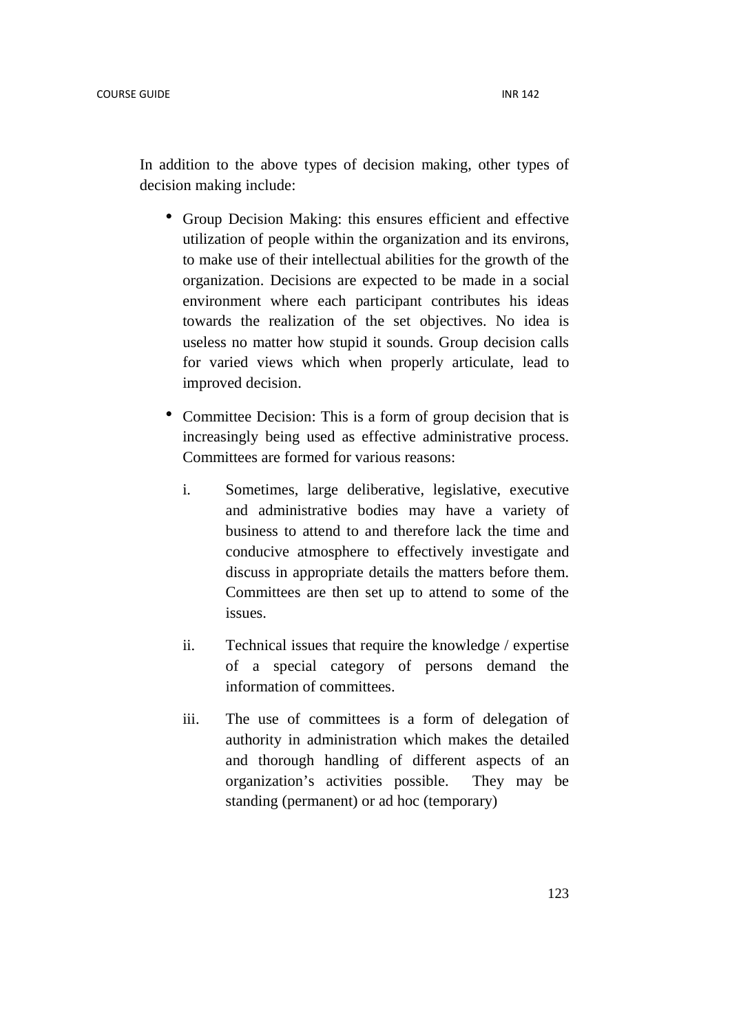In addition to the above types of decision making, other types of decision making include:

- Group Decision Making: this ensures efficient and effective utilization of people within the organization and its environs, to make use of their intellectual abilities for the growth of the organization. Decisions are expected to be made in a social environment where each participant contributes his ideas towards the realization of the set objectives. No idea is useless no matter how stupid it sounds. Group decision calls for varied views which when properly articulate, lead to improved decision.

- Committee Decision: This is a form of group decision that is increasingly being used as effective administrative process. Committees are formed for various reasons:

    i. Sometimes, large deliberative, legislative, executive and administrative bodies may have a variety of business to attend to and therefore lack the time and conducive atmosphere to effectively investigate and discuss in appropriate details the matters before them. Committees are then set up to attend to some of the issues.

    ii. Technical issues that require the knowledge / expertise of a special category of persons demand the information of committees.

    iii. The use of committees is a form of delegation of authority in administration which makes the detailed and thorough handling of different aspects of an organization's activities possible. They may be standing (permanent) or ad hoc (temporary)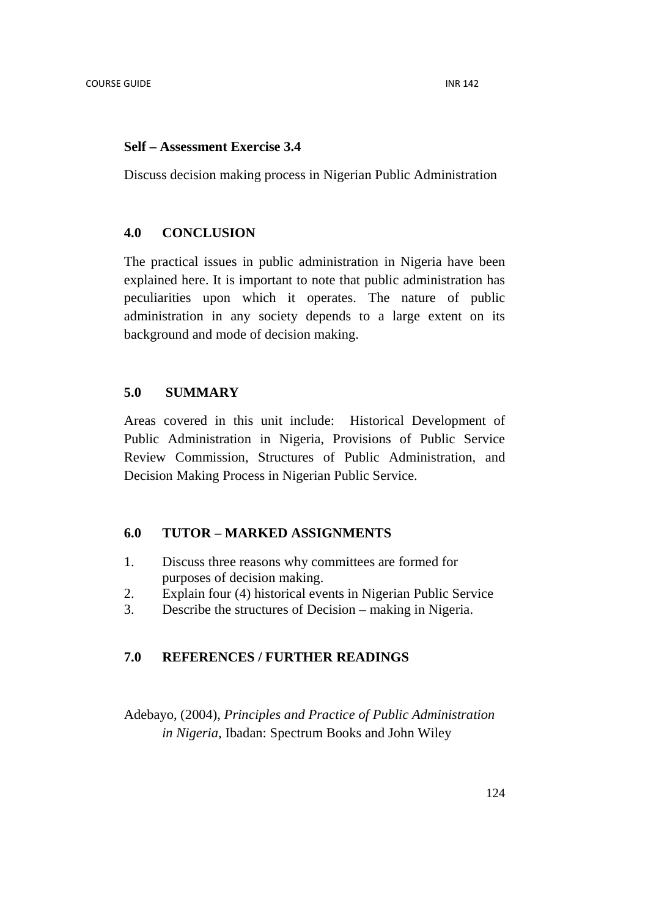**Self – Assessment Exercise 3.4**

Discuss decision making process in Nigerian Public Administration

## 4.0 CONCLUSION

The practical issues in public administration in Nigeria have been explained here. It is important to note that public administration has peculiarities upon which it operates. The nature of public administration in any society depends to a large extent on its background and mode of decision making.

## 5.0 SUMMARY

Areas covered in this unit include: Historical Development of Public Administration in Nigeria, Provisions of Public Service Review Commission, Structures of Public Administration, and Decision Making Process in Nigerian Public Service.

## 6.0 TUTOR – MARKED ASSIGNMENTS

1. Discuss three reasons why committees are formed for purposes of decision making.
2. Explain four (4) historical events in Nigerian Public Service
3. Describe the structures of Decision – making in Nigeria.

## 7.0 REFERENCES / FURTHER READINGS

Adebayo, (2004), *Principles and Practice of Public Administration in Nigeria*, Ibadan: Spectrum Books and John Wiley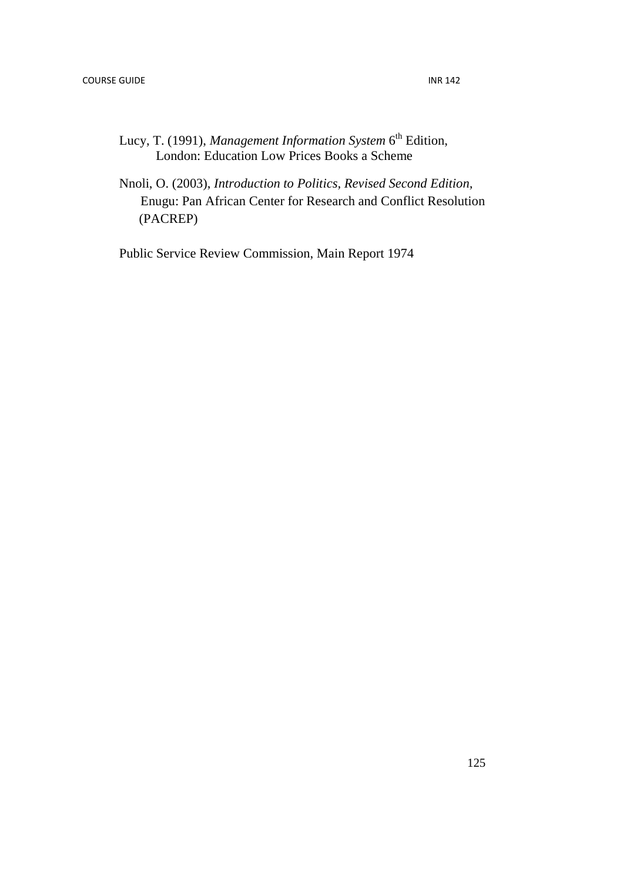Lucy, T. (1991), *Management Information System* 6th Edition, London: Education Low Prices Books a Scheme

Nnoli, O. (2003), *Introduction to Politics, Revised Second Edition,* Enugu: Pan African Center for Research and Conflict Resolution (PACREP)

Public Service Review Commission, Main Report 1974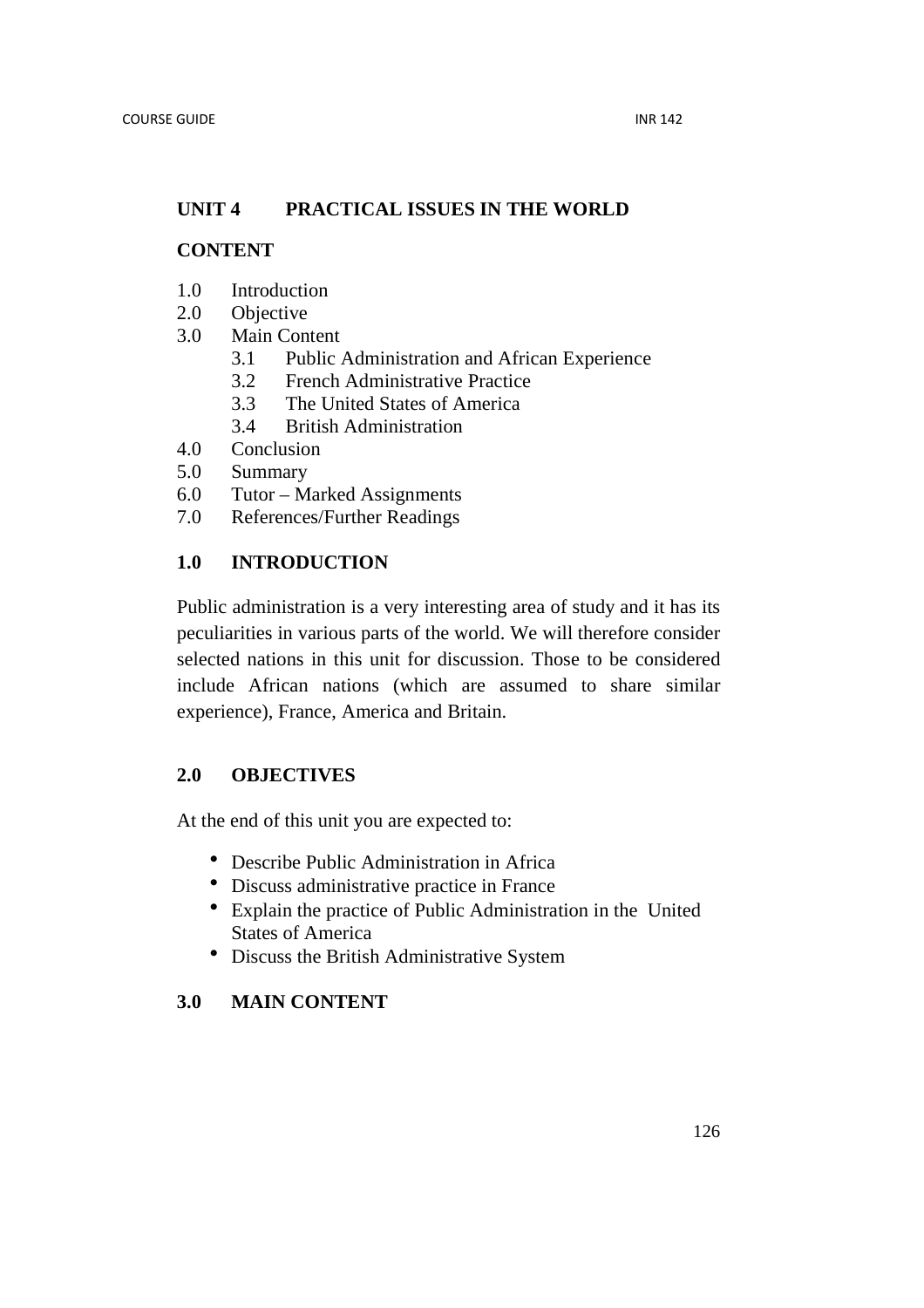## UNIT 4 PRACTICAL ISSUES IN THE WORLD

**CONTENT**

1.0 Introduction
2.0 Objective
3.0 Main Content
    3.1 Public Administration and African Experience
    3.2 French Administrative Practice
    3.3 The United States of America
    3.4 British Administration
4.0 Conclusion
5.0 Summary
6.0 Tutor – Marked Assignments
7.0 References/Further Readings

### 1.0 INTRODUCTION

Public administration is a very interesting area of study and it has its peculiarities in various parts of the world. We will therefore consider selected nations in this unit for discussion. Those to be considered include African nations (which are assumed to share similar experience), France, America and Britain.

### 2.0 OBJECTIVES

At the end of this unit you are expected to:

- Describe Public Administration in Africa
- Discuss administrative practice in France
- Explain the practice of Public Administration in the United States of America
- Discuss the British Administrative System

### 3.0 MAIN CONTENT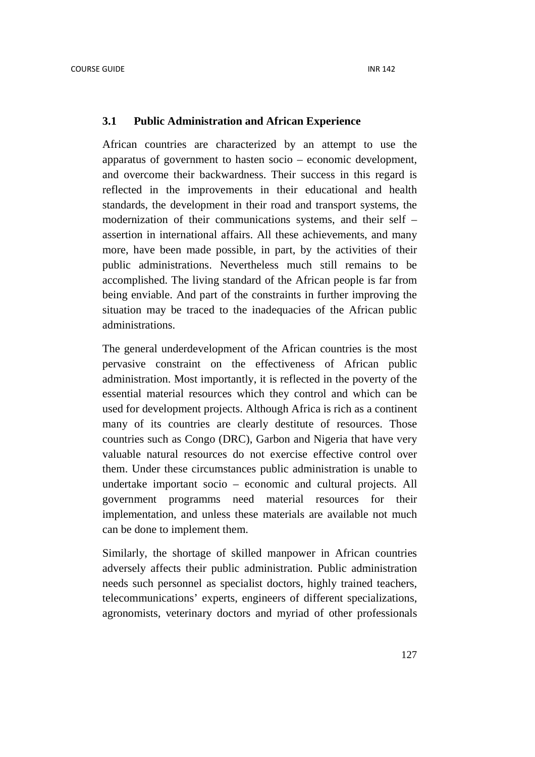### 3.1 Public Administration and African Experience

African countries are characterized by an attempt to use the apparatus of government to hasten socio – economic development, and overcome their backwardness. Their success in this regard is reflected in the improvements in their educational and health standards, the development in their road and transport systems, the modernization of their communications systems, and their self – assertion in international affairs. All these achievements, and many more, have been made possible, in part, by the activities of their public administrations. Nevertheless much still remains to be accomplished. The living standard of the African people is far from being enviable. And part of the constraints in further improving the situation may be traced to the inadequacies of the African public administrations.

The general underdevelopment of the African countries is the most pervasive constraint on the effectiveness of African public administration. Most importantly, it is reflected in the poverty of the essential material resources which they control and which can be used for development projects. Although Africa is rich as a continent many of its countries are clearly destitute of resources. Those countries such as Congo (DRC), Garbon and Nigeria that have very valuable natural resources do not exercise effective control over them. Under these circumstances public administration is unable to undertake important socio – economic and cultural projects. All government programms need material resources for their implementation, and unless these materials are available not much can be done to implement them.

Similarly, the shortage of skilled manpower in African countries adversely affects their public administration. Public administration needs such personnel as specialist doctors, highly trained teachers, telecommunications' experts, engineers of different specializations, agronomists, veterinary doctors and myriad of other professionals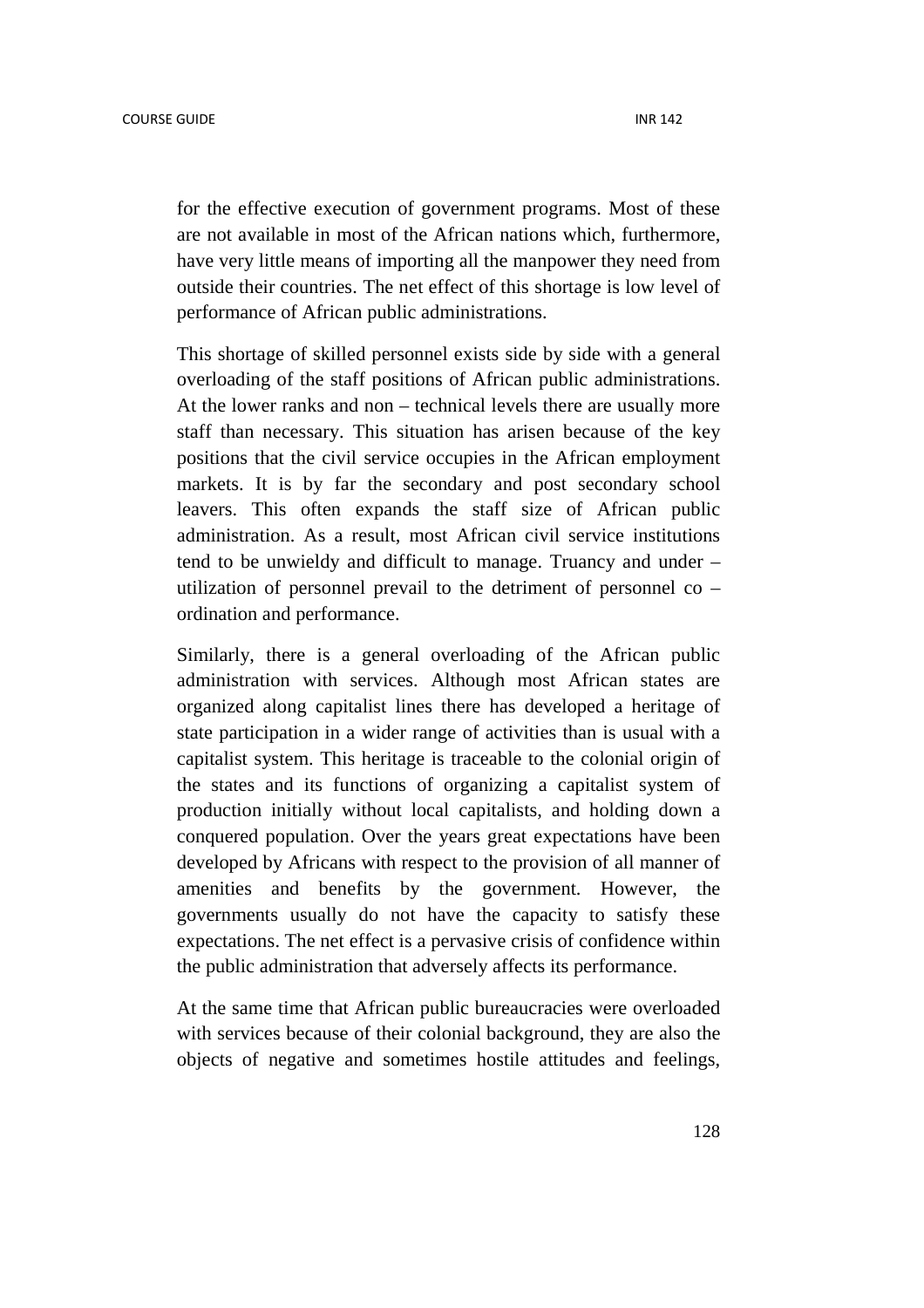for the effective execution of government programs. Most of these are not available in most of the African nations which, furthermore, have very little means of importing all the manpower they need from outside their countries. The net effect of this shortage is low level of performance of African public administrations.

This shortage of skilled personnel exists side by side with a general overloading of the staff positions of African public administrations. At the lower ranks and non – technical levels there are usually more staff than necessary. This situation has arisen because of the key positions that the civil service occupies in the African employment markets. It is by far the secondary and post secondary school leavers. This often expands the staff size of African public administration. As a result, most African civil service institutions tend to be unwieldy and difficult to manage. Truancy and under – utilization of personnel prevail to the detriment of personnel co – ordination and performance.

Similarly, there is a general overloading of the African public administration with services. Although most African states are organized along capitalist lines there has developed a heritage of state participation in a wider range of activities than is usual with a capitalist system. This heritage is traceable to the colonial origin of the states and its functions of organizing a capitalist system of production initially without local capitalists, and holding down a conquered population. Over the years great expectations have been developed by Africans with respect to the provision of all manner of amenities and benefits by the government. However, the governments usually do not have the capacity to satisfy these expectations. The net effect is a pervasive crisis of confidence within the public administration that adversely affects its performance.

At the same time that African public bureaucracies were overloaded with services because of their colonial background, they are also the objects of negative and sometimes hostile attitudes and feelings,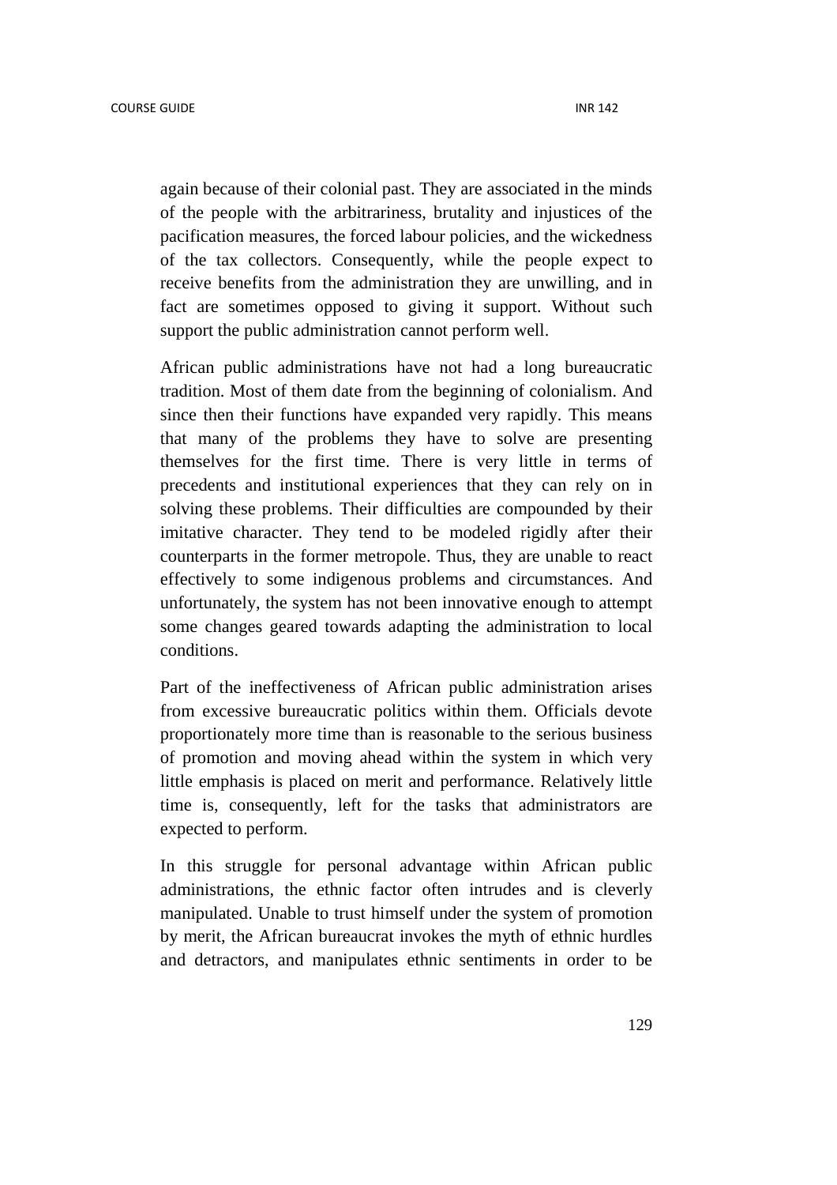again because of their colonial past. They are associated in the minds of the people with the arbitrariness, brutality and injustices of the pacification measures, the forced labour policies, and the wickedness of the tax collectors. Consequently, while the people expect to receive benefits from the administration they are unwilling, and in fact are sometimes opposed to giving it support. Without such support the public administration cannot perform well.

African public administrations have not had a long bureaucratic tradition. Most of them date from the beginning of colonialism. And since then their functions have expanded very rapidly. This means that many of the problems they have to solve are presenting themselves for the first time. There is very little in terms of precedents and institutional experiences that they can rely on in solving these problems. Their difficulties are compounded by their imitative character. They tend to be modeled rigidly after their counterparts in the former metropole. Thus, they are unable to react effectively to some indigenous problems and circumstances. And unfortunately, the system has not been innovative enough to attempt some changes geared towards adapting the administration to local conditions.

Part of the ineffectiveness of African public administration arises from excessive bureaucratic politics within them. Officials devote proportionately more time than is reasonable to the serious business of promotion and moving ahead within the system in which very little emphasis is placed on merit and performance. Relatively little time is, consequently, left for the tasks that administrators are expected to perform.

In this struggle for personal advantage within African public administrations, the ethnic factor often intrudes and is cleverly manipulated. Unable to trust himself under the system of promotion by merit, the African bureaucrat invokes the myth of ethnic hurdles and detractors, and manipulates ethnic sentiments in order to be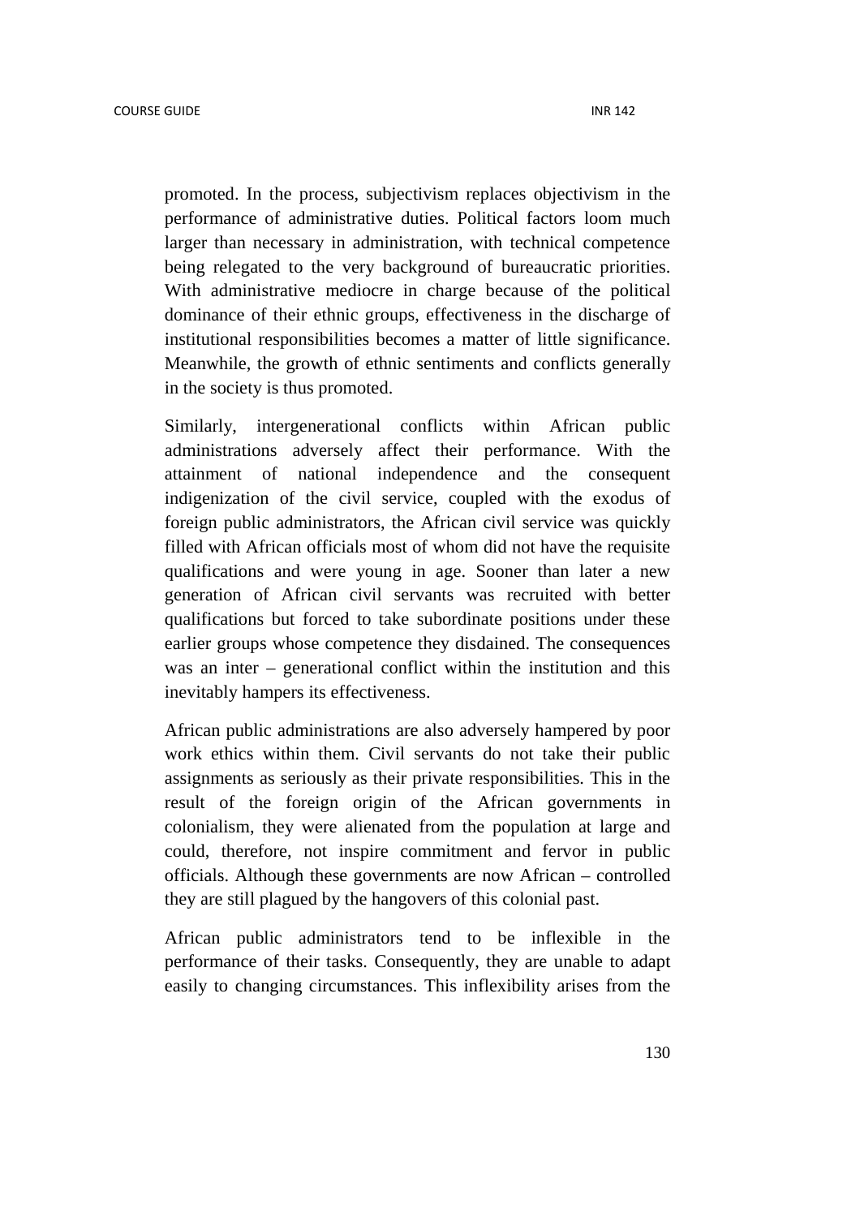promoted. In the process, subjectivism replaces objectivism in the performance of administrative duties. Political factors loom much larger than necessary in administration, with technical competence being relegated to the very background of bureaucratic priorities. With administrative mediocre in charge because of the political dominance of their ethnic groups, effectiveness in the discharge of institutional responsibilities becomes a matter of little significance. Meanwhile, the growth of ethnic sentiments and conflicts generally in the society is thus promoted.

Similarly, intergenerational conflicts within African public administrations adversely affect their performance. With the attainment of national independence and the consequent indigenization of the civil service, coupled with the exodus of foreign public administrators, the African civil service was quickly filled with African officials most of whom did not have the requisite qualifications and were young in age. Sooner than later a new generation of African civil servants was recruited with better qualifications but forced to take subordinate positions under these earlier groups whose competence they disdained. The consequences was an inter – generational conflict within the institution and this inevitably hampers its effectiveness.

African public administrations are also adversely hampered by poor work ethics within them. Civil servants do not take their public assignments as seriously as their private responsibilities. This in the result of the foreign origin of the African governments in colonialism, they were alienated from the population at large and could, therefore, not inspire commitment and fervor in public officials. Although these governments are now African – controlled they are still plagued by the hangovers of this colonial past.

African public administrators tend to be inflexible in the performance of their tasks. Consequently, they are unable to adapt easily to changing circumstances. This inflexibility arises from the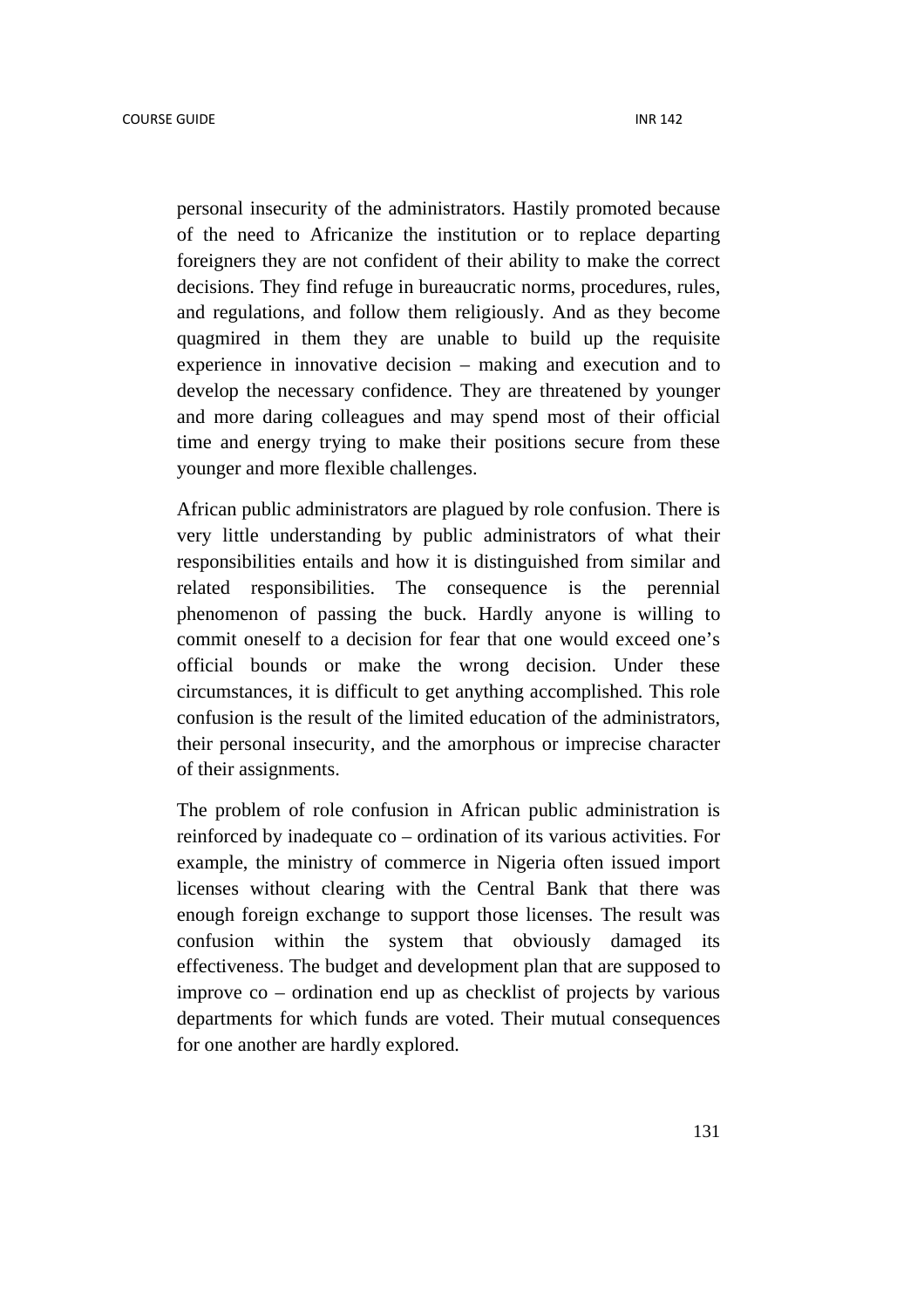personal insecurity of the administrators. Hastily promoted because of the need to Africanize the institution or to replace departing foreigners they are not confident of their ability to make the correct decisions. They find refuge in bureaucratic norms, procedures, rules, and regulations, and follow them religiously. And as they become quagmired in them they are unable to build up the requisite experience in innovative decision – making and execution and to develop the necessary confidence. They are threatened by younger and more daring colleagues and may spend most of their official time and energy trying to make their positions secure from these younger and more flexible challenges.

African public administrators are plagued by role confusion. There is very little understanding by public administrators of what their responsibilities entails and how it is distinguished from similar and related responsibilities. The consequence is the perennial phenomenon of passing the buck. Hardly anyone is willing to commit oneself to a decision for fear that one would exceed one's official bounds or make the wrong decision. Under these circumstances, it is difficult to get anything accomplished. This role confusion is the result of the limited education of the administrators, their personal insecurity, and the amorphous or imprecise character of their assignments.

The problem of role confusion in African public administration is reinforced by inadequate co – ordination of its various activities. For example, the ministry of commerce in Nigeria often issued import licenses without clearing with the Central Bank that there was enough foreign exchange to support those licenses. The result was confusion within the system that obviously damaged its effectiveness. The budget and development plan that are supposed to improve co – ordination end up as checklist of projects by various departments for which funds are voted. Their mutual consequences for one another are hardly explored.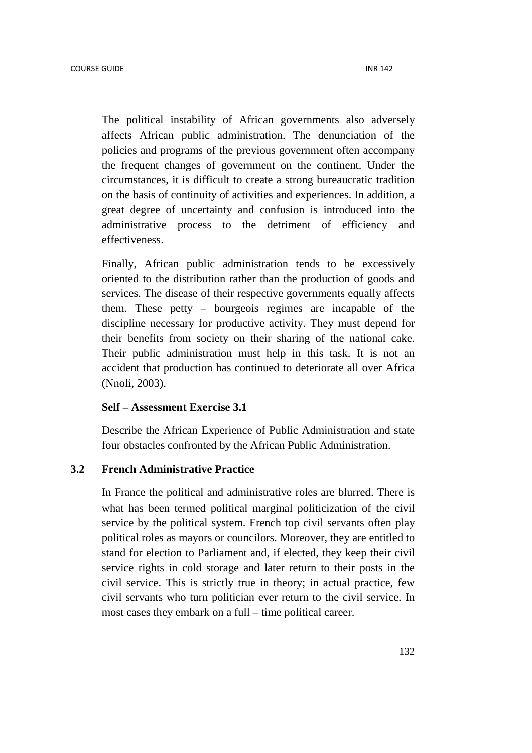The political instability of African governments also adversely affects African public administration. The denunciation of the policies and programs of the previous government often accompany the frequent changes of government on the continent. Under the circumstances, it is difficult to create a strong bureaucratic tradition on the basis of continuity of activities and experiences. In addition, a great degree of uncertainty and confusion is introduced into the administrative process to the detriment of efficiency and effectiveness.

Finally, African public administration tends to be excessively oriented to the distribution rather than the production of goods and services. The disease of their respective governments equally affects them. These petty – bourgeois regimes are incapable of the discipline necessary for productive activity. They must depend for their benefits from society on their sharing of the national cake. Their public administration must help in this task. It is not an accident that production has continued to deteriorate all over Africa (Nnoli, 2003).

**Self – Assessment Exercise 3.1**

Describe the African Experience of Public Administration and state four obstacles confronted by the African Public Administration.

## 3.2 French Administrative Practice

In France the political and administrative roles are blurred. There is what has been termed political marginal politicization of the civil service by the political system. French top civil servants often play political roles as mayors or councilors. Moreover, they are entitled to stand for election to Parliament and, if elected, they keep their civil service rights in cold storage and later return to their posts in the civil service. This is strictly true in theory; in actual practice, few civil servants who turn politician ever return to the civil service. In most cases they embark on a full – time political career.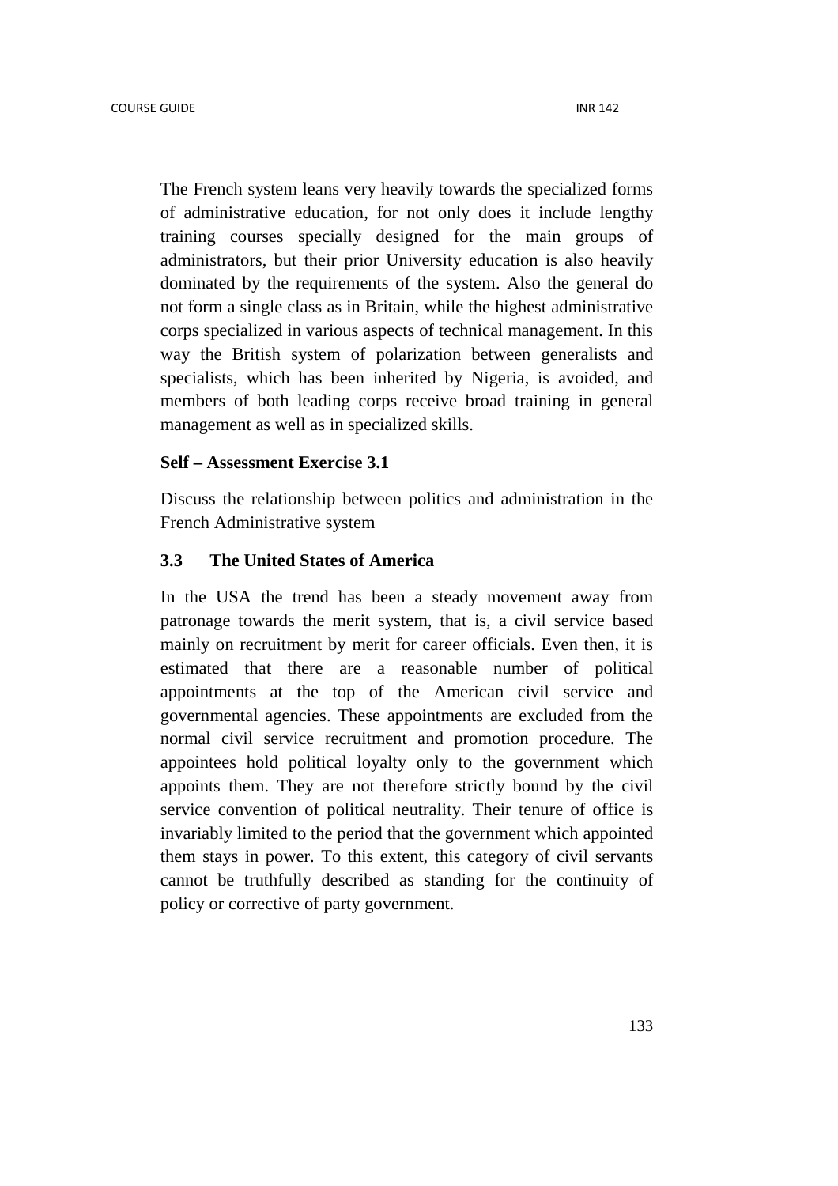The French system leans very heavily towards the specialized forms of administrative education, for not only does it include lengthy training courses specially designed for the main groups of administrators, but their prior University education is also heavily dominated by the requirements of the system. Also the general do not form a single class as in Britain, while the highest administrative corps specialized in various aspects of technical management. In this way the British system of polarization between generalists and specialists, which has been inherited by Nigeria, is avoided, and members of both leading corps receive broad training in general management as well as in specialized skills.

**Self – Assessment Exercise 3.1**

Discuss the relationship between politics and administration in the French Administrative system

### 3.3 The United States of America

In the USA the trend has been a steady movement away from patronage towards the merit system, that is, a civil service based mainly on recruitment by merit for career officials. Even then, it is estimated that there are a reasonable number of political appointments at the top of the American civil service and governmental agencies. These appointments are excluded from the normal civil service recruitment and promotion procedure. The appointees hold political loyalty only to the government which appoints them. They are not therefore strictly bound by the civil service convention of political neutrality. Their tenure of office is invariably limited to the period that the government which appointed them stays in power. To this extent, this category of civil servants cannot be truthfully described as standing for the continuity of policy or corrective of party government.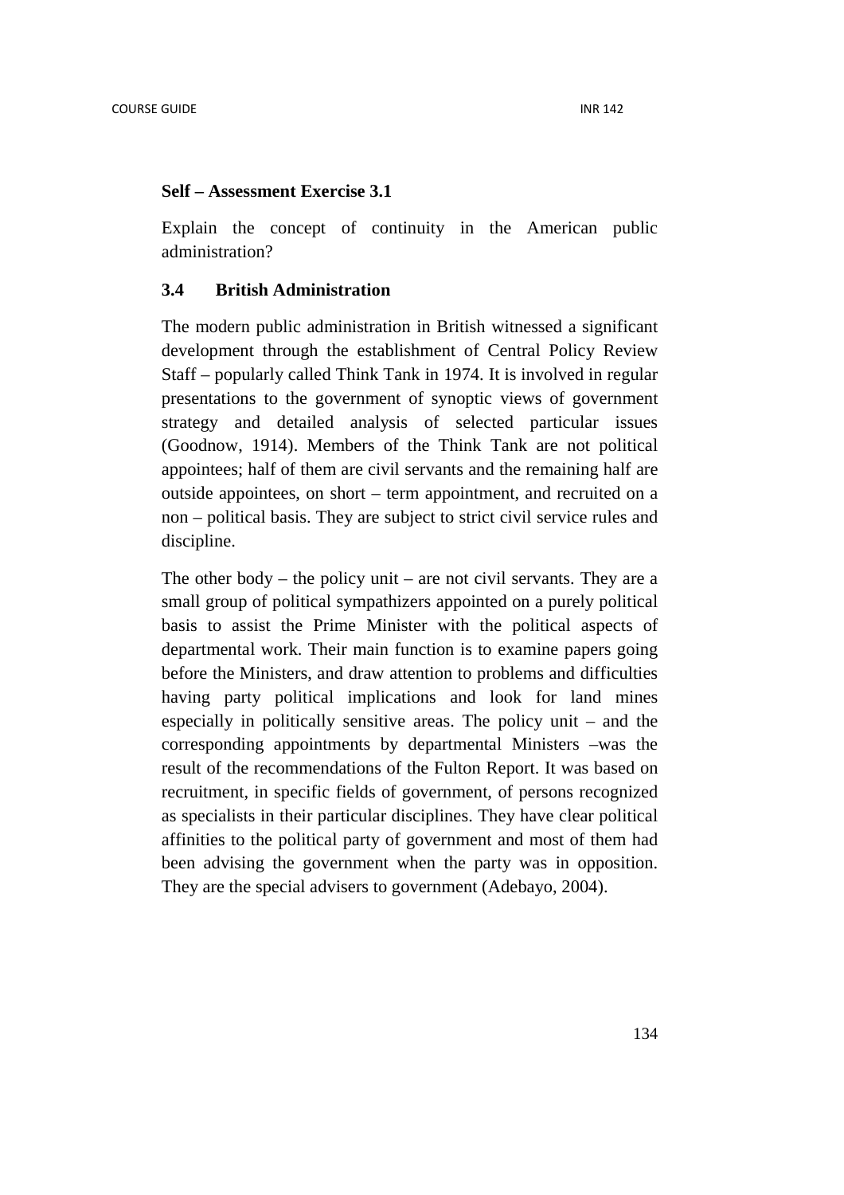**Self – Assessment Exercise 3.1**

Explain the concept of continuity in the American public administration?

### 3.4 British Administration

The modern public administration in British witnessed a significant development through the establishment of Central Policy Review Staff – popularly called Think Tank in 1974. It is involved in regular presentations to the government of synoptic views of government strategy and detailed analysis of selected particular issues (Goodnow, 1914). Members of the Think Tank are not political appointees; half of them are civil servants and the remaining half are outside appointees, on short – term appointment, and recruited on a non – political basis. They are subject to strict civil service rules and discipline.

The other body – the policy unit – are not civil servants. They are a small group of political sympathizers appointed on a purely political basis to assist the Prime Minister with the political aspects of departmental work. Their main function is to examine papers going before the Ministers, and draw attention to problems and difficulties having party political implications and look for land mines especially in politically sensitive areas. The policy unit – and the corresponding appointments by departmental Ministers –was the result of the recommendations of the Fulton Report. It was based on recruitment, in specific fields of government, of persons recognized as specialists in their particular disciplines. They have clear political affinities to the political party of government and most of them had been advising the government when the party was in opposition. They are the special advisers to government (Adebayo, 2004).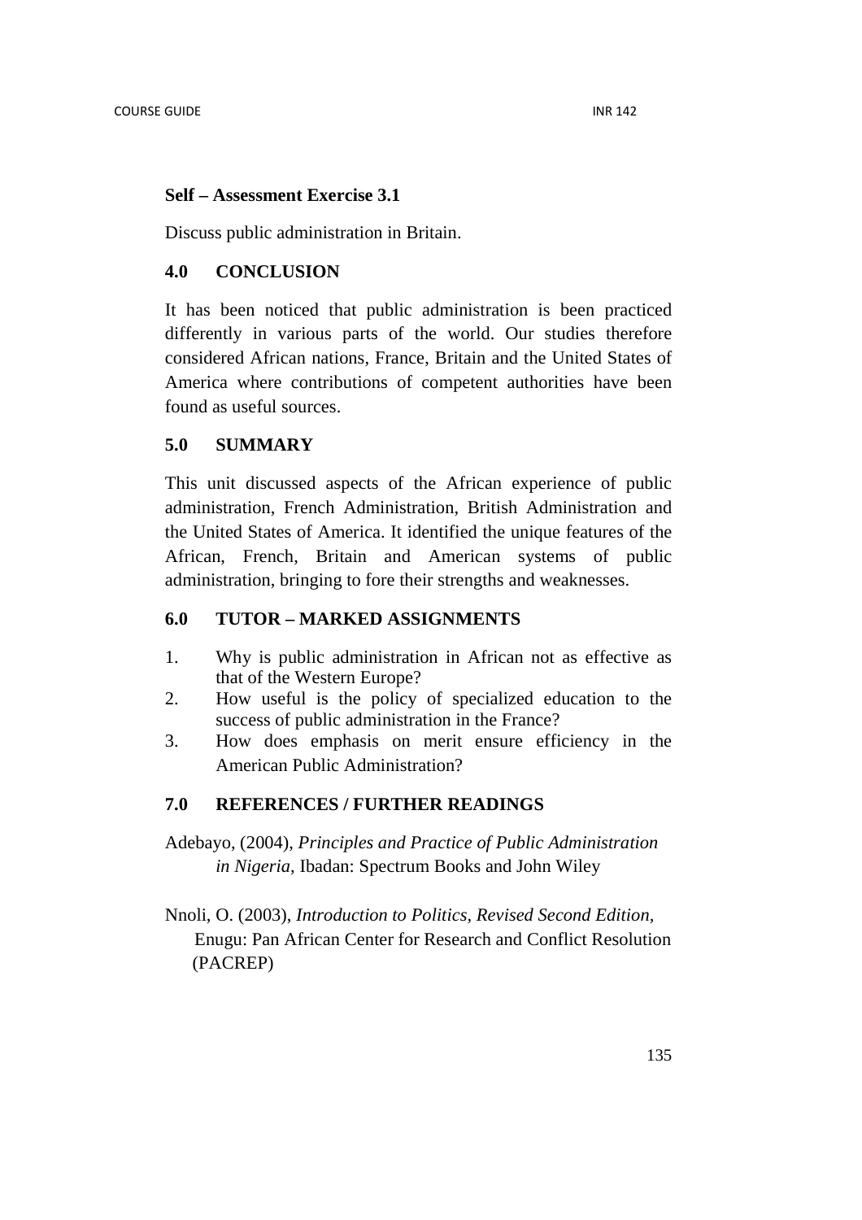**Self – Assessment Exercise 3.1**

Discuss public administration in Britain.

## 4.0 CONCLUSION

It has been noticed that public administration is been practiced differently in various parts of the world. Our studies therefore considered African nations, France, Britain and the United States of America where contributions of competent authorities have been found as useful sources.

## 5.0 SUMMARY

This unit discussed aspects of the African experience of public administration, French Administration, British Administration and the United States of America. It identified the unique features of the African, French, Britain and American systems of public administration, bringing to fore their strengths and weaknesses.

## 6.0 TUTOR – MARKED ASSIGNMENTS

1. Why is public administration in African not as effective as that of the Western Europe?
2. How useful is the policy of specialized education to the success of public administration in the France?
3. How does emphasis on merit ensure efficiency in the American Public Administration?

## 7.0 REFERENCES / FURTHER READINGS

Adebayo, (2004), *Principles and Practice of Public Administration in Nigeria*, Ibadan: Spectrum Books and John Wiley

Nnoli, O. (2003), *Introduction to Politics, Revised Second Edition*, Enugu: Pan African Center for Research and Conflict Resolution (PACREP)